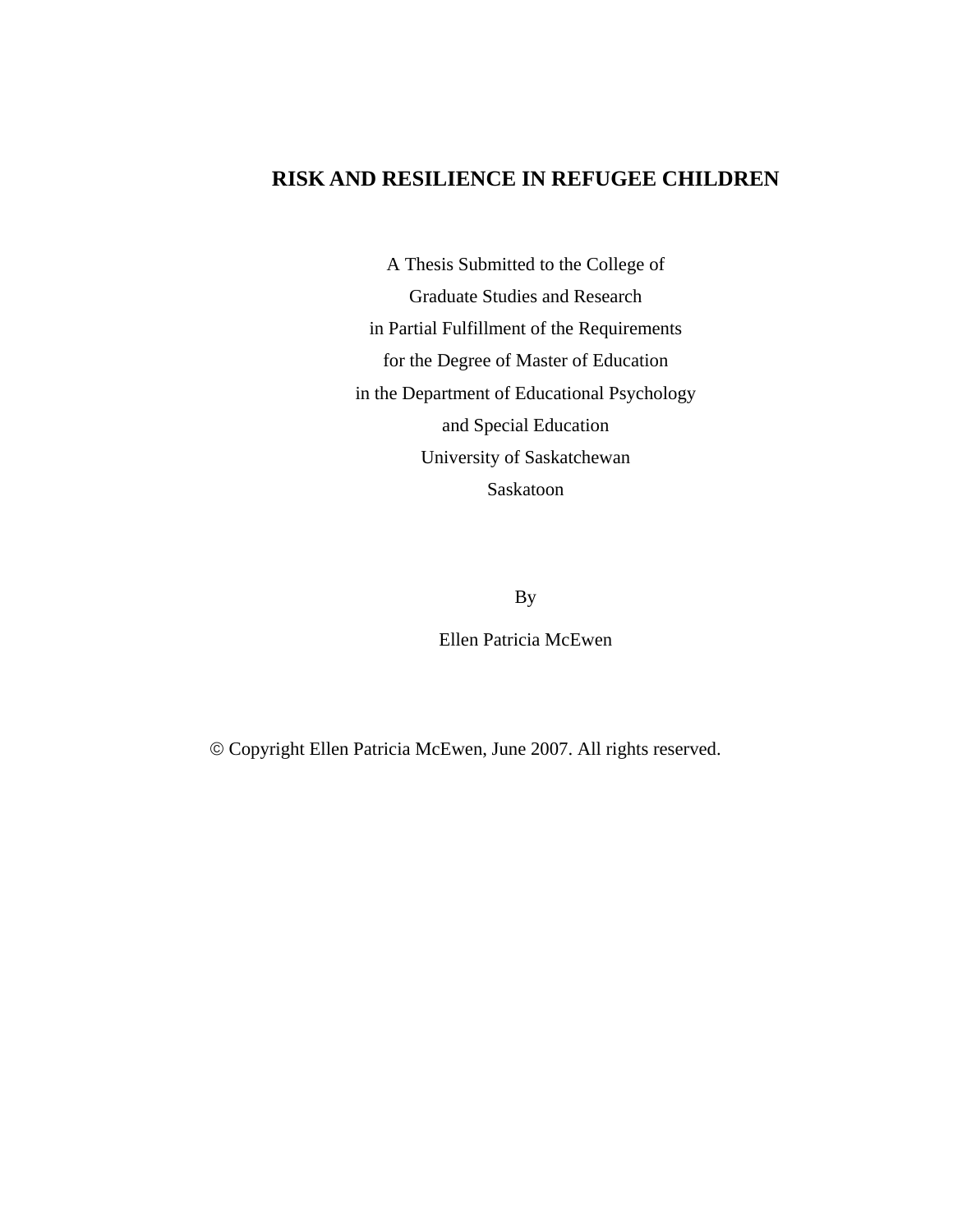# RISK AND RESILIENCE IN REFUGEE CHILDREN

A Thesis Submitted to the College of
Graduate Studies and Research
in Partial Fulfillment of the Requirements
for the Degree of Master of Education
in the Department of Educational Psychology
and Special Education
University of Saskatchewan
Saskatoon

By

Ellen Patricia McEwen

© Copyright Ellen Patricia McEwen, June 2007. All rights reserved.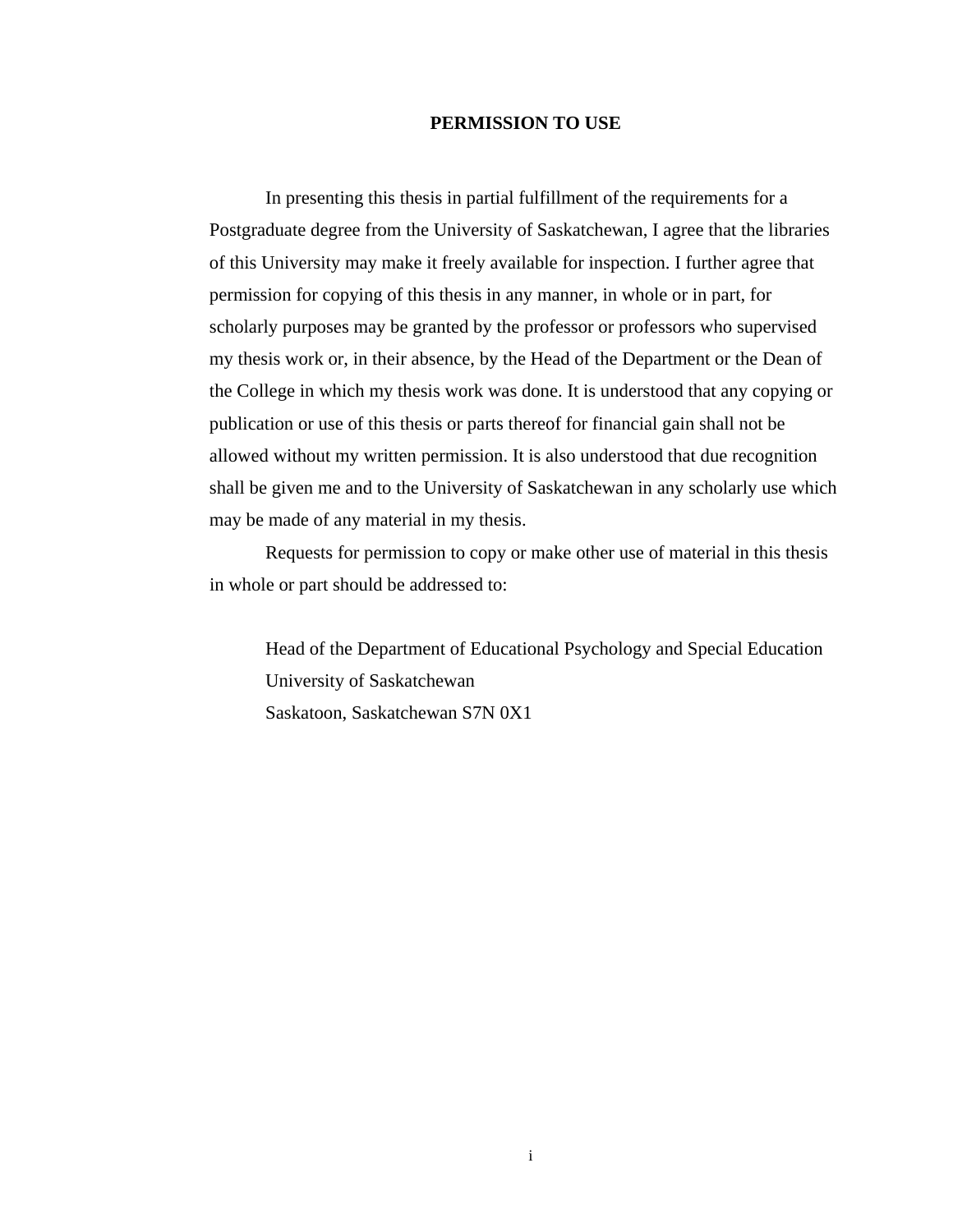# PERMISSION TO USE

In presenting this thesis in partial fulfillment of the requirements for a Postgraduate degree from the University of Saskatchewan, I agree that the libraries of this University may make it freely available for inspection. I further agree that permission for copying of this thesis in any manner, in whole or in part, for scholarly purposes may be granted by the professor or professors who supervised my thesis work or, in their absence, by the Head of the Department or the Dean of the College in which my thesis work was done. It is understood that any copying or publication or use of this thesis or parts thereof for financial gain shall not be allowed without my written permission. It is also understood that due recognition shall be given me and to the University of Saskatchewan in any scholarly use which may be made of any material in my thesis.

Requests for permission to copy or make other use of material in this thesis in whole or part should be addressed to:

Head of the Department of Educational Psychology and Special Education
University of Saskatchewan
Saskatoon, Saskatchewan S7N 0X1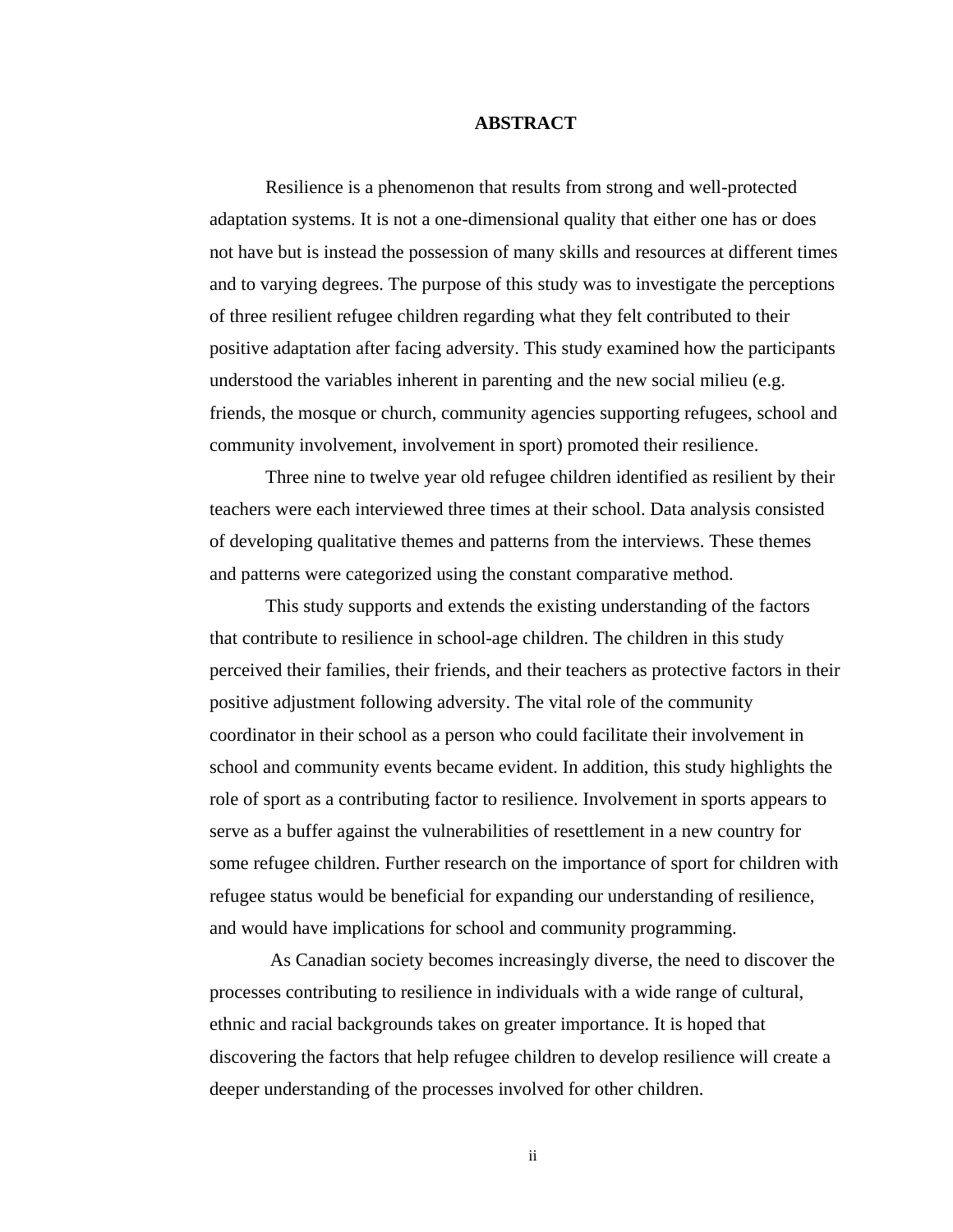# ABSTRACT

Resilience is a phenomenon that results from strong and well-protected adaptation systems. It is not a one-dimensional quality that either one has or does not have but is instead the possession of many skills and resources at different times and to varying degrees. The purpose of this study was to investigate the perceptions of three resilient refugee children regarding what they felt contributed to their positive adaptation after facing adversity. This study examined how the participants understood the variables inherent in parenting and the new social milieu (e.g. friends, the mosque or church, community agencies supporting refugees, school and community involvement, involvement in sport) promoted their resilience.

Three nine to twelve year old refugee children identified as resilient by their teachers were each interviewed three times at their school. Data analysis consisted of developing qualitative themes and patterns from the interviews. These themes and patterns were categorized using the constant comparative method.

This study supports and extends the existing understanding of the factors that contribute to resilience in school-age children. The children in this study perceived their families, their friends, and their teachers as protective factors in their positive adjustment following adversity. The vital role of the community coordinator in their school as a person who could facilitate their involvement in school and community events became evident. In addition, this study highlights the role of sport as a contributing factor to resilience. Involvement in sports appears to serve as a buffer against the vulnerabilities of resettlement in a new country for some refugee children. Further research on the importance of sport for children with refugee status would be beneficial for expanding our understanding of resilience, and would have implications for school and community programming.

As Canadian society becomes increasingly diverse, the need to discover the processes contributing to resilience in individuals with a wide range of cultural, ethnic and racial backgrounds takes on greater importance. It is hoped that discovering the factors that help refugee children to develop resilience will create a deeper understanding of the processes involved for other children.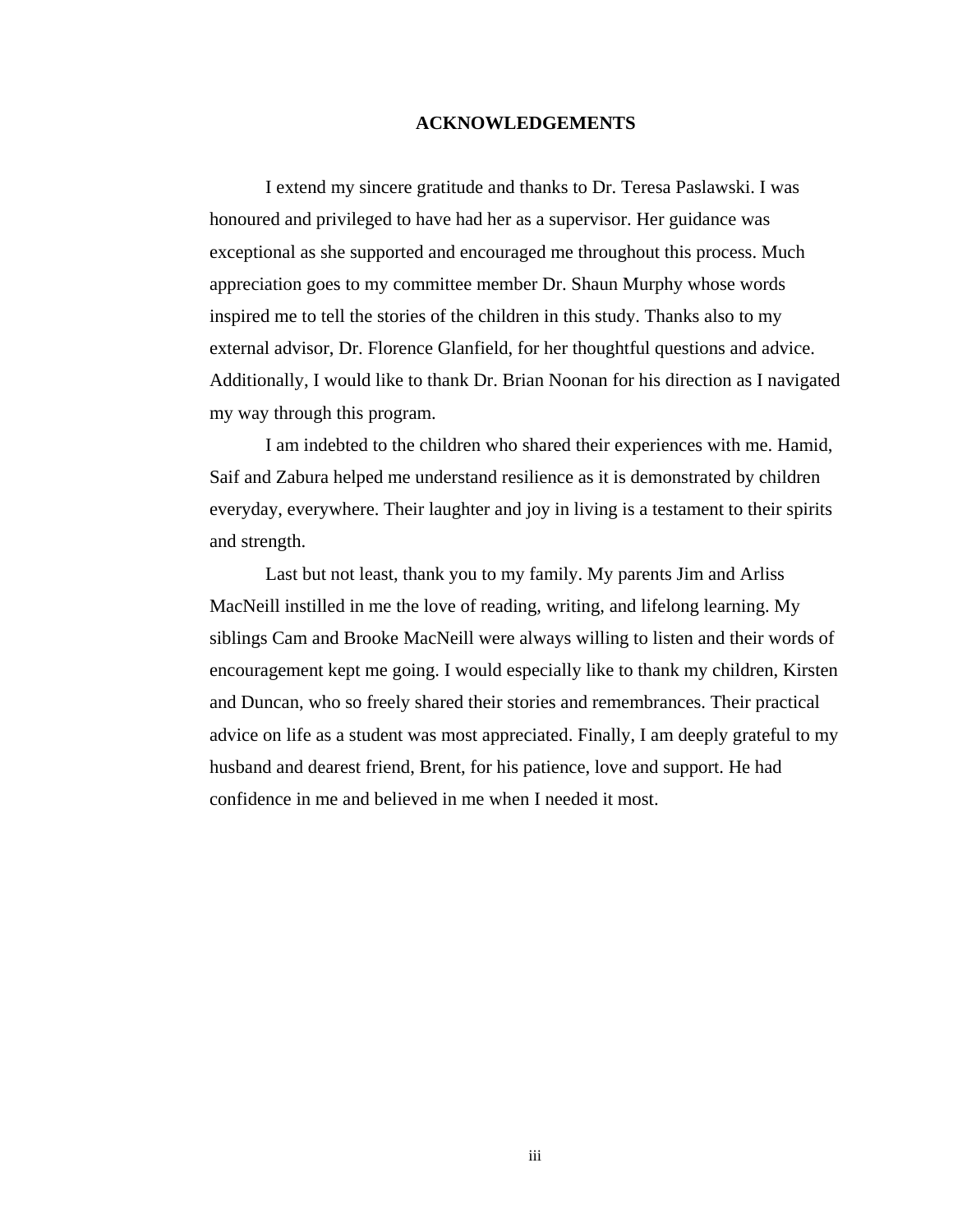# ACKNOWLEDGEMENTS

I extend my sincere gratitude and thanks to Dr. Teresa Paslawski. I was honoured and privileged to have had her as a supervisor. Her guidance was exceptional as she supported and encouraged me throughout this process. Much appreciation goes to my committee member Dr. Shaun Murphy whose words inspired me to tell the stories of the children in this study. Thanks also to my external advisor, Dr. Florence Glanfield, for her thoughtful questions and advice. Additionally, I would like to thank Dr. Brian Noonan for his direction as I navigated my way through this program.

I am indebted to the children who shared their experiences with me. Hamid, Saif and Zabura helped me understand resilience as it is demonstrated by children everyday, everywhere. Their laughter and joy in living is a testament to their spirits and strength.

Last but not least, thank you to my family. My parents Jim and Arliss MacNeill instilled in me the love of reading, writing, and lifelong learning. My siblings Cam and Brooke MacNeill were always willing to listen and their words of encouragement kept me going. I would especially like to thank my children, Kirsten and Duncan, who so freely shared their stories and remembrances. Their practical advice on life as a student was most appreciated. Finally, I am deeply grateful to my husband and dearest friend, Brent, for his patience, love and support. He had confidence in me and believed in me when I needed it most.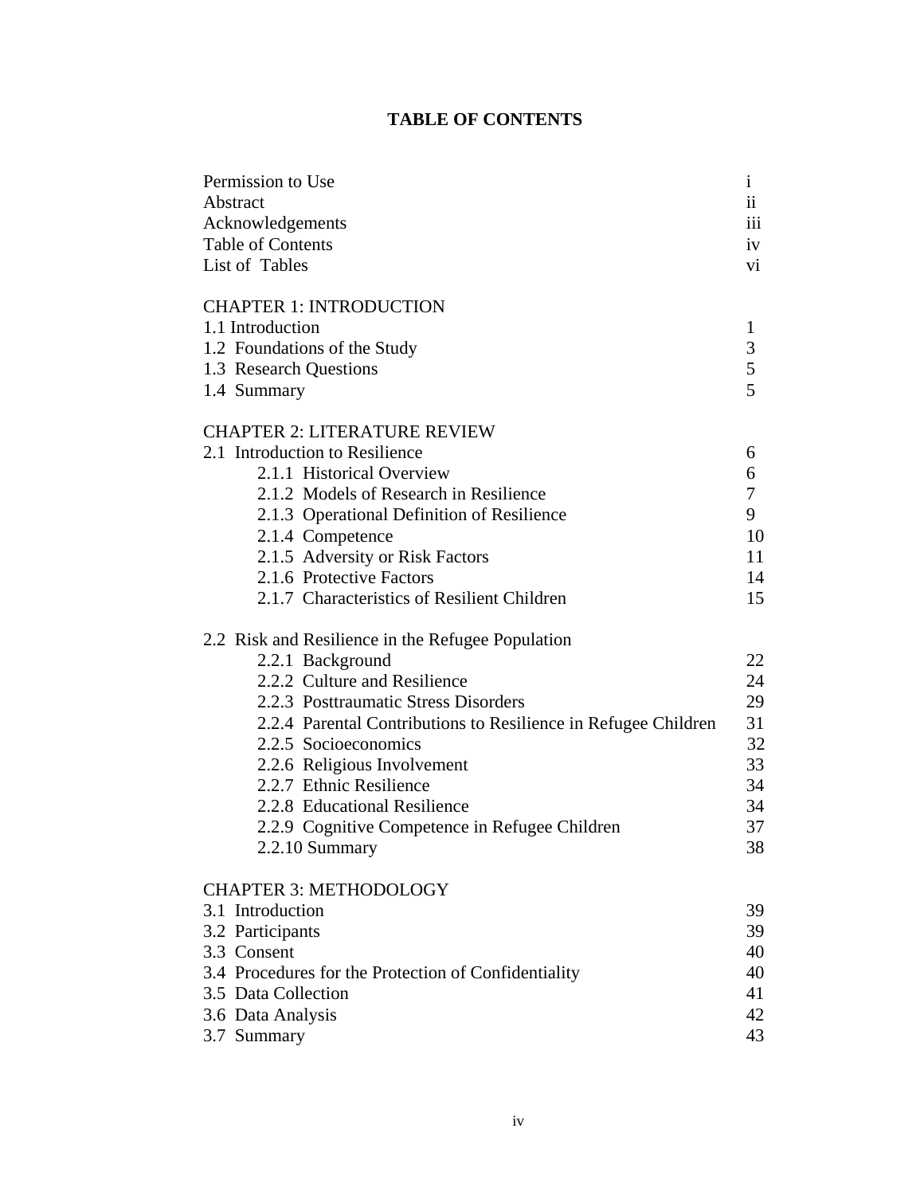# TABLE OF CONTENTS

| | |
|---|---|
| Permission to Use | i |
| Abstract | ii |
| Acknowledgements | iii |
| Table of Contents | iv |
| List of Tables | vi |
| | |
| CHAPTER 1: INTRODUCTION | |
| 1.1 Introduction | 1 |
| 1.2 Foundations of the Study | 3 |
| 1.3 Research Questions | 5 |
| 1.4 Summary | 5 |
| | |
| CHAPTER 2: LITERATURE REVIEW | |
| 2.1 Introduction to Resilience | 6 |
| 2.1.1 Historical Overview | 6 |
| 2.1.2 Models of Research in Resilience | 7 |
| 2.1.3 Operational Definition of Resilience | 9 |
| 2.1.4 Competence | 10 |
| 2.1.5 Adversity or Risk Factors | 11 |
| 2.1.6 Protective Factors | 14 |
| 2.1.7 Characteristics of Resilient Children | 15 |
| | |
| 2.2 Risk and Resilience in the Refugee Population | |
| 2.2.1 Background | 22 |
| 2.2.2 Culture and Resilience | 24 |
| 2.2.3 Posttraumatic Stress Disorders | 29 |
| 2.2.4 Parental Contributions to Resilience in Refugee Children | 31 |
| 2.2.5 Socioeconomics | 32 |
| 2.2.6 Religious Involvement | 33 |
| 2.2.7 Ethnic Resilience | 34 |
| 2.2.8 Educational Resilience | 34 |
| 2.2.9 Cognitive Competence in Refugee Children | 37 |
| 2.2.10 Summary | 38 |
| | |
| CHAPTER 3: METHODOLOGY | |
| 3.1 Introduction | 39 |
| 3.2 Participants | 39 |
| 3.3 Consent | 40 |
| 3.4 Procedures for the Protection of Confidentiality | 40 |
| 3.5 Data Collection | 41 |
| 3.6 Data Analysis | 42 |
| 3.7 Summary | 43 |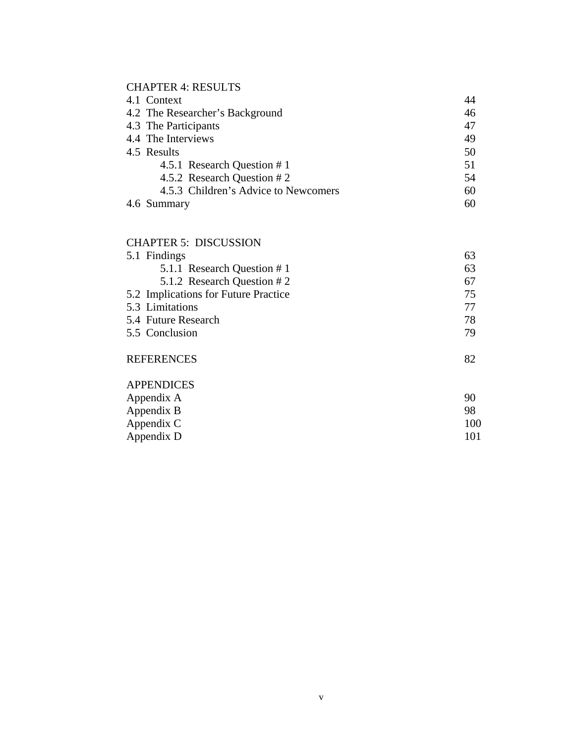CHAPTER 4: RESULTS

| | |
|---|---|
| 4.1 Context | 44 |
| 4.2 The Researcher's Background | 46 |
| 4.3 The Participants | 47 |
| 4.4 The Interviews | 49 |
| 4.5 Results | 50 |
| &nbsp;&nbsp;&nbsp;&nbsp;4.5.1 Research Question # 1 | 51 |
| &nbsp;&nbsp;&nbsp;&nbsp;4.5.2 Research Question # 2 | 54 |
| &nbsp;&nbsp;&nbsp;&nbsp;4.5.3 Children's Advice to Newcomers | 60 |
| 4.6 Summary | 60 |

CHAPTER 5: DISCUSSION

| | |
|---|---|
| 5.1 Findings | 63 |
| &nbsp;&nbsp;&nbsp;&nbsp;5.1.1 Research Question # 1 | 63 |
| &nbsp;&nbsp;&nbsp;&nbsp;5.1.2 Research Question # 2 | 67 |
| 5.2 Implications for Future Practice | 75 |
| 5.3 Limitations | 77 |
| 5.4 Future Research | 78 |
| 5.5 Conclusion | 79 |

| | |
|---|---|
| REFERENCES | 82 |

APPENDICES

| | |
|---|---|
| Appendix A | 90 |
| Appendix B | 98 |
| Appendix C | 100 |
| Appendix D | 101 |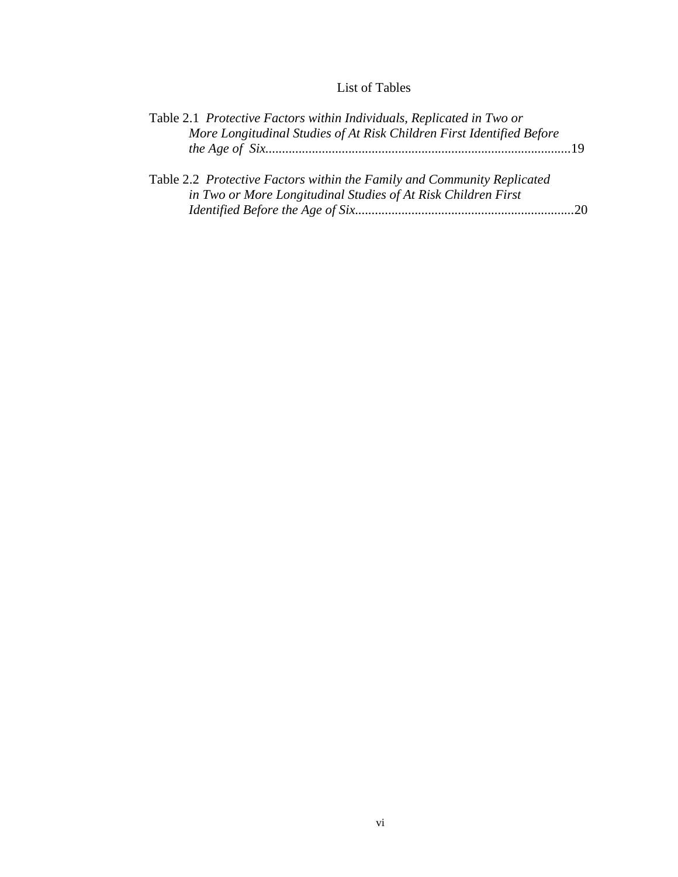# List of Tables

Table 2.1 *Protective Factors within Individuals, Replicated in Two or More Longitudinal Studies of At Risk Children First Identified Before the Age of Six*...........................................................................................19

Table 2.2 *Protective Factors within the Family and Community Replicated in Two or More Longitudinal Studies of At Risk Children First Identified Before the Age of Six*.................................................................20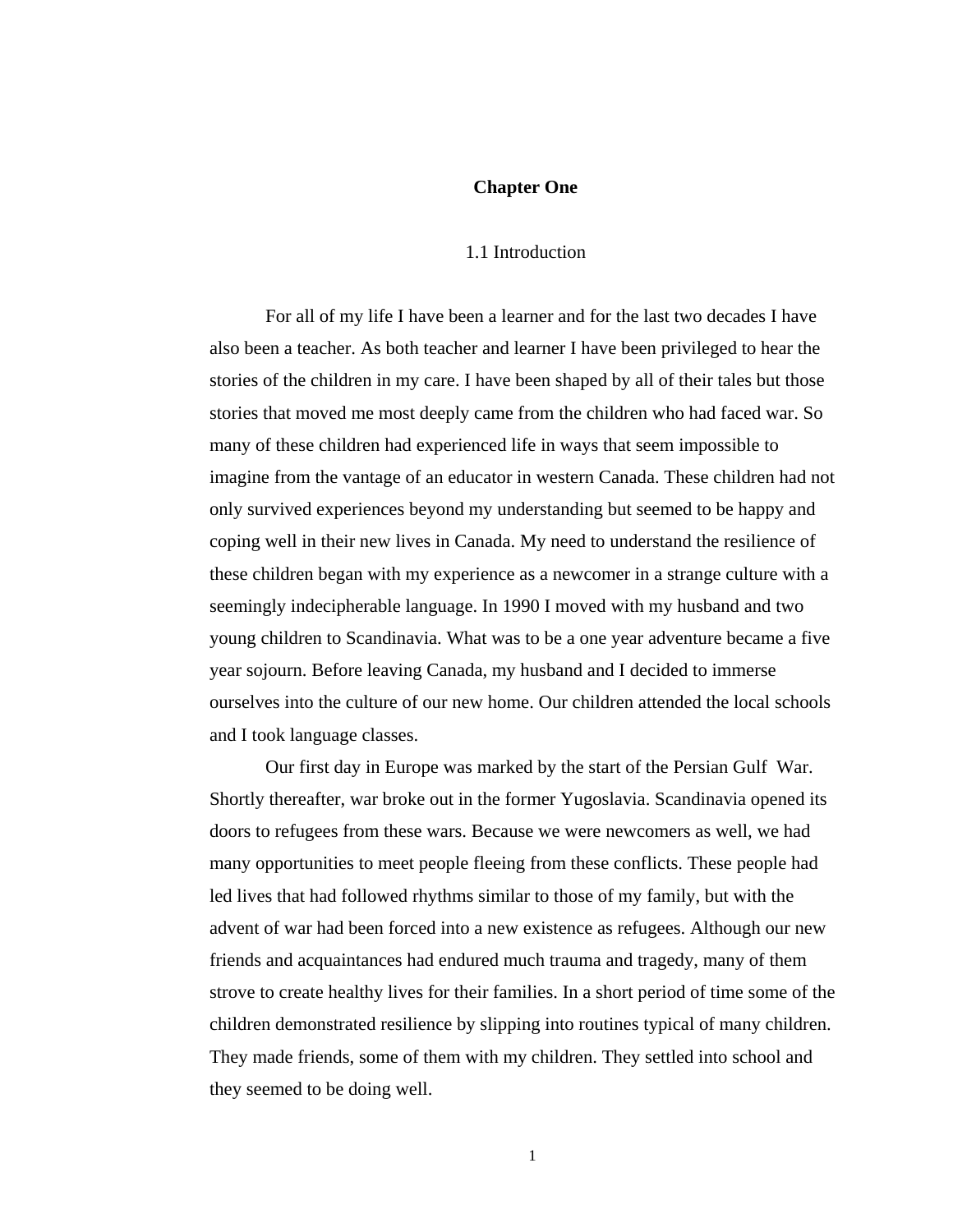# Chapter One

## 1.1 Introduction

For all of my life I have been a learner and for the last two decades I have also been a teacher. As both teacher and learner I have been privileged to hear the stories of the children in my care. I have been shaped by all of their tales but those stories that moved me most deeply came from the children who had faced war. So many of these children had experienced life in ways that seem impossible to imagine from the vantage of an educator in western Canada. These children had not only survived experiences beyond my understanding but seemed to be happy and coping well in their new lives in Canada. My need to understand the resilience of these children began with my experience as a newcomer in a strange culture with a seemingly indecipherable language. In 1990 I moved with my husband and two young children to Scandinavia. What was to be a one year adventure became a five year sojourn. Before leaving Canada, my husband and I decided to immerse ourselves into the culture of our new home. Our children attended the local schools and I took language classes.

Our first day in Europe was marked by the start of the Persian Gulf War. Shortly thereafter, war broke out in the former Yugoslavia. Scandinavia opened its doors to refugees from these wars. Because we were newcomers as well, we had many opportunities to meet people fleeing from these conflicts. These people had led lives that had followed rhythms similar to those of my family, but with the advent of war had been forced into a new existence as refugees. Although our new friends and acquaintances had endured much trauma and tragedy, many of them strove to create healthy lives for their families. In a short period of time some of the children demonstrated resilience by slipping into routines typical of many children. They made friends, some of them with my children. They settled into school and they seemed to be doing well.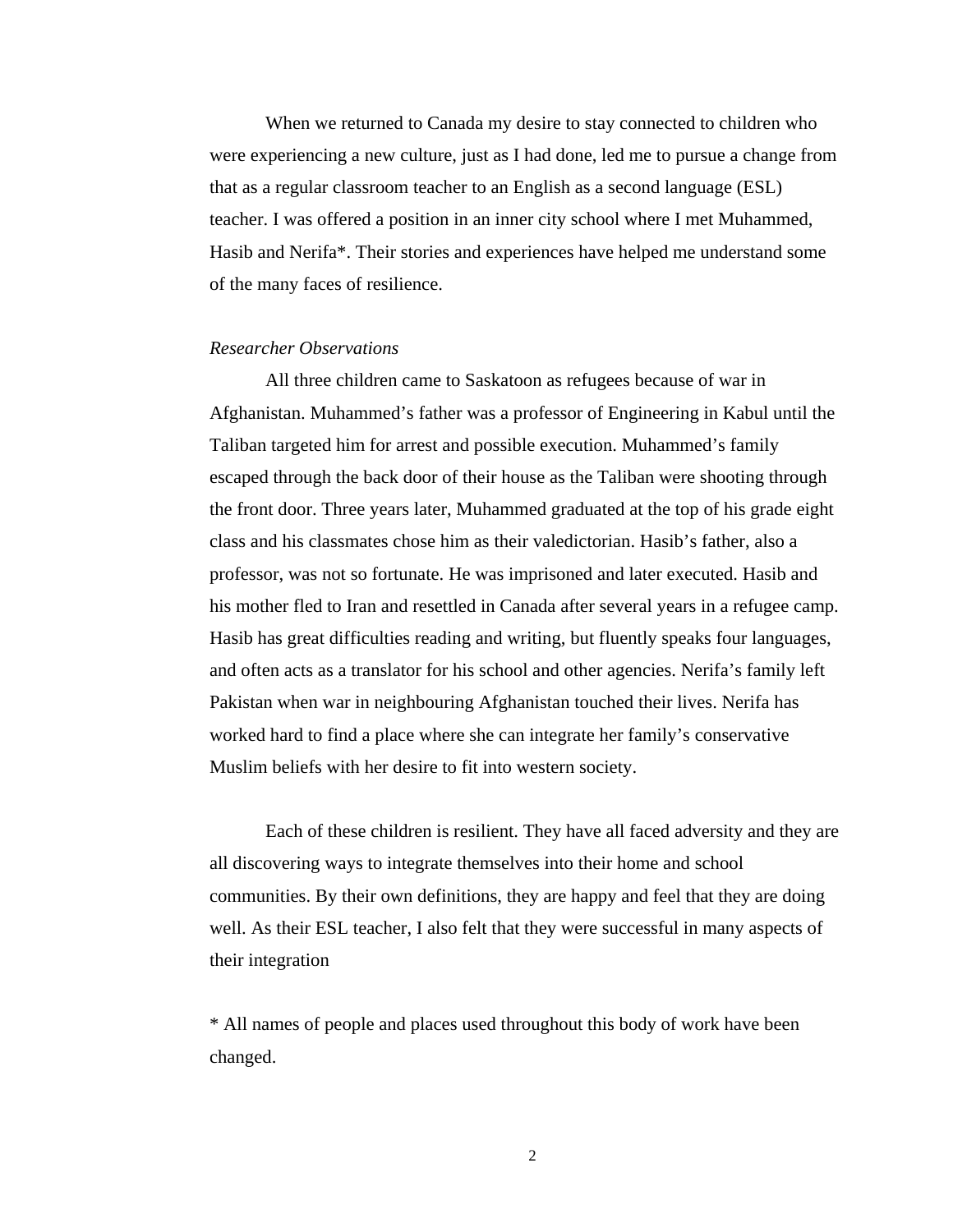When we returned to Canada my desire to stay connected to children who were experiencing a new culture, just as I had done, led me to pursue a change from that as a regular classroom teacher to an English as a second language (ESL) teacher. I was offered a position in an inner city school where I met Muhammed, Hasib and Nerifa*. Their stories and experiences have helped me understand some of the many faces of resilience.

*Researcher Observations*

All three children came to Saskatoon as refugees because of war in Afghanistan. Muhammed's father was a professor of Engineering in Kabul until the Taliban targeted him for arrest and possible execution. Muhammed's family escaped through the back door of their house as the Taliban were shooting through the front door. Three years later, Muhammed graduated at the top of his grade eight class and his classmates chose him as their valedictorian. Hasib's father, also a professor, was not so fortunate. He was imprisoned and later executed. Hasib and his mother fled to Iran and resettled in Canada after several years in a refugee camp. Hasib has great difficulties reading and writing, but fluently speaks four languages, and often acts as a translator for his school and other agencies. Nerifa's family left Pakistan when war in neighbouring Afghanistan touched their lives. Nerifa has worked hard to find a place where she can integrate her family's conservative Muslim beliefs with her desire to fit into western society.

Each of these children is resilient. They have all faced adversity and they are all discovering ways to integrate themselves into their home and school communities. By their own definitions, they are happy and feel that they are doing well. As their ESL teacher, I also felt that they were successful in many aspects of their integration

* All names of people and places used throughout this body of work have been changed.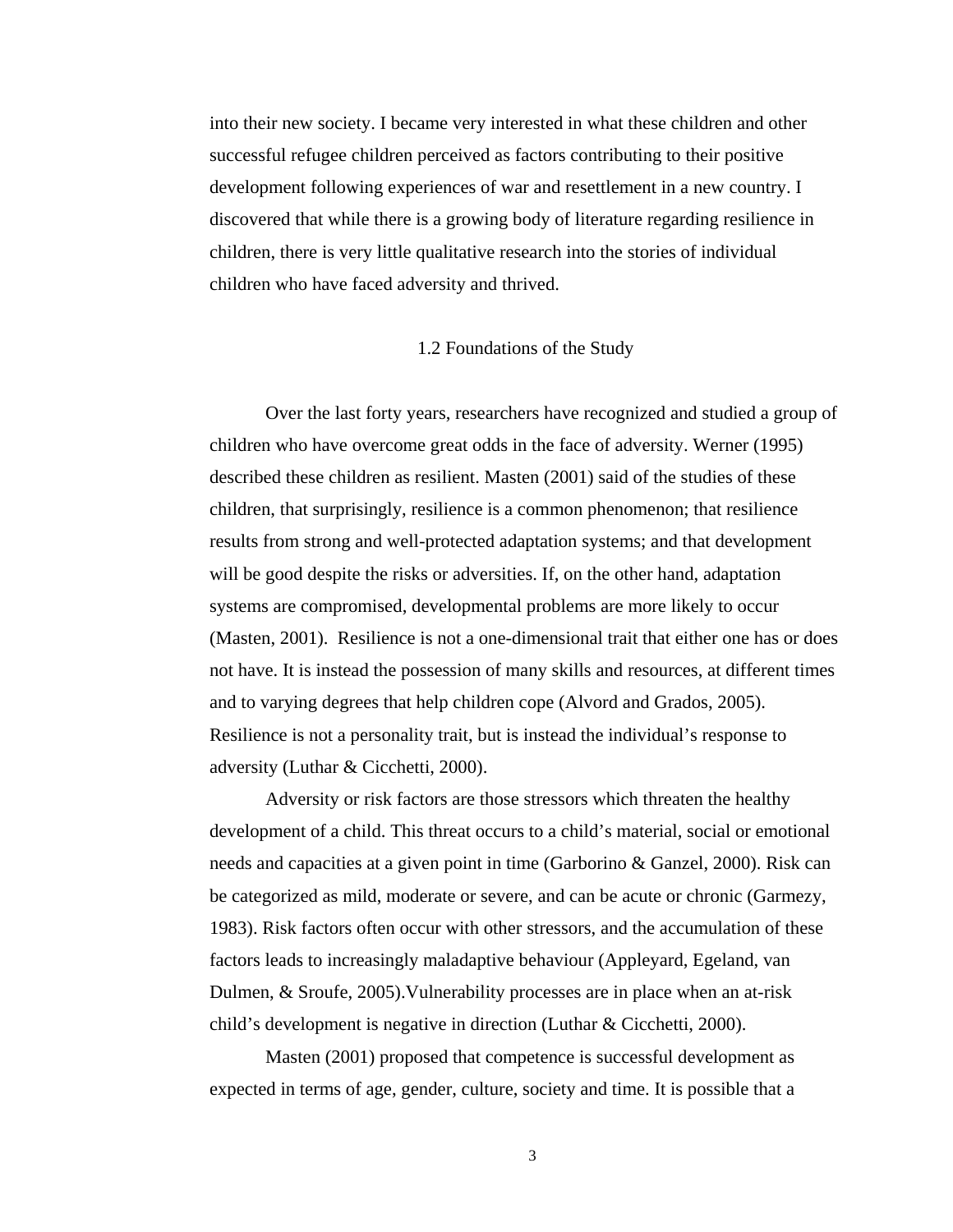into their new society. I became very interested in what these children and other successful refugee children perceived as factors contributing to their positive development following experiences of war and resettlement in a new country. I discovered that while there is a growing body of literature regarding resilience in children, there is very little qualitative research into the stories of individual children who have faced adversity and thrived.

## 1.2 Foundations of the Study

Over the last forty years, researchers have recognized and studied a group of children who have overcome great odds in the face of adversity. Werner (1995) described these children as resilient. Masten (2001) said of the studies of these children, that surprisingly, resilience is a common phenomenon; that resilience results from strong and well-protected adaptation systems; and that development will be good despite the risks or adversities. If, on the other hand, adaptation systems are compromised, developmental problems are more likely to occur (Masten, 2001). Resilience is not a one-dimensional trait that either one has or does not have. It is instead the possession of many skills and resources, at different times and to varying degrees that help children cope (Alvord and Grados, 2005). Resilience is not a personality trait, but is instead the individual's response to adversity (Luthar & Cicchetti, 2000).

Adversity or risk factors are those stressors which threaten the healthy development of a child. This threat occurs to a child's material, social or emotional needs and capacities at a given point in time (Garborino & Ganzel, 2000). Risk can be categorized as mild, moderate or severe, and can be acute or chronic (Garmezy, 1983). Risk factors often occur with other stressors, and the accumulation of these factors leads to increasingly maladaptive behaviour (Appleyard, Egeland, van Dulmen, & Sroufe, 2005).Vulnerability processes are in place when an at-risk child's development is negative in direction (Luthar & Cicchetti, 2000).

Masten (2001) proposed that competence is successful development as expected in terms of age, gender, culture, society and time. It is possible that a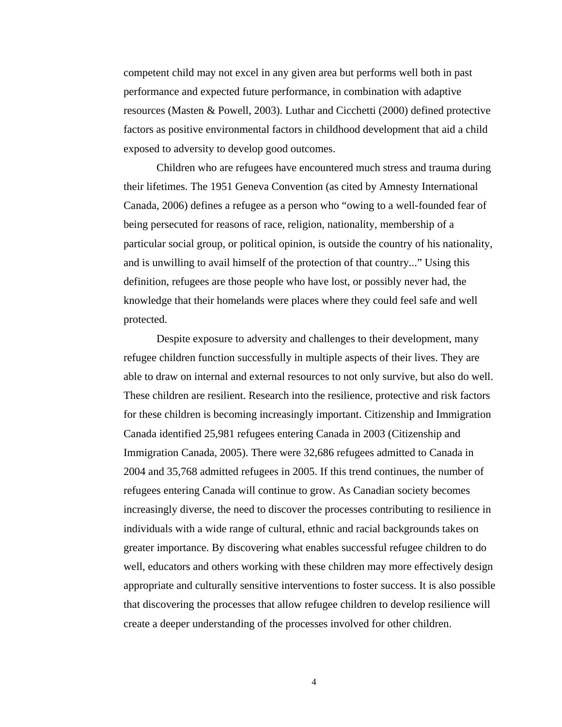competent child may not excel in any given area but performs well both in past performance and expected future performance, in combination with adaptive resources (Masten & Powell, 2003). Luthar and Cicchetti (2000) defined protective factors as positive environmental factors in childhood development that aid a child exposed to adversity to develop good outcomes.

Children who are refugees have encountered much stress and trauma during their lifetimes. The 1951 Geneva Convention (as cited by Amnesty International Canada, 2006) defines a refugee as a person who "owing to a well-founded fear of being persecuted for reasons of race, religion, nationality, membership of a particular social group, or political opinion, is outside the country of his nationality, and is unwilling to avail himself of the protection of that country..." Using this definition, refugees are those people who have lost, or possibly never had, the knowledge that their homelands were places where they could feel safe and well protected.

Despite exposure to adversity and challenges to their development, many refugee children function successfully in multiple aspects of their lives. They are able to draw on internal and external resources to not only survive, but also do well. These children are resilient. Research into the resilience, protective and risk factors for these children is becoming increasingly important. Citizenship and Immigration Canada identified 25,981 refugees entering Canada in 2003 (Citizenship and Immigration Canada, 2005). There were 32,686 refugees admitted to Canada in 2004 and 35,768 admitted refugees in 2005. If this trend continues, the number of refugees entering Canada will continue to grow. As Canadian society becomes increasingly diverse, the need to discover the processes contributing to resilience in individuals with a wide range of cultural, ethnic and racial backgrounds takes on greater importance. By discovering what enables successful refugee children to do well, educators and others working with these children may more effectively design appropriate and culturally sensitive interventions to foster success. It is also possible that discovering the processes that allow refugee children to develop resilience will create a deeper understanding of the processes involved for other children.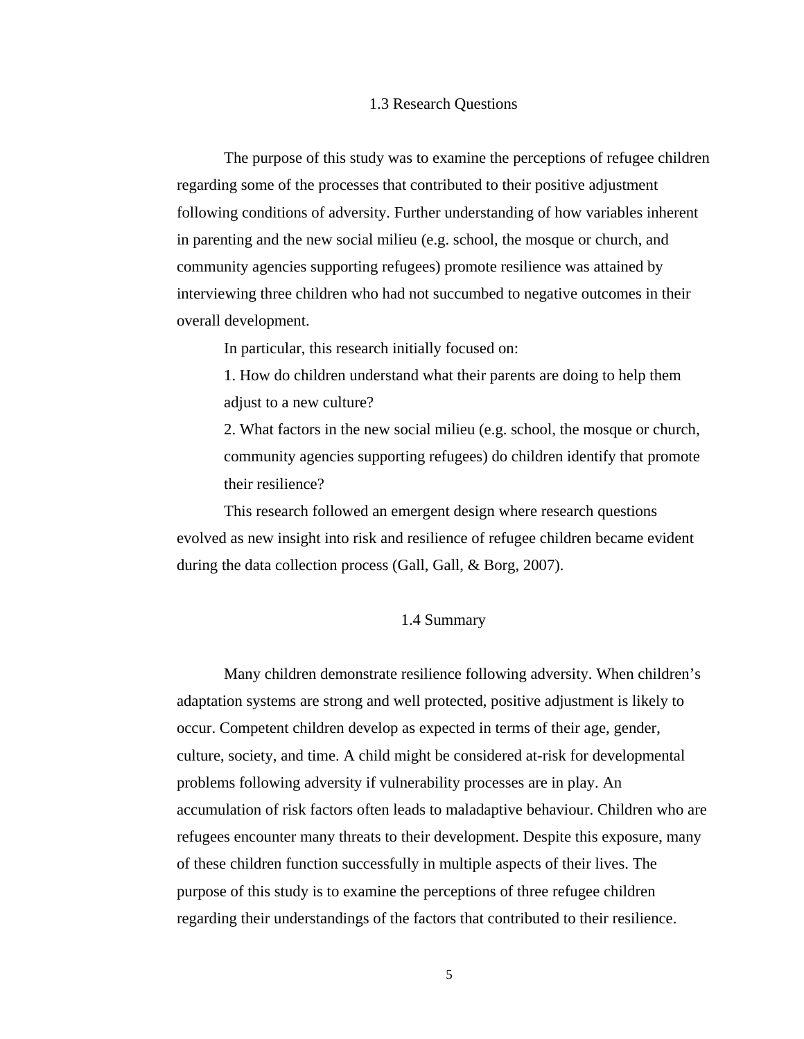## 1.3 Research Questions

The purpose of this study was to examine the perceptions of refugee children regarding some of the processes that contributed to their positive adjustment following conditions of adversity. Further understanding of how variables inherent in parenting and the new social milieu (e.g. school, the mosque or church, and community agencies supporting refugees) promote resilience was attained by interviewing three children who had not succumbed to negative outcomes in their overall development.

In particular, this research initially focused on:

1. How do children understand what their parents are doing to help them adjust to a new culture?
2. What factors in the new social milieu (e.g. school, the mosque or church, community agencies supporting refugees) do children identify that promote their resilience?

This research followed an emergent design where research questions evolved as new insight into risk and resilience of refugee children became evident during the data collection process (Gall, Gall, & Borg, 2007).

## 1.4 Summary

Many children demonstrate resilience following adversity. When children's adaptation systems are strong and well protected, positive adjustment is likely to occur. Competent children develop as expected in terms of their age, gender, culture, society, and time. A child might be considered at-risk for developmental problems following adversity if vulnerability processes are in play. An accumulation of risk factors often leads to maladaptive behaviour. Children who are refugees encounter many threats to their development. Despite this exposure, many of these children function successfully in multiple aspects of their lives. The purpose of this study is to examine the perceptions of three refugee children regarding their understandings of the factors that contributed to their resilience.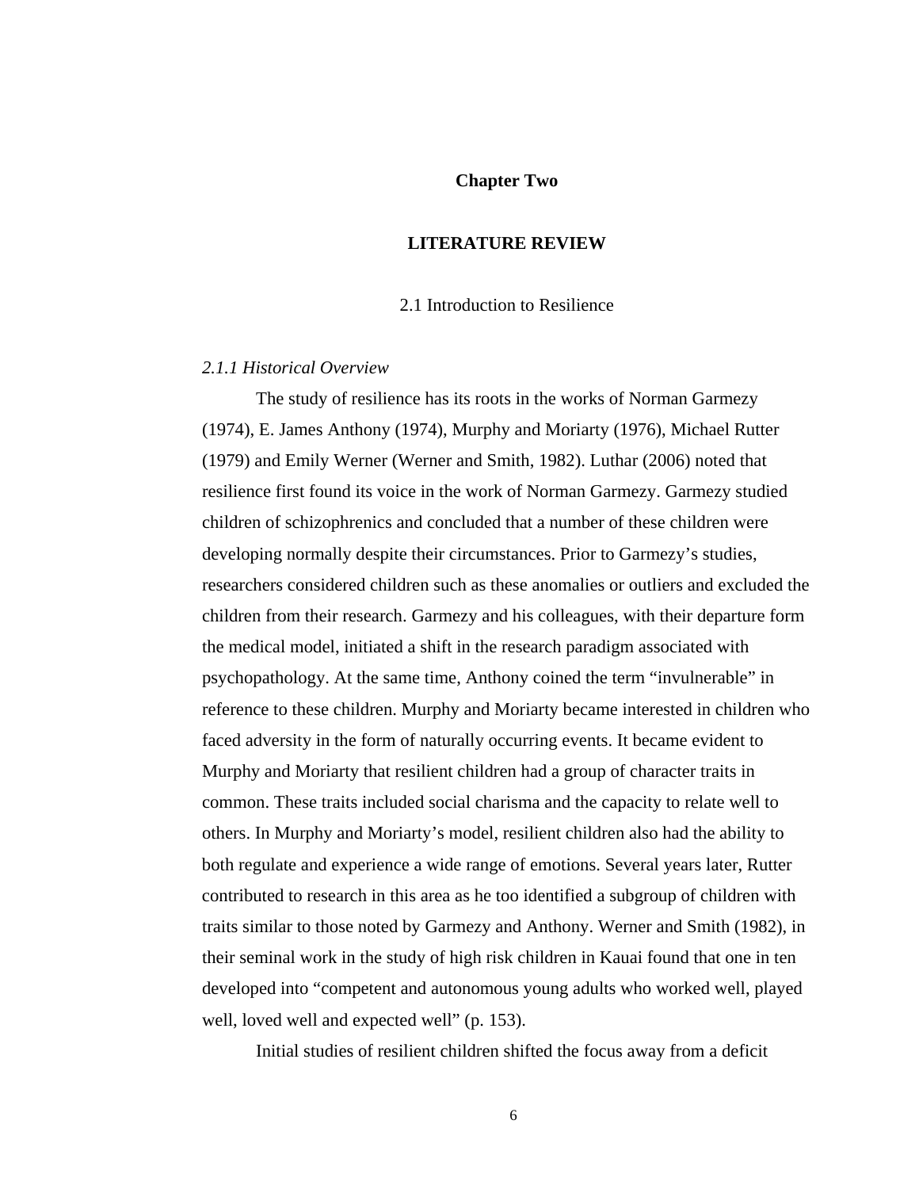# Chapter Two

## LITERATURE REVIEW

### 2.1 Introduction to Resilience

#### *2.1.1 Historical Overview*

The study of resilience has its roots in the works of Norman Garmezy (1974), E. James Anthony (1974), Murphy and Moriarty (1976), Michael Rutter (1979) and Emily Werner (Werner and Smith, 1982). Luthar (2006) noted that resilience first found its voice in the work of Norman Garmezy. Garmezy studied children of schizophrenics and concluded that a number of these children were developing normally despite their circumstances. Prior to Garmezy's studies, researchers considered children such as these anomalies or outliers and excluded the children from their research. Garmezy and his colleagues, with their departure form the medical model, initiated a shift in the research paradigm associated with psychopathology. At the same time, Anthony coined the term "invulnerable" in reference to these children. Murphy and Moriarty became interested in children who faced adversity in the form of naturally occurring events. It became evident to Murphy and Moriarty that resilient children had a group of character traits in common. These traits included social charisma and the capacity to relate well to others. In Murphy and Moriarty's model, resilient children also had the ability to both regulate and experience a wide range of emotions. Several years later, Rutter contributed to research in this area as he too identified a subgroup of children with traits similar to those noted by Garmezy and Anthony. Werner and Smith (1982), in their seminal work in the study of high risk children in Kauai found that one in ten developed into "competent and autonomous young adults who worked well, played well, loved well and expected well" (p. 153).

Initial studies of resilient children shifted the focus away from a deficit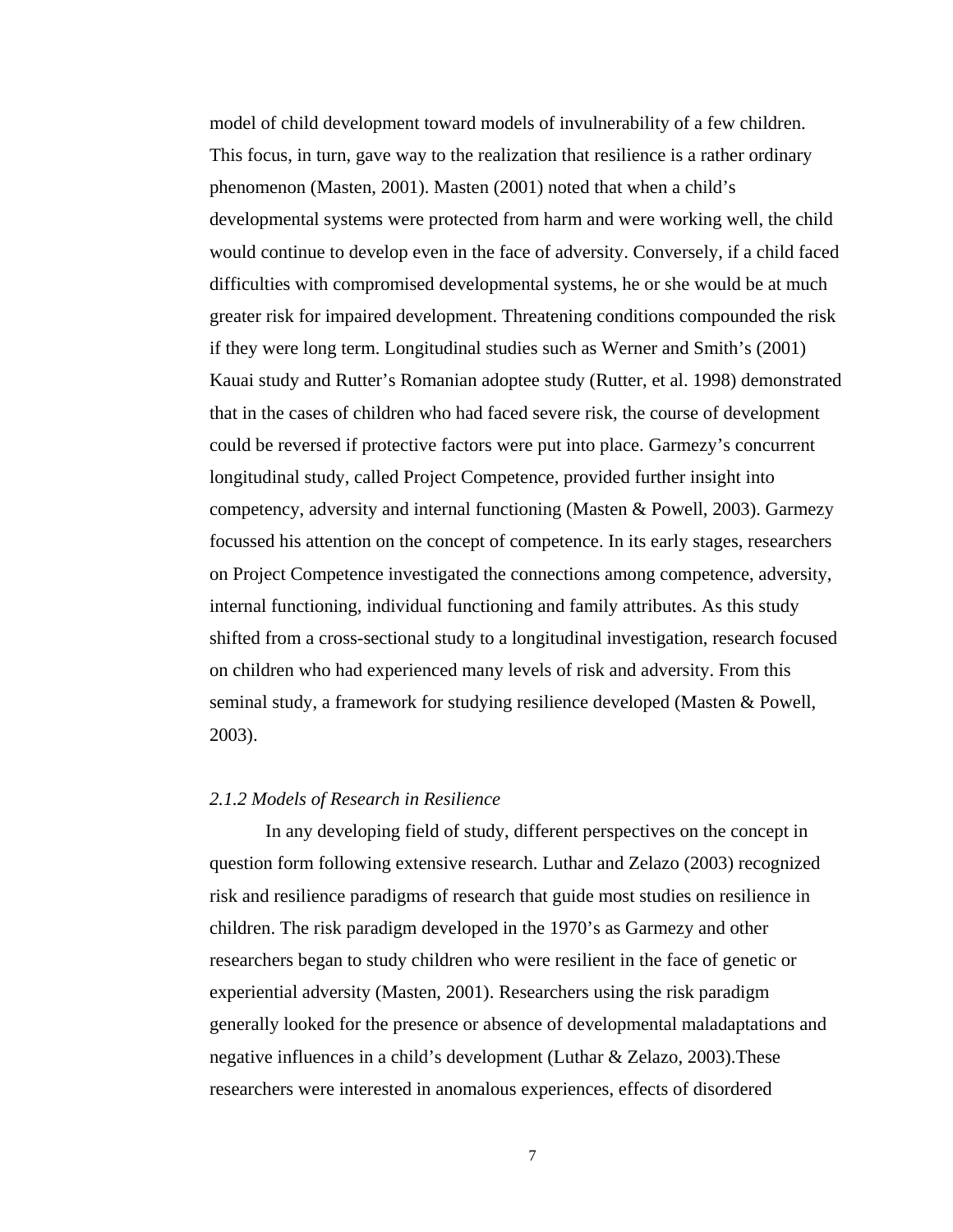model of child development toward models of invulnerability of a few children. This focus, in turn, gave way to the realization that resilience is a rather ordinary phenomenon (Masten, 2001). Masten (2001) noted that when a child's developmental systems were protected from harm and were working well, the child would continue to develop even in the face of adversity. Conversely, if a child faced difficulties with compromised developmental systems, he or she would be at much greater risk for impaired development. Threatening conditions compounded the risk if they were long term. Longitudinal studies such as Werner and Smith's (2001) Kauai study and Rutter's Romanian adoptee study (Rutter, et al. 1998) demonstrated that in the cases of children who had faced severe risk, the course of development could be reversed if protective factors were put into place. Garmezy's concurrent longitudinal study, called Project Competence, provided further insight into competency, adversity and internal functioning (Masten & Powell, 2003). Garmezy focussed his attention on the concept of competence. In its early stages, researchers on Project Competence investigated the connections among competence, adversity, internal functioning, individual functioning and family attributes. As this study shifted from a cross-sectional study to a longitudinal investigation, research focused on children who had experienced many levels of risk and adversity. From this seminal study, a framework for studying resilience developed (Masten & Powell, 2003).

### *2.1.2 Models of Research in Resilience*

In any developing field of study, different perspectives on the concept in question form following extensive research. Luthar and Zelazo (2003) recognized risk and resilience paradigms of research that guide most studies on resilience in children. The risk paradigm developed in the 1970's as Garmezy and other researchers began to study children who were resilient in the face of genetic or experiential adversity (Masten, 2001). Researchers using the risk paradigm generally looked for the presence or absence of developmental maladaptations and negative influences in a child's development (Luthar & Zelazo, 2003).These researchers were interested in anomalous experiences, effects of disordered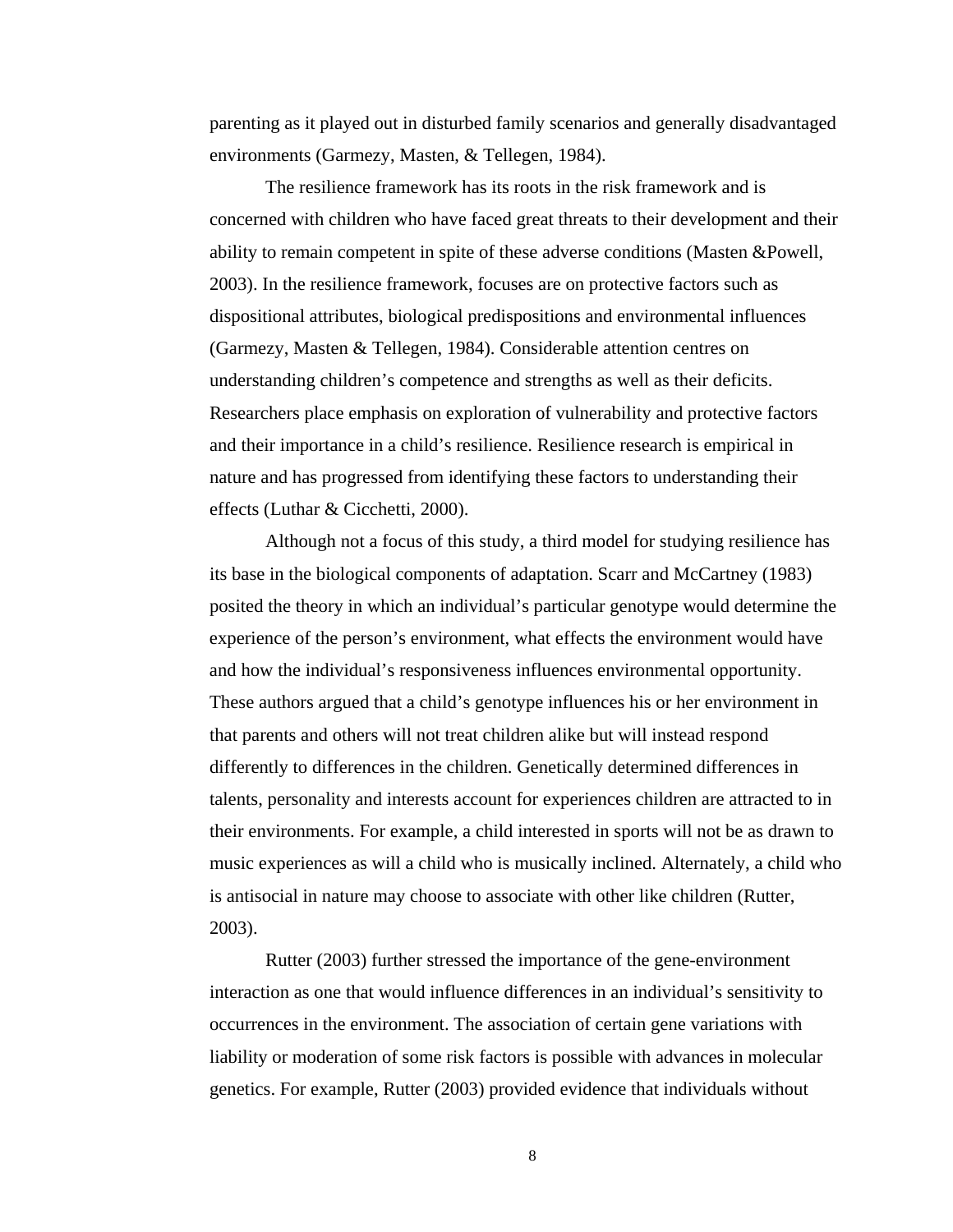parenting as it played out in disturbed family scenarios and generally disadvantaged environments (Garmezy, Masten, & Tellegen, 1984).

The resilience framework has its roots in the risk framework and is concerned with children who have faced great threats to their development and their ability to remain competent in spite of these adverse conditions (Masten &Powell, 2003). In the resilience framework, focuses are on protective factors such as dispositional attributes, biological predispositions and environmental influences (Garmezy, Masten & Tellegen, 1984). Considerable attention centres on understanding children's competence and strengths as well as their deficits. Researchers place emphasis on exploration of vulnerability and protective factors and their importance in a child's resilience. Resilience research is empirical in nature and has progressed from identifying these factors to understanding their effects (Luthar & Cicchetti, 2000).

Although not a focus of this study, a third model for studying resilience has its base in the biological components of adaptation. Scarr and McCartney (1983) posited the theory in which an individual's particular genotype would determine the experience of the person's environment, what effects the environment would have and how the individual's responsiveness influences environmental opportunity. These authors argued that a child's genotype influences his or her environment in that parents and others will not treat children alike but will instead respond differently to differences in the children. Genetically determined differences in talents, personality and interests account for experiences children are attracted to in their environments. For example, a child interested in sports will not be as drawn to music experiences as will a child who is musically inclined. Alternately, a child who is antisocial in nature may choose to associate with other like children (Rutter, 2003).

Rutter (2003) further stressed the importance of the gene-environment interaction as one that would influence differences in an individual's sensitivity to occurrences in the environment. The association of certain gene variations with liability or moderation of some risk factors is possible with advances in molecular genetics. For example, Rutter (2003) provided evidence that individuals without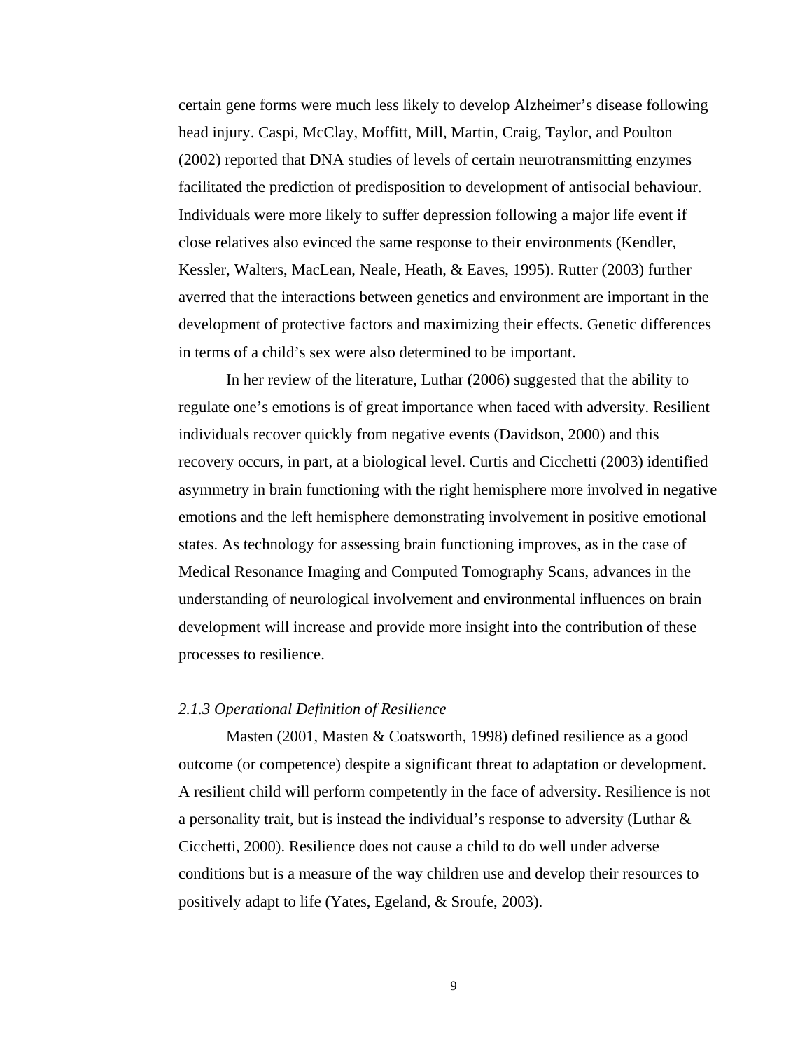certain gene forms were much less likely to develop Alzheimer's disease following head injury. Caspi, McClay, Moffitt, Mill, Martin, Craig, Taylor, and Poulton (2002) reported that DNA studies of levels of certain neurotransmitting enzymes facilitated the prediction of predisposition to development of antisocial behaviour. Individuals were more likely to suffer depression following a major life event if close relatives also evinced the same response to their environments (Kendler, Kessler, Walters, MacLean, Neale, Heath, & Eaves, 1995). Rutter (2003) further averred that the interactions between genetics and environment are important in the development of protective factors and maximizing their effects. Genetic differences in terms of a child's sex were also determined to be important.

In her review of the literature, Luthar (2006) suggested that the ability to regulate one's emotions is of great importance when faced with adversity. Resilient individuals recover quickly from negative events (Davidson, 2000) and this recovery occurs, in part, at a biological level. Curtis and Cicchetti (2003) identified asymmetry in brain functioning with the right hemisphere more involved in negative emotions and the left hemisphere demonstrating involvement in positive emotional states. As technology for assessing brain functioning improves, as in the case of Medical Resonance Imaging and Computed Tomography Scans, advances in the understanding of neurological involvement and environmental influences on brain development will increase and provide more insight into the contribution of these processes to resilience.

### *2.1.3 Operational Definition of Resilience*

Masten (2001, Masten & Coatsworth, 1998) defined resilience as a good outcome (or competence) despite a significant threat to adaptation or development. A resilient child will perform competently in the face of adversity. Resilience is not a personality trait, but is instead the individual's response to adversity (Luthar & Cicchetti, 2000). Resilience does not cause a child to do well under adverse conditions but is a measure of the way children use and develop their resources to positively adapt to life (Yates, Egeland, & Sroufe, 2003).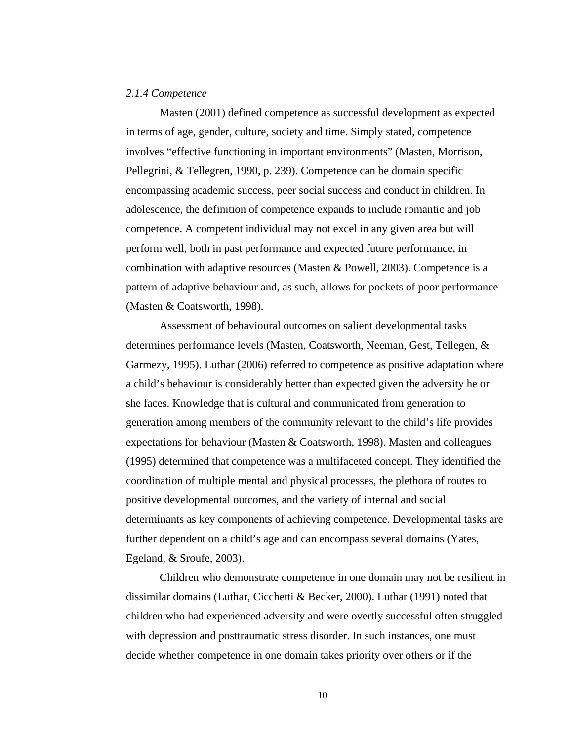*2.1.4 Competence*

Masten (2001) defined competence as successful development as expected in terms of age, gender, culture, society and time. Simply stated, competence involves "effective functioning in important environments" (Masten, Morrison, Pellegrini, & Tellegren, 1990, p. 239). Competence can be domain specific encompassing academic success, peer social success and conduct in children. In adolescence, the definition of competence expands to include romantic and job competence. A competent individual may not excel in any given area but will perform well, both in past performance and expected future performance, in combination with adaptive resources (Masten & Powell, 2003). Competence is a pattern of adaptive behaviour and, as such, allows for pockets of poor performance (Masten & Coatsworth, 1998).

Assessment of behavioural outcomes on salient developmental tasks determines performance levels (Masten, Coatsworth, Neeman, Gest, Tellegen, & Garmezy, 1995). Luthar (2006) referred to competence as positive adaptation where a child's behaviour is considerably better than expected given the adversity he or she faces. Knowledge that is cultural and communicated from generation to generation among members of the community relevant to the child's life provides expectations for behaviour (Masten & Coatsworth, 1998). Masten and colleagues (1995) determined that competence was a multifaceted concept. They identified the coordination of multiple mental and physical processes, the plethora of routes to positive developmental outcomes, and the variety of internal and social determinants as key components of achieving competence. Developmental tasks are further dependent on a child's age and can encompass several domains (Yates, Egeland, & Sroufe, 2003).

Children who demonstrate competence in one domain may not be resilient in dissimilar domains (Luthar, Cicchetti & Becker, 2000). Luthar (1991) noted that children who had experienced adversity and were overtly successful often struggled with depression and posttraumatic stress disorder. In such instances, one must decide whether competence in one domain takes priority over others or if the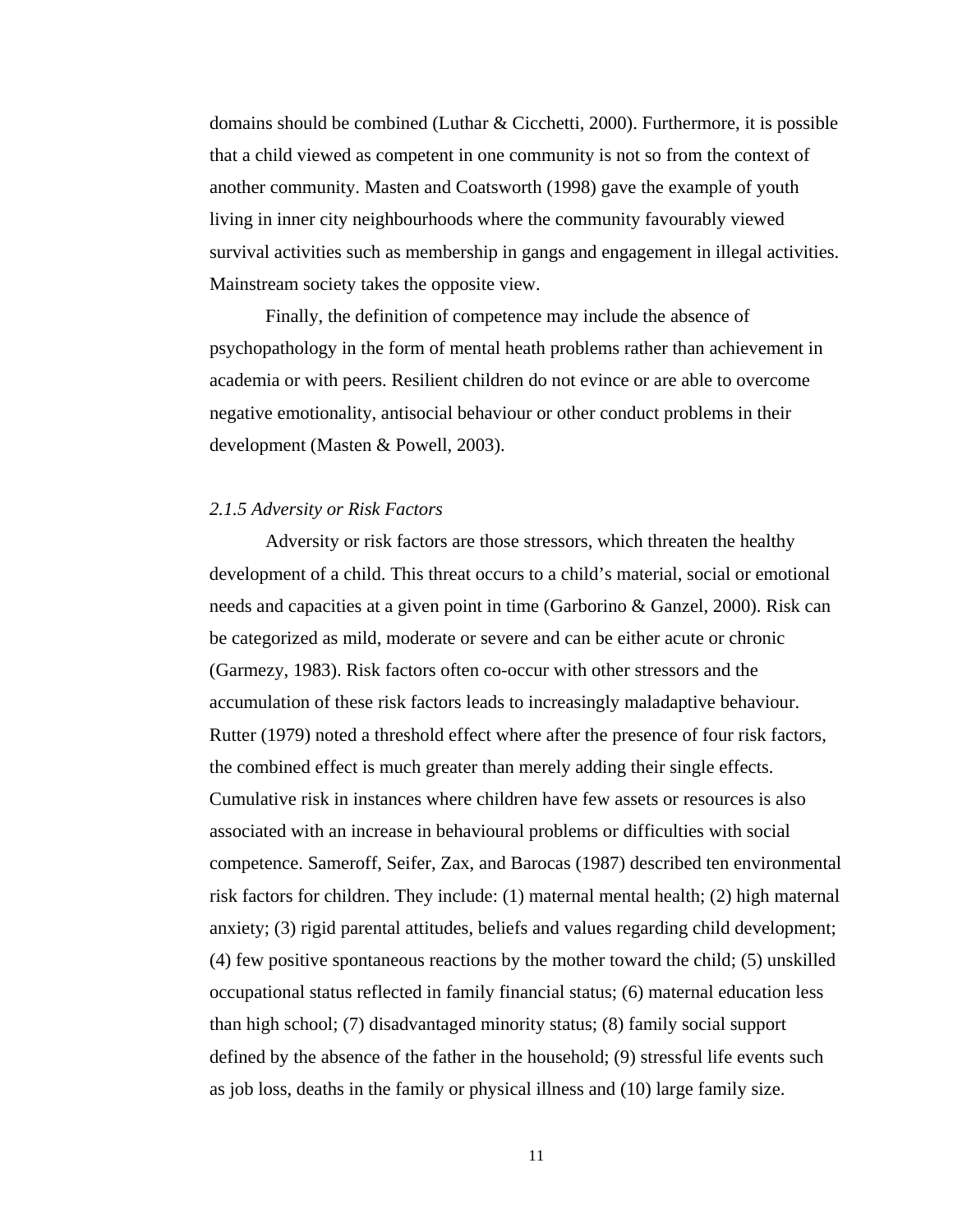domains should be combined (Luthar & Cicchetti, 2000). Furthermore, it is possible that a child viewed as competent in one community is not so from the context of another community. Masten and Coatsworth (1998) gave the example of youth living in inner city neighbourhoods where the community favourably viewed survival activities such as membership in gangs and engagement in illegal activities. Mainstream society takes the opposite view.

Finally, the definition of competence may include the absence of psychopathology in the form of mental heath problems rather than achievement in academia or with peers. Resilient children do not evince or are able to overcome negative emotionality, antisocial behaviour or other conduct problems in their development (Masten & Powell, 2003).

### *2.1.5 Adversity or Risk Factors*

Adversity or risk factors are those stressors, which threaten the healthy development of a child. This threat occurs to a child's material, social or emotional needs and capacities at a given point in time (Garborino & Ganzel, 2000). Risk can be categorized as mild, moderate or severe and can be either acute or chronic (Garmezy, 1983). Risk factors often co-occur with other stressors and the accumulation of these risk factors leads to increasingly maladaptive behaviour. Rutter (1979) noted a threshold effect where after the presence of four risk factors, the combined effect is much greater than merely adding their single effects. Cumulative risk in instances where children have few assets or resources is also associated with an increase in behavioural problems or difficulties with social competence. Sameroff, Seifer, Zax, and Barocas (1987) described ten environmental risk factors for children. They include: (1) maternal mental health; (2) high maternal anxiety; (3) rigid parental attitudes, beliefs and values regarding child development; (4) few positive spontaneous reactions by the mother toward the child; (5) unskilled occupational status reflected in family financial status; (6) maternal education less than high school; (7) disadvantaged minority status; (8) family social support defined by the absence of the father in the household; (9) stressful life events such as job loss, deaths in the family or physical illness and (10) large family size.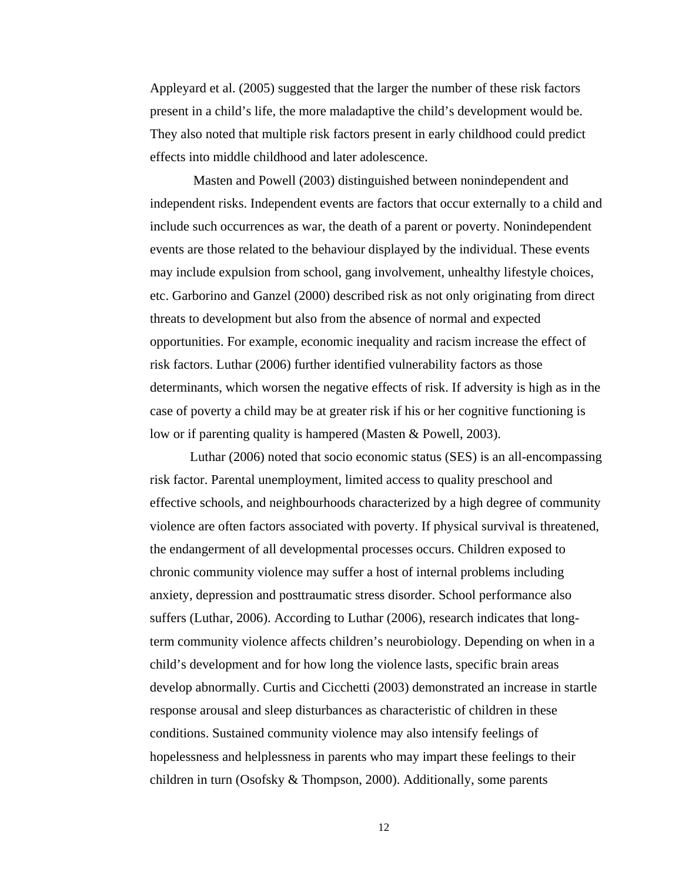Appleyard et al. (2005) suggested that the larger the number of these risk factors present in a child's life, the more maladaptive the child's development would be. They also noted that multiple risk factors present in early childhood could predict effects into middle childhood and later adolescence.

Masten and Powell (2003) distinguished between nonindependent and independent risks. Independent events are factors that occur externally to a child and include such occurrences as war, the death of a parent or poverty. Nonindependent events are those related to the behaviour displayed by the individual. These events may include expulsion from school, gang involvement, unhealthy lifestyle choices, etc. Garborino and Ganzel (2000) described risk as not only originating from direct threats to development but also from the absence of normal and expected opportunities. For example, economic inequality and racism increase the effect of risk factors. Luthar (2006) further identified vulnerability factors as those determinants, which worsen the negative effects of risk. If adversity is high as in the case of poverty a child may be at greater risk if his or her cognitive functioning is low or if parenting quality is hampered (Masten & Powell, 2003).

Luthar (2006) noted that socio economic status (SES) is an all-encompassing risk factor. Parental unemployment, limited access to quality preschool and effective schools, and neighbourhoods characterized by a high degree of community violence are often factors associated with poverty. If physical survival is threatened, the endangerment of all developmental processes occurs. Children exposed to chronic community violence may suffer a host of internal problems including anxiety, depression and posttraumatic stress disorder. School performance also suffers (Luthar, 2006). According to Luthar (2006), research indicates that long-term community violence affects children's neurobiology. Depending on when in a child's development and for how long the violence lasts, specific brain areas develop abnormally. Curtis and Cicchetti (2003) demonstrated an increase in startle response arousal and sleep disturbances as characteristic of children in these conditions. Sustained community violence may also intensify feelings of hopelessness and helplessness in parents who may impart these feelings to their children in turn (Osofsky & Thompson, 2000). Additionally, some parents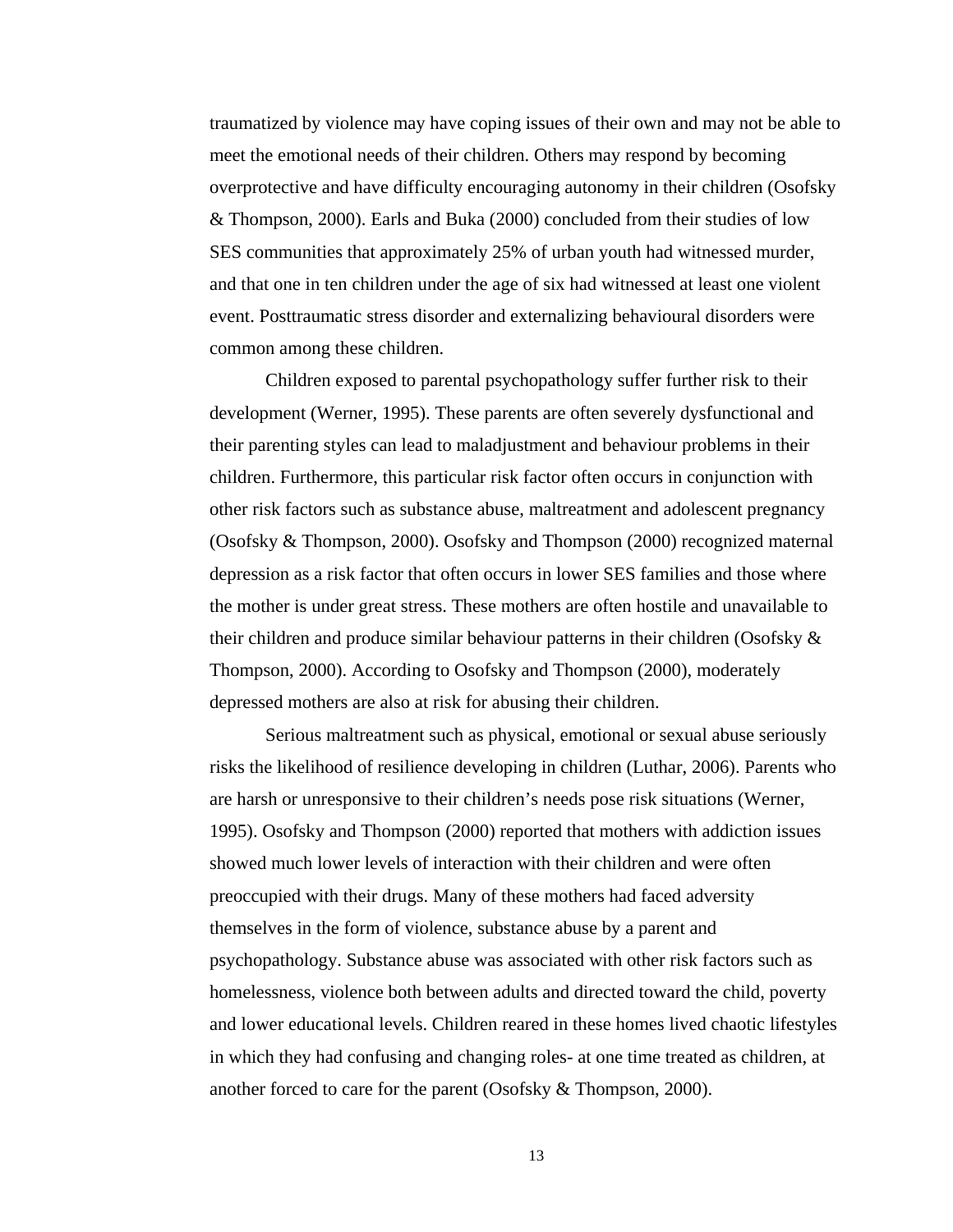traumatized by violence may have coping issues of their own and may not be able to meet the emotional needs of their children. Others may respond by becoming overprotective and have difficulty encouraging autonomy in their children (Osofsky & Thompson, 2000). Earls and Buka (2000) concluded from their studies of low SES communities that approximately 25% of urban youth had witnessed murder, and that one in ten children under the age of six had witnessed at least one violent event. Posttraumatic stress disorder and externalizing behavioural disorders were common among these children.

Children exposed to parental psychopathology suffer further risk to their development (Werner, 1995). These parents are often severely dysfunctional and their parenting styles can lead to maladjustment and behaviour problems in their children. Furthermore, this particular risk factor often occurs in conjunction with other risk factors such as substance abuse, maltreatment and adolescent pregnancy (Osofsky & Thompson, 2000). Osofsky and Thompson (2000) recognized maternal depression as a risk factor that often occurs in lower SES families and those where the mother is under great stress. These mothers are often hostile and unavailable to their children and produce similar behaviour patterns in their children (Osofsky & Thompson, 2000). According to Osofsky and Thompson (2000), moderately depressed mothers are also at risk for abusing their children.

Serious maltreatment such as physical, emotional or sexual abuse seriously risks the likelihood of resilience developing in children (Luthar, 2006). Parents who are harsh or unresponsive to their children's needs pose risk situations (Werner, 1995). Osofsky and Thompson (2000) reported that mothers with addiction issues showed much lower levels of interaction with their children and were often preoccupied with their drugs. Many of these mothers had faced adversity themselves in the form of violence, substance abuse by a parent and psychopathology. Substance abuse was associated with other risk factors such as homelessness, violence both between adults and directed toward the child, poverty and lower educational levels. Children reared in these homes lived chaotic lifestyles in which they had confusing and changing roles- at one time treated as children, at another forced to care for the parent (Osofsky & Thompson, 2000).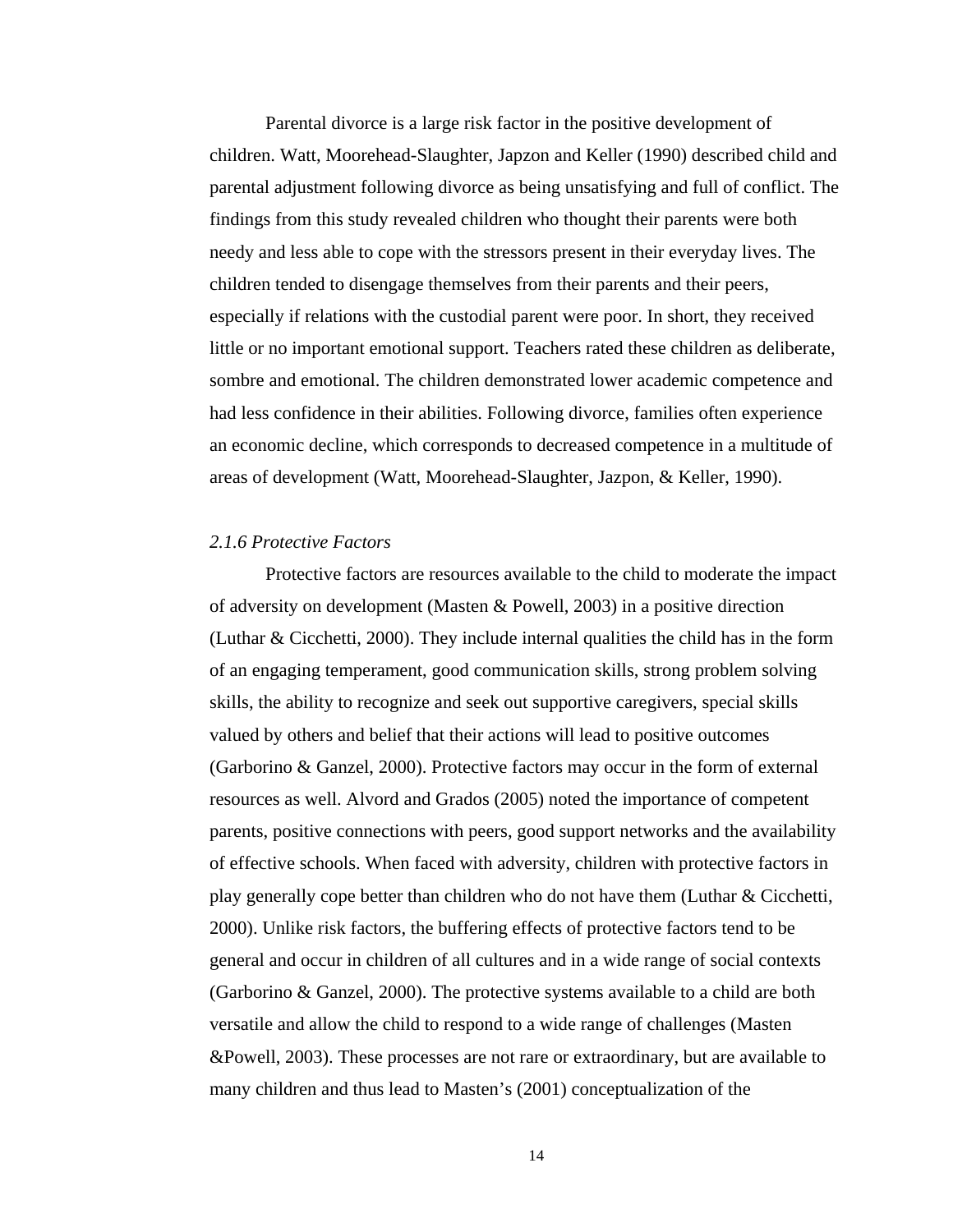Parental divorce is a large risk factor in the positive development of children. Watt, Moorehead-Slaughter, Japzon and Keller (1990) described child and parental adjustment following divorce as being unsatisfying and full of conflict. The findings from this study revealed children who thought their parents were both needy and less able to cope with the stressors present in their everyday lives. The children tended to disengage themselves from their parents and their peers, especially if relations with the custodial parent were poor. In short, they received little or no important emotional support. Teachers rated these children as deliberate, sombre and emotional. The children demonstrated lower academic competence and had less confidence in their abilities. Following divorce, families often experience an economic decline, which corresponds to decreased competence in a multitude of areas of development (Watt, Moorehead-Slaughter, Jazpon, & Keller, 1990).

### *2.1.6 Protective Factors*

Protective factors are resources available to the child to moderate the impact of adversity on development (Masten & Powell, 2003) in a positive direction (Luthar & Cicchetti, 2000). They include internal qualities the child has in the form of an engaging temperament, good communication skills, strong problem solving skills, the ability to recognize and seek out supportive caregivers, special skills valued by others and belief that their actions will lead to positive outcomes (Garborino & Ganzel, 2000). Protective factors may occur in the form of external resources as well. Alvord and Grados (2005) noted the importance of competent parents, positive connections with peers, good support networks and the availability of effective schools. When faced with adversity, children with protective factors in play generally cope better than children who do not have them (Luthar & Cicchetti, 2000). Unlike risk factors, the buffering effects of protective factors tend to be general and occur in children of all cultures and in a wide range of social contexts (Garborino & Ganzel, 2000). The protective systems available to a child are both versatile and allow the child to respond to a wide range of challenges (Masten &Powell, 2003). These processes are not rare or extraordinary, but are available to many children and thus lead to Masten's (2001) conceptualization of the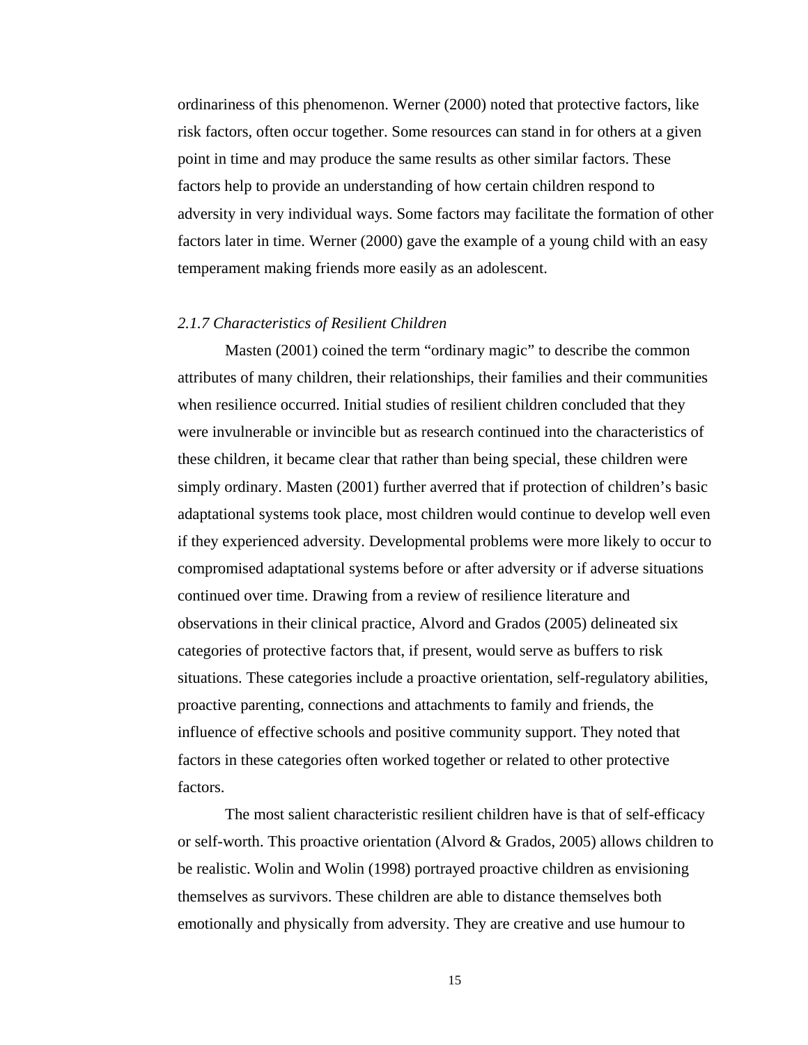ordinariness of this phenomenon. Werner (2000) noted that protective factors, like risk factors, often occur together. Some resources can stand in for others at a given point in time and may produce the same results as other similar factors. These factors help to provide an understanding of how certain children respond to adversity in very individual ways. Some factors may facilitate the formation of other factors later in time. Werner (2000) gave the example of a young child with an easy temperament making friends more easily as an adolescent.

### *2.1.7 Characteristics of Resilient Children*

Masten (2001) coined the term "ordinary magic" to describe the common attributes of many children, their relationships, their families and their communities when resilience occurred. Initial studies of resilient children concluded that they were invulnerable or invincible but as research continued into the characteristics of these children, it became clear that rather than being special, these children were simply ordinary. Masten (2001) further averred that if protection of children's basic adaptational systems took place, most children would continue to develop well even if they experienced adversity. Developmental problems were more likely to occur to compromised adaptational systems before or after adversity or if adverse situations continued over time. Drawing from a review of resilience literature and observations in their clinical practice, Alvord and Grados (2005) delineated six categories of protective factors that, if present, would serve as buffers to risk situations. These categories include a proactive orientation, self-regulatory abilities, proactive parenting, connections and attachments to family and friends, the influence of effective schools and positive community support. They noted that factors in these categories often worked together or related to other protective factors.

The most salient characteristic resilient children have is that of self-efficacy or self-worth. This proactive orientation (Alvord & Grados, 2005) allows children to be realistic. Wolin and Wolin (1998) portrayed proactive children as envisioning themselves as survivors. These children are able to distance themselves both emotionally and physically from adversity. They are creative and use humour to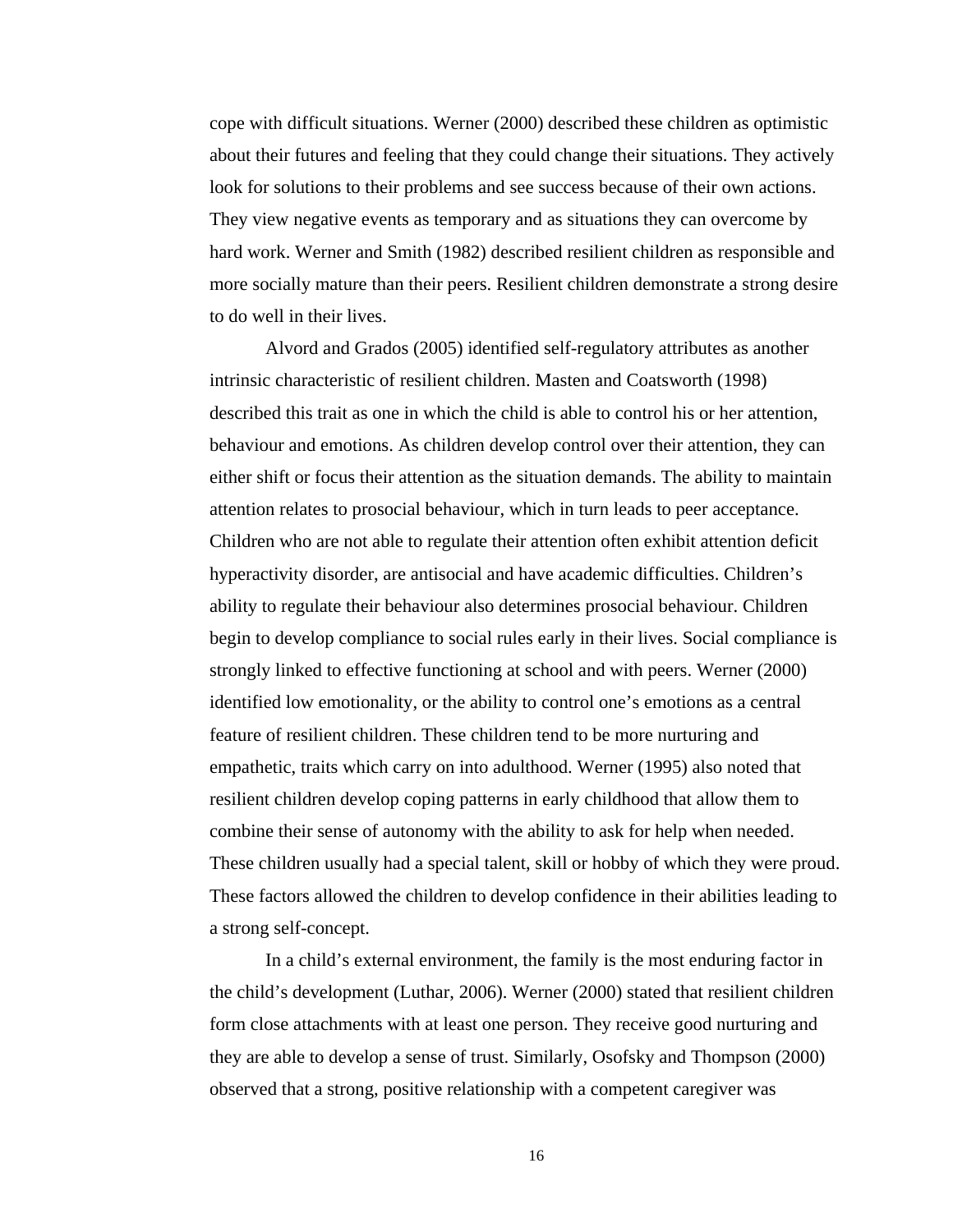cope with difficult situations. Werner (2000) described these children as optimistic about their futures and feeling that they could change their situations. They actively look for solutions to their problems and see success because of their own actions. They view negative events as temporary and as situations they can overcome by hard work. Werner and Smith (1982) described resilient children as responsible and more socially mature than their peers. Resilient children demonstrate a strong desire to do well in their lives.

Alvord and Grados (2005) identified self-regulatory attributes as another intrinsic characteristic of resilient children. Masten and Coatsworth (1998) described this trait as one in which the child is able to control his or her attention, behaviour and emotions. As children develop control over their attention, they can either shift or focus their attention as the situation demands. The ability to maintain attention relates to prosocial behaviour, which in turn leads to peer acceptance. Children who are not able to regulate their attention often exhibit attention deficit hyperactivity disorder, are antisocial and have academic difficulties. Children's ability to regulate their behaviour also determines prosocial behaviour. Children begin to develop compliance to social rules early in their lives. Social compliance is strongly linked to effective functioning at school and with peers. Werner (2000) identified low emotionality, or the ability to control one's emotions as a central feature of resilient children. These children tend to be more nurturing and empathetic, traits which carry on into adulthood. Werner (1995) also noted that resilient children develop coping patterns in early childhood that allow them to combine their sense of autonomy with the ability to ask for help when needed. These children usually had a special talent, skill or hobby of which they were proud. These factors allowed the children to develop confidence in their abilities leading to a strong self-concept.

In a child's external environment, the family is the most enduring factor in the child's development (Luthar, 2006). Werner (2000) stated that resilient children form close attachments with at least one person. They receive good nurturing and they are able to develop a sense of trust. Similarly, Osofsky and Thompson (2000) observed that a strong, positive relationship with a competent caregiver was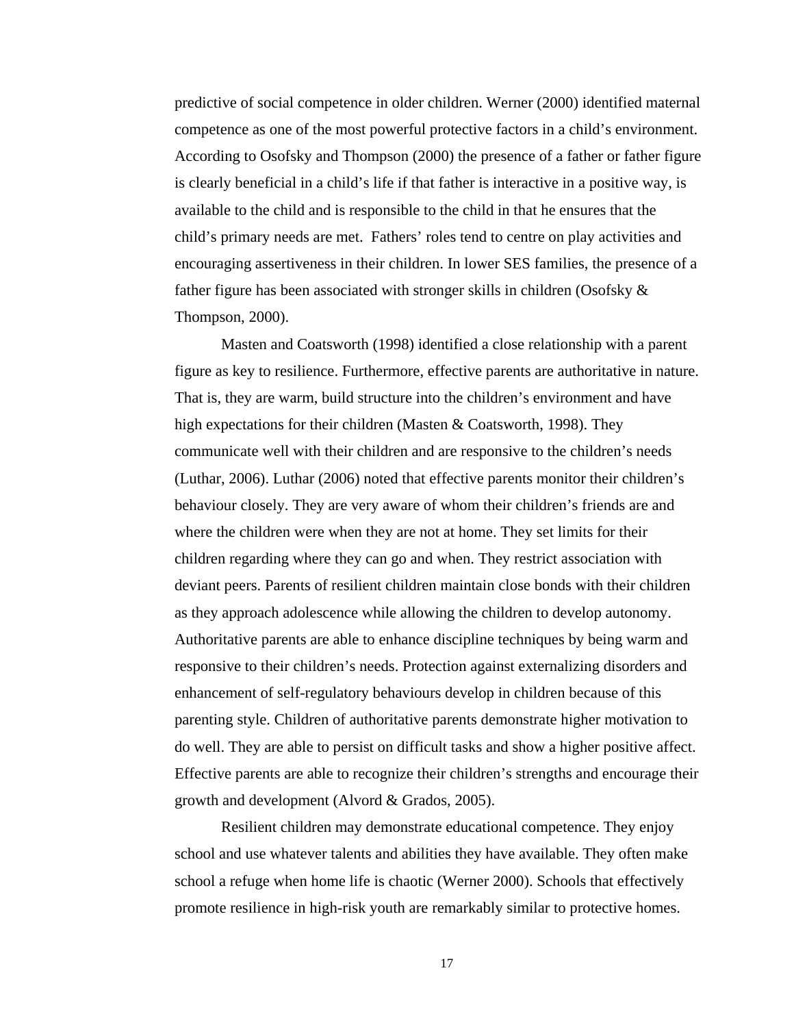predictive of social competence in older children. Werner (2000) identified maternal competence as one of the most powerful protective factors in a child's environment. According to Osofsky and Thompson (2000) the presence of a father or father figure is clearly beneficial in a child's life if that father is interactive in a positive way, is available to the child and is responsible to the child in that he ensures that the child's primary needs are met. Fathers' roles tend to centre on play activities and encouraging assertiveness in their children. In lower SES families, the presence of a father figure has been associated with stronger skills in children (Osofsky & Thompson, 2000).

Masten and Coatsworth (1998) identified a close relationship with a parent figure as key to resilience. Furthermore, effective parents are authoritative in nature. That is, they are warm, build structure into the children's environment and have high expectations for their children (Masten & Coatsworth, 1998). They communicate well with their children and are responsive to the children's needs (Luthar, 2006). Luthar (2006) noted that effective parents monitor their children's behaviour closely. They are very aware of whom their children's friends are and where the children were when they are not at home. They set limits for their children regarding where they can go and when. They restrict association with deviant peers. Parents of resilient children maintain close bonds with their children as they approach adolescence while allowing the children to develop autonomy. Authoritative parents are able to enhance discipline techniques by being warm and responsive to their children's needs. Protection against externalizing disorders and enhancement of self-regulatory behaviours develop in children because of this parenting style. Children of authoritative parents demonstrate higher motivation to do well. They are able to persist on difficult tasks and show a higher positive affect. Effective parents are able to recognize their children's strengths and encourage their growth and development (Alvord & Grados, 2005).

Resilient children may demonstrate educational competence. They enjoy school and use whatever talents and abilities they have available. They often make school a refuge when home life is chaotic (Werner 2000). Schools that effectively promote resilience in high-risk youth are remarkably similar to protective homes.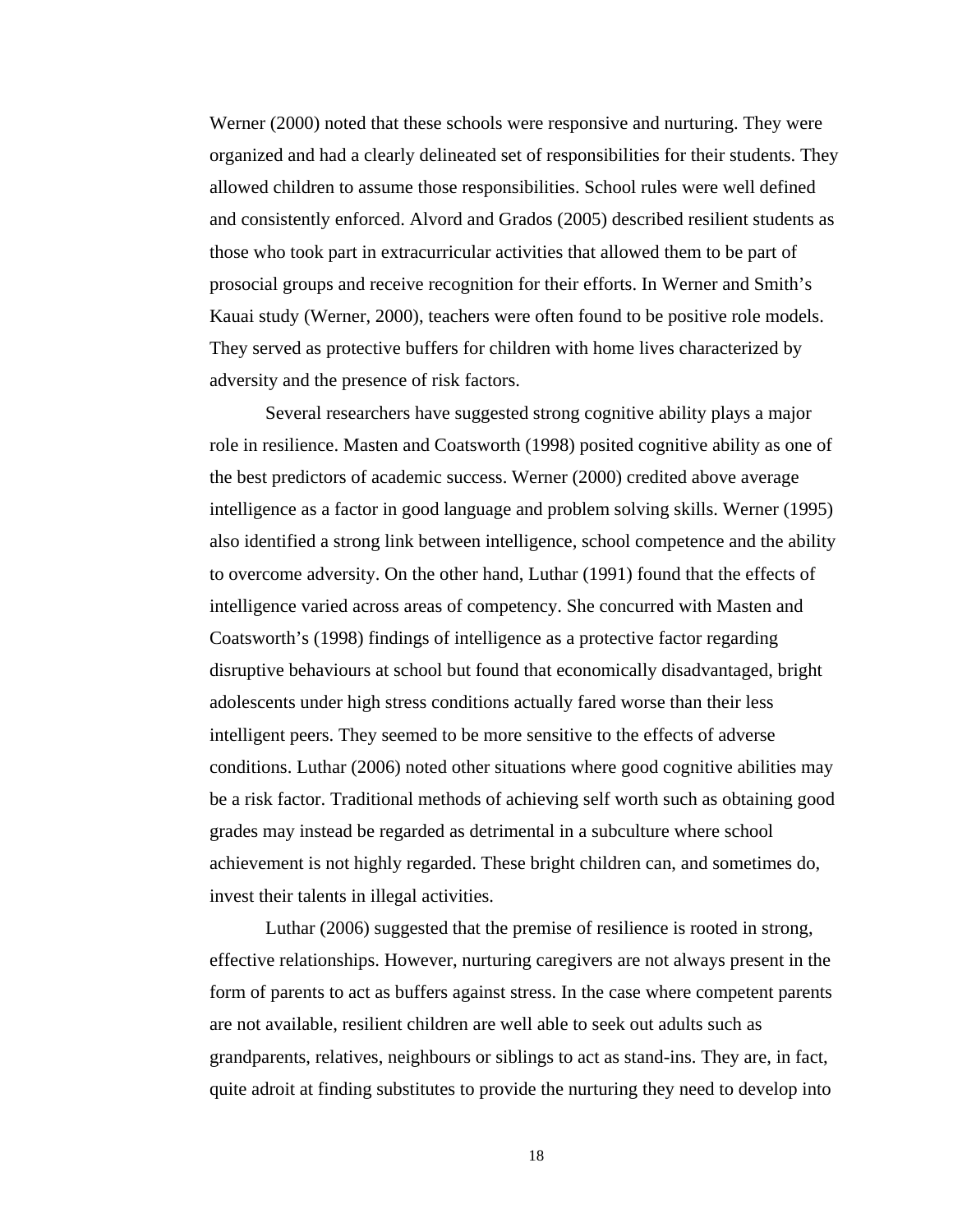Werner (2000) noted that these schools were responsive and nurturing. They were organized and had a clearly delineated set of responsibilities for their students. They allowed children to assume those responsibilities. School rules were well defined and consistently enforced. Alvord and Grados (2005) described resilient students as those who took part in extracurricular activities that allowed them to be part of prosocial groups and receive recognition for their efforts. In Werner and Smith's Kauai study (Werner, 2000), teachers were often found to be positive role models. They served as protective buffers for children with home lives characterized by adversity and the presence of risk factors.

Several researchers have suggested strong cognitive ability plays a major role in resilience. Masten and Coatsworth (1998) posited cognitive ability as one of the best predictors of academic success. Werner (2000) credited above average intelligence as a factor in good language and problem solving skills. Werner (1995) also identified a strong link between intelligence, school competence and the ability to overcome adversity. On the other hand, Luthar (1991) found that the effects of intelligence varied across areas of competency. She concurred with Masten and Coatsworth's (1998) findings of intelligence as a protective factor regarding disruptive behaviours at school but found that economically disadvantaged, bright adolescents under high stress conditions actually fared worse than their less intelligent peers. They seemed to be more sensitive to the effects of adverse conditions. Luthar (2006) noted other situations where good cognitive abilities may be a risk factor. Traditional methods of achieving self worth such as obtaining good grades may instead be regarded as detrimental in a subculture where school achievement is not highly regarded. These bright children can, and sometimes do, invest their talents in illegal activities.

Luthar (2006) suggested that the premise of resilience is rooted in strong, effective relationships. However, nurturing caregivers are not always present in the form of parents to act as buffers against stress. In the case where competent parents are not available, resilient children are well able to seek out adults such as grandparents, relatives, neighbours or siblings to act as stand-ins. They are, in fact, quite adroit at finding substitutes to provide the nurturing they need to develop into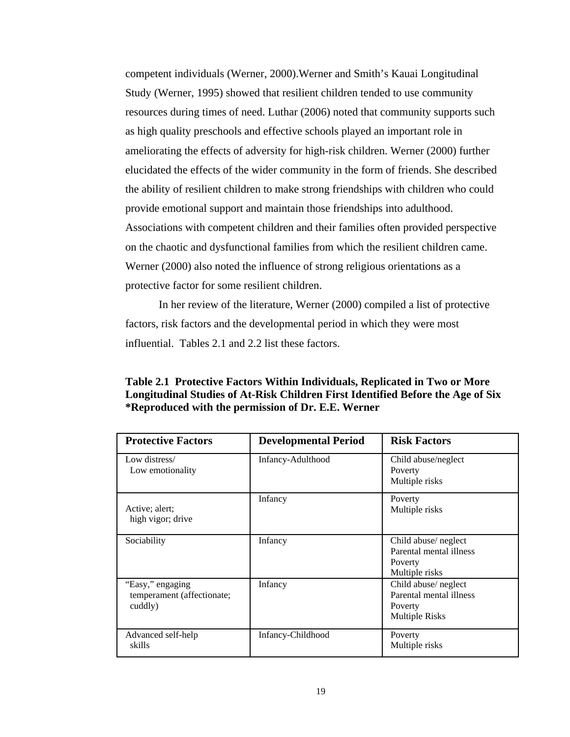competent individuals (Werner, 2000).Werner and Smith's Kauai Longitudinal Study (Werner, 1995) showed that resilient children tended to use community resources during times of need. Luthar (2006) noted that community supports such as high quality preschools and effective schools played an important role in ameliorating the effects of adversity for high-risk children. Werner (2000) further elucidated the effects of the wider community in the form of friends. She described the ability of resilient children to make strong friendships with children who could provide emotional support and maintain those friendships into adulthood. Associations with competent children and their families often provided perspective on the chaotic and dysfunctional families from which the resilient children came. Werner (2000) also noted the influence of strong religious orientations as a protective factor for some resilient children.

In her review of the literature, Werner (2000) compiled a list of protective factors, risk factors and the developmental period in which they were most influential. Tables 2.1 and 2.2 list these factors.

**Table 2.1 Protective Factors Within Individuals, Replicated in Two or More Longitudinal Studies of At-Risk Children First Identified Before the Age of Six *Reproduced with the permission of Dr. E.E. Werner**

| Protective Factors | Developmental Period | Risk Factors |
|---|---|---|
| Low distress/ Low emotionality | Infancy-Adulthood | Child abuse/neglect<br>Poverty<br>Multiple risks |
| Active; alert; high vigor; drive | Infancy | Poverty<br>Multiple risks |
| Sociability | Infancy | Child abuse/ neglect<br>Parental mental illness<br>Poverty<br>Multiple risks |
| "Easy," engaging temperament (affectionate; cuddly) | Infancy | Child abuse/ neglect<br>Parental mental illness<br>Poverty<br>Multiple Risks |
| Advanced self-help skills | Infancy-Childhood | Poverty<br>Multiple risks |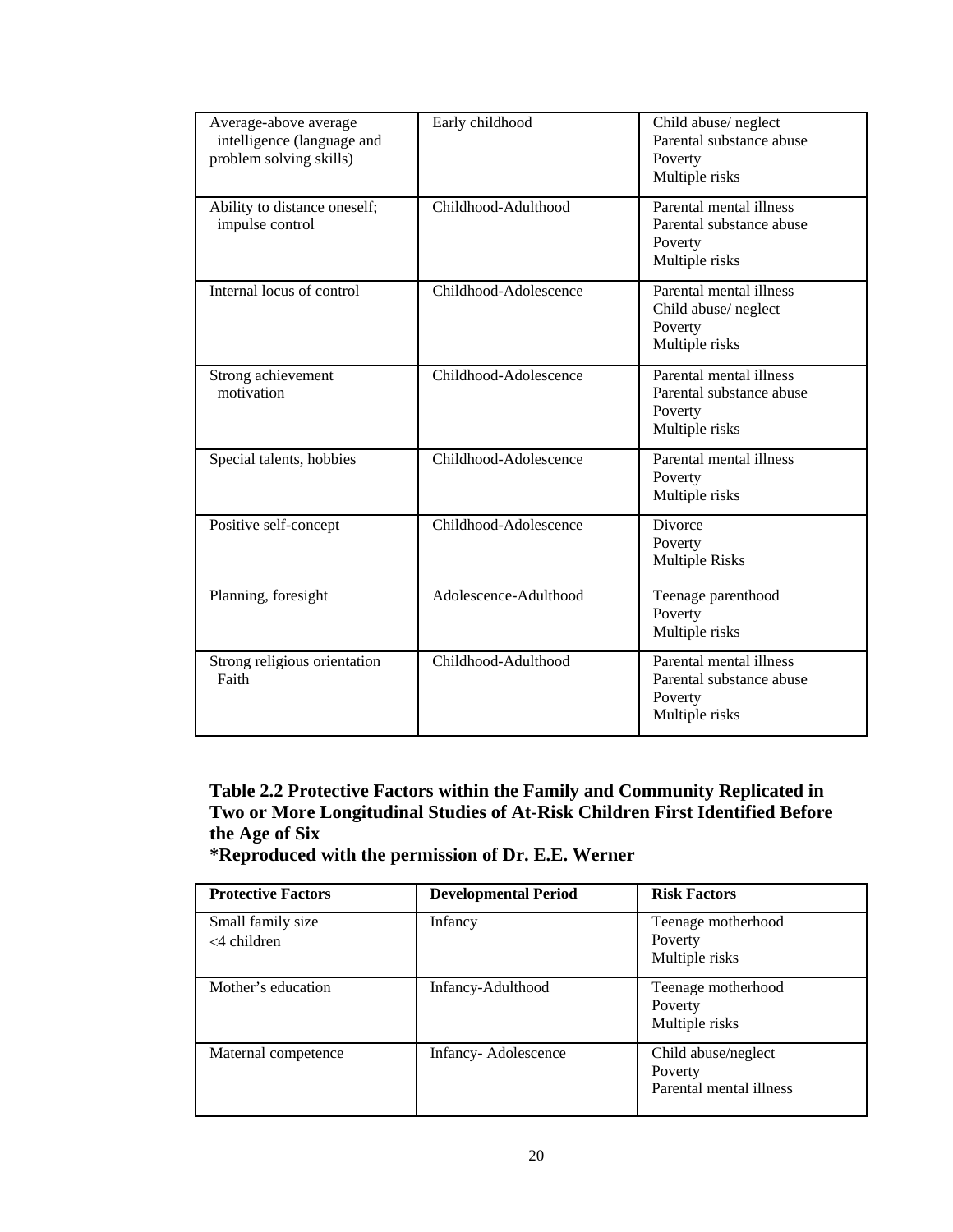| | | |
|---|---|---|
| Average-above average intelligence (language and problem solving skills) | Early childhood | Child abuse/ neglect<br>Parental substance abuse<br>Poverty<br>Multiple risks |
| Ability to distance oneself; impulse control | Childhood-Adulthood | Parental mental illness<br>Parental substance abuse<br>Poverty<br>Multiple risks |
| Internal locus of control | Childhood-Adolescence | Parental mental illness<br>Child abuse/ neglect<br>Poverty<br>Multiple risks |
| Strong achievement motivation | Childhood-Adolescence | Parental mental illness<br>Parental substance abuse<br>Poverty<br>Multiple risks |
| Special talents, hobbies | Childhood-Adolescence | Parental mental illness<br>Poverty<br>Multiple risks |
| Positive self-concept | Childhood-Adolescence | Divorce<br>Poverty<br>Multiple Risks |
| Planning, foresight | Adolescence-Adulthood | Teenage parenthood<br>Poverty<br>Multiple risks |
| Strong religious orientation Faith | Childhood-Adulthood | Parental mental illness<br>Parental substance abuse<br>Poverty<br>Multiple risks |

**Table 2.2 Protective Factors within the Family and Community Replicated in Two or More Longitudinal Studies of At-Risk Children First Identified Before the Age of Six**
**\*Reproduced with the permission of Dr. E.E. Werner**

| **Protective Factors** | **Developmental Period** | **Risk Factors** |
|---|---|---|
| Small family size <4 children | Infancy | Teenage motherhood<br>Poverty<br>Multiple risks |
| Mother's education | Infancy-Adulthood | Teenage motherhood<br>Poverty<br>Multiple risks |
| Maternal competence | Infancy- Adolescence | Child abuse/neglect<br>Poverty<br>Parental mental illness |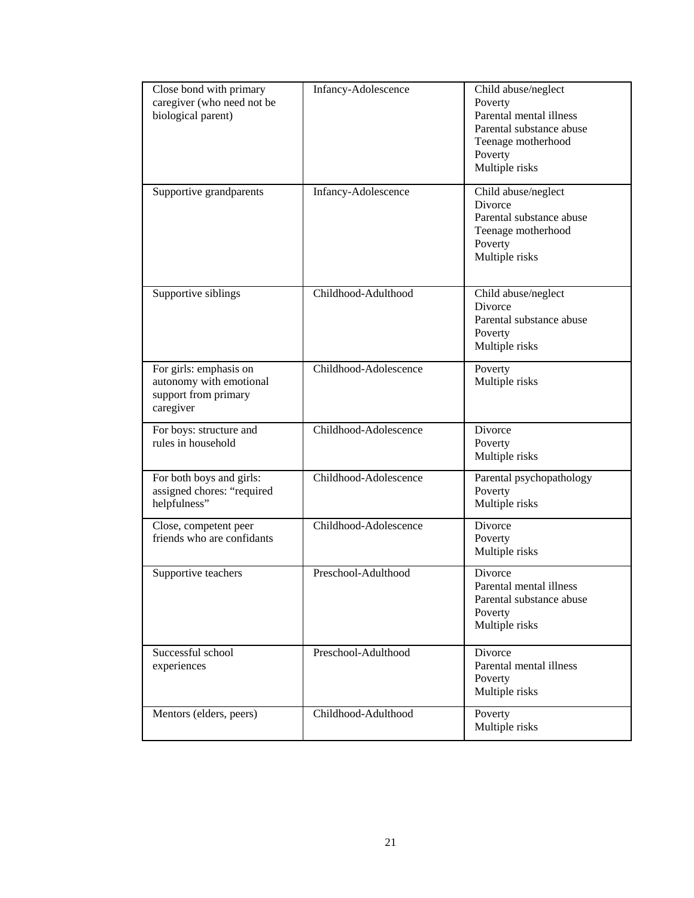| | | |
|---|---|---|
| Close bond with primary caregiver (who need not be biological parent) | Infancy-Adolescence | Child abuse/neglect<br>Poverty<br>Parental mental illness<br>Parental substance abuse<br>Teenage motherhood<br>Poverty<br>Multiple risks |
| Supportive grandparents | Infancy-Adolescence | Child abuse/neglect<br>Divorce<br>Parental substance abuse<br>Teenage motherhood<br>Poverty<br>Multiple risks |
| Supportive siblings | Childhood-Adulthood | Child abuse/neglect<br>Divorce<br>Parental substance abuse<br>Poverty<br>Multiple risks |
| For girls: emphasis on autonomy with emotional support from primary caregiver | Childhood-Adolescence | Poverty<br>Multiple risks |
| For boys: structure and rules in household | Childhood-Adolescence | Divorce<br>Poverty<br>Multiple risks |
| For both boys and girls: assigned chores: "required helpfulness" | Childhood-Adolescence | Parental psychopathology<br>Poverty<br>Multiple risks |
| Close, competent peer friends who are confidants | Childhood-Adolescence | Divorce<br>Poverty<br>Multiple risks |
| Supportive teachers | Preschool-Adulthood | Divorce<br>Parental mental illness<br>Parental substance abuse<br>Poverty<br>Multiple risks |
| Successful school experiences | Preschool-Adulthood | Divorce<br>Parental mental illness<br>Poverty<br>Multiple risks |
| Mentors (elders, peers) | Childhood-Adulthood | Poverty<br>Multiple risks |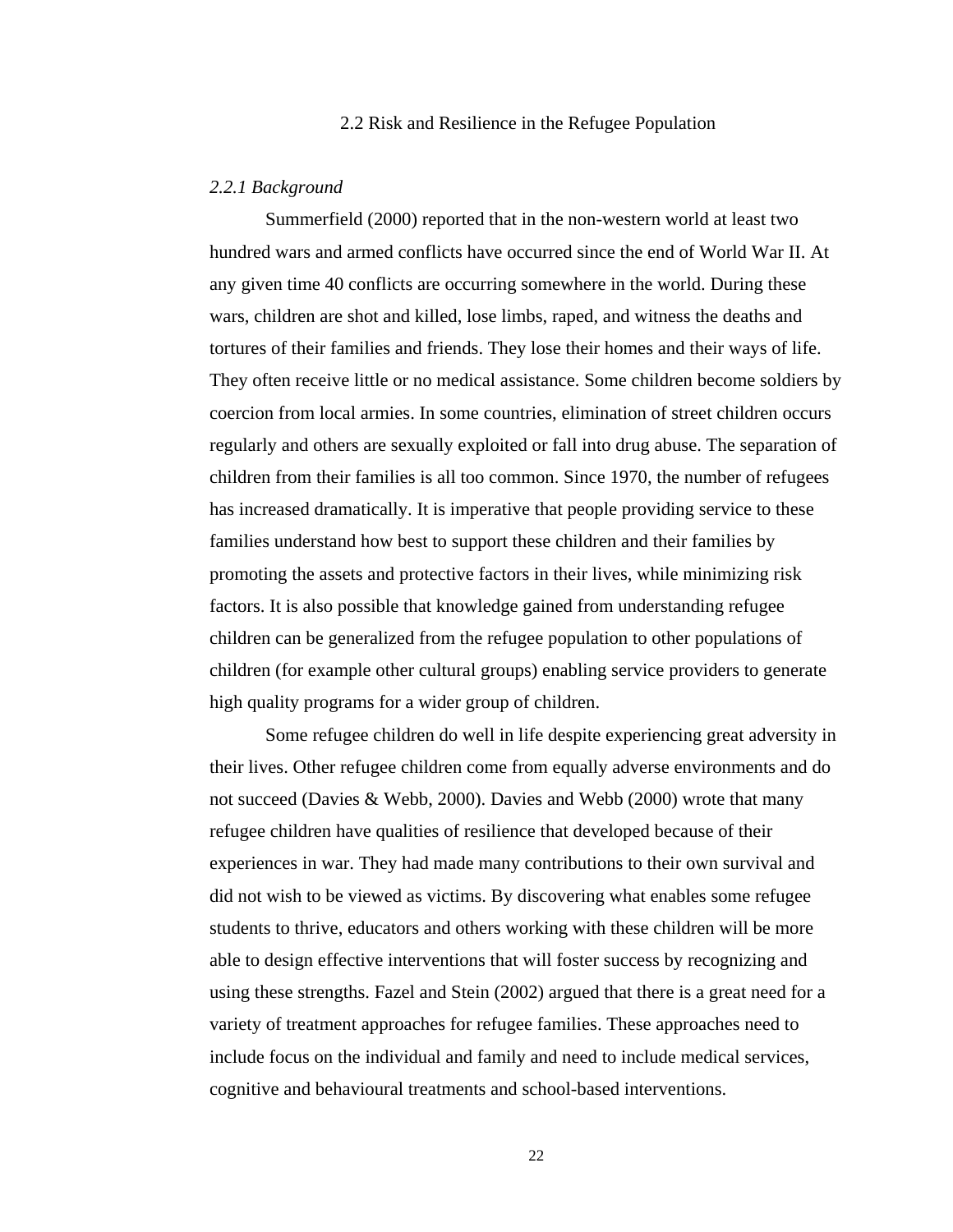## 2.2 Risk and Resilience in the Refugee Population

### *2.2.1 Background*

Summerfield (2000) reported that in the non-western world at least two hundred wars and armed conflicts have occurred since the end of World War II. At any given time 40 conflicts are occurring somewhere in the world. During these wars, children are shot and killed, lose limbs, raped, and witness the deaths and tortures of their families and friends. They lose their homes and their ways of life. They often receive little or no medical assistance. Some children become soldiers by coercion from local armies. In some countries, elimination of street children occurs regularly and others are sexually exploited or fall into drug abuse. The separation of children from their families is all too common. Since 1970, the number of refugees has increased dramatically. It is imperative that people providing service to these families understand how best to support these children and their families by promoting the assets and protective factors in their lives, while minimizing risk factors. It is also possible that knowledge gained from understanding refugee children can be generalized from the refugee population to other populations of children (for example other cultural groups) enabling service providers to generate high quality programs for a wider group of children.

Some refugee children do well in life despite experiencing great adversity in their lives. Other refugee children come from equally adverse environments and do not succeed (Davies & Webb, 2000). Davies and Webb (2000) wrote that many refugee children have qualities of resilience that developed because of their experiences in war. They had made many contributions to their own survival and did not wish to be viewed as victims. By discovering what enables some refugee students to thrive, educators and others working with these children will be more able to design effective interventions that will foster success by recognizing and using these strengths. Fazel and Stein (2002) argued that there is a great need for a variety of treatment approaches for refugee families. These approaches need to include focus on the individual and family and need to include medical services, cognitive and behavioural treatments and school-based interventions.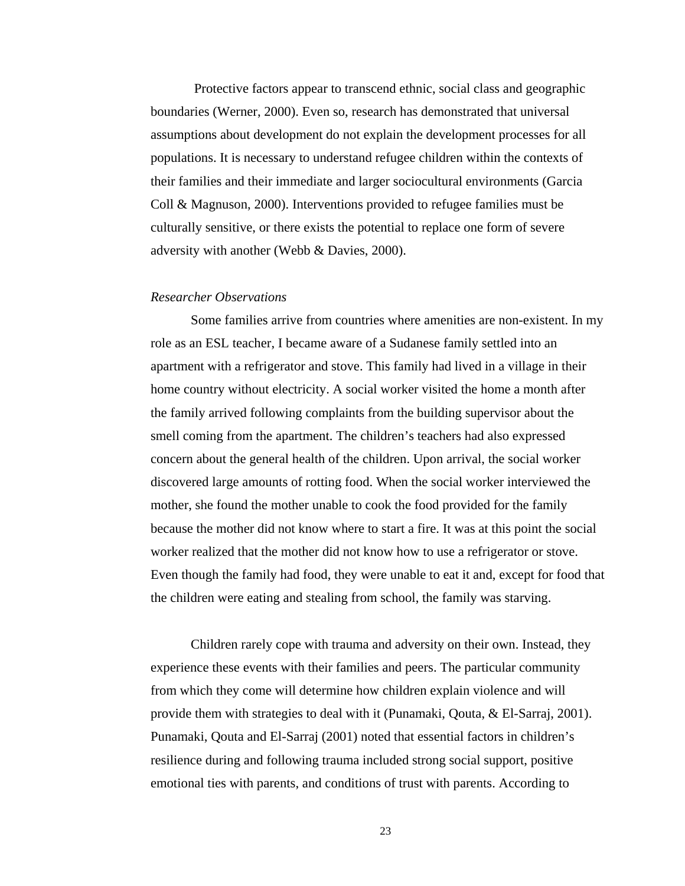Protective factors appear to transcend ethnic, social class and geographic boundaries (Werner, 2000). Even so, research has demonstrated that universal assumptions about development do not explain the development processes for all populations. It is necessary to understand refugee children within the contexts of their families and their immediate and larger sociocultural environments (Garcia Coll & Magnuson, 2000). Interventions provided to refugee families must be culturally sensitive, or there exists the potential to replace one form of severe adversity with another (Webb & Davies, 2000).

*Researcher Observations*

Some families arrive from countries where amenities are non-existent. In my role as an ESL teacher, I became aware of a Sudanese family settled into an apartment with a refrigerator and stove. This family had lived in a village in their home country without electricity. A social worker visited the home a month after the family arrived following complaints from the building supervisor about the smell coming from the apartment. The children's teachers had also expressed concern about the general health of the children. Upon arrival, the social worker discovered large amounts of rotting food. When the social worker interviewed the mother, she found the mother unable to cook the food provided for the family because the mother did not know where to start a fire. It was at this point the social worker realized that the mother did not know how to use a refrigerator or stove. Even though the family had food, they were unable to eat it and, except for food that the children were eating and stealing from school, the family was starving.

Children rarely cope with trauma and adversity on their own. Instead, they experience these events with their families and peers. The particular community from which they come will determine how children explain violence and will provide them with strategies to deal with it (Punamaki, Qouta, & El-Sarraj, 2001). Punamaki, Qouta and El-Sarraj (2001) noted that essential factors in children's resilience during and following trauma included strong social support, positive emotional ties with parents, and conditions of trust with parents. According to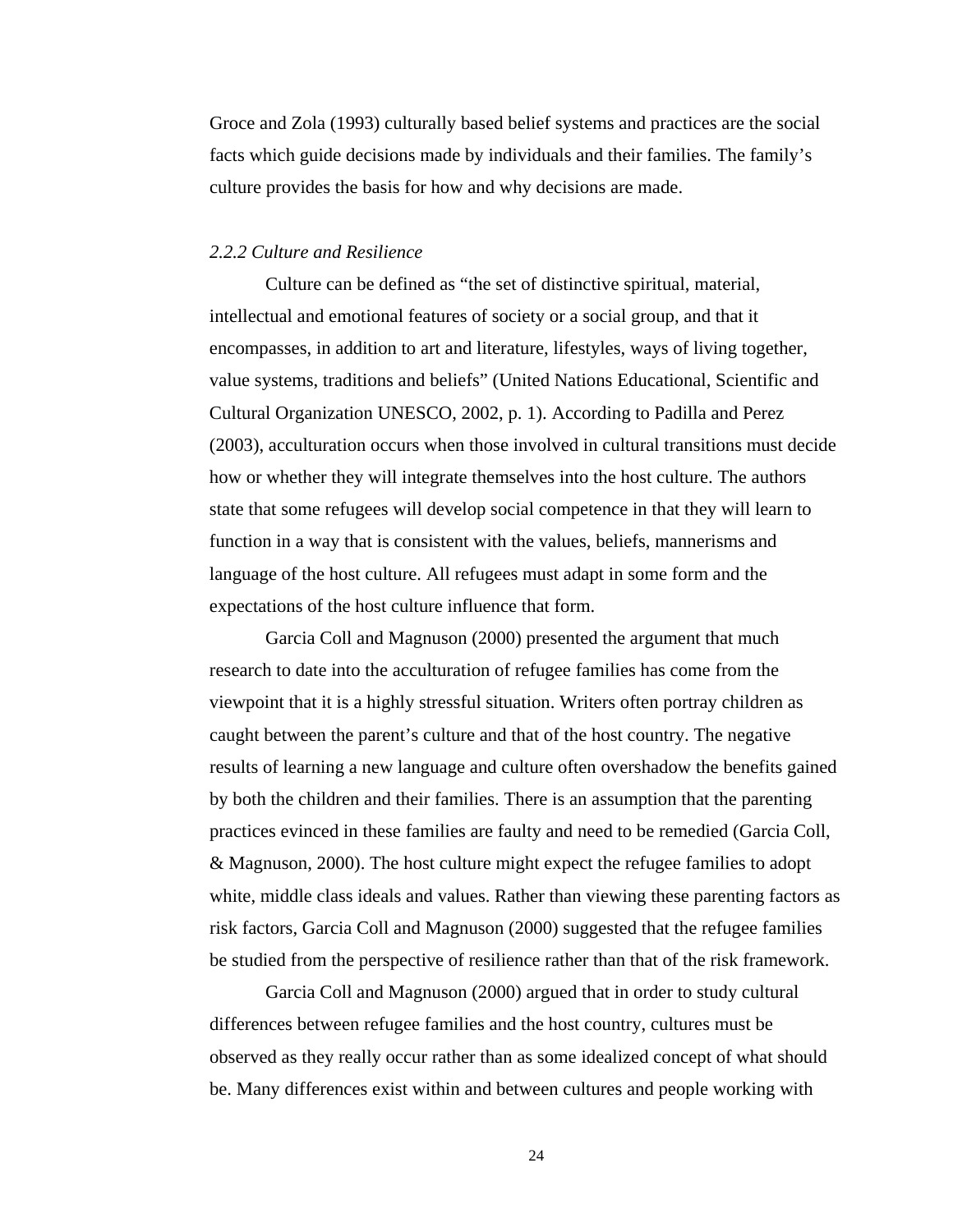Groce and Zola (1993) culturally based belief systems and practices are the social facts which guide decisions made by individuals and their families. The family's culture provides the basis for how and why decisions are made.

*2.2.2 Culture and Resilience*

Culture can be defined as "the set of distinctive spiritual, material, intellectual and emotional features of society or a social group, and that it encompasses, in addition to art and literature, lifestyles, ways of living together, value systems, traditions and beliefs" (United Nations Educational, Scientific and Cultural Organization UNESCO, 2002, p. 1). According to Padilla and Perez (2003), acculturation occurs when those involved in cultural transitions must decide how or whether they will integrate themselves into the host culture. The authors state that some refugees will develop social competence in that they will learn to function in a way that is consistent with the values, beliefs, mannerisms and language of the host culture. All refugees must adapt in some form and the expectations of the host culture influence that form.

Garcia Coll and Magnuson (2000) presented the argument that much research to date into the acculturation of refugee families has come from the viewpoint that it is a highly stressful situation. Writers often portray children as caught between the parent's culture and that of the host country. The negative results of learning a new language and culture often overshadow the benefits gained by both the children and their families. There is an assumption that the parenting practices evinced in these families are faulty and need to be remedied (Garcia Coll, & Magnuson, 2000). The host culture might expect the refugee families to adopt white, middle class ideals and values. Rather than viewing these parenting factors as risk factors, Garcia Coll and Magnuson (2000) suggested that the refugee families be studied from the perspective of resilience rather than that of the risk framework.

Garcia Coll and Magnuson (2000) argued that in order to study cultural differences between refugee families and the host country, cultures must be observed as they really occur rather than as some idealized concept of what should be. Many differences exist within and between cultures and people working with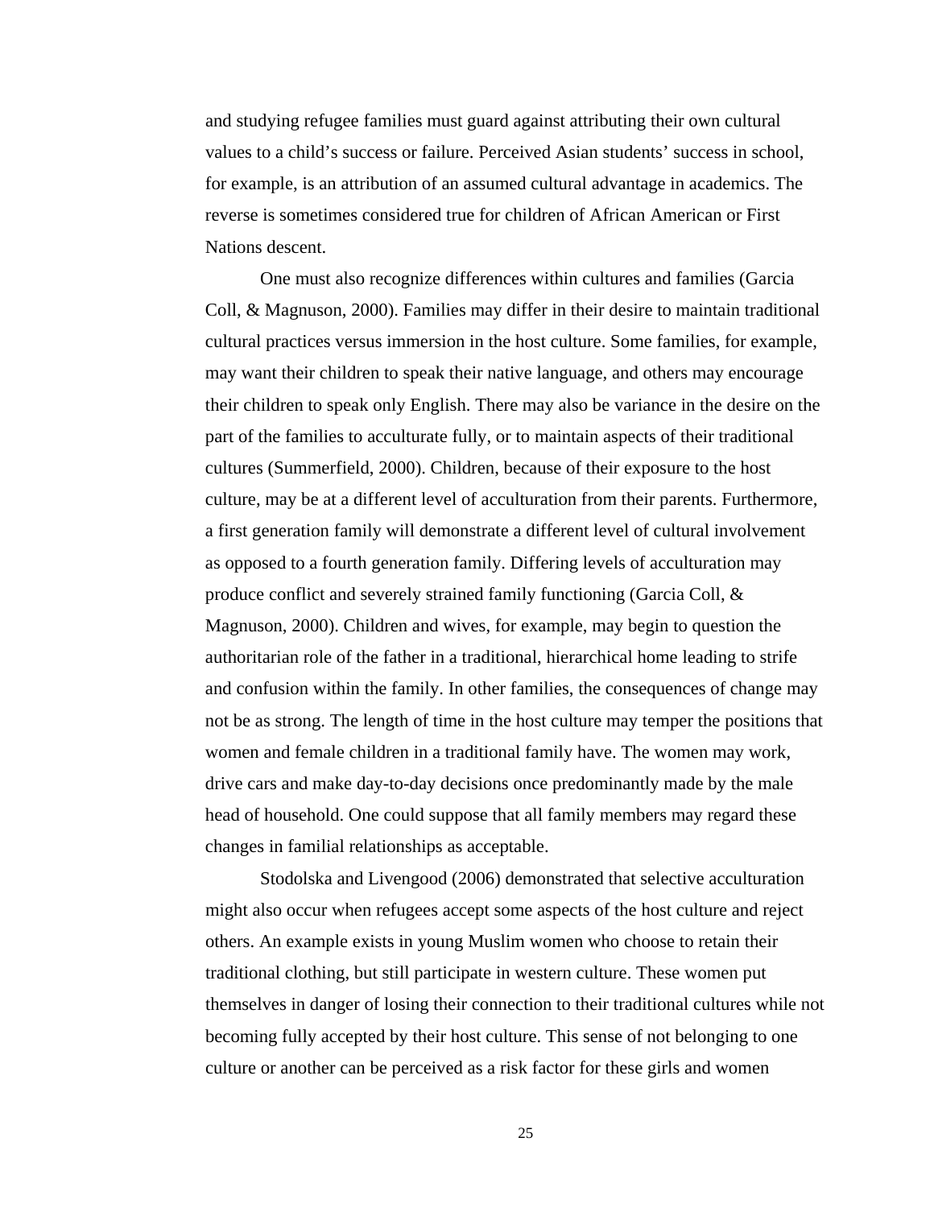and studying refugee families must guard against attributing their own cultural values to a child's success or failure. Perceived Asian students' success in school, for example, is an attribution of an assumed cultural advantage in academics. The reverse is sometimes considered true for children of African American or First Nations descent.

One must also recognize differences within cultures and families (Garcia Coll, & Magnuson, 2000). Families may differ in their desire to maintain traditional cultural practices versus immersion in the host culture. Some families, for example, may want their children to speak their native language, and others may encourage their children to speak only English. There may also be variance in the desire on the part of the families to acculturate fully, or to maintain aspects of their traditional cultures (Summerfield, 2000). Children, because of their exposure to the host culture, may be at a different level of acculturation from their parents. Furthermore, a first generation family will demonstrate a different level of cultural involvement as opposed to a fourth generation family. Differing levels of acculturation may produce conflict and severely strained family functioning (Garcia Coll, & Magnuson, 2000). Children and wives, for example, may begin to question the authoritarian role of the father in a traditional, hierarchical home leading to strife and confusion within the family. In other families, the consequences of change may not be as strong. The length of time in the host culture may temper the positions that women and female children in a traditional family have. The women may work, drive cars and make day-to-day decisions once predominantly made by the male head of household. One could suppose that all family members may regard these changes in familial relationships as acceptable.

Stodolska and Livengood (2006) demonstrated that selective acculturation might also occur when refugees accept some aspects of the host culture and reject others. An example exists in young Muslim women who choose to retain their traditional clothing, but still participate in western culture. These women put themselves in danger of losing their connection to their traditional cultures while not becoming fully accepted by their host culture. This sense of not belonging to one culture or another can be perceived as a risk factor for these girls and women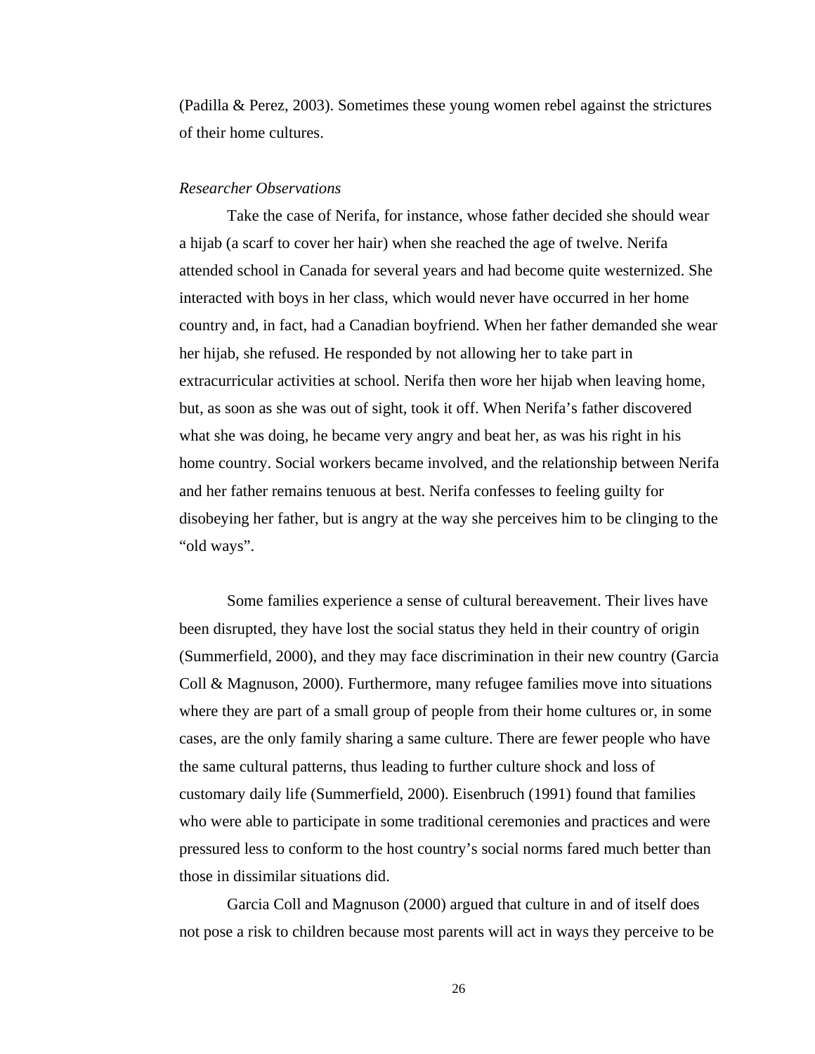(Padilla & Perez, 2003). Sometimes these young women rebel against the strictures of their home cultures.

*Researcher Observations*

Take the case of Nerifa, for instance, whose father decided she should wear a hijab (a scarf to cover her hair) when she reached the age of twelve. Nerifa attended school in Canada for several years and had become quite westernized. She interacted with boys in her class, which would never have occurred in her home country and, in fact, had a Canadian boyfriend. When her father demanded she wear her hijab, she refused. He responded by not allowing her to take part in extracurricular activities at school. Nerifa then wore her hijab when leaving home, but, as soon as she was out of sight, took it off. When Nerifa's father discovered what she was doing, he became very angry and beat her, as was his right in his home country. Social workers became involved, and the relationship between Nerifa and her father remains tenuous at best. Nerifa confesses to feeling guilty for disobeying her father, but is angry at the way she perceives him to be clinging to the "old ways".

Some families experience a sense of cultural bereavement. Their lives have been disrupted, they have lost the social status they held in their country of origin (Summerfield, 2000), and they may face discrimination in their new country (Garcia Coll & Magnuson, 2000). Furthermore, many refugee families move into situations where they are part of a small group of people from their home cultures or, in some cases, are the only family sharing a same culture. There are fewer people who have the same cultural patterns, thus leading to further culture shock and loss of customary daily life (Summerfield, 2000). Eisenbruch (1991) found that families who were able to participate in some traditional ceremonies and practices and were pressured less to conform to the host country's social norms fared much better than those in dissimilar situations did.

Garcia Coll and Magnuson (2000) argued that culture in and of itself does not pose a risk to children because most parents will act in ways they perceive to be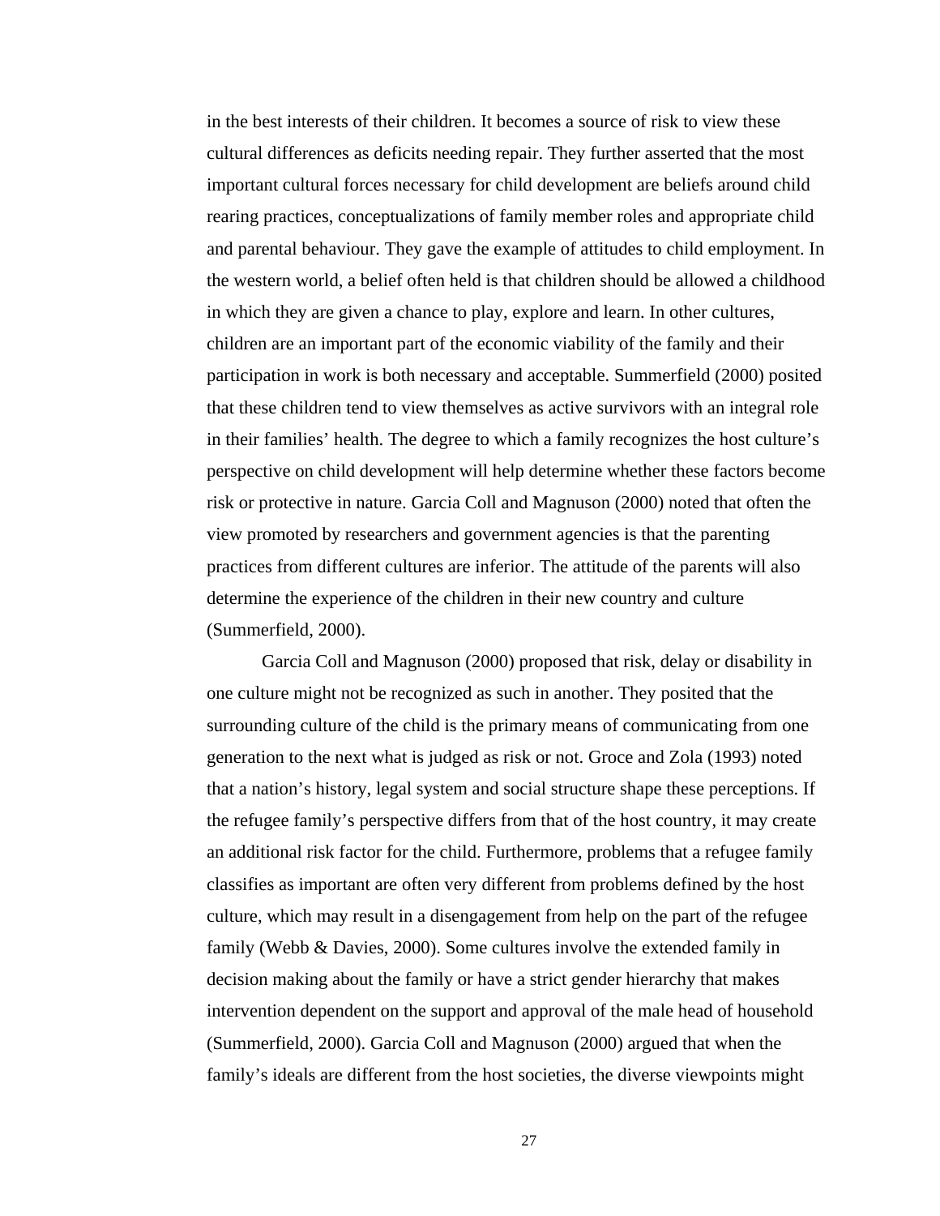in the best interests of their children. It becomes a source of risk to view these cultural differences as deficits needing repair. They further asserted that the most important cultural forces necessary for child development are beliefs around child rearing practices, conceptualizations of family member roles and appropriate child and parental behaviour. They gave the example of attitudes to child employment. In the western world, a belief often held is that children should be allowed a childhood in which they are given a chance to play, explore and learn. In other cultures, children are an important part of the economic viability of the family and their participation in work is both necessary and acceptable. Summerfield (2000) posited that these children tend to view themselves as active survivors with an integral role in their families' health. The degree to which a family recognizes the host culture's perspective on child development will help determine whether these factors become risk or protective in nature. Garcia Coll and Magnuson (2000) noted that often the view promoted by researchers and government agencies is that the parenting practices from different cultures are inferior. The attitude of the parents will also determine the experience of the children in their new country and culture (Summerfield, 2000).

Garcia Coll and Magnuson (2000) proposed that risk, delay or disability in one culture might not be recognized as such in another. They posited that the surrounding culture of the child is the primary means of communicating from one generation to the next what is judged as risk or not. Groce and Zola (1993) noted that a nation's history, legal system and social structure shape these perceptions. If the refugee family's perspective differs from that of the host country, it may create an additional risk factor for the child. Furthermore, problems that a refugee family classifies as important are often very different from problems defined by the host culture, which may result in a disengagement from help on the part of the refugee family (Webb & Davies, 2000). Some cultures involve the extended family in decision making about the family or have a strict gender hierarchy that makes intervention dependent on the support and approval of the male head of household (Summerfield, 2000). Garcia Coll and Magnuson (2000) argued that when the family's ideals are different from the host societies, the diverse viewpoints might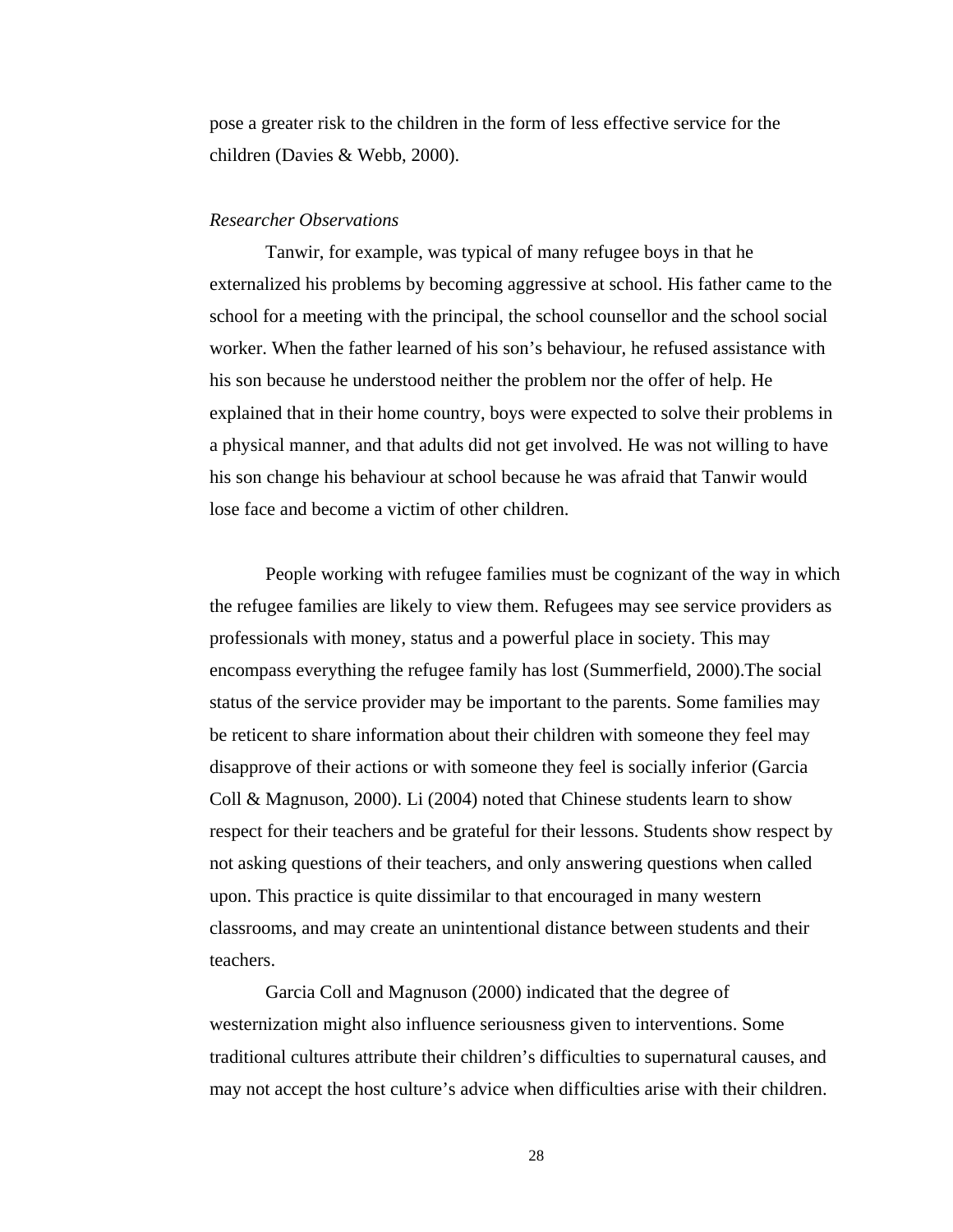pose a greater risk to the children in the form of less effective service for the children (Davies & Webb, 2000).

*Researcher Observations*

Tanwir, for example, was typical of many refugee boys in that he externalized his problems by becoming aggressive at school. His father came to the school for a meeting with the principal, the school counsellor and the school social worker. When the father learned of his son's behaviour, he refused assistance with his son because he understood neither the problem nor the offer of help. He explained that in their home country, boys were expected to solve their problems in a physical manner, and that adults did not get involved. He was not willing to have his son change his behaviour at school because he was afraid that Tanwir would lose face and become a victim of other children.

People working with refugee families must be cognizant of the way in which the refugee families are likely to view them. Refugees may see service providers as professionals with money, status and a powerful place in society. This may encompass everything the refugee family has lost (Summerfield, 2000).The social status of the service provider may be important to the parents. Some families may be reticent to share information about their children with someone they feel may disapprove of their actions or with someone they feel is socially inferior (Garcia Coll & Magnuson, 2000). Li (2004) noted that Chinese students learn to show respect for their teachers and be grateful for their lessons. Students show respect by not asking questions of their teachers, and only answering questions when called upon. This practice is quite dissimilar to that encouraged in many western classrooms, and may create an unintentional distance between students and their teachers.

Garcia Coll and Magnuson (2000) indicated that the degree of westernization might also influence seriousness given to interventions. Some traditional cultures attribute their children's difficulties to supernatural causes, and may not accept the host culture's advice when difficulties arise with their children.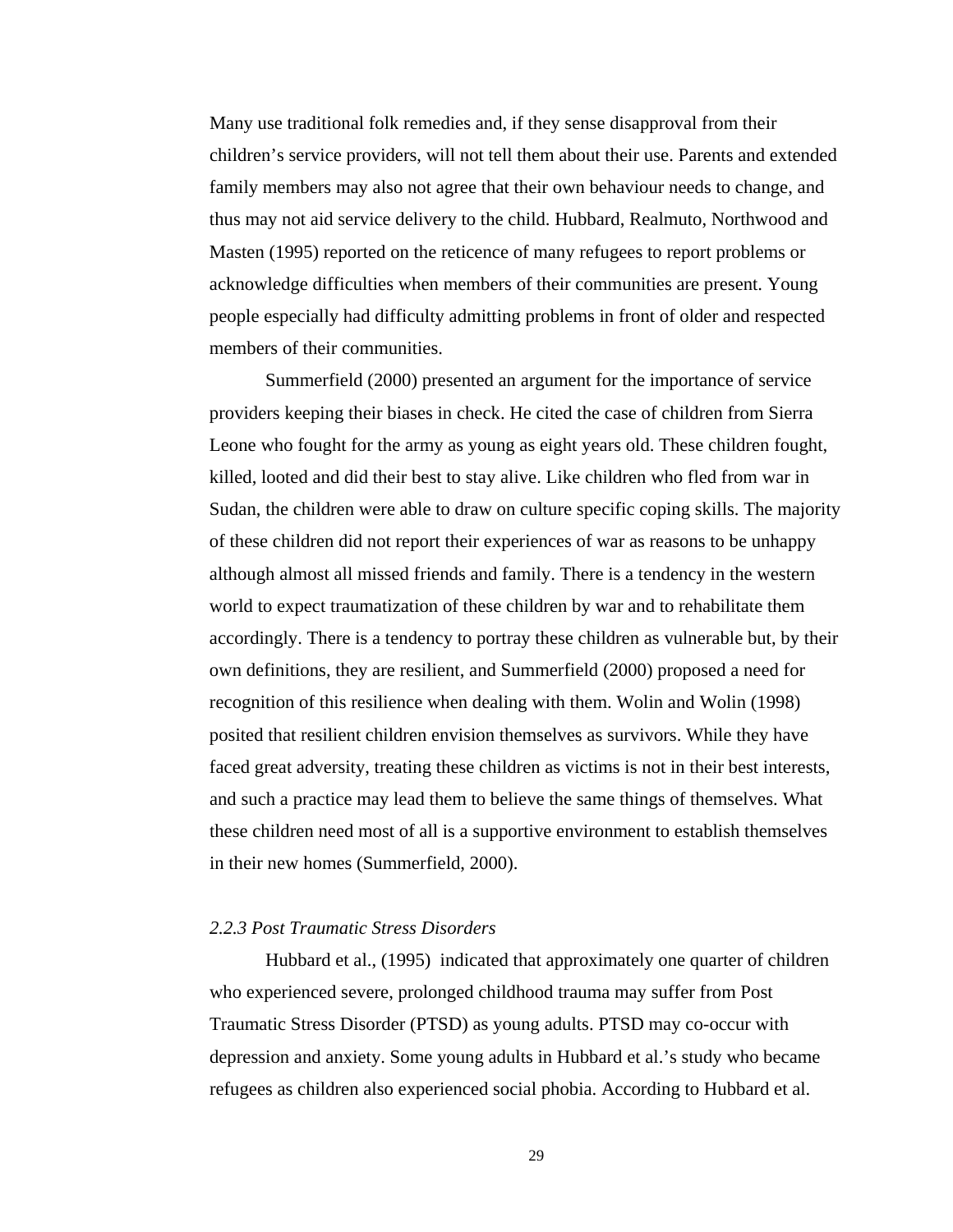Many use traditional folk remedies and, if they sense disapproval from their children's service providers, will not tell them about their use. Parents and extended family members may also not agree that their own behaviour needs to change, and thus may not aid service delivery to the child. Hubbard, Realmuto, Northwood and Masten (1995) reported on the reticence of many refugees to report problems or acknowledge difficulties when members of their communities are present. Young people especially had difficulty admitting problems in front of older and respected members of their communities.

Summerfield (2000) presented an argument for the importance of service providers keeping their biases in check. He cited the case of children from Sierra Leone who fought for the army as young as eight years old. These children fought, killed, looted and did their best to stay alive. Like children who fled from war in Sudan, the children were able to draw on culture specific coping skills. The majority of these children did not report their experiences of war as reasons to be unhappy although almost all missed friends and family. There is a tendency in the western world to expect traumatization of these children by war and to rehabilitate them accordingly. There is a tendency to portray these children as vulnerable but, by their own definitions, they are resilient, and Summerfield (2000) proposed a need for recognition of this resilience when dealing with them. Wolin and Wolin (1998) posited that resilient children envision themselves as survivors. While they have faced great adversity, treating these children as victims is not in their best interests, and such a practice may lead them to believe the same things of themselves. What these children need most of all is a supportive environment to establish themselves in their new homes (Summerfield, 2000).

### *2.2.3 Post Traumatic Stress Disorders*

Hubbard et al., (1995) indicated that approximately one quarter of children who experienced severe, prolonged childhood trauma may suffer from Post Traumatic Stress Disorder (PTSD) as young adults. PTSD may co-occur with depression and anxiety. Some young adults in Hubbard et al.'s study who became refugees as children also experienced social phobia. According to Hubbard et al.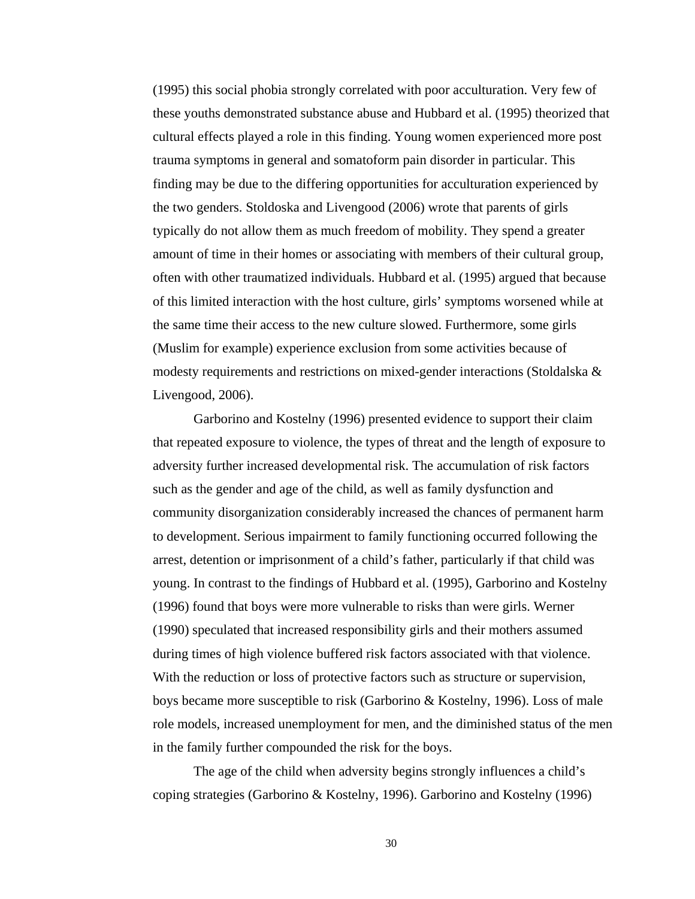(1995) this social phobia strongly correlated with poor acculturation. Very few of these youths demonstrated substance abuse and Hubbard et al. (1995) theorized that cultural effects played a role in this finding. Young women experienced more post trauma symptoms in general and somatoform pain disorder in particular. This finding may be due to the differing opportunities for acculturation experienced by the two genders. Stoldoska and Livengood (2006) wrote that parents of girls typically do not allow them as much freedom of mobility. They spend a greater amount of time in their homes or associating with members of their cultural group, often with other traumatized individuals. Hubbard et al. (1995) argued that because of this limited interaction with the host culture, girls' symptoms worsened while at the same time their access to the new culture slowed. Furthermore, some girls (Muslim for example) experience exclusion from some activities because of modesty requirements and restrictions on mixed-gender interactions (Stoldalska & Livengood, 2006).

Garborino and Kostelny (1996) presented evidence to support their claim that repeated exposure to violence, the types of threat and the length of exposure to adversity further increased developmental risk. The accumulation of risk factors such as the gender and age of the child, as well as family dysfunction and community disorganization considerably increased the chances of permanent harm to development. Serious impairment to family functioning occurred following the arrest, detention or imprisonment of a child's father, particularly if that child was young. In contrast to the findings of Hubbard et al. (1995), Garborino and Kostelny (1996) found that boys were more vulnerable to risks than were girls. Werner (1990) speculated that increased responsibility girls and their mothers assumed during times of high violence buffered risk factors associated with that violence. With the reduction or loss of protective factors such as structure or supervision, boys became more susceptible to risk (Garborino & Kostelny, 1996). Loss of male role models, increased unemployment for men, and the diminished status of the men in the family further compounded the risk for the boys.

The age of the child when adversity begins strongly influences a child's coping strategies (Garborino & Kostelny, 1996). Garborino and Kostelny (1996)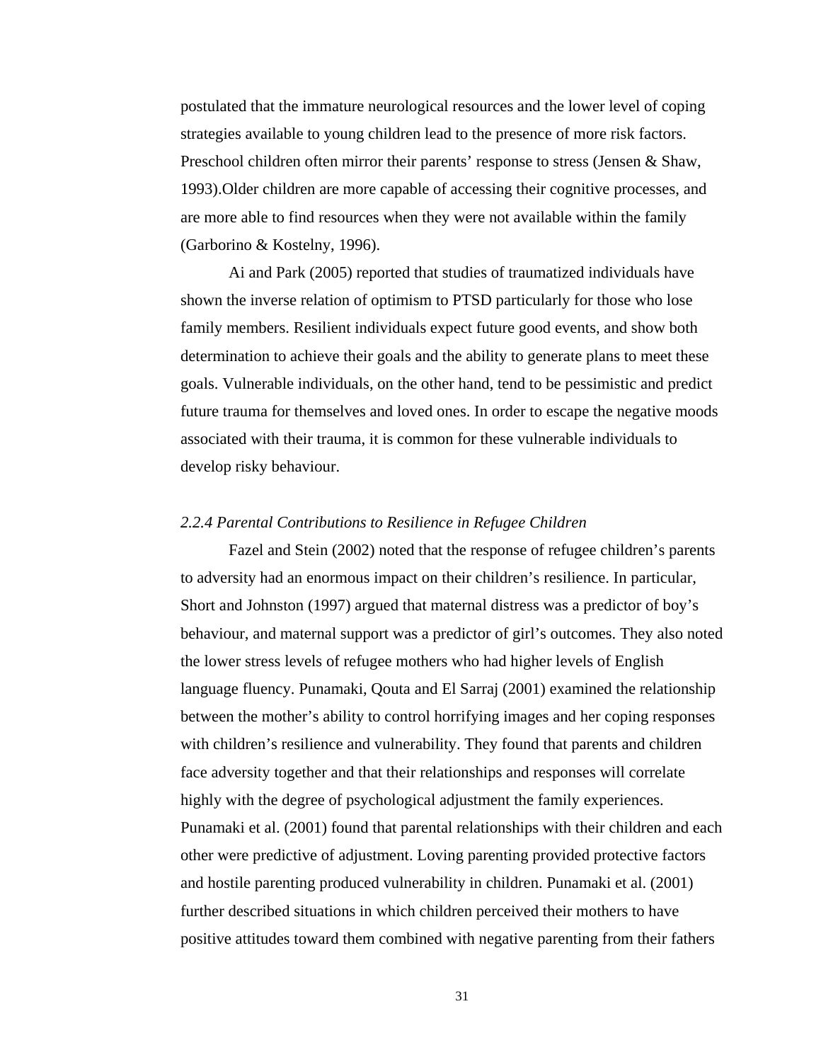postulated that the immature neurological resources and the lower level of coping strategies available to young children lead to the presence of more risk factors. Preschool children often mirror their parents' response to stress (Jensen & Shaw, 1993).Older children are more capable of accessing their cognitive processes, and are more able to find resources when they were not available within the family (Garborino & Kostelny, 1996).

Ai and Park (2005) reported that studies of traumatized individuals have shown the inverse relation of optimism to PTSD particularly for those who lose family members. Resilient individuals expect future good events, and show both determination to achieve their goals and the ability to generate plans to meet these goals. Vulnerable individuals, on the other hand, tend to be pessimistic and predict future trauma for themselves and loved ones. In order to escape the negative moods associated with their trauma, it is common for these vulnerable individuals to develop risky behaviour.

### *2.2.4 Parental Contributions to Resilience in Refugee Children*

Fazel and Stein (2002) noted that the response of refugee children's parents to adversity had an enormous impact on their children's resilience. In particular, Short and Johnston (1997) argued that maternal distress was a predictor of boy's behaviour, and maternal support was a predictor of girl's outcomes. They also noted the lower stress levels of refugee mothers who had higher levels of English language fluency. Punamaki, Qouta and El Sarraj (2001) examined the relationship between the mother's ability to control horrifying images and her coping responses with children's resilience and vulnerability. They found that parents and children face adversity together and that their relationships and responses will correlate highly with the degree of psychological adjustment the family experiences. Punamaki et al. (2001) found that parental relationships with their children and each other were predictive of adjustment. Loving parenting provided protective factors and hostile parenting produced vulnerability in children. Punamaki et al. (2001) further described situations in which children perceived their mothers to have positive attitudes toward them combined with negative parenting from their fathers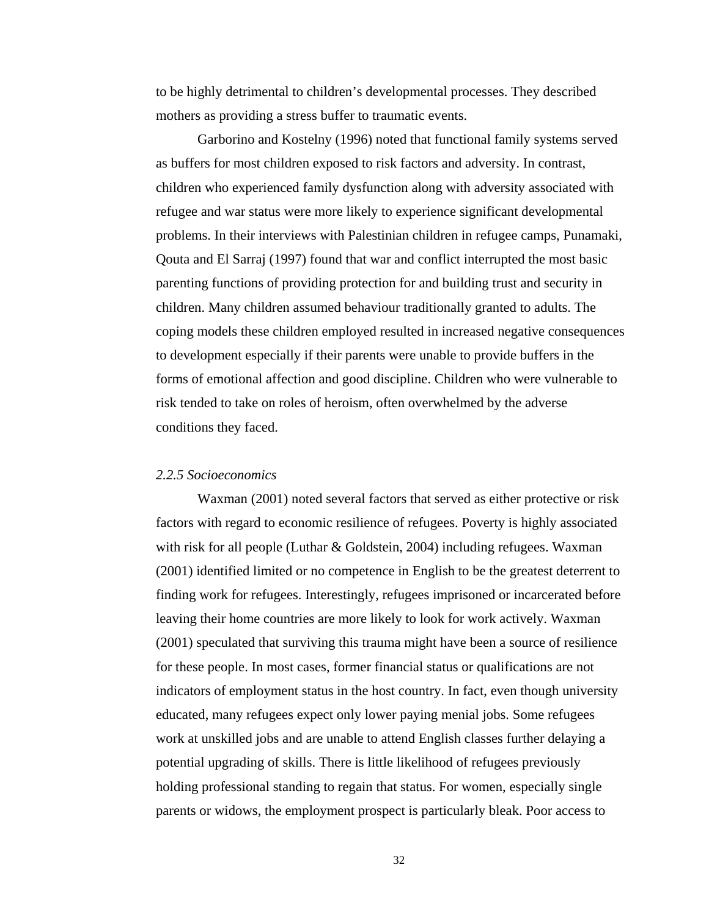to be highly detrimental to children's developmental processes. They described mothers as providing a stress buffer to traumatic events.

Garborino and Kostelny (1996) noted that functional family systems served as buffers for most children exposed to risk factors and adversity. In contrast, children who experienced family dysfunction along with adversity associated with refugee and war status were more likely to experience significant developmental problems. In their interviews with Palestinian children in refugee camps, Punamaki, Qouta and El Sarraj (1997) found that war and conflict interrupted the most basic parenting functions of providing protection for and building trust and security in children. Many children assumed behaviour traditionally granted to adults. The coping models these children employed resulted in increased negative consequences to development especially if their parents were unable to provide buffers in the forms of emotional affection and good discipline. Children who were vulnerable to risk tended to take on roles of heroism, often overwhelmed by the adverse conditions they faced.

### *2.2.5 Socioeconomics*

Waxman (2001) noted several factors that served as either protective or risk factors with regard to economic resilience of refugees. Poverty is highly associated with risk for all people (Luthar & Goldstein, 2004) including refugees. Waxman (2001) identified limited or no competence in English to be the greatest deterrent to finding work for refugees. Interestingly, refugees imprisoned or incarcerated before leaving their home countries are more likely to look for work actively. Waxman (2001) speculated that surviving this trauma might have been a source of resilience for these people. In most cases, former financial status or qualifications are not indicators of employment status in the host country. In fact, even though university educated, many refugees expect only lower paying menial jobs. Some refugees work at unskilled jobs and are unable to attend English classes further delaying a potential upgrading of skills. There is little likelihood of refugees previously holding professional standing to regain that status. For women, especially single parents or widows, the employment prospect is particularly bleak. Poor access to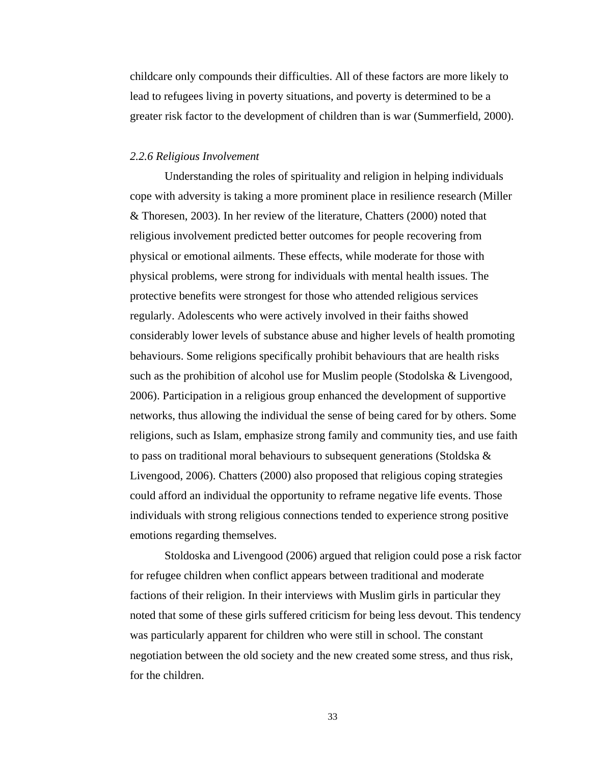childcare only compounds their difficulties. All of these factors are more likely to lead to refugees living in poverty situations, and poverty is determined to be a greater risk factor to the development of children than is war (Summerfield, 2000).

### *2.2.6 Religious Involvement*

Understanding the roles of spirituality and religion in helping individuals cope with adversity is taking a more prominent place in resilience research (Miller & Thoresen, 2003). In her review of the literature, Chatters (2000) noted that religious involvement predicted better outcomes for people recovering from physical or emotional ailments. These effects, while moderate for those with physical problems, were strong for individuals with mental health issues. The protective benefits were strongest for those who attended religious services regularly. Adolescents who were actively involved in their faiths showed considerably lower levels of substance abuse and higher levels of health promoting behaviours. Some religions specifically prohibit behaviours that are health risks such as the prohibition of alcohol use for Muslim people (Stodolska & Livengood, 2006). Participation in a religious group enhanced the development of supportive networks, thus allowing the individual the sense of being cared for by others. Some religions, such as Islam, emphasize strong family and community ties, and use faith to pass on traditional moral behaviours to subsequent generations (Stoldska & Livengood, 2006). Chatters (2000) also proposed that religious coping strategies could afford an individual the opportunity to reframe negative life events. Those individuals with strong religious connections tended to experience strong positive emotions regarding themselves.

Stoldoska and Livengood (2006) argued that religion could pose a risk factor for refugee children when conflict appears between traditional and moderate factions of their religion. In their interviews with Muslim girls in particular they noted that some of these girls suffered criticism for being less devout. This tendency was particularly apparent for children who were still in school. The constant negotiation between the old society and the new created some stress, and thus risk, for the children.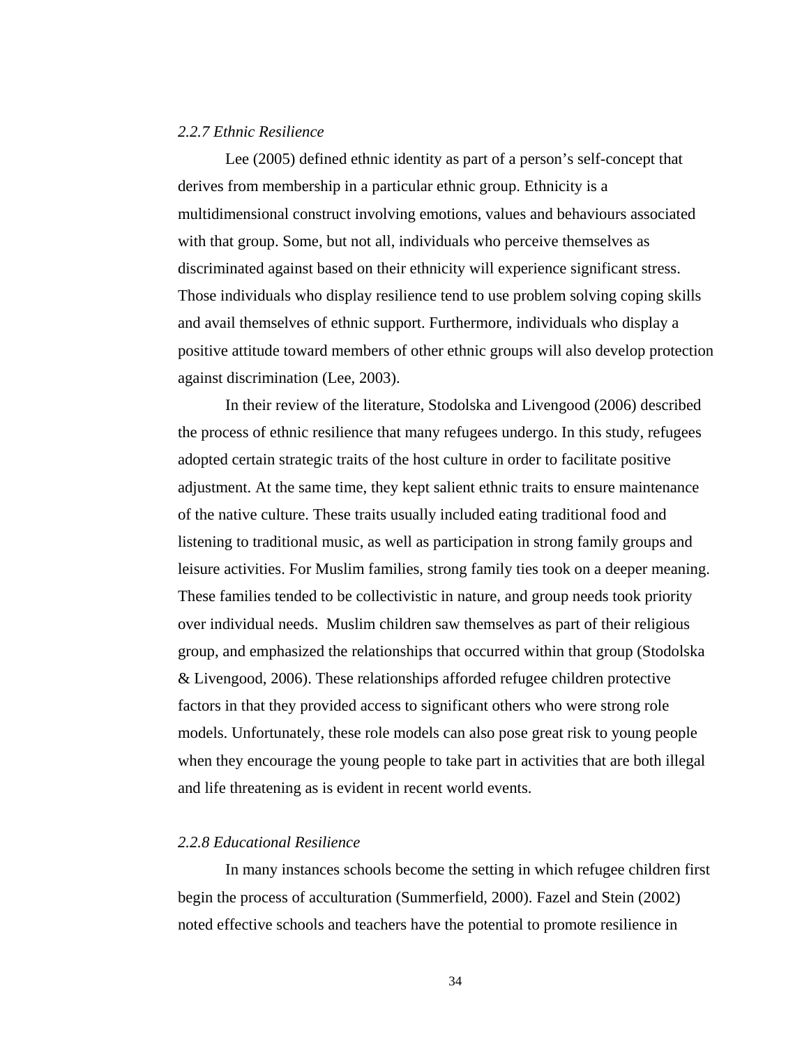### *2.2.7 Ethnic Resilience*

Lee (2005) defined ethnic identity as part of a person's self-concept that derives from membership in a particular ethnic group. Ethnicity is a multidimensional construct involving emotions, values and behaviours associated with that group. Some, but not all, individuals who perceive themselves as discriminated against based on their ethnicity will experience significant stress. Those individuals who display resilience tend to use problem solving coping skills and avail themselves of ethnic support. Furthermore, individuals who display a positive attitude toward members of other ethnic groups will also develop protection against discrimination (Lee, 2003).

In their review of the literature, Stodolska and Livengood (2006) described the process of ethnic resilience that many refugees undergo. In this study, refugees adopted certain strategic traits of the host culture in order to facilitate positive adjustment. At the same time, they kept salient ethnic traits to ensure maintenance of the native culture. These traits usually included eating traditional food and listening to traditional music, as well as participation in strong family groups and leisure activities. For Muslim families, strong family ties took on a deeper meaning. These families tended to be collectivistic in nature, and group needs took priority over individual needs. Muslim children saw themselves as part of their religious group, and emphasized the relationships that occurred within that group (Stodolska & Livengood, 2006). These relationships afforded refugee children protective factors in that they provided access to significant others who were strong role models. Unfortunately, these role models can also pose great risk to young people when they encourage the young people to take part in activities that are both illegal and life threatening as is evident in recent world events.

### *2.2.8 Educational Resilience*

In many instances schools become the setting in which refugee children first begin the process of acculturation (Summerfield, 2000). Fazel and Stein (2002) noted effective schools and teachers have the potential to promote resilience in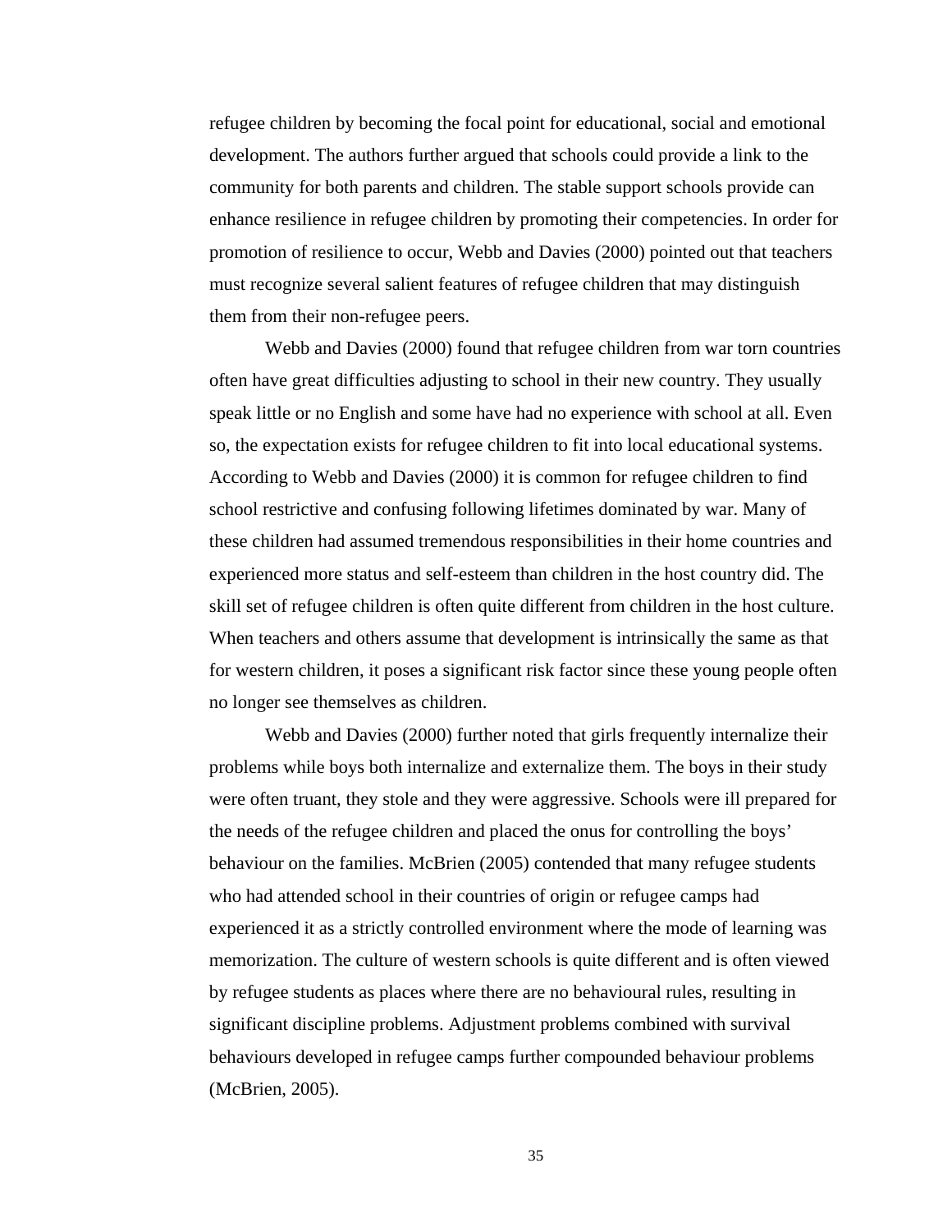refugee children by becoming the focal point for educational, social and emotional development. The authors further argued that schools could provide a link to the community for both parents and children. The stable support schools provide can enhance resilience in refugee children by promoting their competencies. In order for promotion of resilience to occur, Webb and Davies (2000) pointed out that teachers must recognize several salient features of refugee children that may distinguish them from their non-refugee peers.

Webb and Davies (2000) found that refugee children from war torn countries often have great difficulties adjusting to school in their new country. They usually speak little or no English and some have had no experience with school at all. Even so, the expectation exists for refugee children to fit into local educational systems. According to Webb and Davies (2000) it is common for refugee children to find school restrictive and confusing following lifetimes dominated by war. Many of these children had assumed tremendous responsibilities in their home countries and experienced more status and self-esteem than children in the host country did. The skill set of refugee children is often quite different from children in the host culture. When teachers and others assume that development is intrinsically the same as that for western children, it poses a significant risk factor since these young people often no longer see themselves as children.

Webb and Davies (2000) further noted that girls frequently internalize their problems while boys both internalize and externalize them. The boys in their study were often truant, they stole and they were aggressive. Schools were ill prepared for the needs of the refugee children and placed the onus for controlling the boys' behaviour on the families. McBrien (2005) contended that many refugee students who had attended school in their countries of origin or refugee camps had experienced it as a strictly controlled environment where the mode of learning was memorization. The culture of western schools is quite different and is often viewed by refugee students as places where there are no behavioural rules, resulting in significant discipline problems. Adjustment problems combined with survival behaviours developed in refugee camps further compounded behaviour problems (McBrien, 2005).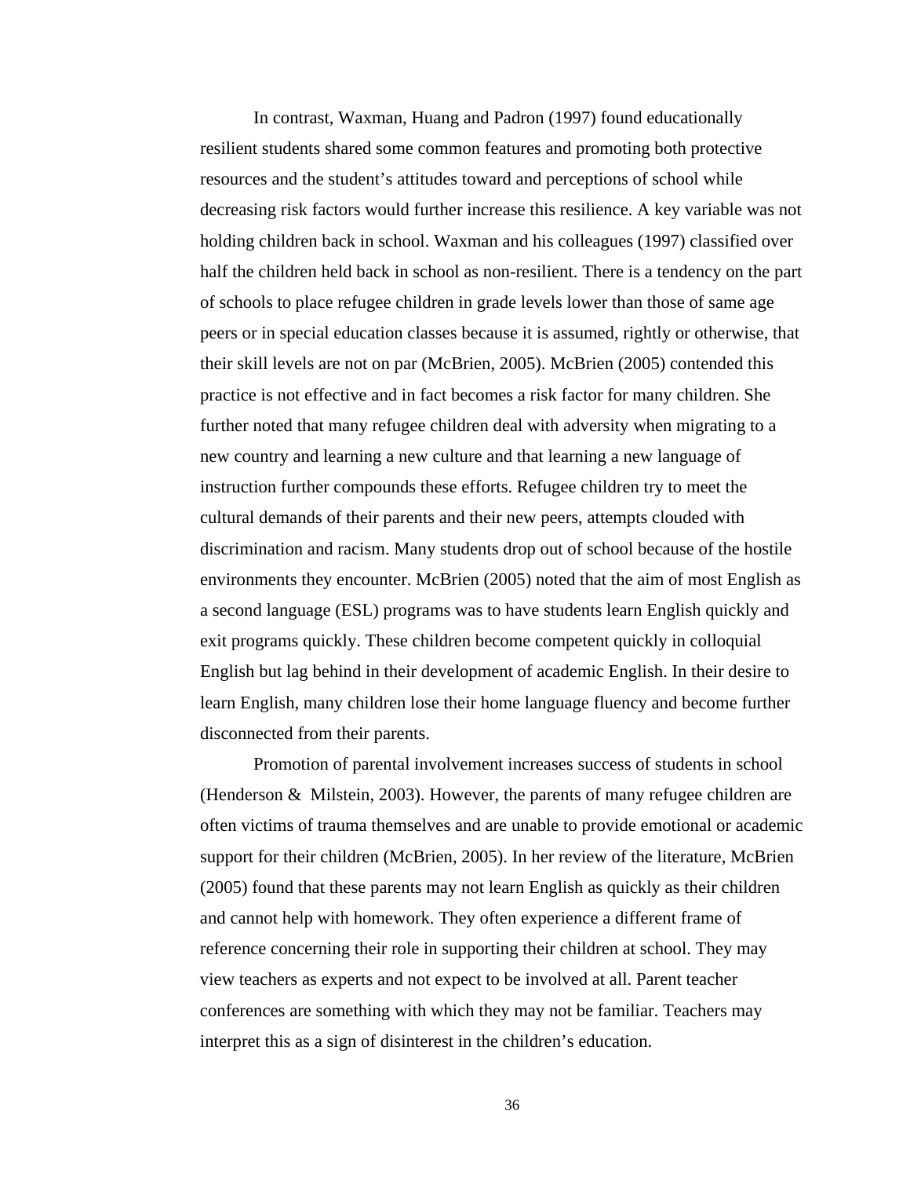In contrast, Waxman, Huang and Padron (1997) found educationally resilient students shared some common features and promoting both protective resources and the student's attitudes toward and perceptions of school while decreasing risk factors would further increase this resilience. A key variable was not holding children back in school. Waxman and his colleagues (1997) classified over half the children held back in school as non-resilient. There is a tendency on the part of schools to place refugee children in grade levels lower than those of same age peers or in special education classes because it is assumed, rightly or otherwise, that their skill levels are not on par (McBrien, 2005). McBrien (2005) contended this practice is not effective and in fact becomes a risk factor for many children. She further noted that many refugee children deal with adversity when migrating to a new country and learning a new culture and that learning a new language of instruction further compounds these efforts. Refugee children try to meet the cultural demands of their parents and their new peers, attempts clouded with discrimination and racism. Many students drop out of school because of the hostile environments they encounter. McBrien (2005) noted that the aim of most English as a second language (ESL) programs was to have students learn English quickly and exit programs quickly. These children become competent quickly in colloquial English but lag behind in their development of academic English. In their desire to learn English, many children lose their home language fluency and become further disconnected from their parents.

Promotion of parental involvement increases success of students in school (Henderson & Milstein, 2003). However, the parents of many refugee children are often victims of trauma themselves and are unable to provide emotional or academic support for their children (McBrien, 2005). In her review of the literature, McBrien (2005) found that these parents may not learn English as quickly as their children and cannot help with homework. They often experience a different frame of reference concerning their role in supporting their children at school. They may view teachers as experts and not expect to be involved at all. Parent teacher conferences are something with which they may not be familiar. Teachers may interpret this as a sign of disinterest in the children's education.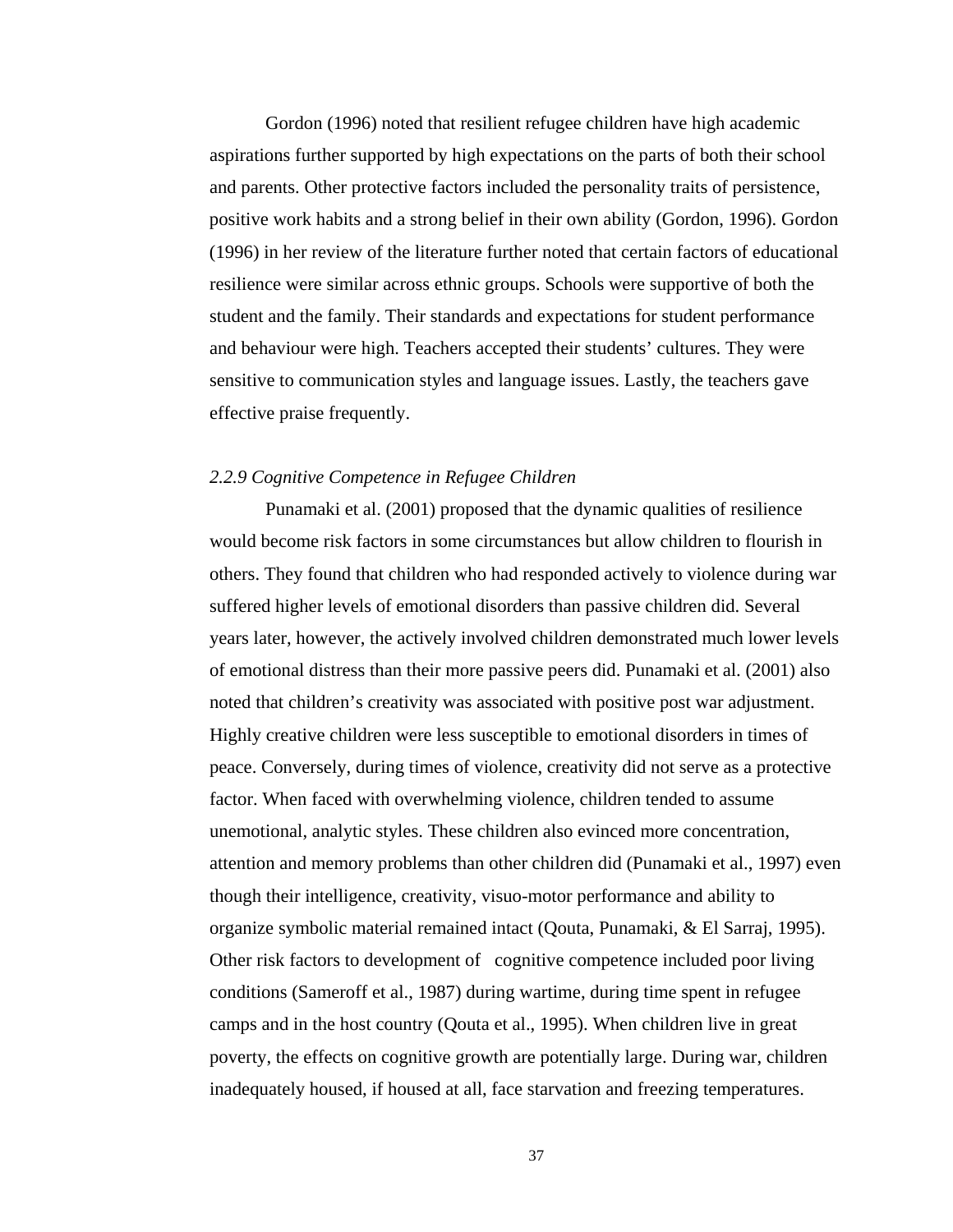Gordon (1996) noted that resilient refugee children have high academic aspirations further supported by high expectations on the parts of both their school and parents. Other protective factors included the personality traits of persistence, positive work habits and a strong belief in their own ability (Gordon, 1996). Gordon (1996) in her review of the literature further noted that certain factors of educational resilience were similar across ethnic groups. Schools were supportive of both the student and the family. Their standards and expectations for student performance and behaviour were high. Teachers accepted their students' cultures. They were sensitive to communication styles and language issues. Lastly, the teachers gave effective praise frequently.

*2.2.9 Cognitive Competence in Refugee Children*

Punamaki et al. (2001) proposed that the dynamic qualities of resilience would become risk factors in some circumstances but allow children to flourish in others. They found that children who had responded actively to violence during war suffered higher levels of emotional disorders than passive children did. Several years later, however, the actively involved children demonstrated much lower levels of emotional distress than their more passive peers did. Punamaki et al. (2001) also noted that children's creativity was associated with positive post war adjustment. Highly creative children were less susceptible to emotional disorders in times of peace. Conversely, during times of violence, creativity did not serve as a protective factor. When faced with overwhelming violence, children tended to assume unemotional, analytic styles. These children also evinced more concentration, attention and memory problems than other children did (Punamaki et al., 1997) even though their intelligence, creativity, visuo-motor performance and ability to organize symbolic material remained intact (Qouta, Punamaki, & El Sarraj, 1995). Other risk factors to development of cognitive competence included poor living conditions (Sameroff et al., 1987) during wartime, during time spent in refugee camps and in the host country (Qouta et al., 1995). When children live in great poverty, the effects on cognitive growth are potentially large. During war, children inadequately housed, if housed at all, face starvation and freezing temperatures.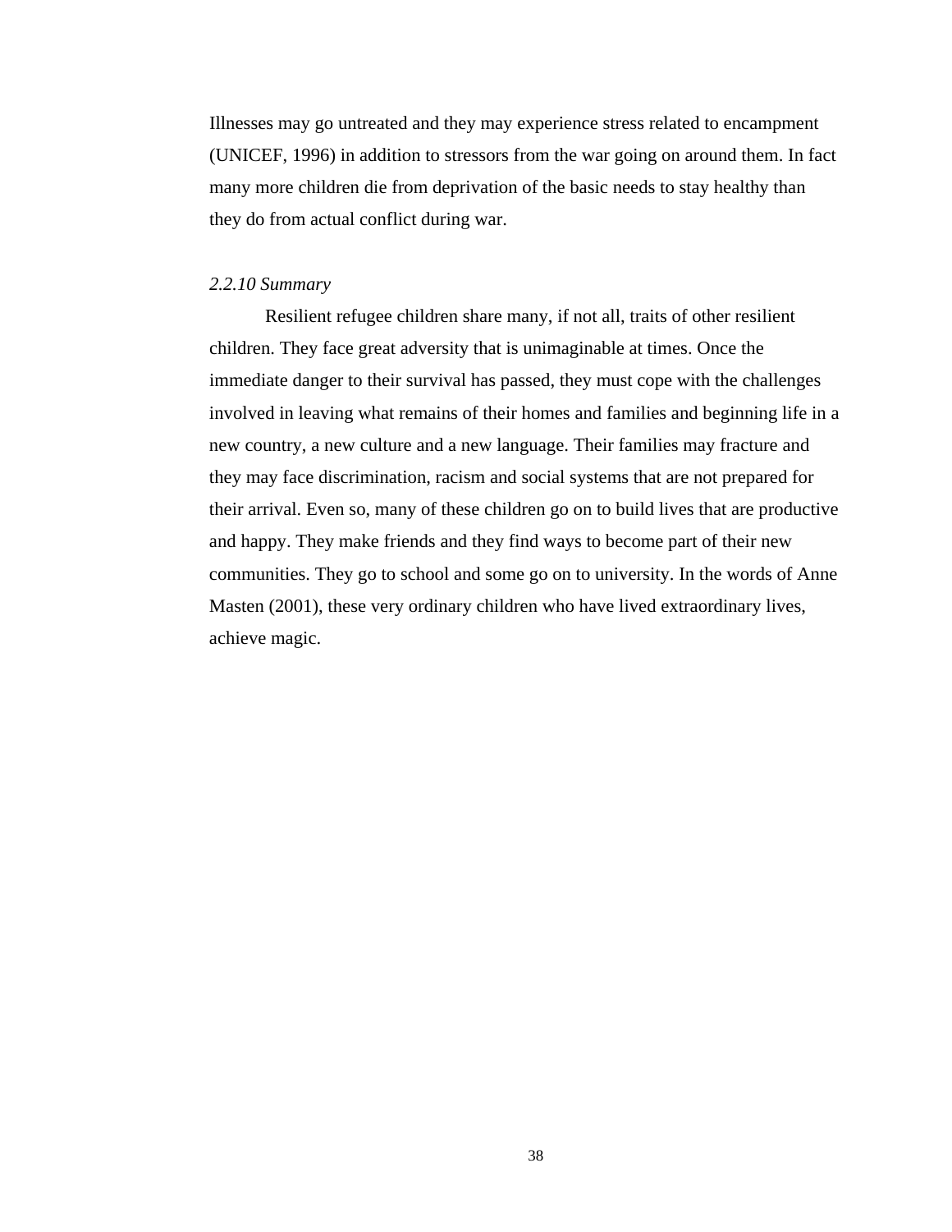Illnesses may go untreated and they may experience stress related to encampment (UNICEF, 1996) in addition to stressors from the war going on around them. In fact many more children die from deprivation of the basic needs to stay healthy than they do from actual conflict during war.

### *2.2.10 Summary*

Resilient refugee children share many, if not all, traits of other resilient children. They face great adversity that is unimaginable at times. Once the immediate danger to their survival has passed, they must cope with the challenges involved in leaving what remains of their homes and families and beginning life in a new country, a new culture and a new language. Their families may fracture and they may face discrimination, racism and social systems that are not prepared for their arrival. Even so, many of these children go on to build lives that are productive and happy. They make friends and they find ways to become part of their new communities. They go to school and some go on to university. In the words of Anne Masten (2001), these very ordinary children who have lived extraordinary lives, achieve magic.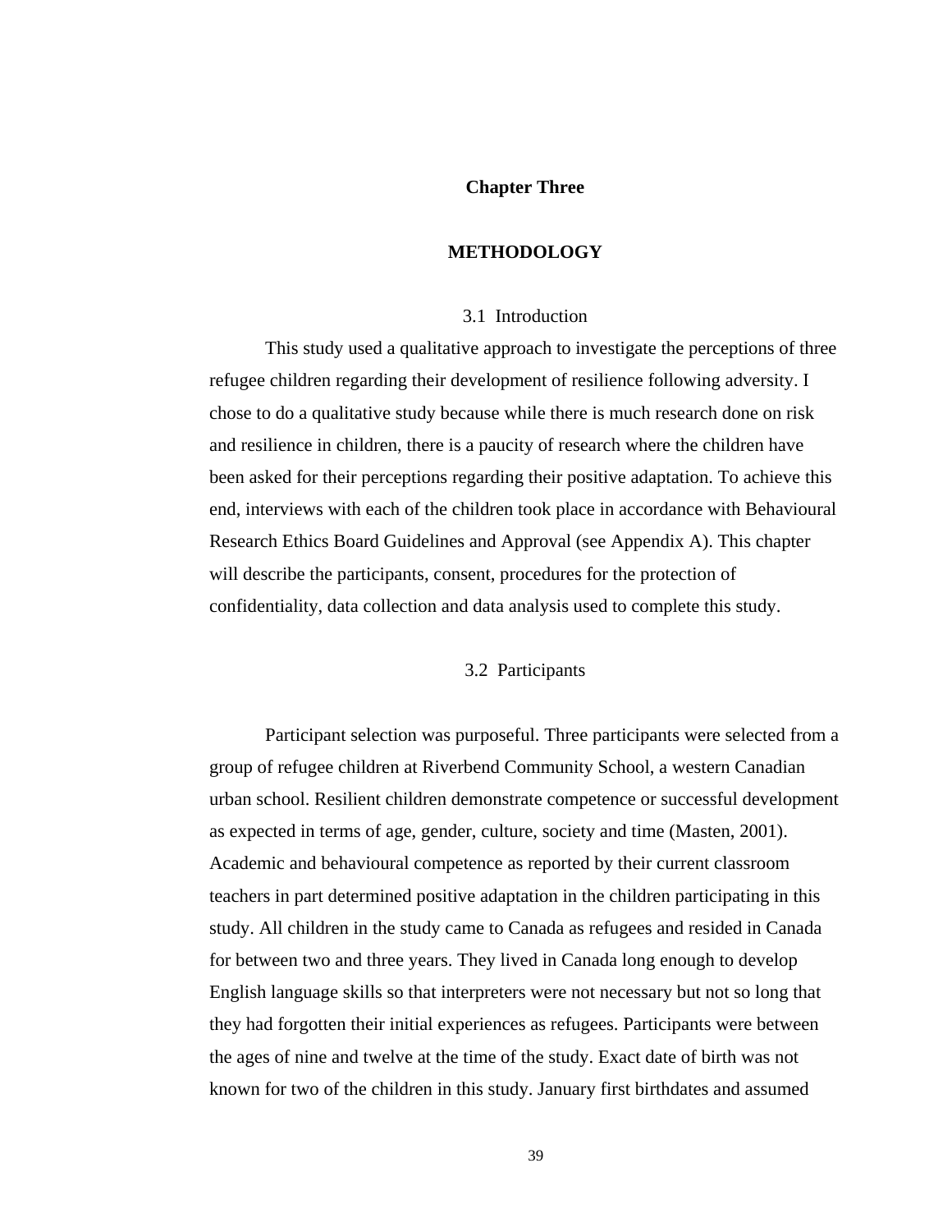# Chapter Three

## METHODOLOGY

### 3.1 Introduction

This study used a qualitative approach to investigate the perceptions of three refugee children regarding their development of resilience following adversity. I chose to do a qualitative study because while there is much research done on risk and resilience in children, there is a paucity of research where the children have been asked for their perceptions regarding their positive adaptation. To achieve this end, interviews with each of the children took place in accordance with Behavioural Research Ethics Board Guidelines and Approval (see Appendix A). This chapter will describe the participants, consent, procedures for the protection of confidentiality, data collection and data analysis used to complete this study.

### 3.2 Participants

Participant selection was purposeful. Three participants were selected from a group of refugee children at Riverbend Community School, a western Canadian urban school. Resilient children demonstrate competence or successful development as expected in terms of age, gender, culture, society and time (Masten, 2001). Academic and behavioural competence as reported by their current classroom teachers in part determined positive adaptation in the children participating in this study. All children in the study came to Canada as refugees and resided in Canada for between two and three years. They lived in Canada long enough to develop English language skills so that interpreters were not necessary but not so long that they had forgotten their initial experiences as refugees. Participants were between the ages of nine and twelve at the time of the study. Exact date of birth was not known for two of the children in this study. January first birthdates and assumed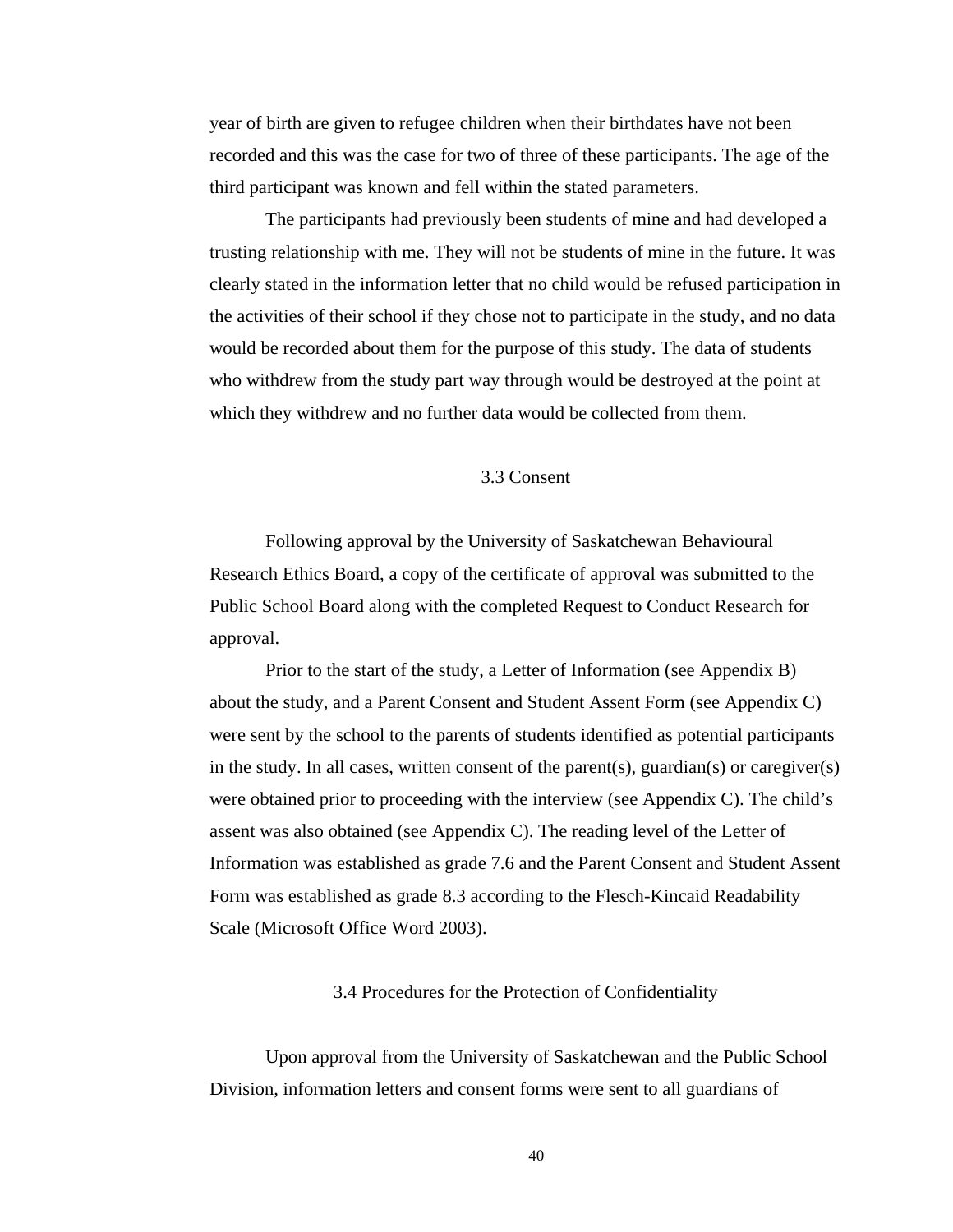year of birth are given to refugee children when their birthdates have not been recorded and this was the case for two of three of these participants. The age of the third participant was known and fell within the stated parameters.

The participants had previously been students of mine and had developed a trusting relationship with me. They will not be students of mine in the future. It was clearly stated in the information letter that no child would be refused participation in the activities of their school if they chose not to participate in the study, and no data would be recorded about them for the purpose of this study. The data of students who withdrew from the study part way through would be destroyed at the point at which they withdrew and no further data would be collected from them.

## 3.3 Consent

Following approval by the University of Saskatchewan Behavioural Research Ethics Board, a copy of the certificate of approval was submitted to the Public School Board along with the completed Request to Conduct Research for approval.

Prior to the start of the study, a Letter of Information (see Appendix B) about the study, and a Parent Consent and Student Assent Form (see Appendix C) were sent by the school to the parents of students identified as potential participants in the study. In all cases, written consent of the parent(s), guardian(s) or caregiver(s) were obtained prior to proceeding with the interview (see Appendix C). The child's assent was also obtained (see Appendix C). The reading level of the Letter of Information was established as grade 7.6 and the Parent Consent and Student Assent Form was established as grade 8.3 according to the Flesch-Kincaid Readability Scale (Microsoft Office Word 2003).

## 3.4 Procedures for the Protection of Confidentiality

Upon approval from the University of Saskatchewan and the Public School Division, information letters and consent forms were sent to all guardians of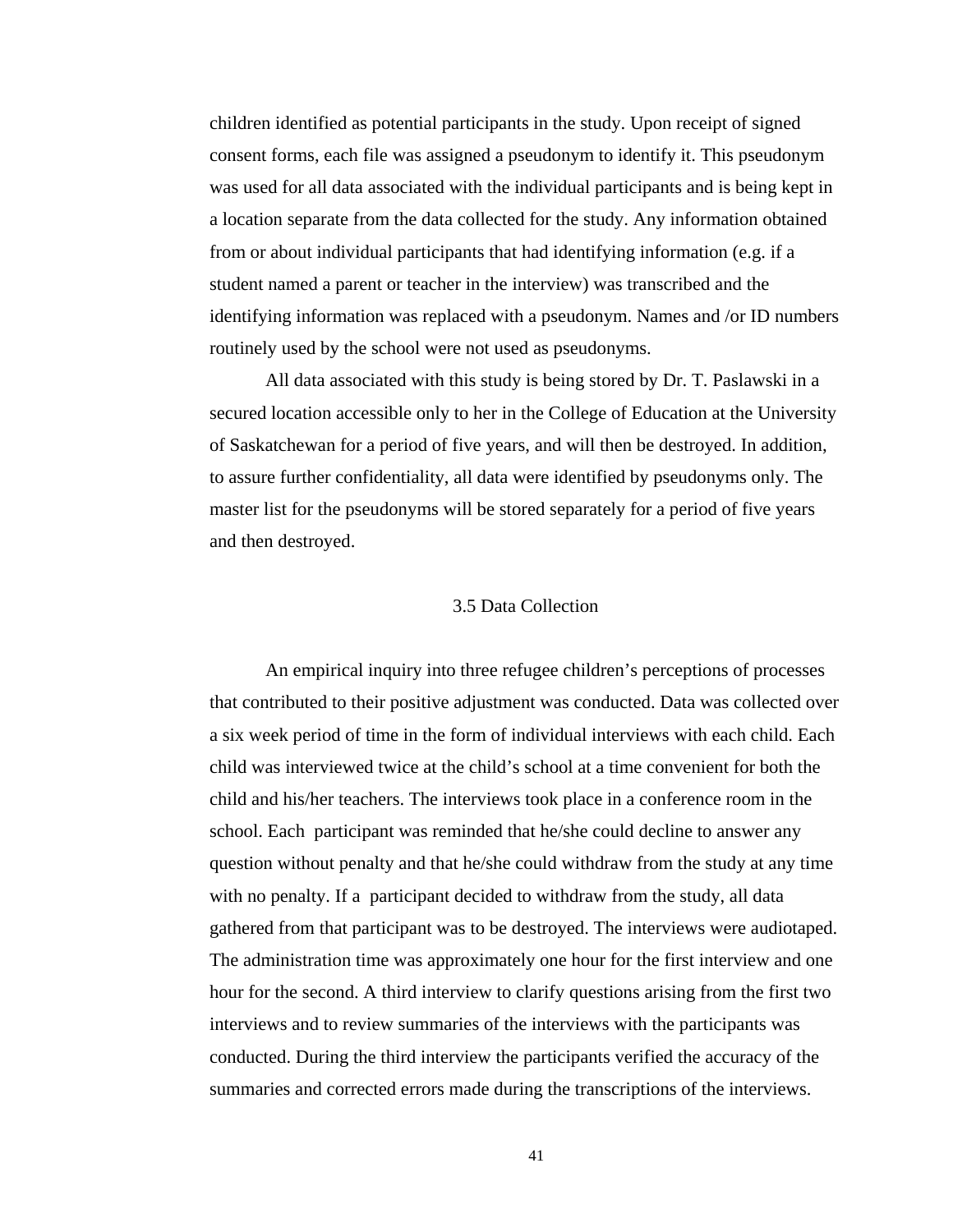children identified as potential participants in the study. Upon receipt of signed consent forms, each file was assigned a pseudonym to identify it. This pseudonym was used for all data associated with the individual participants and is being kept in a location separate from the data collected for the study. Any information obtained from or about individual participants that had identifying information (e.g. if a student named a parent or teacher in the interview) was transcribed and the identifying information was replaced with a pseudonym. Names and /or ID numbers routinely used by the school were not used as pseudonyms.

All data associated with this study is being stored by Dr. T. Paslawski in a secured location accessible only to her in the College of Education at the University of Saskatchewan for a period of five years, and will then be destroyed. In addition, to assure further confidentiality, all data were identified by pseudonyms only. The master list for the pseudonyms will be stored separately for a period of five years and then destroyed.

## 3.5 Data Collection

An empirical inquiry into three refugee children's perceptions of processes that contributed to their positive adjustment was conducted. Data was collected over a six week period of time in the form of individual interviews with each child. Each child was interviewed twice at the child's school at a time convenient for both the child and his/her teachers. The interviews took place in a conference room in the school. Each participant was reminded that he/she could decline to answer any question without penalty and that he/she could withdraw from the study at any time with no penalty. If a participant decided to withdraw from the study, all data gathered from that participant was to be destroyed. The interviews were audiotaped. The administration time was approximately one hour for the first interview and one hour for the second. A third interview to clarify questions arising from the first two interviews and to review summaries of the interviews with the participants was conducted. During the third interview the participants verified the accuracy of the summaries and corrected errors made during the transcriptions of the interviews.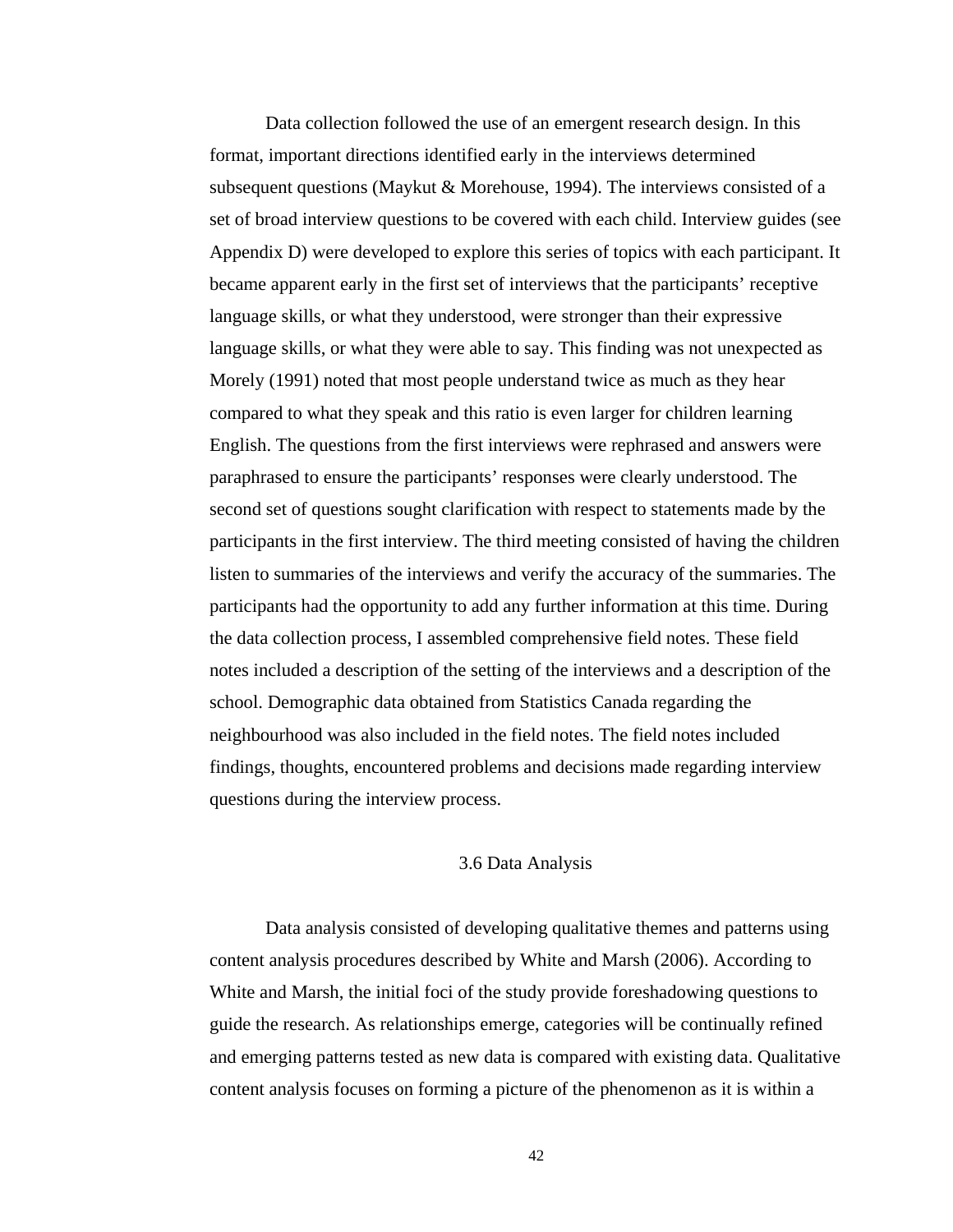Data collection followed the use of an emergent research design. In this format, important directions identified early in the interviews determined subsequent questions (Maykut & Morehouse, 1994). The interviews consisted of a set of broad interview questions to be covered with each child. Interview guides (see Appendix D) were developed to explore this series of topics with each participant. It became apparent early in the first set of interviews that the participants' receptive language skills, or what they understood, were stronger than their expressive language skills, or what they were able to say. This finding was not unexpected as Morely (1991) noted that most people understand twice as much as they hear compared to what they speak and this ratio is even larger for children learning English. The questions from the first interviews were rephrased and answers were paraphrased to ensure the participants' responses were clearly understood. The second set of questions sought clarification with respect to statements made by the participants in the first interview. The third meeting consisted of having the children listen to summaries of the interviews and verify the accuracy of the summaries. The participants had the opportunity to add any further information at this time. During the data collection process, I assembled comprehensive field notes. These field notes included a description of the setting of the interviews and a description of the school. Demographic data obtained from Statistics Canada regarding the neighbourhood was also included in the field notes. The field notes included findings, thoughts, encountered problems and decisions made regarding interview questions during the interview process.

## 3.6 Data Analysis

Data analysis consisted of developing qualitative themes and patterns using content analysis procedures described by White and Marsh (2006). According to White and Marsh, the initial foci of the study provide foreshadowing questions to guide the research. As relationships emerge, categories will be continually refined and emerging patterns tested as new data is compared with existing data. Qualitative content analysis focuses on forming a picture of the phenomenon as it is within a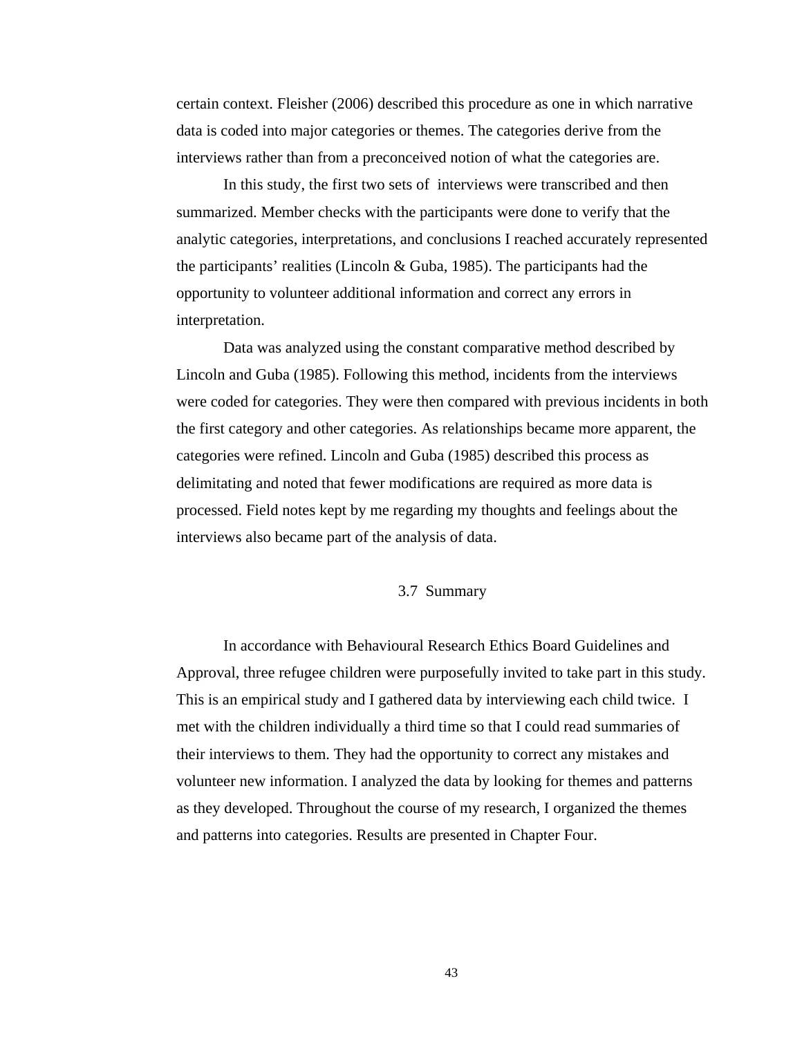certain context. Fleisher (2006) described this procedure as one in which narrative data is coded into major categories or themes. The categories derive from the interviews rather than from a preconceived notion of what the categories are.

In this study, the first two sets of interviews were transcribed and then summarized. Member checks with the participants were done to verify that the analytic categories, interpretations, and conclusions I reached accurately represented the participants' realities (Lincoln & Guba, 1985). The participants had the opportunity to volunteer additional information and correct any errors in interpretation.

Data was analyzed using the constant comparative method described by Lincoln and Guba (1985). Following this method, incidents from the interviews were coded for categories. They were then compared with previous incidents in both the first category and other categories. As relationships became more apparent, the categories were refined. Lincoln and Guba (1985) described this process as delimitating and noted that fewer modifications are required as more data is processed. Field notes kept by me regarding my thoughts and feelings about the interviews also became part of the analysis of data.

## 3.7 Summary

In accordance with Behavioural Research Ethics Board Guidelines and Approval, three refugee children were purposefully invited to take part in this study. This is an empirical study and I gathered data by interviewing each child twice. I met with the children individually a third time so that I could read summaries of their interviews to them. They had the opportunity to correct any mistakes and volunteer new information. I analyzed the data by looking for themes and patterns as they developed. Throughout the course of my research, I organized the themes and patterns into categories. Results are presented in Chapter Four.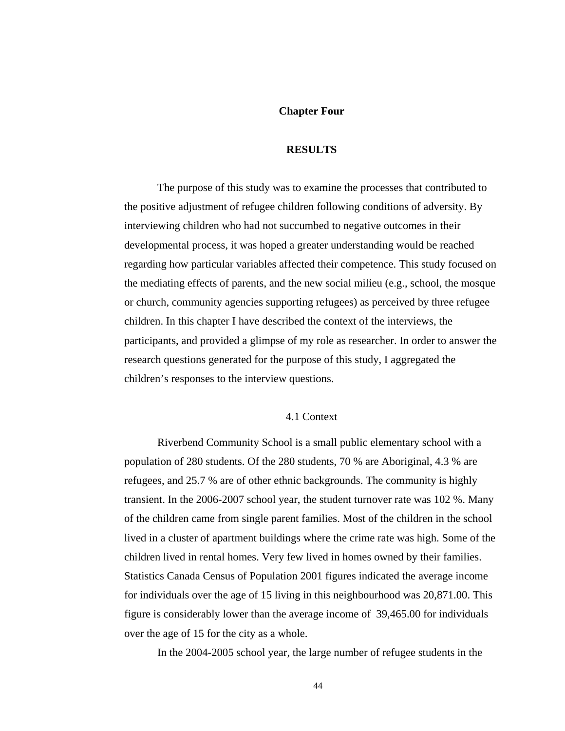# Chapter Four

# RESULTS

The purpose of this study was to examine the processes that contributed to the positive adjustment of refugee children following conditions of adversity. By interviewing children who had not succumbed to negative outcomes in their developmental process, it was hoped a greater understanding would be reached regarding how particular variables affected their competence. This study focused on the mediating effects of parents, and the new social milieu (e.g., school, the mosque or church, community agencies supporting refugees) as perceived by three refugee children. In this chapter I have described the context of the interviews, the participants, and provided a glimpse of my role as researcher. In order to answer the research questions generated for the purpose of this study, I aggregated the children's responses to the interview questions.

## 4.1 Context

Riverbend Community School is a small public elementary school with a population of 280 students. Of the 280 students, 70 % are Aboriginal, 4.3 % are refugees, and 25.7 % are of other ethnic backgrounds. The community is highly transient. In the 2006-2007 school year, the student turnover rate was 102 %. Many of the children came from single parent families. Most of the children in the school lived in a cluster of apartment buildings where the crime rate was high. Some of the children lived in rental homes. Very few lived in homes owned by their families. Statistics Canada Census of Population 2001 figures indicated the average income for individuals over the age of 15 living in this neighbourhood was 20,871.00. This figure is considerably lower than the average income of 39,465.00 for individuals over the age of 15 for the city as a whole.

In the 2004-2005 school year, the large number of refugee students in the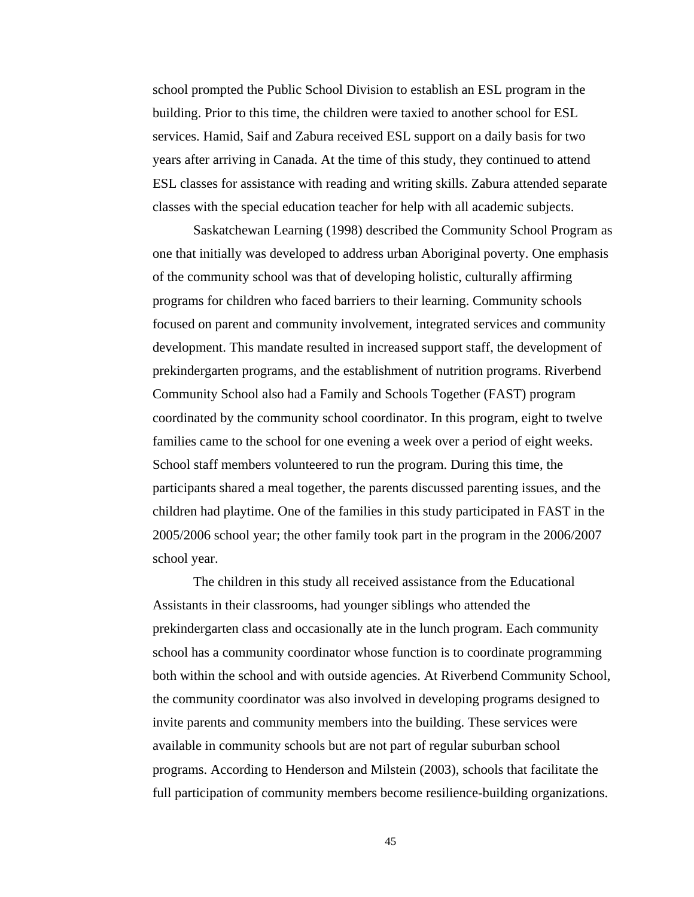school prompted the Public School Division to establish an ESL program in the building. Prior to this time, the children were taxied to another school for ESL services. Hamid, Saif and Zabura received ESL support on a daily basis for two years after arriving in Canada. At the time of this study, they continued to attend ESL classes for assistance with reading and writing skills. Zabura attended separate classes with the special education teacher for help with all academic subjects.

Saskatchewan Learning (1998) described the Community School Program as one that initially was developed to address urban Aboriginal poverty. One emphasis of the community school was that of developing holistic, culturally affirming programs for children who faced barriers to their learning. Community schools focused on parent and community involvement, integrated services and community development. This mandate resulted in increased support staff, the development of prekindergarten programs, and the establishment of nutrition programs. Riverbend Community School also had a Family and Schools Together (FAST) program coordinated by the community school coordinator. In this program, eight to twelve families came to the school for one evening a week over a period of eight weeks. School staff members volunteered to run the program. During this time, the participants shared a meal together, the parents discussed parenting issues, and the children had playtime. One of the families in this study participated in FAST in the 2005/2006 school year; the other family took part in the program in the 2006/2007 school year.

The children in this study all received assistance from the Educational Assistants in their classrooms, had younger siblings who attended the prekindergarten class and occasionally ate in the lunch program. Each community school has a community coordinator whose function is to coordinate programming both within the school and with outside agencies. At Riverbend Community School, the community coordinator was also involved in developing programs designed to invite parents and community members into the building. These services were available in community schools but are not part of regular suburban school programs. According to Henderson and Milstein (2003), schools that facilitate the full participation of community members become resilience-building organizations.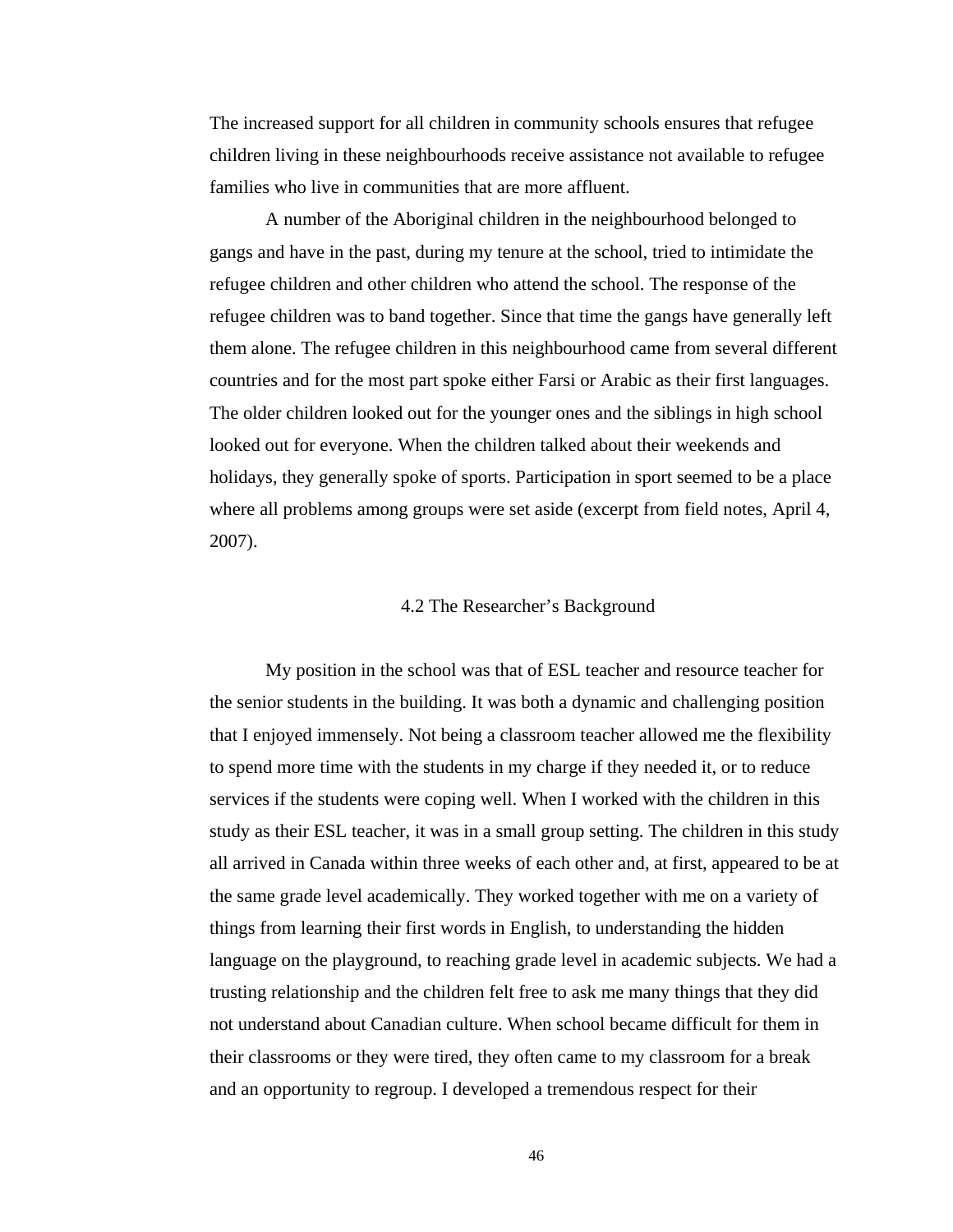The increased support for all children in community schools ensures that refugee children living in these neighbourhoods receive assistance not available to refugee families who live in communities that are more affluent.

A number of the Aboriginal children in the neighbourhood belonged to gangs and have in the past, during my tenure at the school, tried to intimidate the refugee children and other children who attend the school. The response of the refugee children was to band together. Since that time the gangs have generally left them alone. The refugee children in this neighbourhood came from several different countries and for the most part spoke either Farsi or Arabic as their first languages. The older children looked out for the younger ones and the siblings in high school looked out for everyone. When the children talked about their weekends and holidays, they generally spoke of sports. Participation in sport seemed to be a place where all problems among groups were set aside (excerpt from field notes, April 4, 2007).

## 4.2 The Researcher's Background

My position in the school was that of ESL teacher and resource teacher for the senior students in the building. It was both a dynamic and challenging position that I enjoyed immensely. Not being a classroom teacher allowed me the flexibility to spend more time with the students in my charge if they needed it, or to reduce services if the students were coping well. When I worked with the children in this study as their ESL teacher, it was in a small group setting. The children in this study all arrived in Canada within three weeks of each other and, at first, appeared to be at the same grade level academically. They worked together with me on a variety of things from learning their first words in English, to understanding the hidden language on the playground, to reaching grade level in academic subjects. We had a trusting relationship and the children felt free to ask me many things that they did not understand about Canadian culture. When school became difficult for them in their classrooms or they were tired, they often came to my classroom for a break and an opportunity to regroup. I developed a tremendous respect for their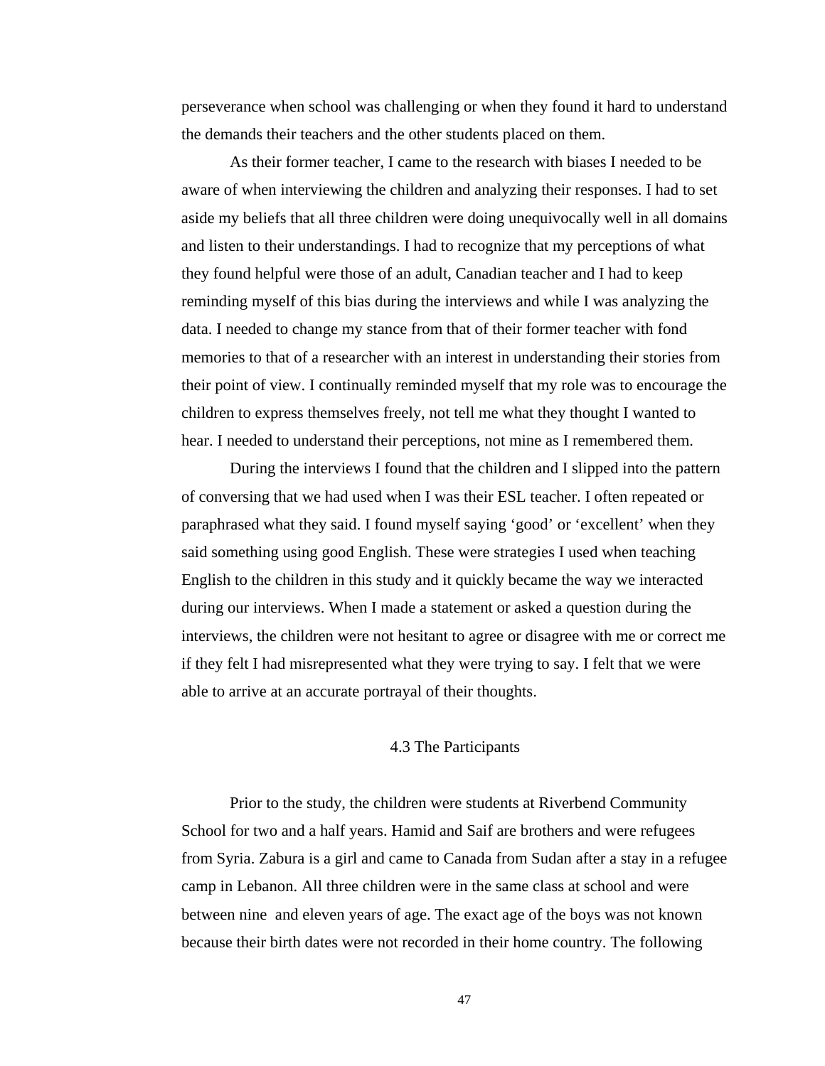perseverance when school was challenging or when they found it hard to understand the demands their teachers and the other students placed on them.

As their former teacher, I came to the research with biases I needed to be aware of when interviewing the children and analyzing their responses. I had to set aside my beliefs that all three children were doing unequivocally well in all domains and listen to their understandings. I had to recognize that my perceptions of what they found helpful were those of an adult, Canadian teacher and I had to keep reminding myself of this bias during the interviews and while I was analyzing the data. I needed to change my stance from that of their former teacher with fond memories to that of a researcher with an interest in understanding their stories from their point of view. I continually reminded myself that my role was to encourage the children to express themselves freely, not tell me what they thought I wanted to hear. I needed to understand their perceptions, not mine as I remembered them.

During the interviews I found that the children and I slipped into the pattern of conversing that we had used when I was their ESL teacher. I often repeated or paraphrased what they said. I found myself saying 'good' or 'excellent' when they said something using good English. These were strategies I used when teaching English to the children in this study and it quickly became the way we interacted during our interviews. When I made a statement or asked a question during the interviews, the children were not hesitant to agree or disagree with me or correct me if they felt I had misrepresented what they were trying to say. I felt that we were able to arrive at an accurate portrayal of their thoughts.

## 4.3 The Participants

Prior to the study, the children were students at Riverbend Community School for two and a half years. Hamid and Saif are brothers and were refugees from Syria. Zabura is a girl and came to Canada from Sudan after a stay in a refugee camp in Lebanon. All three children were in the same class at school and were between nine and eleven years of age. The exact age of the boys was not known because their birth dates were not recorded in their home country. The following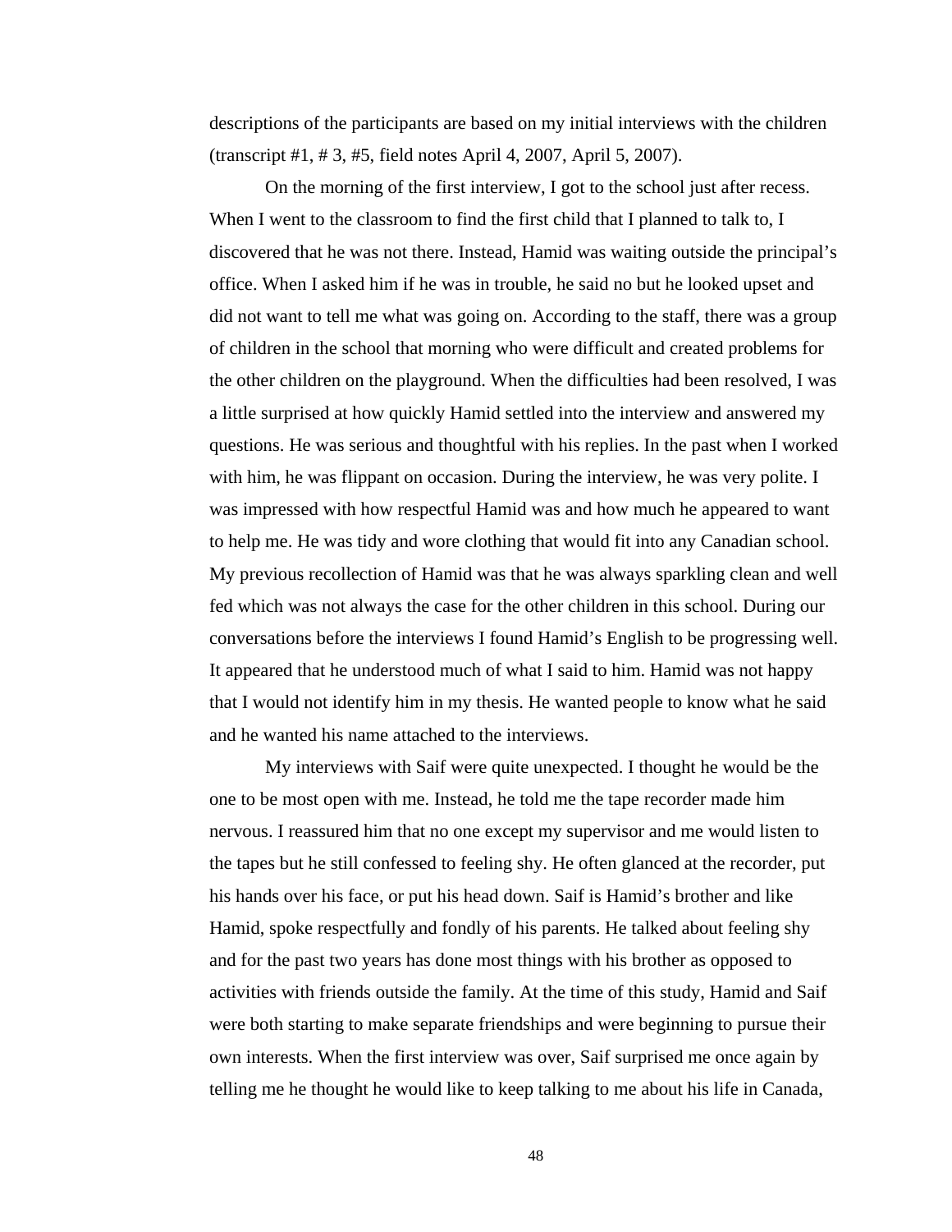descriptions of the participants are based on my initial interviews with the children (transcript #1, # 3, #5, field notes April 4, 2007, April 5, 2007).

On the morning of the first interview, I got to the school just after recess. When I went to the classroom to find the first child that I planned to talk to, I discovered that he was not there. Instead, Hamid was waiting outside the principal's office. When I asked him if he was in trouble, he said no but he looked upset and did not want to tell me what was going on. According to the staff, there was a group of children in the school that morning who were difficult and created problems for the other children on the playground. When the difficulties had been resolved, I was a little surprised at how quickly Hamid settled into the interview and answered my questions. He was serious and thoughtful with his replies. In the past when I worked with him, he was flippant on occasion. During the interview, he was very polite. I was impressed with how respectful Hamid was and how much he appeared to want to help me. He was tidy and wore clothing that would fit into any Canadian school. My previous recollection of Hamid was that he was always sparkling clean and well fed which was not always the case for the other children in this school. During our conversations before the interviews I found Hamid's English to be progressing well. It appeared that he understood much of what I said to him. Hamid was not happy that I would not identify him in my thesis. He wanted people to know what he said and he wanted his name attached to the interviews.

My interviews with Saif were quite unexpected. I thought he would be the one to be most open with me. Instead, he told me the tape recorder made him nervous. I reassured him that no one except my supervisor and me would listen to the tapes but he still confessed to feeling shy. He often glanced at the recorder, put his hands over his face, or put his head down. Saif is Hamid's brother and like Hamid, spoke respectfully and fondly of his parents. He talked about feeling shy and for the past two years has done most things with his brother as opposed to activities with friends outside the family. At the time of this study, Hamid and Saif were both starting to make separate friendships and were beginning to pursue their own interests. When the first interview was over, Saif surprised me once again by telling me he thought he would like to keep talking to me about his life in Canada,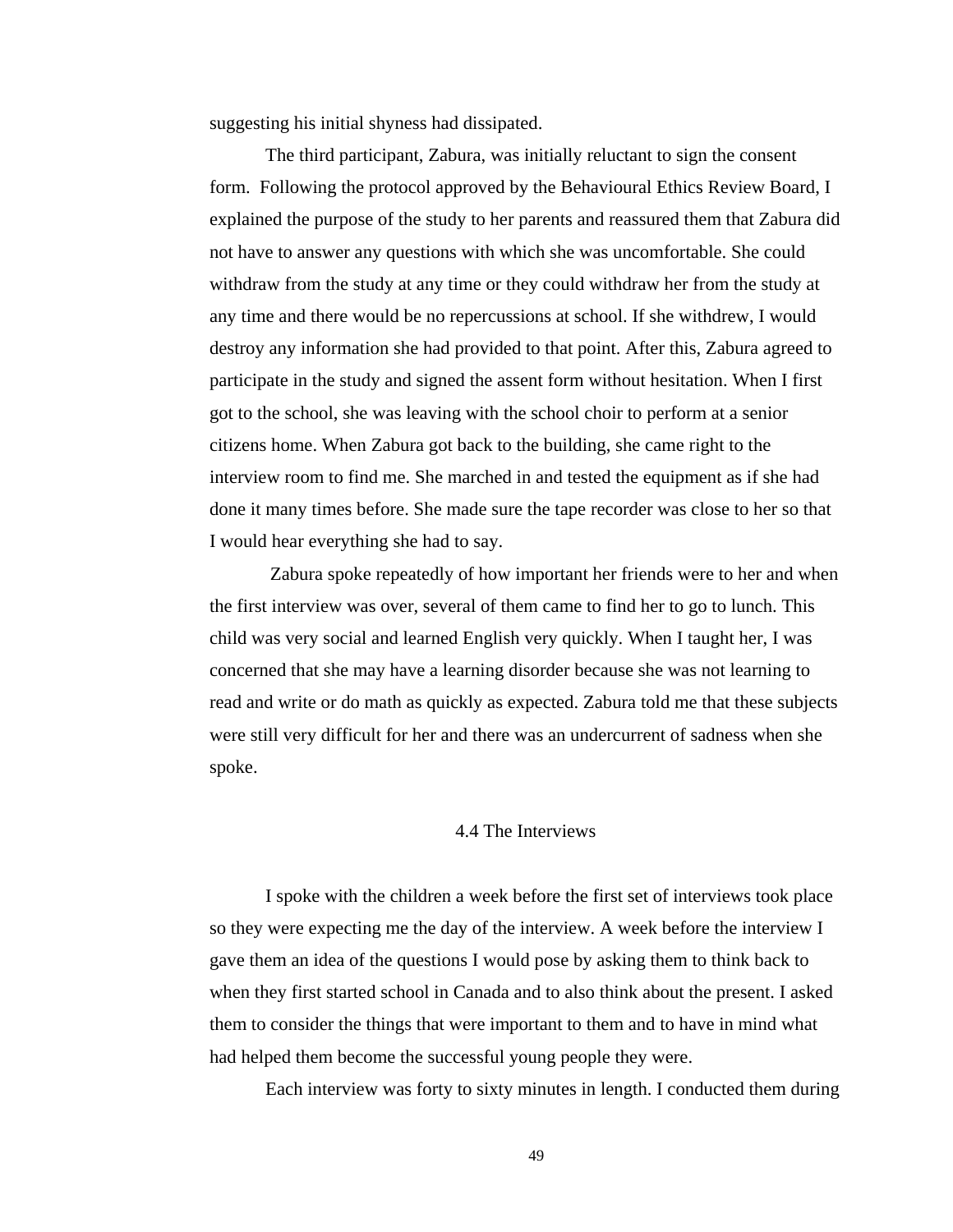suggesting his initial shyness had dissipated.

The third participant, Zabura, was initially reluctant to sign the consent form. Following the protocol approved by the Behavioural Ethics Review Board, I explained the purpose of the study to her parents and reassured them that Zabura did not have to answer any questions with which she was uncomfortable. She could withdraw from the study at any time or they could withdraw her from the study at any time and there would be no repercussions at school. If she withdrew, I would destroy any information she had provided to that point. After this, Zabura agreed to participate in the study and signed the assent form without hesitation. When I first got to the school, she was leaving with the school choir to perform at a senior citizens home. When Zabura got back to the building, she came right to the interview room to find me. She marched in and tested the equipment as if she had done it many times before. She made sure the tape recorder was close to her so that I would hear everything she had to say.

Zabura spoke repeatedly of how important her friends were to her and when the first interview was over, several of them came to find her to go to lunch. This child was very social and learned English very quickly. When I taught her, I was concerned that she may have a learning disorder because she was not learning to read and write or do math as quickly as expected. Zabura told me that these subjects were still very difficult for her and there was an undercurrent of sadness when she spoke.

## 4.4 The Interviews

I spoke with the children a week before the first set of interviews took place so they were expecting me the day of the interview. A week before the interview I gave them an idea of the questions I would pose by asking them to think back to when they first started school in Canada and to also think about the present. I asked them to consider the things that were important to them and to have in mind what had helped them become the successful young people they were.

Each interview was forty to sixty minutes in length. I conducted them during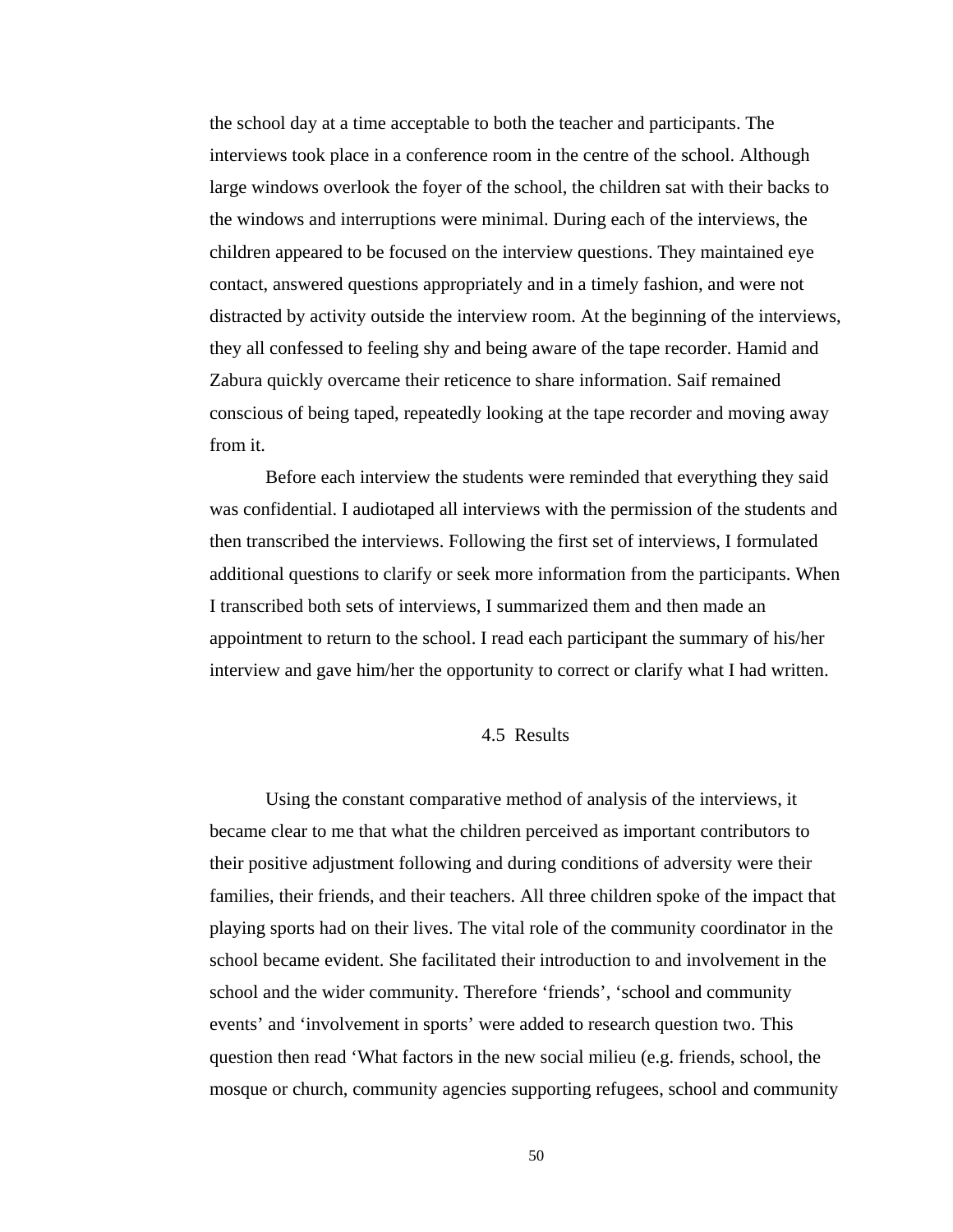the school day at a time acceptable to both the teacher and participants. The interviews took place in a conference room in the centre of the school. Although large windows overlook the foyer of the school, the children sat with their backs to the windows and interruptions were minimal. During each of the interviews, the children appeared to be focused on the interview questions. They maintained eye contact, answered questions appropriately and in a timely fashion, and were not distracted by activity outside the interview room. At the beginning of the interviews, they all confessed to feeling shy and being aware of the tape recorder. Hamid and Zabura quickly overcame their reticence to share information. Saif remained conscious of being taped, repeatedly looking at the tape recorder and moving away from it.

Before each interview the students were reminded that everything they said was confidential. I audiotaped all interviews with the permission of the students and then transcribed the interviews. Following the first set of interviews, I formulated additional questions to clarify or seek more information from the participants. When I transcribed both sets of interviews, I summarized them and then made an appointment to return to the school. I read each participant the summary of his/her interview and gave him/her the opportunity to correct or clarify what I had written.

## 4.5 Results

Using the constant comparative method of analysis of the interviews, it became clear to me that what the children perceived as important contributors to their positive adjustment following and during conditions of adversity were their families, their friends, and their teachers. All three children spoke of the impact that playing sports had on their lives. The vital role of the community coordinator in the school became evident. She facilitated their introduction to and involvement in the school and the wider community. Therefore 'friends', 'school and community events' and 'involvement in sports' were added to research question two. This question then read 'What factors in the new social milieu (e.g. friends, school, the mosque or church, community agencies supporting refugees, school and community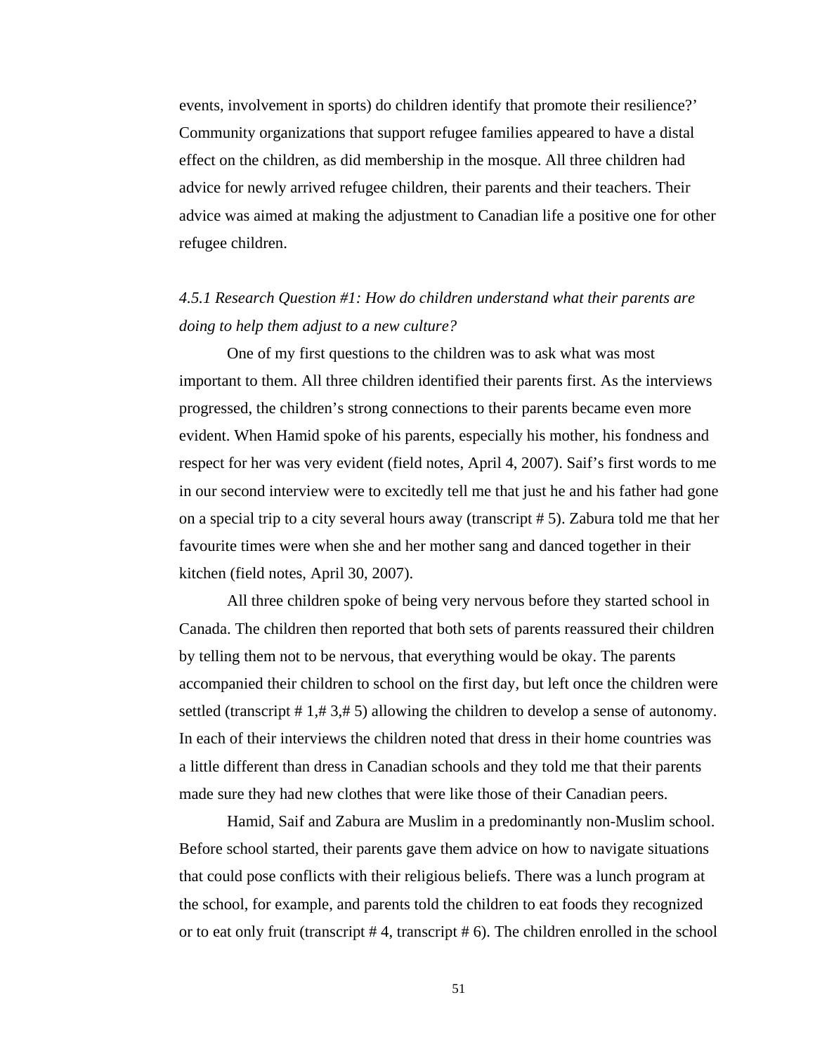events, involvement in sports) do children identify that promote their resilience?' Community organizations that support refugee families appeared to have a distal effect on the children, as did membership in the mosque. All three children had advice for newly arrived refugee children, their parents and their teachers. Their advice was aimed at making the adjustment to Canadian life a positive one for other refugee children.

### *4.5.1 Research Question #1: How do children understand what their parents are doing to help them adjust to a new culture?*

One of my first questions to the children was to ask what was most important to them. All three children identified their parents first. As the interviews progressed, the children's strong connections to their parents became even more evident. When Hamid spoke of his parents, especially his mother, his fondness and respect for her was very evident (field notes, April 4, 2007). Saif's first words to me in our second interview were to excitedly tell me that just he and his father had gone on a special trip to a city several hours away (transcript # 5). Zabura told me that her favourite times were when she and her mother sang and danced together in their kitchen (field notes, April 30, 2007).

All three children spoke of being very nervous before they started school in Canada. The children then reported that both sets of parents reassured their children by telling them not to be nervous, that everything would be okay. The parents accompanied their children to school on the first day, but left once the children were settled (transcript # 1,# 3,# 5) allowing the children to develop a sense of autonomy. In each of their interviews the children noted that dress in their home countries was a little different than dress in Canadian schools and they told me that their parents made sure they had new clothes that were like those of their Canadian peers.

Hamid, Saif and Zabura are Muslim in a predominantly non-Muslim school. Before school started, their parents gave them advice on how to navigate situations that could pose conflicts with their religious beliefs. There was a lunch program at the school, for example, and parents told the children to eat foods they recognized or to eat only fruit (transcript # 4, transcript # 6). The children enrolled in the school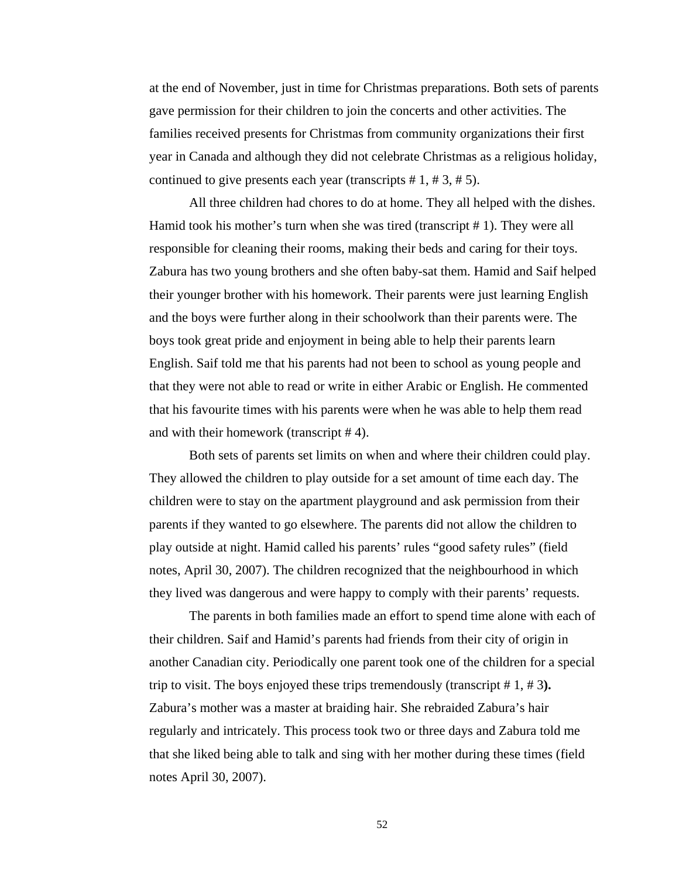at the end of November, just in time for Christmas preparations. Both sets of parents gave permission for their children to join the concerts and other activities. The families received presents for Christmas from community organizations their first year in Canada and although they did not celebrate Christmas as a religious holiday, continued to give presents each year (transcripts # 1, # 3, # 5).

All three children had chores to do at home. They all helped with the dishes. Hamid took his mother's turn when she was tired (transcript # 1). They were all responsible for cleaning their rooms, making their beds and caring for their toys. Zabura has two young brothers and she often baby-sat them. Hamid and Saif helped their younger brother with his homework. Their parents were just learning English and the boys were further along in their schoolwork than their parents were. The boys took great pride and enjoyment in being able to help their parents learn English. Saif told me that his parents had not been to school as young people and that they were not able to read or write in either Arabic or English. He commented that his favourite times with his parents were when he was able to help them read and with their homework (transcript # 4).

Both sets of parents set limits on when and where their children could play. They allowed the children to play outside for a set amount of time each day. The children were to stay on the apartment playground and ask permission from their parents if they wanted to go elsewhere. The parents did not allow the children to play outside at night. Hamid called his parents' rules "good safety rules" (field notes, April 30, 2007). The children recognized that the neighbourhood in which they lived was dangerous and were happy to comply with their parents' requests.

The parents in both families made an effort to spend time alone with each of their children. Saif and Hamid's parents had friends from their city of origin in another Canadian city. Periodically one parent took one of the children for a special trip to visit. The boys enjoyed these trips tremendously (transcript # 1, # 3**).** Zabura's mother was a master at braiding hair. She rebraided Zabura's hair regularly and intricately. This process took two or three days and Zabura told me that she liked being able to talk and sing with her mother during these times (field notes April 30, 2007).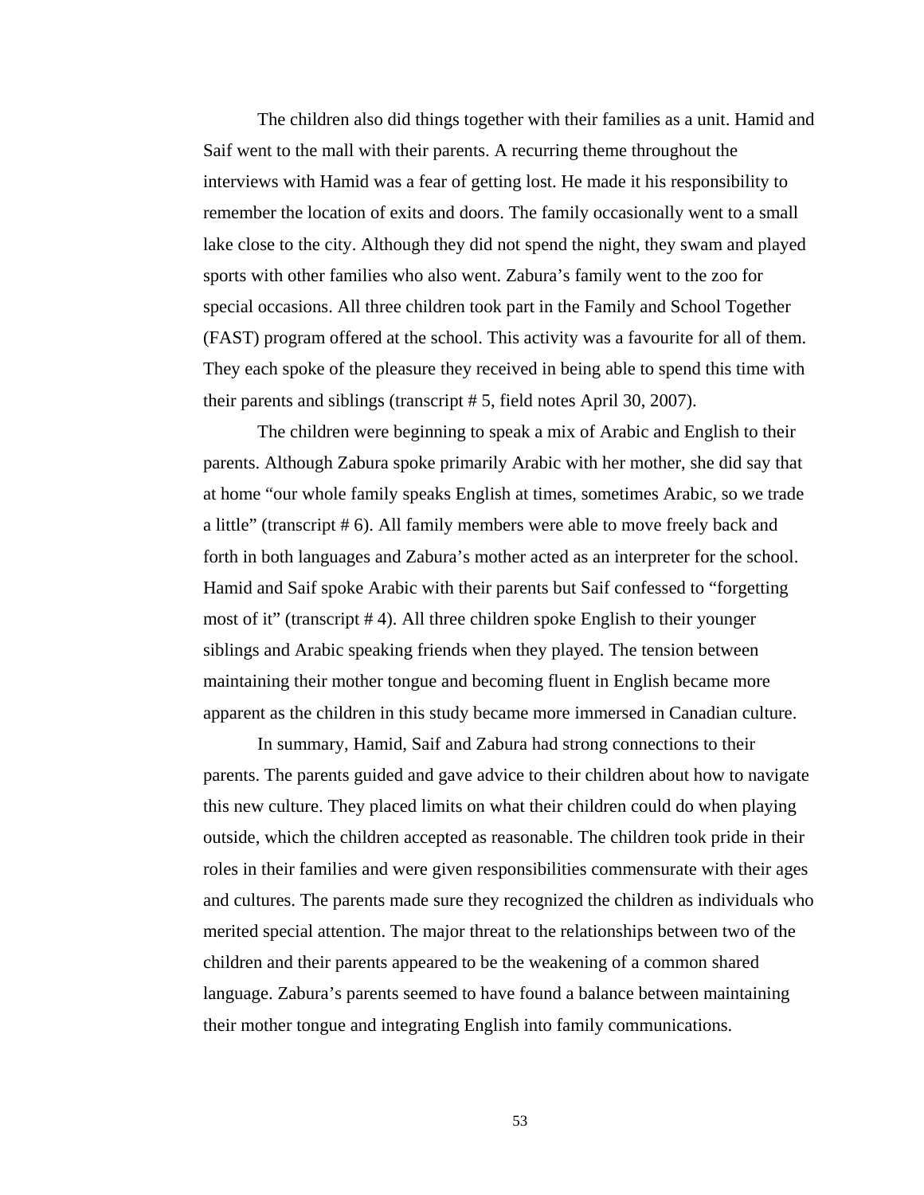The children also did things together with their families as a unit. Hamid and Saif went to the mall with their parents. A recurring theme throughout the interviews with Hamid was a fear of getting lost. He made it his responsibility to remember the location of exits and doors. The family occasionally went to a small lake close to the city. Although they did not spend the night, they swam and played sports with other families who also went. Zabura's family went to the zoo for special occasions. All three children took part in the Family and School Together (FAST) program offered at the school. This activity was a favourite for all of them. They each spoke of the pleasure they received in being able to spend this time with their parents and siblings (transcript # 5, field notes April 30, 2007).

The children were beginning to speak a mix of Arabic and English to their parents. Although Zabura spoke primarily Arabic with her mother, she did say that at home "our whole family speaks English at times, sometimes Arabic, so we trade a little" (transcript # 6). All family members were able to move freely back and forth in both languages and Zabura's mother acted as an interpreter for the school. Hamid and Saif spoke Arabic with their parents but Saif confessed to "forgetting most of it" (transcript # 4). All three children spoke English to their younger siblings and Arabic speaking friends when they played. The tension between maintaining their mother tongue and becoming fluent in English became more apparent as the children in this study became more immersed in Canadian culture.

In summary, Hamid, Saif and Zabura had strong connections to their parents. The parents guided and gave advice to their children about how to navigate this new culture. They placed limits on what their children could do when playing outside, which the children accepted as reasonable. The children took pride in their roles in their families and were given responsibilities commensurate with their ages and cultures. The parents made sure they recognized the children as individuals who merited special attention. The major threat to the relationships between two of the children and their parents appeared to be the weakening of a common shared language. Zabura's parents seemed to have found a balance between maintaining their mother tongue and integrating English into family communications.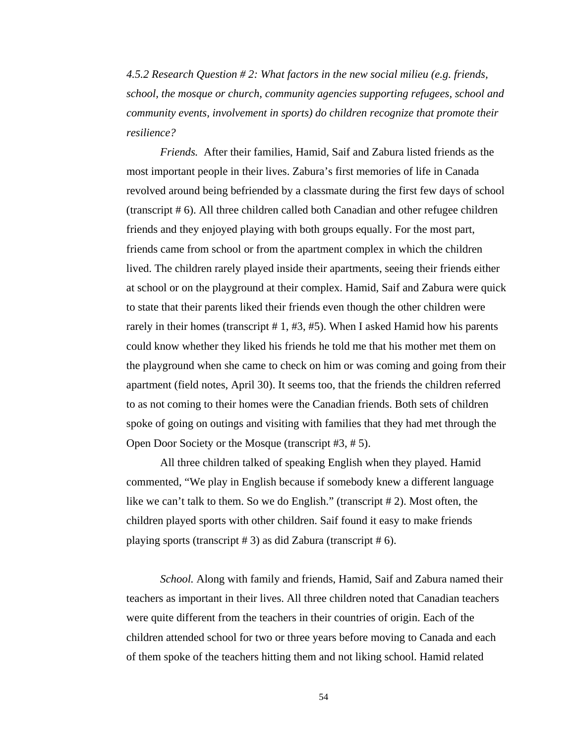*4.5.2 Research Question # 2: What factors in the new social milieu (e.g. friends, school, the mosque or church, community agencies supporting refugees, school and community events, involvement in sports) do children recognize that promote their resilience?*

*Friends.* After their families, Hamid, Saif and Zabura listed friends as the most important people in their lives. Zabura's first memories of life in Canada revolved around being befriended by a classmate during the first few days of school (transcript # 6). All three children called both Canadian and other refugee children friends and they enjoyed playing with both groups equally. For the most part, friends came from school or from the apartment complex in which the children lived. The children rarely played inside their apartments, seeing their friends either at school or on the playground at their complex. Hamid, Saif and Zabura were quick to state that their parents liked their friends even though the other children were rarely in their homes (transcript # 1, #3, #5). When I asked Hamid how his parents could know whether they liked his friends he told me that his mother met them on the playground when she came to check on him or was coming and going from their apartment (field notes, April 30). It seems too, that the friends the children referred to as not coming to their homes were the Canadian friends. Both sets of children spoke of going on outings and visiting with families that they had met through the Open Door Society or the Mosque (transcript #3, # 5).

All three children talked of speaking English when they played. Hamid commented, "We play in English because if somebody knew a different language like we can't talk to them. So we do English." (transcript # 2). Most often, the children played sports with other children. Saif found it easy to make friends playing sports (transcript # 3) as did Zabura (transcript # 6).

*School.* Along with family and friends, Hamid, Saif and Zabura named their teachers as important in their lives. All three children noted that Canadian teachers were quite different from the teachers in their countries of origin. Each of the children attended school for two or three years before moving to Canada and each of them spoke of the teachers hitting them and not liking school. Hamid related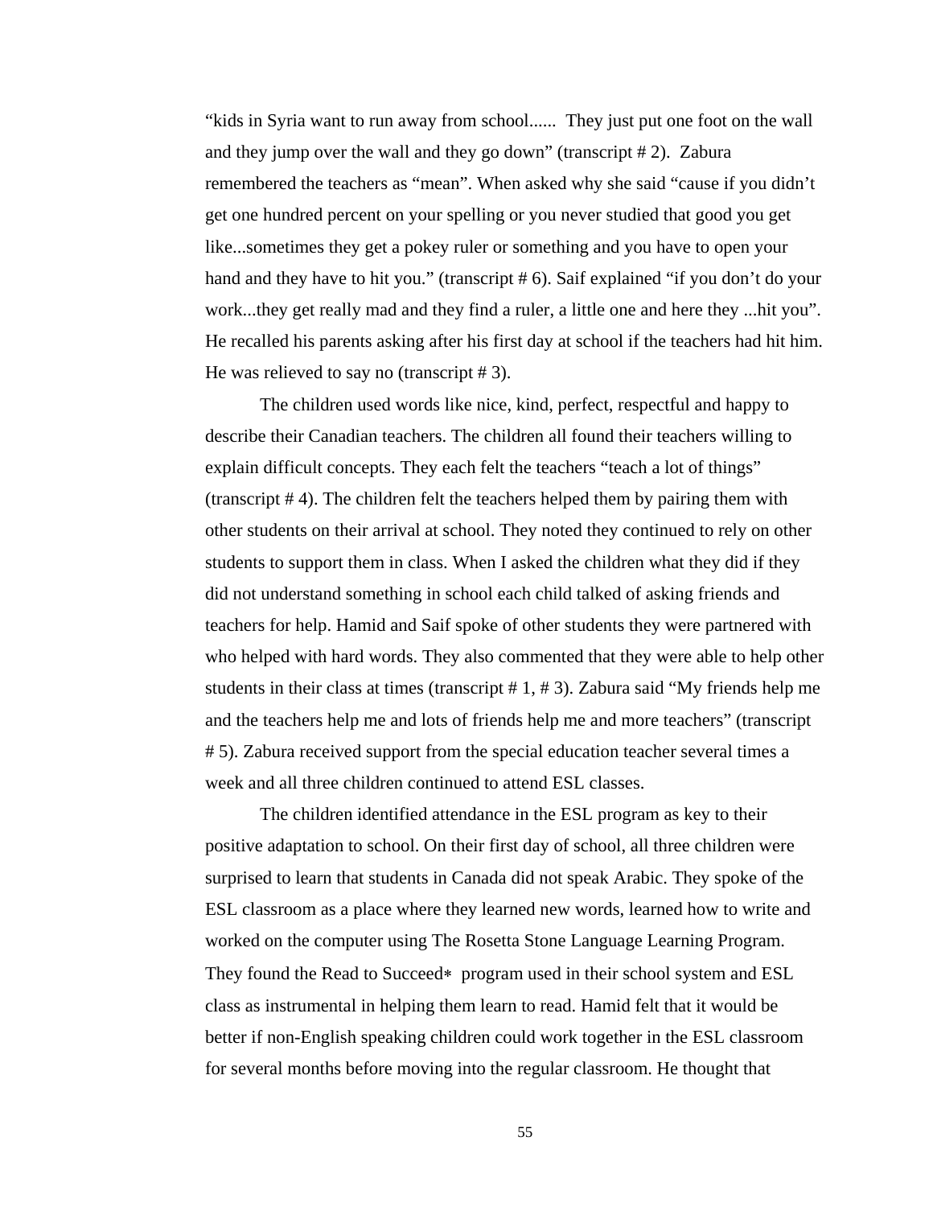"kids in Syria want to run away from school...... They just put one foot on the wall and they jump over the wall and they go down" (transcript # 2). Zabura remembered the teachers as "mean". When asked why she said "cause if you didn't get one hundred percent on your spelling or you never studied that good you get like...sometimes they get a pokey ruler or something and you have to open your hand and they have to hit you." (transcript # 6). Saif explained "if you don't do your work...they get really mad and they find a ruler, a little one and here they ...hit you". He recalled his parents asking after his first day at school if the teachers had hit him. He was relieved to say no (transcript # 3).

The children used words like nice, kind, perfect, respectful and happy to describe their Canadian teachers. The children all found their teachers willing to explain difficult concepts. They each felt the teachers "teach a lot of things" (transcript # 4). The children felt the teachers helped them by pairing them with other students on their arrival at school. They noted they continued to rely on other students to support them in class. When I asked the children what they did if they did not understand something in school each child talked of asking friends and teachers for help. Hamid and Saif spoke of other students they were partnered with who helped with hard words. They also commented that they were able to help other students in their class at times (transcript # 1, # 3). Zabura said "My friends help me and the teachers help me and lots of friends help me and more teachers" (transcript # 5). Zabura received support from the special education teacher several times a week and all three children continued to attend ESL classes.

The children identified attendance in the ESL program as key to their positive adaptation to school. On their first day of school, all three children were surprised to learn that students in Canada did not speak Arabic. They spoke of the ESL classroom as a place where they learned new words, learned how to write and worked on the computer using The Rosetta Stone Language Learning Program. They found the Read to Succeed* program used in their school system and ESL class as instrumental in helping them learn to read. Hamid felt that it would be better if non-English speaking children could work together in the ESL classroom for several months before moving into the regular classroom. He thought that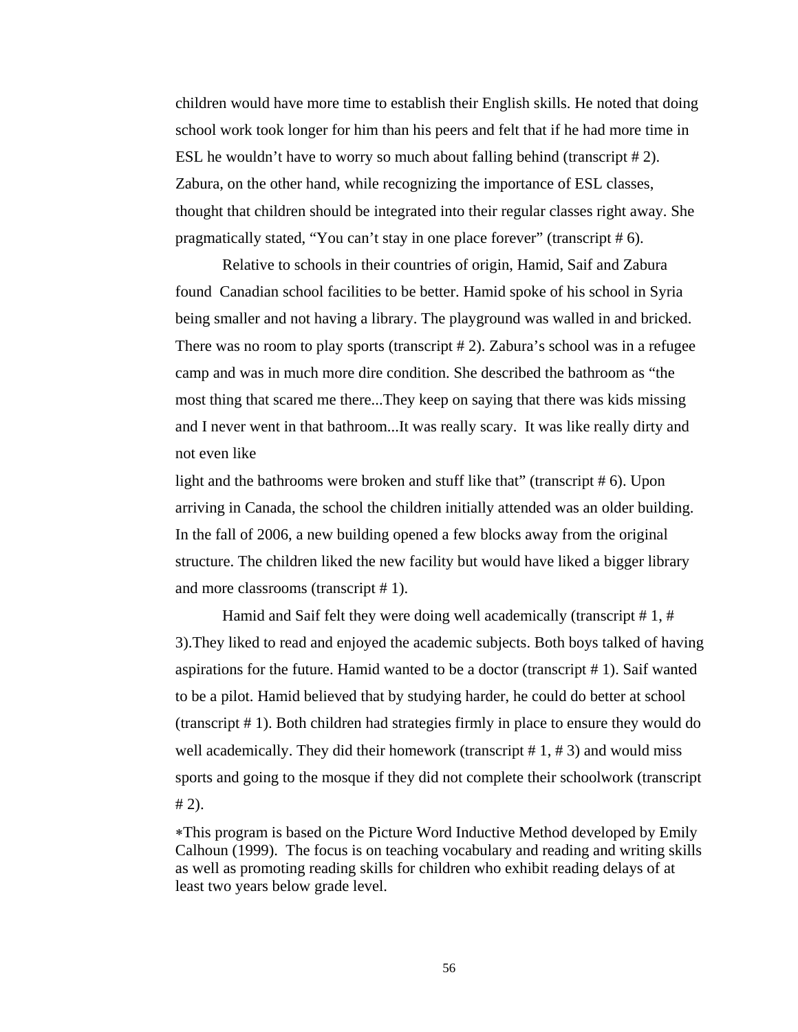children would have more time to establish their English skills. He noted that doing school work took longer for him than his peers and felt that if he had more time in ESL he wouldn't have to worry so much about falling behind (transcript # 2). Zabura, on the other hand, while recognizing the importance of ESL classes, thought that children should be integrated into their regular classes right away. She pragmatically stated, "You can't stay in one place forever" (transcript # 6).

Relative to schools in their countries of origin, Hamid, Saif and Zabura found Canadian school facilities to be better. Hamid spoke of his school in Syria being smaller and not having a library. The playground was walled in and bricked. There was no room to play sports (transcript # 2). Zabura's school was in a refugee camp and was in much more dire condition. She described the bathroom as "the most thing that scared me there...They keep on saying that there was kids missing and I never went in that bathroom...It was really scary. It was like really dirty and not even like light and the bathrooms were broken and stuff like that" (transcript # 6). Upon arriving in Canada, the school the children initially attended was an older building. In the fall of 2006, a new building opened a few blocks away from the original structure. The children liked the new facility but would have liked a bigger library and more classrooms (transcript # 1).

Hamid and Saif felt they were doing well academically (transcript # 1, # 3).They liked to read and enjoyed the academic subjects. Both boys talked of having aspirations for the future. Hamid wanted to be a doctor (transcript # 1). Saif wanted to be a pilot. Hamid believed that by studying harder, he could do better at school (transcript # 1). Both children had strategies firmly in place to ensure they would do well academically. They did their homework (transcript # 1, # 3) and would miss sports and going to the mosque if they did not complete their schoolwork (transcript # 2).

∗This program is based on the Picture Word Inductive Method developed by Emily Calhoun (1999). The focus is on teaching vocabulary and reading and writing skills as well as promoting reading skills for children who exhibit reading delays of at least two years below grade level.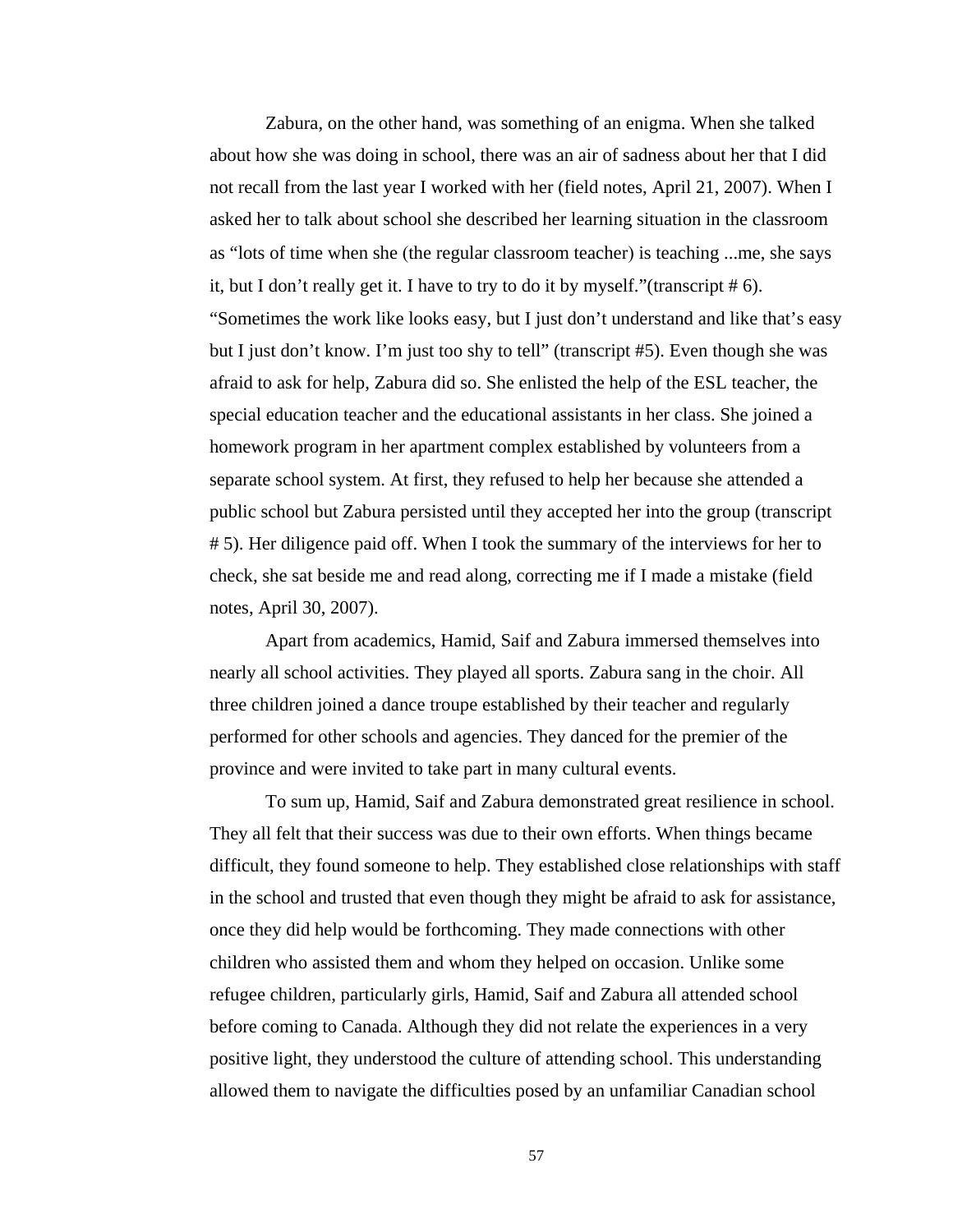Zabura, on the other hand, was something of an enigma. When she talked about how she was doing in school, there was an air of sadness about her that I did not recall from the last year I worked with her (field notes, April 21, 2007). When I asked her to talk about school she described her learning situation in the classroom as "lots of time when she (the regular classroom teacher) is teaching ...me, she says it, but I don't really get it. I have to try to do it by myself."(transcript # 6). "Sometimes the work like looks easy, but I just don't understand and like that's easy but I just don't know. I'm just too shy to tell" (transcript #5). Even though she was afraid to ask for help, Zabura did so. She enlisted the help of the ESL teacher, the special education teacher and the educational assistants in her class. She joined a homework program in her apartment complex established by volunteers from a separate school system. At first, they refused to help her because she attended a public school but Zabura persisted until they accepted her into the group (transcript # 5). Her diligence paid off. When I took the summary of the interviews for her to check, she sat beside me and read along, correcting me if I made a mistake (field notes, April 30, 2007).

Apart from academics, Hamid, Saif and Zabura immersed themselves into nearly all school activities. They played all sports. Zabura sang in the choir. All three children joined a dance troupe established by their teacher and regularly performed for other schools and agencies. They danced for the premier of the province and were invited to take part in many cultural events.

To sum up, Hamid, Saif and Zabura demonstrated great resilience in school. They all felt that their success was due to their own efforts. When things became difficult, they found someone to help. They established close relationships with staff in the school and trusted that even though they might be afraid to ask for assistance, once they did help would be forthcoming. They made connections with other children who assisted them and whom they helped on occasion. Unlike some refugee children, particularly girls, Hamid, Saif and Zabura all attended school before coming to Canada. Although they did not relate the experiences in a very positive light, they understood the culture of attending school. This understanding allowed them to navigate the difficulties posed by an unfamiliar Canadian school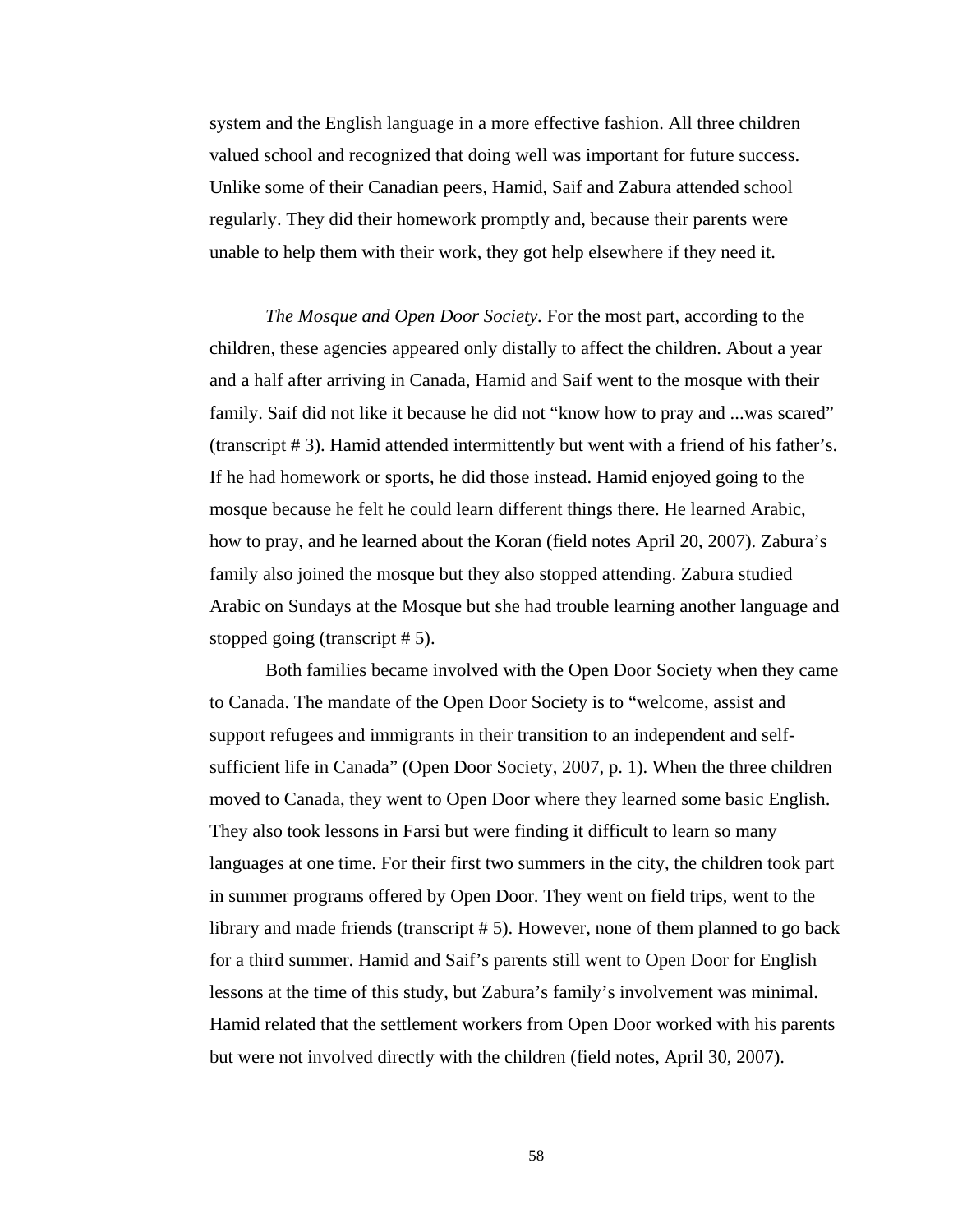system and the English language in a more effective fashion. All three children valued school and recognized that doing well was important for future success. Unlike some of their Canadian peers, Hamid, Saif and Zabura attended school regularly. They did their homework promptly and, because their parents were unable to help them with their work, they got help elsewhere if they need it.

*The Mosque and Open Door Society.* For the most part, according to the children, these agencies appeared only distally to affect the children. About a year and a half after arriving in Canada, Hamid and Saif went to the mosque with their family. Saif did not like it because he did not "know how to pray and ...was scared" (transcript # 3). Hamid attended intermittently but went with a friend of his father's. If he had homework or sports, he did those instead. Hamid enjoyed going to the mosque because he felt he could learn different things there. He learned Arabic, how to pray, and he learned about the Koran (field notes April 20, 2007). Zabura's family also joined the mosque but they also stopped attending. Zabura studied Arabic on Sundays at the Mosque but she had trouble learning another language and stopped going (transcript # 5).

Both families became involved with the Open Door Society when they came to Canada. The mandate of the Open Door Society is to "welcome, assist and support refugees and immigrants in their transition to an independent and self-sufficient life in Canada" (Open Door Society, 2007, p. 1). When the three children moved to Canada, they went to Open Door where they learned some basic English. They also took lessons in Farsi but were finding it difficult to learn so many languages at one time. For their first two summers in the city, the children took part in summer programs offered by Open Door. They went on field trips, went to the library and made friends (transcript # 5). However, none of them planned to go back for a third summer. Hamid and Saif's parents still went to Open Door for English lessons at the time of this study, but Zabura's family's involvement was minimal. Hamid related that the settlement workers from Open Door worked with his parents but were not involved directly with the children (field notes, April 30, 2007).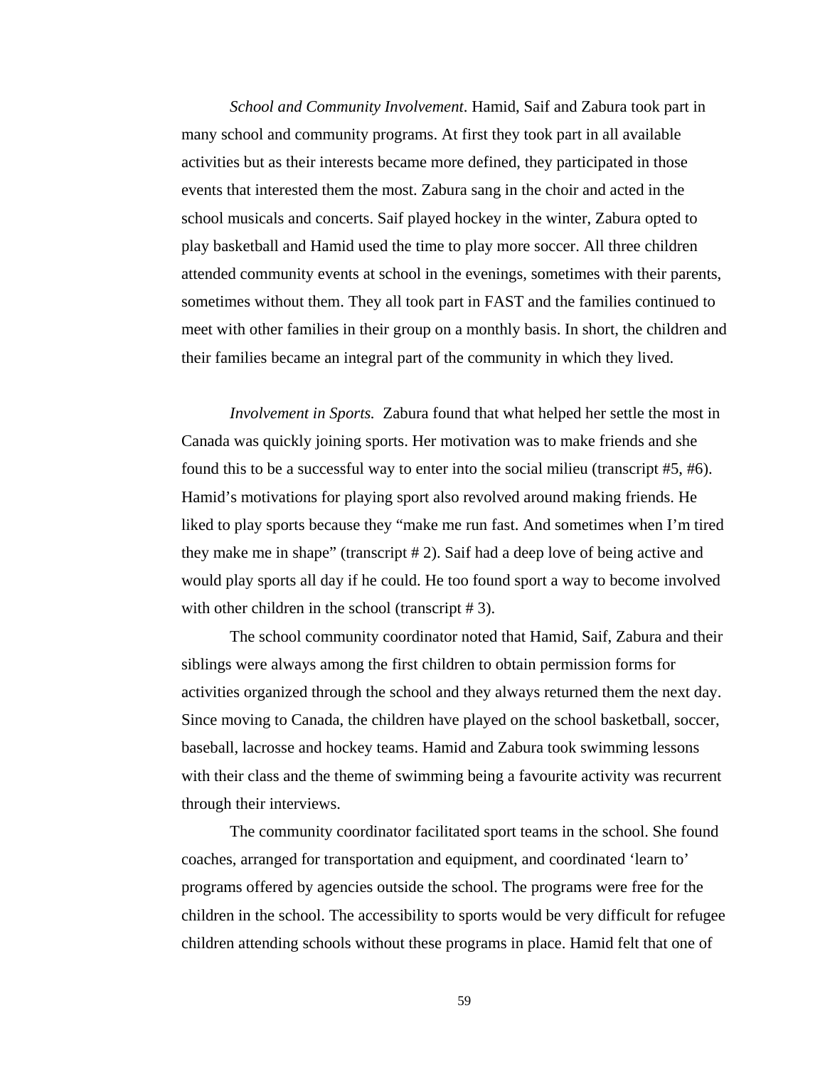*School and Community Involvement*. Hamid, Saif and Zabura took part in many school and community programs. At first they took part in all available activities but as their interests became more defined, they participated in those events that interested them the most. Zabura sang in the choir and acted in the school musicals and concerts. Saif played hockey in the winter, Zabura opted to play basketball and Hamid used the time to play more soccer. All three children attended community events at school in the evenings, sometimes with their parents, sometimes without them. They all took part in FAST and the families continued to meet with other families in their group on a monthly basis. In short, the children and their families became an integral part of the community in which they lived.

*Involvement in Sports.* Zabura found that what helped her settle the most in Canada was quickly joining sports. Her motivation was to make friends and she found this to be a successful way to enter into the social milieu (transcript #5, #6). Hamid's motivations for playing sport also revolved around making friends. He liked to play sports because they "make me run fast. And sometimes when I'm tired they make me in shape" (transcript # 2). Saif had a deep love of being active and would play sports all day if he could. He too found sport a way to become involved with other children in the school (transcript # 3).

The school community coordinator noted that Hamid, Saif, Zabura and their siblings were always among the first children to obtain permission forms for activities organized through the school and they always returned them the next day. Since moving to Canada, the children have played on the school basketball, soccer, baseball, lacrosse and hockey teams. Hamid and Zabura took swimming lessons with their class and the theme of swimming being a favourite activity was recurrent through their interviews.

The community coordinator facilitated sport teams in the school. She found coaches, arranged for transportation and equipment, and coordinated 'learn to' programs offered by agencies outside the school. The programs were free for the children in the school. The accessibility to sports would be very difficult for refugee children attending schools without these programs in place. Hamid felt that one of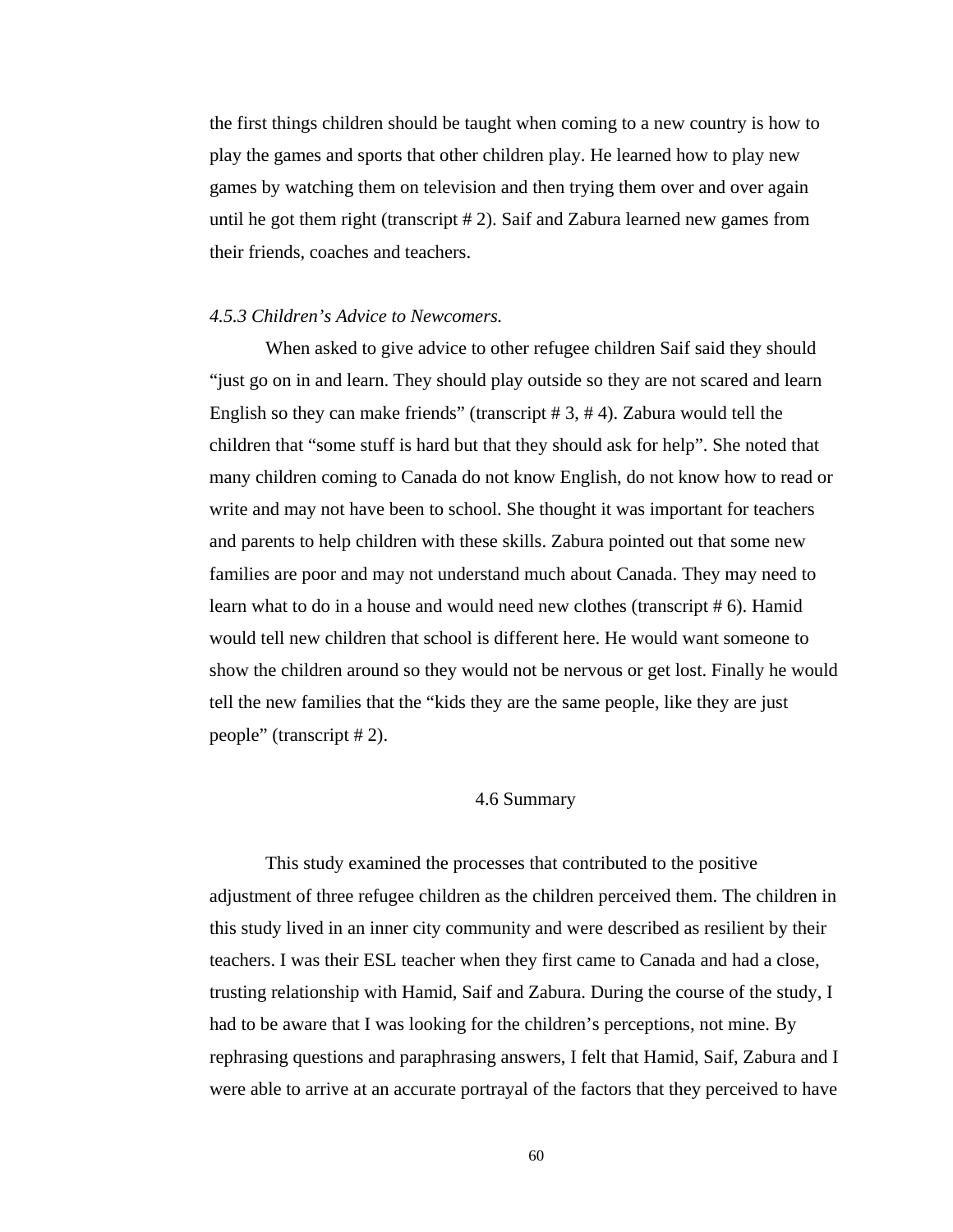the first things children should be taught when coming to a new country is how to play the games and sports that other children play. He learned how to play new games by watching them on television and then trying them over and over again until he got them right (transcript # 2). Saif and Zabura learned new games from their friends, coaches and teachers.

### *4.5.3 Children's Advice to Newcomers.*

When asked to give advice to other refugee children Saif said they should "just go on in and learn. They should play outside so they are not scared and learn English so they can make friends" (transcript # 3, # 4). Zabura would tell the children that "some stuff is hard but that they should ask for help". She noted that many children coming to Canada do not know English, do not know how to read or write and may not have been to school. She thought it was important for teachers and parents to help children with these skills. Zabura pointed out that some new families are poor and may not understand much about Canada. They may need to learn what to do in a house and would need new clothes (transcript # 6). Hamid would tell new children that school is different here. He would want someone to show the children around so they would not be nervous or get lost. Finally he would tell the new families that the "kids they are the same people, like they are just people" (transcript # 2).

## 4.6 Summary

This study examined the processes that contributed to the positive adjustment of three refugee children as the children perceived them. The children in this study lived in an inner city community and were described as resilient by their teachers. I was their ESL teacher when they first came to Canada and had a close, trusting relationship with Hamid, Saif and Zabura. During the course of the study, I had to be aware that I was looking for the children's perceptions, not mine. By rephrasing questions and paraphrasing answers, I felt that Hamid, Saif, Zabura and I were able to arrive at an accurate portrayal of the factors that they perceived to have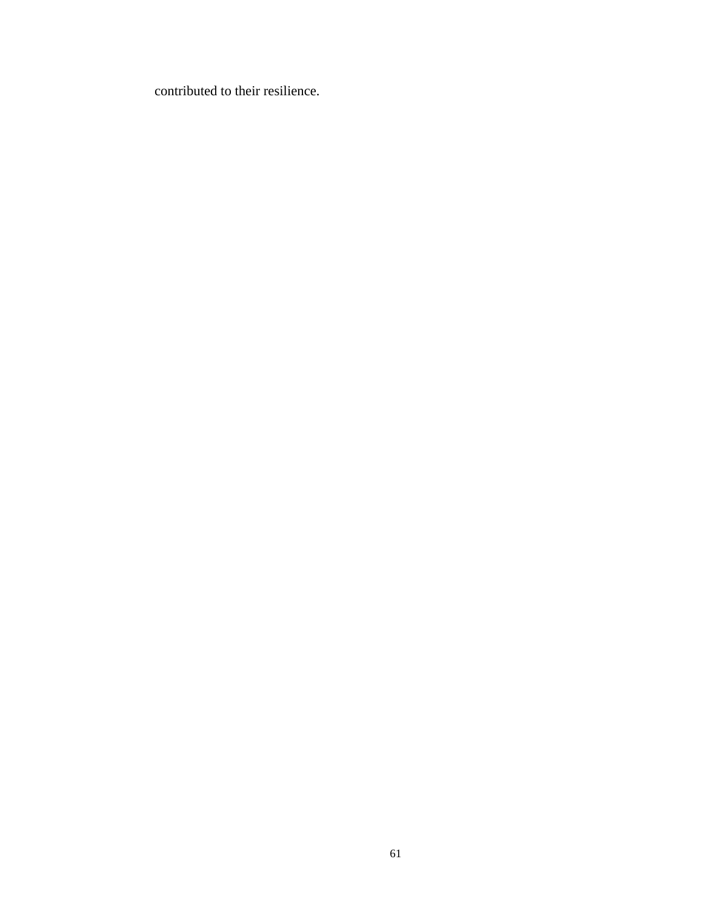contributed to their resilience.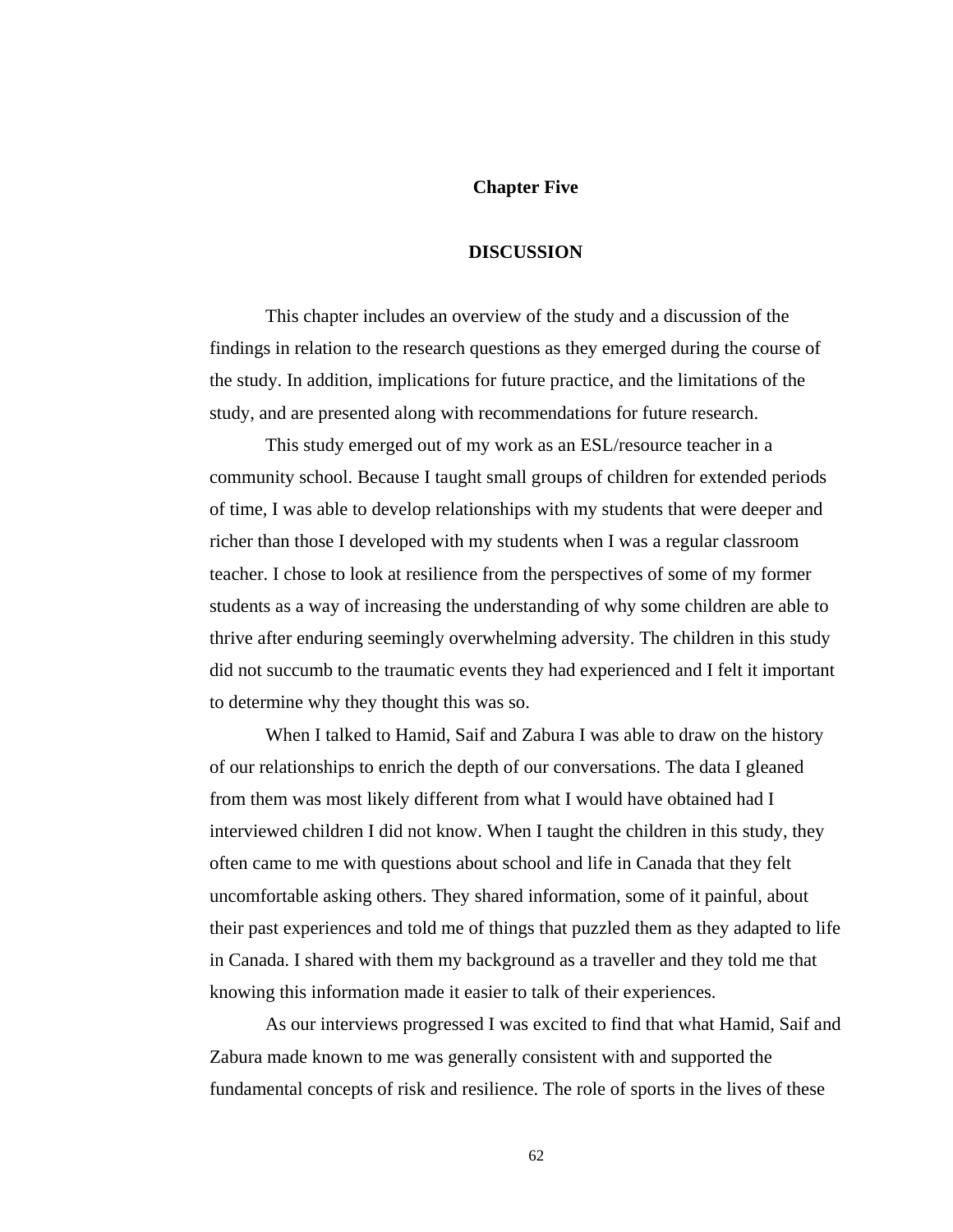# Chapter Five

## DISCUSSION

This chapter includes an overview of the study and a discussion of the findings in relation to the research questions as they emerged during the course of the study. In addition, implications for future practice, and the limitations of the study, and are presented along with recommendations for future research.

This study emerged out of my work as an ESL/resource teacher in a community school. Because I taught small groups of children for extended periods of time, I was able to develop relationships with my students that were deeper and richer than those I developed with my students when I was a regular classroom teacher. I chose to look at resilience from the perspectives of some of my former students as a way of increasing the understanding of why some children are able to thrive after enduring seemingly overwhelming adversity. The children in this study did not succumb to the traumatic events they had experienced and I felt it important to determine why they thought this was so.

When I talked to Hamid, Saif and Zabura I was able to draw on the history of our relationships to enrich the depth of our conversations. The data I gleaned from them was most likely different from what I would have obtained had I interviewed children I did not know. When I taught the children in this study, they often came to me with questions about school and life in Canada that they felt uncomfortable asking others. They shared information, some of it painful, about their past experiences and told me of things that puzzled them as they adapted to life in Canada. I shared with them my background as a traveller and they told me that knowing this information made it easier to talk of their experiences.

As our interviews progressed I was excited to find that what Hamid, Saif and Zabura made known to me was generally consistent with and supported the fundamental concepts of risk and resilience. The role of sports in the lives of these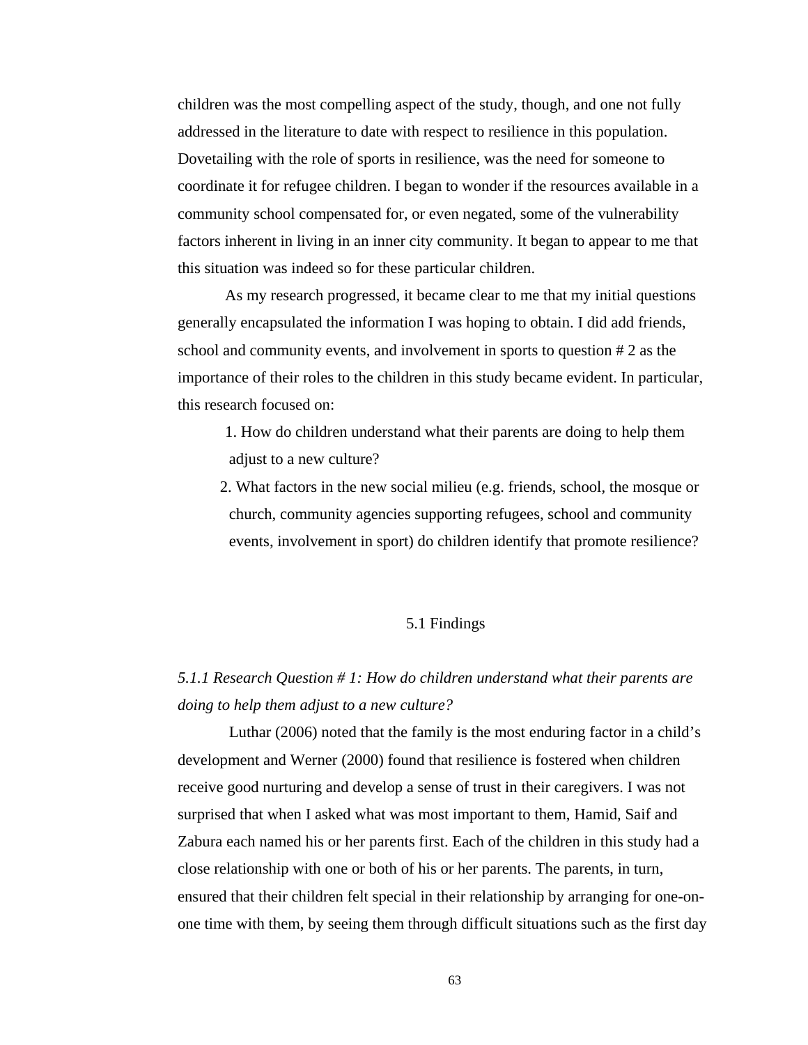children was the most compelling aspect of the study, though, and one not fully addressed in the literature to date with respect to resilience in this population. Dovetailing with the role of sports in resilience, was the need for someone to coordinate it for refugee children. I began to wonder if the resources available in a community school compensated for, or even negated, some of the vulnerability factors inherent in living in an inner city community. It began to appear to me that this situation was indeed so for these particular children.

As my research progressed, it became clear to me that my initial questions generally encapsulated the information I was hoping to obtain. I did add friends, school and community events, and involvement in sports to question # 2 as the importance of their roles to the children in this study became evident. In particular, this research focused on:

1. How do children understand what their parents are doing to help them adjust to a new culture?
2. What factors in the new social milieu (e.g. friends, school, the mosque or church, community agencies supporting refugees, school and community events, involvement in sport) do children identify that promote resilience?

## 5.1 Findings

### *5.1.1 Research Question # 1: How do children understand what their parents are doing to help them adjust to a new culture?*

Luthar (2006) noted that the family is the most enduring factor in a child's development and Werner (2000) found that resilience is fostered when children receive good nurturing and develop a sense of trust in their caregivers. I was not surprised that when I asked what was most important to them, Hamid, Saif and Zabura each named his or her parents first. Each of the children in this study had a close relationship with one or both of his or her parents. The parents, in turn, ensured that their children felt special in their relationship by arranging for one-on-one time with them, by seeing them through difficult situations such as the first day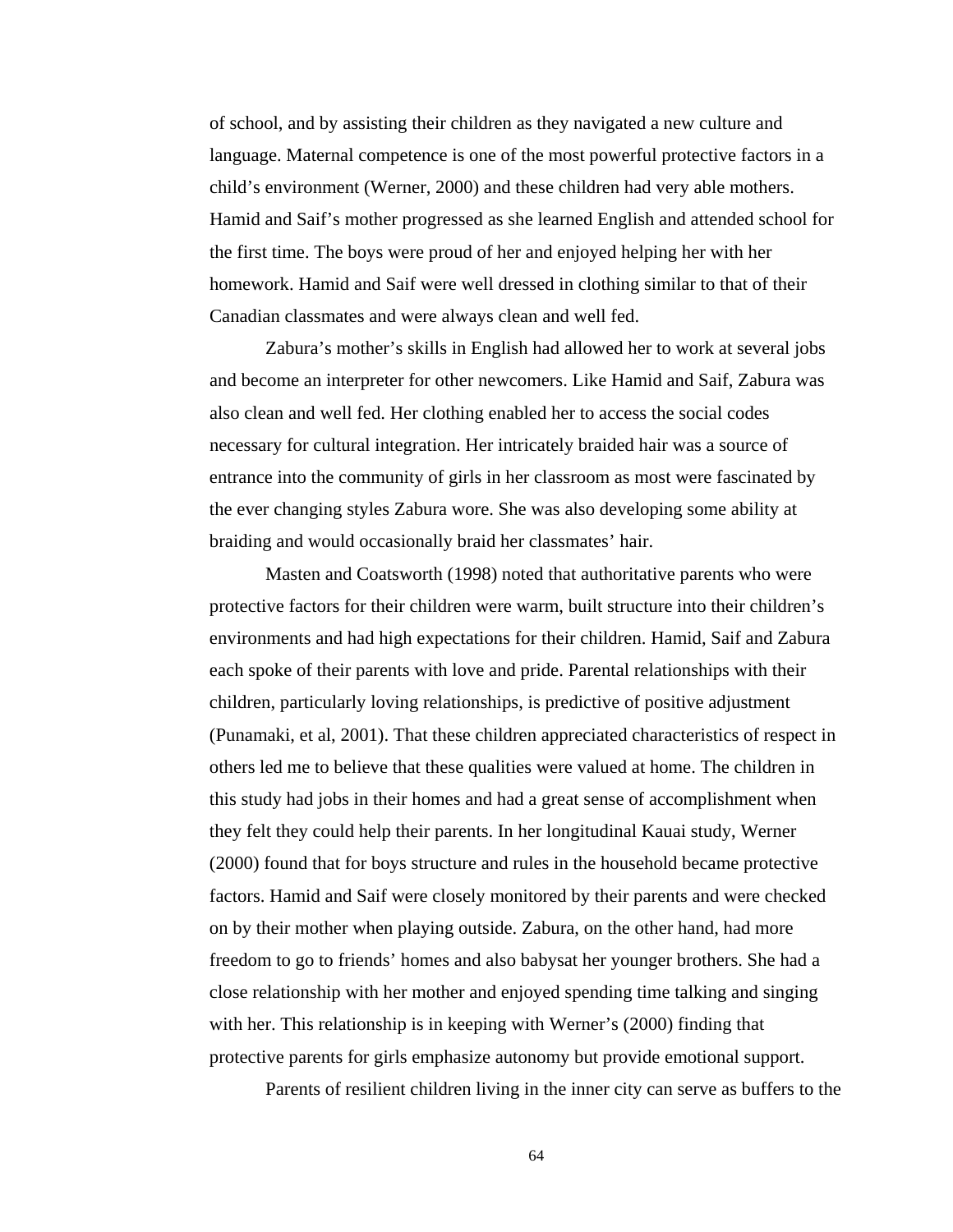of school, and by assisting their children as they navigated a new culture and language. Maternal competence is one of the most powerful protective factors in a child's environment (Werner, 2000) and these children had very able mothers. Hamid and Saif's mother progressed as she learned English and attended school for the first time. The boys were proud of her and enjoyed helping her with her homework. Hamid and Saif were well dressed in clothing similar to that of their Canadian classmates and were always clean and well fed.

Zabura's mother's skills in English had allowed her to work at several jobs and become an interpreter for other newcomers. Like Hamid and Saif, Zabura was also clean and well fed. Her clothing enabled her to access the social codes necessary for cultural integration. Her intricately braided hair was a source of entrance into the community of girls in her classroom as most were fascinated by the ever changing styles Zabura wore. She was also developing some ability at braiding and would occasionally braid her classmates' hair.

Masten and Coatsworth (1998) noted that authoritative parents who were protective factors for their children were warm, built structure into their children's environments and had high expectations for their children. Hamid, Saif and Zabura each spoke of their parents with love and pride. Parental relationships with their children, particularly loving relationships, is predictive of positive adjustment (Punamaki, et al, 2001). That these children appreciated characteristics of respect in others led me to believe that these qualities were valued at home. The children in this study had jobs in their homes and had a great sense of accomplishment when they felt they could help their parents. In her longitudinal Kauai study, Werner (2000) found that for boys structure and rules in the household became protective factors. Hamid and Saif were closely monitored by their parents and were checked on by their mother when playing outside. Zabura, on the other hand, had more freedom to go to friends' homes and also babysat her younger brothers. She had a close relationship with her mother and enjoyed spending time talking and singing with her. This relationship is in keeping with Werner's (2000) finding that protective parents for girls emphasize autonomy but provide emotional support.

Parents of resilient children living in the inner city can serve as buffers to the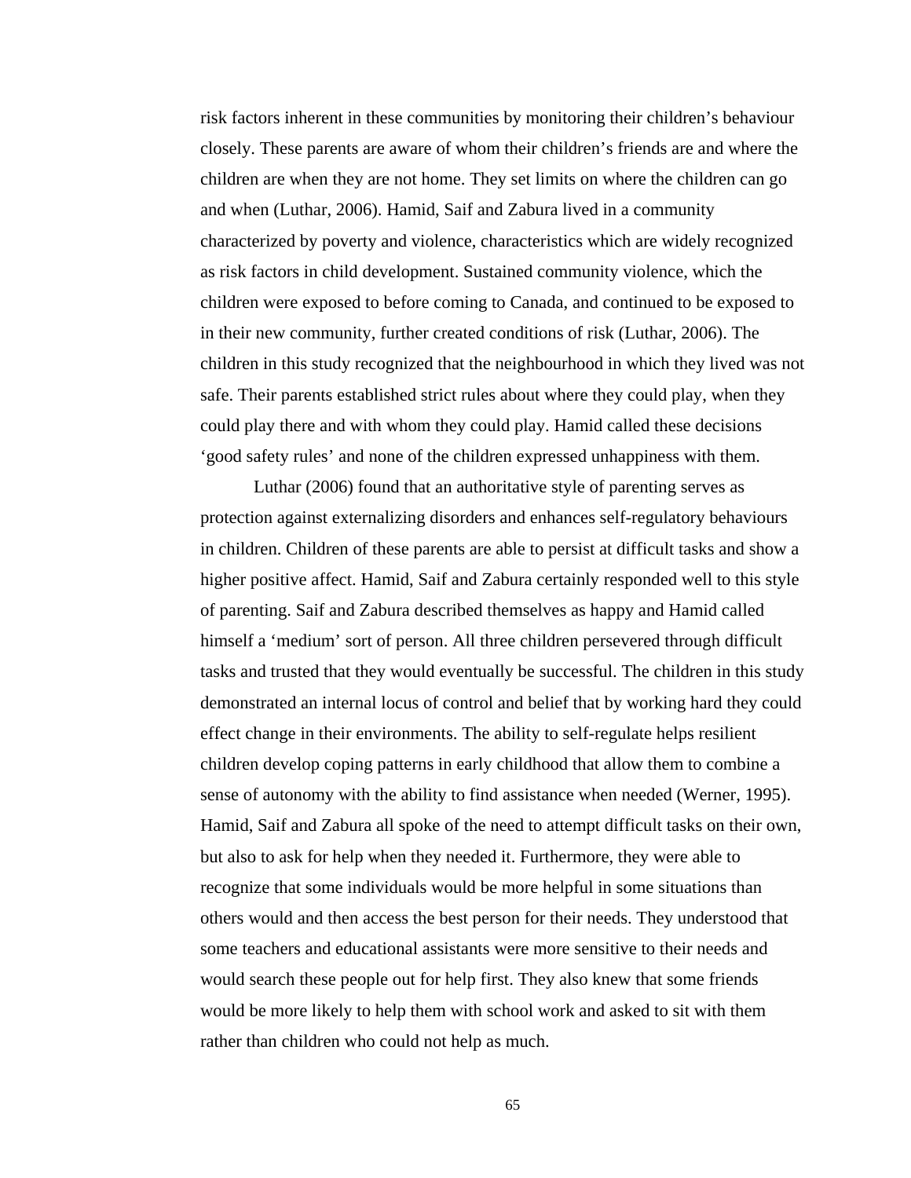risk factors inherent in these communities by monitoring their children's behaviour closely. These parents are aware of whom their children's friends are and where the children are when they are not home. They set limits on where the children can go and when (Luthar, 2006). Hamid, Saif and Zabura lived in a community characterized by poverty and violence, characteristics which are widely recognized as risk factors in child development. Sustained community violence, which the children were exposed to before coming to Canada, and continued to be exposed to in their new community, further created conditions of risk (Luthar, 2006). The children in this study recognized that the neighbourhood in which they lived was not safe. Their parents established strict rules about where they could play, when they could play there and with whom they could play. Hamid called these decisions 'good safety rules' and none of the children expressed unhappiness with them.

Luthar (2006) found that an authoritative style of parenting serves as protection against externalizing disorders and enhances self-regulatory behaviours in children. Children of these parents are able to persist at difficult tasks and show a higher positive affect. Hamid, Saif and Zabura certainly responded well to this style of parenting. Saif and Zabura described themselves as happy and Hamid called himself a 'medium' sort of person. All three children persevered through difficult tasks and trusted that they would eventually be successful. The children in this study demonstrated an internal locus of control and belief that by working hard they could effect change in their environments. The ability to self-regulate helps resilient children develop coping patterns in early childhood that allow them to combine a sense of autonomy with the ability to find assistance when needed (Werner, 1995). Hamid, Saif and Zabura all spoke of the need to attempt difficult tasks on their own, but also to ask for help when they needed it. Furthermore, they were able to recognize that some individuals would be more helpful in some situations than others would and then access the best person for their needs. They understood that some teachers and educational assistants were more sensitive to their needs and would search these people out for help first. They also knew that some friends would be more likely to help them with school work and asked to sit with them rather than children who could not help as much.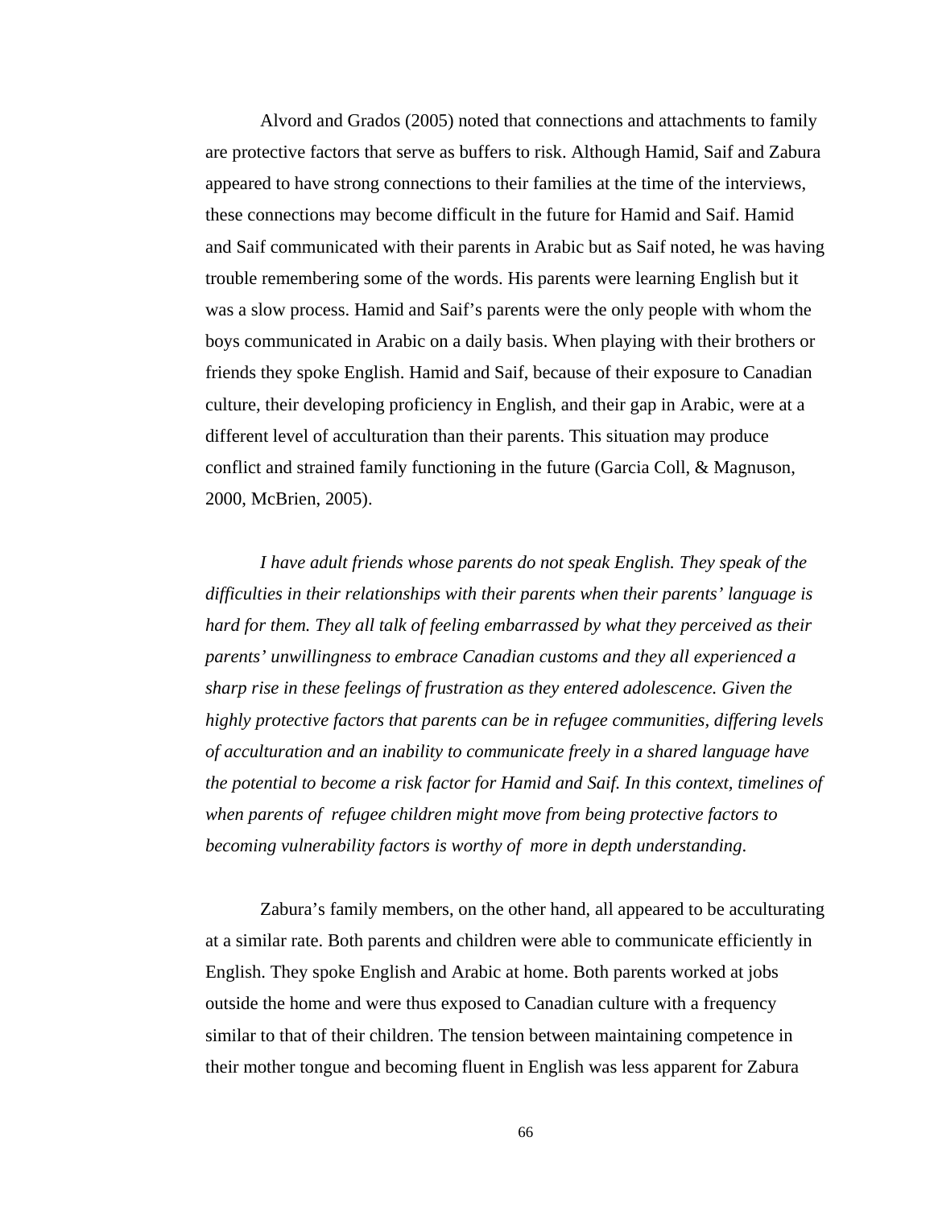Alvord and Grados (2005) noted that connections and attachments to family are protective factors that serve as buffers to risk. Although Hamid, Saif and Zabura appeared to have strong connections to their families at the time of the interviews, these connections may become difficult in the future for Hamid and Saif. Hamid and Saif communicated with their parents in Arabic but as Saif noted, he was having trouble remembering some of the words. His parents were learning English but it was a slow process. Hamid and Saif's parents were the only people with whom the boys communicated in Arabic on a daily basis. When playing with their brothers or friends they spoke English. Hamid and Saif, because of their exposure to Canadian culture, their developing proficiency in English, and their gap in Arabic, were at a different level of acculturation than their parents. This situation may produce conflict and strained family functioning in the future (Garcia Coll, & Magnuson, 2000, McBrien, 2005).

*I have adult friends whose parents do not speak English. They speak of the difficulties in their relationships with their parents when their parents' language is hard for them. They all talk of feeling embarrassed by what they perceived as their parents' unwillingness to embrace Canadian customs and they all experienced a sharp rise in these feelings of frustration as they entered adolescence. Given the highly protective factors that parents can be in refugee communities, differing levels of acculturation and an inability to communicate freely in a shared language have the potential to become a risk factor for Hamid and Saif. In this context, timelines of when parents of refugee children might move from being protective factors to becoming vulnerability factors is worthy of more in depth understanding.*

Zabura's family members, on the other hand, all appeared to be acculturating at a similar rate. Both parents and children were able to communicate efficiently in English. They spoke English and Arabic at home. Both parents worked at jobs outside the home and were thus exposed to Canadian culture with a frequency similar to that of their children. The tension between maintaining competence in their mother tongue and becoming fluent in English was less apparent for Zabura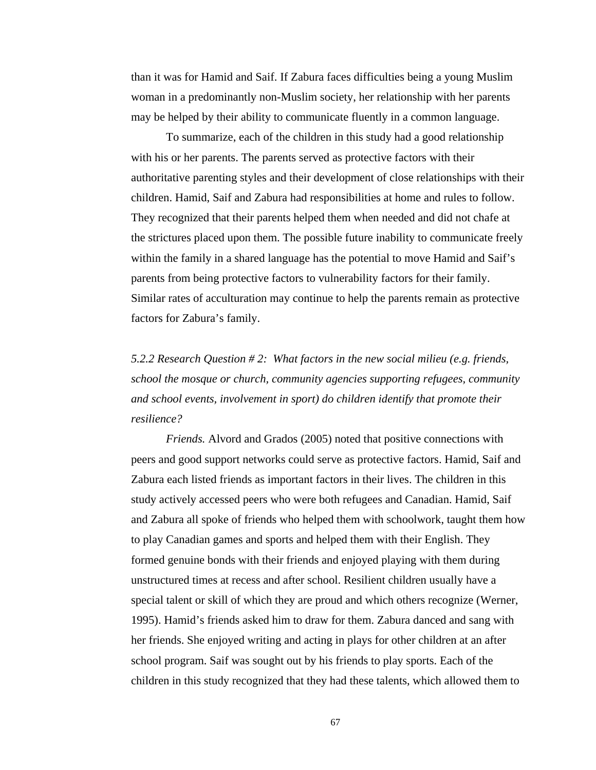than it was for Hamid and Saif. If Zabura faces difficulties being a young Muslim woman in a predominantly non-Muslim society, her relationship with her parents may be helped by their ability to communicate fluently in a common language.

To summarize, each of the children in this study had a good relationship with his or her parents. The parents served as protective factors with their authoritative parenting styles and their development of close relationships with their children. Hamid, Saif and Zabura had responsibilities at home and rules to follow. They recognized that their parents helped them when needed and did not chafe at the strictures placed upon them. The possible future inability to communicate freely within the family in a shared language has the potential to move Hamid and Saif's parents from being protective factors to vulnerability factors for their family. Similar rates of acculturation may continue to help the parents remain as protective factors for Zabura's family.

*5.2.2 Research Question # 2: What factors in the new social milieu (e.g. friends, school the mosque or church, community agencies supporting refugees, community and school events, involvement in sport) do children identify that promote their resilience?*

*Friends.* Alvord and Grados (2005) noted that positive connections with peers and good support networks could serve as protective factors. Hamid, Saif and Zabura each listed friends as important factors in their lives. The children in this study actively accessed peers who were both refugees and Canadian. Hamid, Saif and Zabura all spoke of friends who helped them with schoolwork, taught them how to play Canadian games and sports and helped them with their English. They formed genuine bonds with their friends and enjoyed playing with them during unstructured times at recess and after school. Resilient children usually have a special talent or skill of which they are proud and which others recognize (Werner, 1995). Hamid's friends asked him to draw for them. Zabura danced and sang with her friends. She enjoyed writing and acting in plays for other children at an after school program. Saif was sought out by his friends to play sports. Each of the children in this study recognized that they had these talents, which allowed them to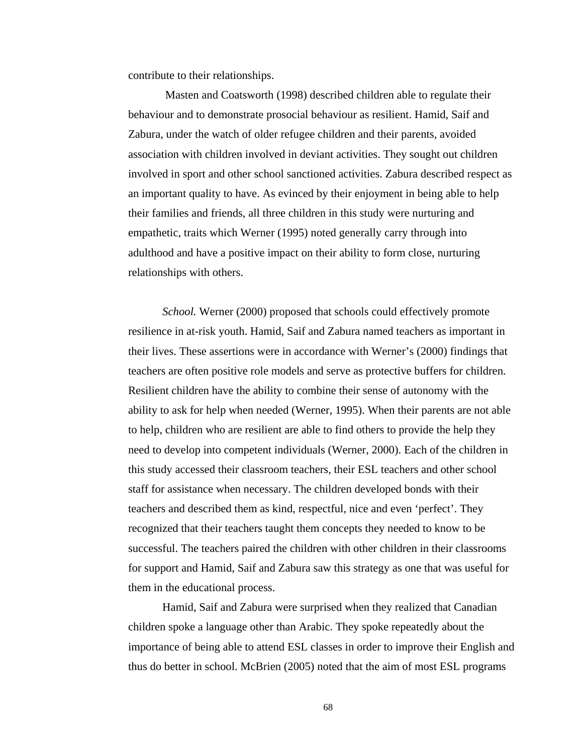contribute to their relationships.

Masten and Coatsworth (1998) described children able to regulate their behaviour and to demonstrate prosocial behaviour as resilient. Hamid, Saif and Zabura, under the watch of older refugee children and their parents, avoided association with children involved in deviant activities. They sought out children involved in sport and other school sanctioned activities. Zabura described respect as an important quality to have. As evinced by their enjoyment in being able to help their families and friends, all three children in this study were nurturing and empathetic, traits which Werner (1995) noted generally carry through into adulthood and have a positive impact on their ability to form close, nurturing relationships with others.

*School.* Werner (2000) proposed that schools could effectively promote resilience in at-risk youth. Hamid, Saif and Zabura named teachers as important in their lives. These assertions were in accordance with Werner's (2000) findings that teachers are often positive role models and serve as protective buffers for children. Resilient children have the ability to combine their sense of autonomy with the ability to ask for help when needed (Werner, 1995). When their parents are not able to help, children who are resilient are able to find others to provide the help they need to develop into competent individuals (Werner, 2000). Each of the children in this study accessed their classroom teachers, their ESL teachers and other school staff for assistance when necessary. The children developed bonds with their teachers and described them as kind, respectful, nice and even 'perfect'. They recognized that their teachers taught them concepts they needed to know to be successful. The teachers paired the children with other children in their classrooms for support and Hamid, Saif and Zabura saw this strategy as one that was useful for them in the educational process.

Hamid, Saif and Zabura were surprised when they realized that Canadian children spoke a language other than Arabic. They spoke repeatedly about the importance of being able to attend ESL classes in order to improve their English and thus do better in school. McBrien (2005) noted that the aim of most ESL programs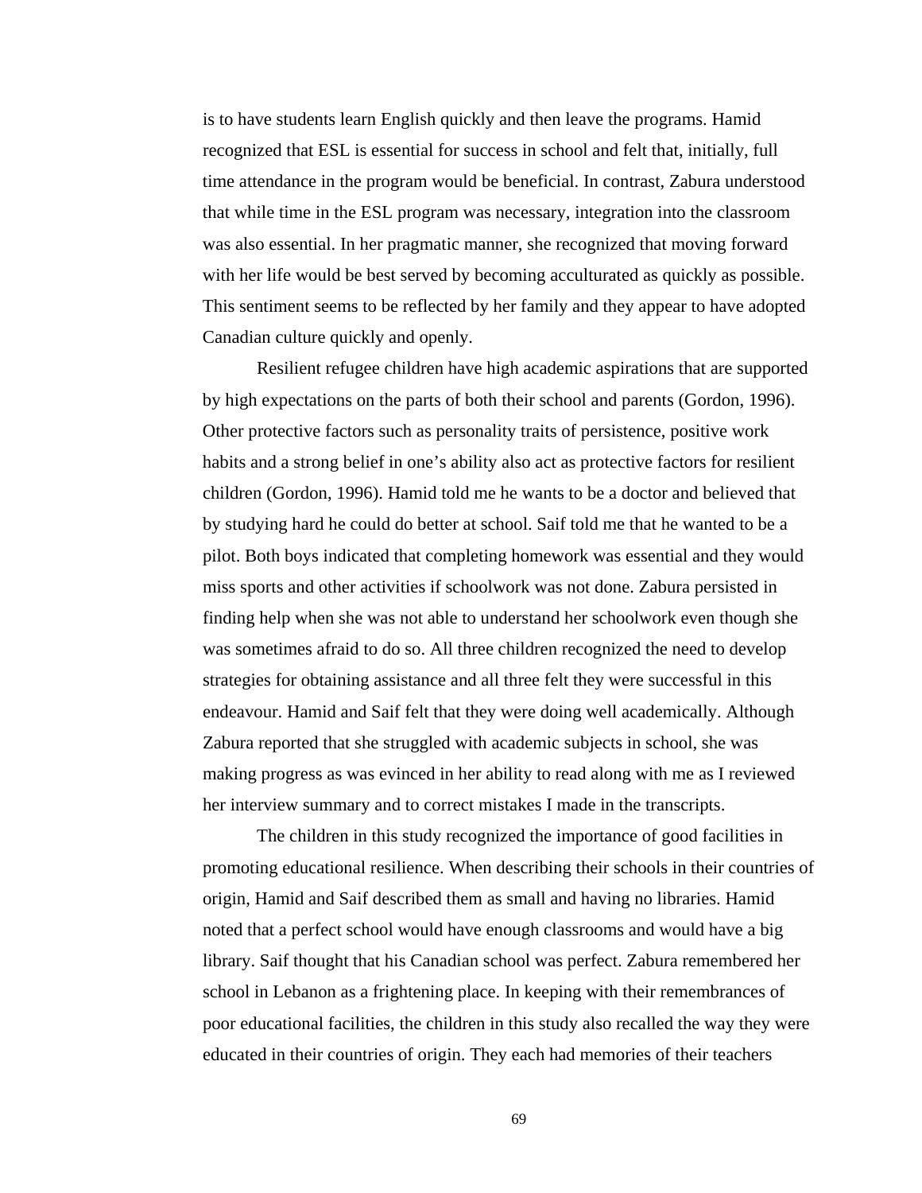is to have students learn English quickly and then leave the programs. Hamid recognized that ESL is essential for success in school and felt that, initially, full time attendance in the program would be beneficial. In contrast, Zabura understood that while time in the ESL program was necessary, integration into the classroom was also essential. In her pragmatic manner, she recognized that moving forward with her life would be best served by becoming acculturated as quickly as possible. This sentiment seems to be reflected by her family and they appear to have adopted Canadian culture quickly and openly.

Resilient refugee children have high academic aspirations that are supported by high expectations on the parts of both their school and parents (Gordon, 1996). Other protective factors such as personality traits of persistence, positive work habits and a strong belief in one's ability also act as protective factors for resilient children (Gordon, 1996). Hamid told me he wants to be a doctor and believed that by studying hard he could do better at school. Saif told me that he wanted to be a pilot. Both boys indicated that completing homework was essential and they would miss sports and other activities if schoolwork was not done. Zabura persisted in finding help when she was not able to understand her schoolwork even though she was sometimes afraid to do so. All three children recognized the need to develop strategies for obtaining assistance and all three felt they were successful in this endeavour. Hamid and Saif felt that they were doing well academically. Although Zabura reported that she struggled with academic subjects in school, she was making progress as was evinced in her ability to read along with me as I reviewed her interview summary and to correct mistakes I made in the transcripts.

The children in this study recognized the importance of good facilities in promoting educational resilience. When describing their schools in their countries of origin, Hamid and Saif described them as small and having no libraries. Hamid noted that a perfect school would have enough classrooms and would have a big library. Saif thought that his Canadian school was perfect. Zabura remembered her school in Lebanon as a frightening place. In keeping with their remembrances of poor educational facilities, the children in this study also recalled the way they were educated in their countries of origin. They each had memories of their teachers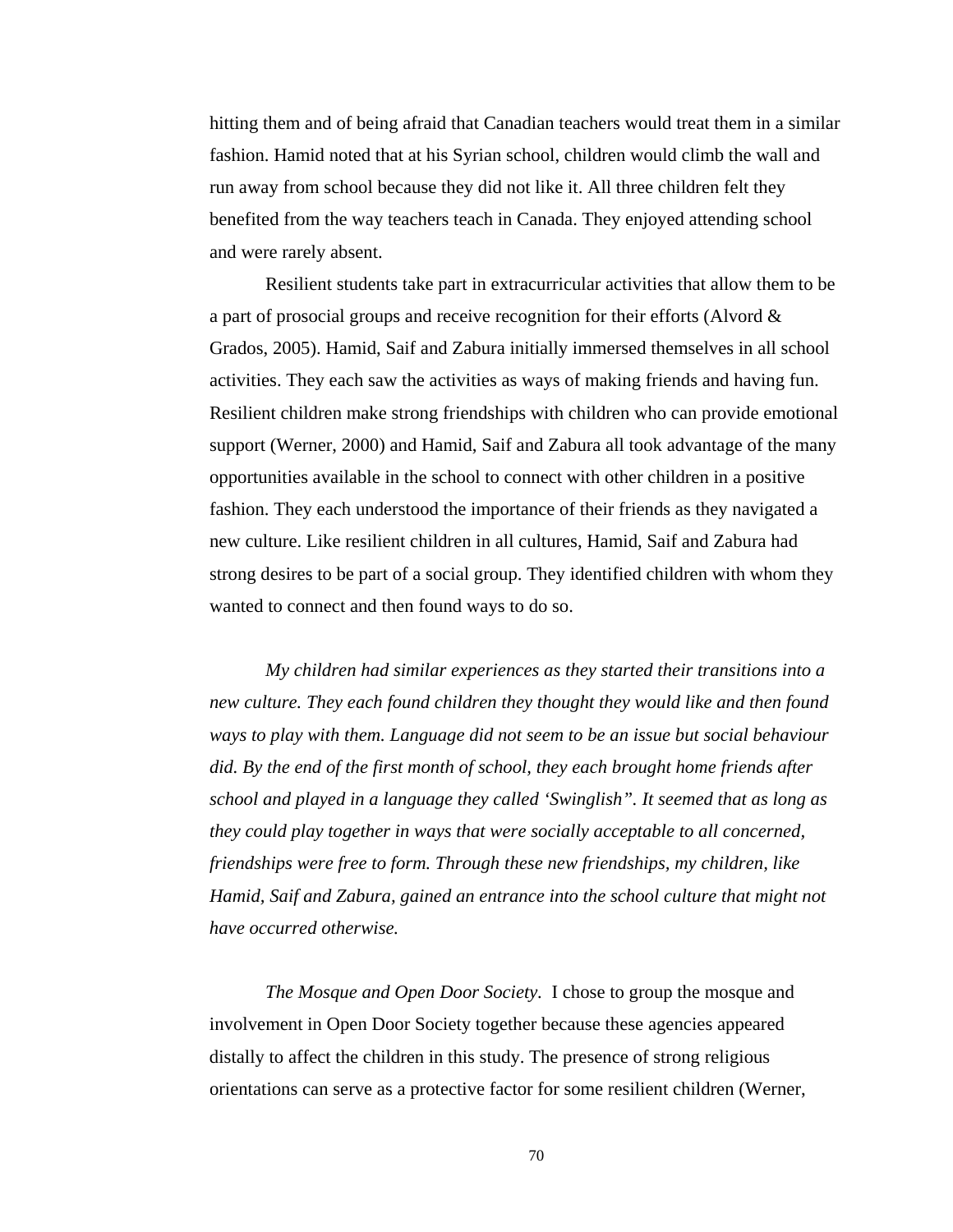hitting them and of being afraid that Canadian teachers would treat them in a similar fashion. Hamid noted that at his Syrian school, children would climb the wall and run away from school because they did not like it. All three children felt they benefited from the way teachers teach in Canada. They enjoyed attending school and were rarely absent.

Resilient students take part in extracurricular activities that allow them to be a part of prosocial groups and receive recognition for their efforts (Alvord & Grados, 2005). Hamid, Saif and Zabura initially immersed themselves in all school activities. They each saw the activities as ways of making friends and having fun. Resilient children make strong friendships with children who can provide emotional support (Werner, 2000) and Hamid, Saif and Zabura all took advantage of the many opportunities available in the school to connect with other children in a positive fashion. They each understood the importance of their friends as they navigated a new culture. Like resilient children in all cultures, Hamid, Saif and Zabura had strong desires to be part of a social group. They identified children with whom they wanted to connect and then found ways to do so.

*My children had similar experiences as they started their transitions into a new culture. They each found children they thought they would like and then found ways to play with them. Language did not seem to be an issue but social behaviour did. By the end of the first month of school, they each brought home friends after school and played in a language they called 'Swinglish". It seemed that as long as they could play together in ways that were socially acceptable to all concerned, friendships were free to form. Through these new friendships, my children, like Hamid, Saif and Zabura, gained an entrance into the school culture that might not have occurred otherwise.*

*The Mosque and Open Door Society*. I chose to group the mosque and involvement in Open Door Society together because these agencies appeared distally to affect the children in this study. The presence of strong religious orientations can serve as a protective factor for some resilient children (Werner,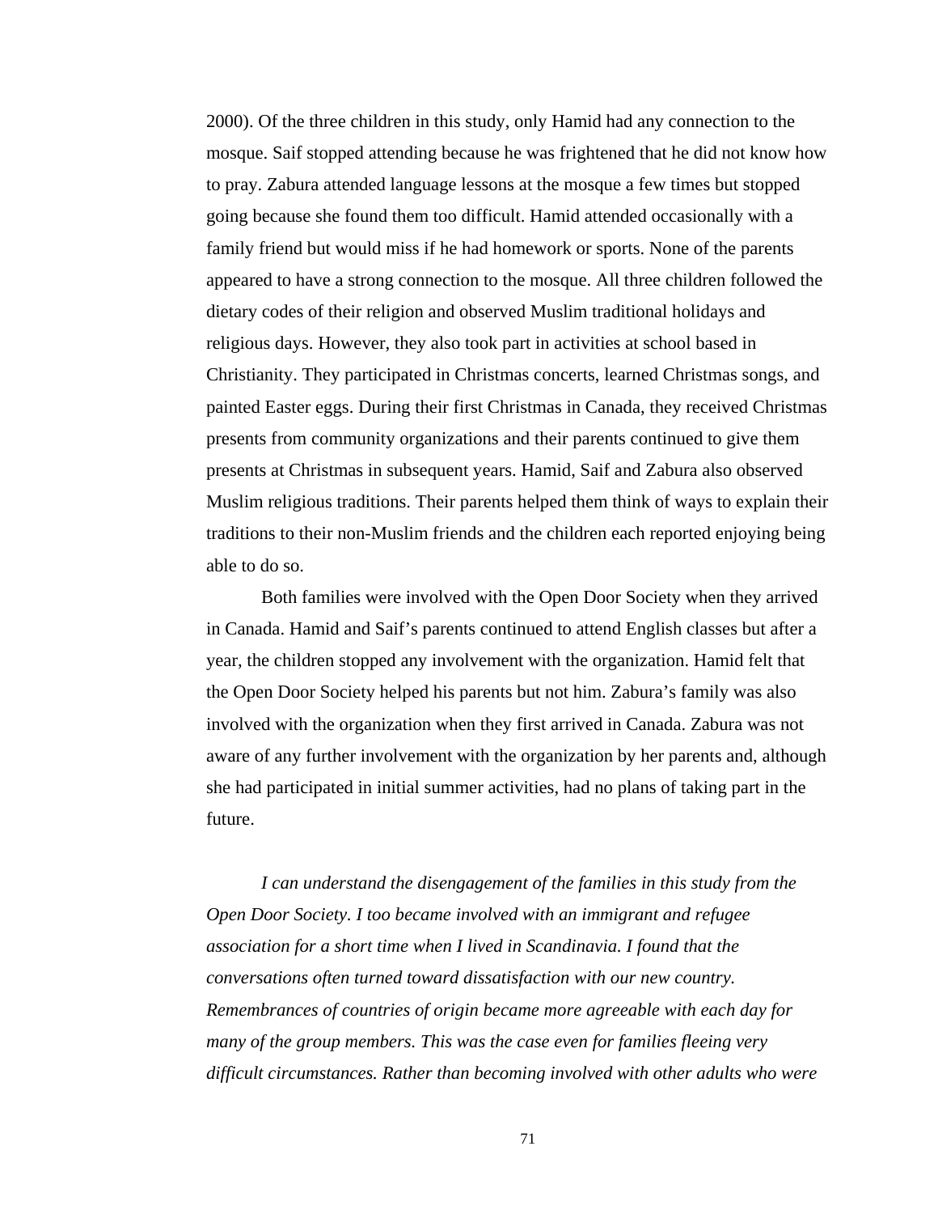2000). Of the three children in this study, only Hamid had any connection to the mosque. Saif stopped attending because he was frightened that he did not know how to pray. Zabura attended language lessons at the mosque a few times but stopped going because she found them too difficult. Hamid attended occasionally with a family friend but would miss if he had homework or sports. None of the parents appeared to have a strong connection to the mosque. All three children followed the dietary codes of their religion and observed Muslim traditional holidays and religious days. However, they also took part in activities at school based in Christianity. They participated in Christmas concerts, learned Christmas songs, and painted Easter eggs. During their first Christmas in Canada, they received Christmas presents from community organizations and their parents continued to give them presents at Christmas in subsequent years. Hamid, Saif and Zabura also observed Muslim religious traditions. Their parents helped them think of ways to explain their traditions to their non-Muslim friends and the children each reported enjoying being able to do so.

Both families were involved with the Open Door Society when they arrived in Canada. Hamid and Saif's parents continued to attend English classes but after a year, the children stopped any involvement with the organization. Hamid felt that the Open Door Society helped his parents but not him. Zabura's family was also involved with the organization when they first arrived in Canada. Zabura was not aware of any further involvement with the organization by her parents and, although she had participated in initial summer activities, had no plans of taking part in the future.

*I can understand the disengagement of the families in this study from the Open Door Society. I too became involved with an immigrant and refugee association for a short time when I lived in Scandinavia. I found that the conversations often turned toward dissatisfaction with our new country. Remembrances of countries of origin became more agreeable with each day for many of the group members. This was the case even for families fleeing very difficult circumstances. Rather than becoming involved with other adults who were*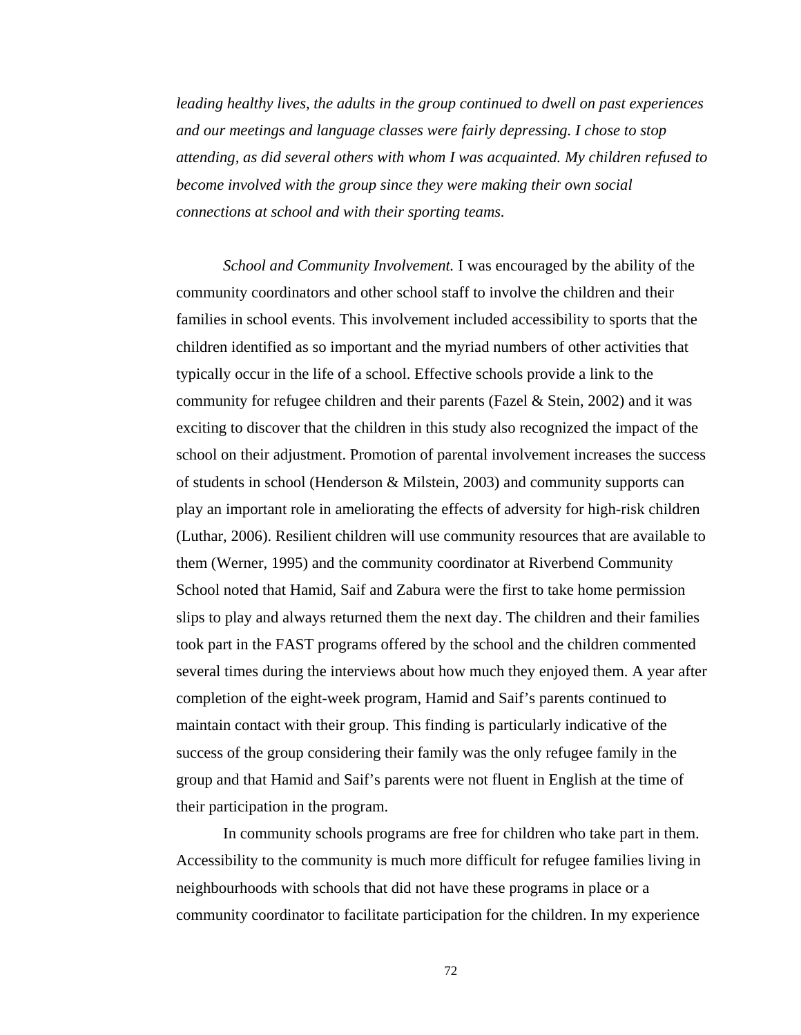*leading healthy lives, the adults in the group continued to dwell on past experiences and our meetings and language classes were fairly depressing. I chose to stop attending, as did several others with whom I was acquainted. My children refused to become involved with the group since they were making their own social connections at school and with their sporting teams.*

*School and Community Involvement.* I was encouraged by the ability of the community coordinators and other school staff to involve the children and their families in school events. This involvement included accessibility to sports that the children identified as so important and the myriad numbers of other activities that typically occur in the life of a school. Effective schools provide a link to the community for refugee children and their parents (Fazel & Stein, 2002) and it was exciting to discover that the children in this study also recognized the impact of the school on their adjustment. Promotion of parental involvement increases the success of students in school (Henderson & Milstein, 2003) and community supports can play an important role in ameliorating the effects of adversity for high-risk children (Luthar, 2006). Resilient children will use community resources that are available to them (Werner, 1995) and the community coordinator at Riverbend Community School noted that Hamid, Saif and Zabura were the first to take home permission slips to play and always returned them the next day. The children and their families took part in the FAST programs offered by the school and the children commented several times during the interviews about how much they enjoyed them. A year after completion of the eight-week program, Hamid and Saif's parents continued to maintain contact with their group. This finding is particularly indicative of the success of the group considering their family was the only refugee family in the group and that Hamid and Saif's parents were not fluent in English at the time of their participation in the program.

In community schools programs are free for children who take part in them. Accessibility to the community is much more difficult for refugee families living in neighbourhoods with schools that did not have these programs in place or a community coordinator to facilitate participation for the children. In my experience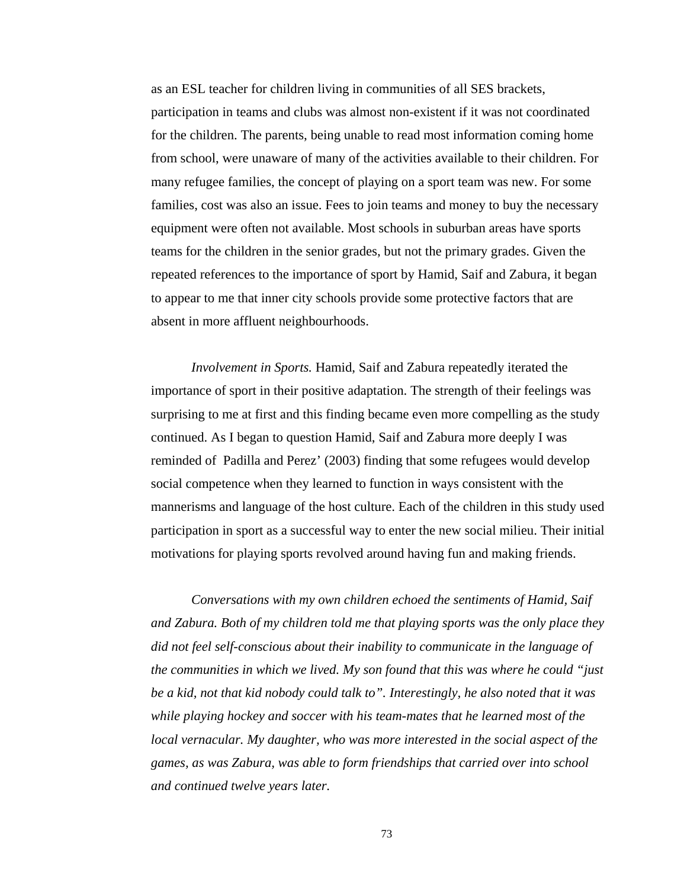as an ESL teacher for children living in communities of all SES brackets, participation in teams and clubs was almost non-existent if it was not coordinated for the children. The parents, being unable to read most information coming home from school, were unaware of many of the activities available to their children. For many refugee families, the concept of playing on a sport team was new. For some families, cost was also an issue. Fees to join teams and money to buy the necessary equipment were often not available. Most schools in suburban areas have sports teams for the children in the senior grades, but not the primary grades. Given the repeated references to the importance of sport by Hamid, Saif and Zabura, it began to appear to me that inner city schools provide some protective factors that are absent in more affluent neighbourhoods.

*Involvement in Sports.* Hamid, Saif and Zabura repeatedly iterated the importance of sport in their positive adaptation. The strength of their feelings was surprising to me at first and this finding became even more compelling as the study continued. As I began to question Hamid, Saif and Zabura more deeply I was reminded of Padilla and Perez' (2003) finding that some refugees would develop social competence when they learned to function in ways consistent with the mannerisms and language of the host culture. Each of the children in this study used participation in sport as a successful way to enter the new social milieu. Their initial motivations for playing sports revolved around having fun and making friends.

*Conversations with my own children echoed the sentiments of Hamid, Saif and Zabura. Both of my children told me that playing sports was the only place they did not feel self-conscious about their inability to communicate in the language of the communities in which we lived. My son found that this was where he could "just be a kid, not that kid nobody could talk to". Interestingly, he also noted that it was while playing hockey and soccer with his team-mates that he learned most of the local vernacular. My daughter, who was more interested in the social aspect of the games, as was Zabura, was able to form friendships that carried over into school and continued twelve years later.*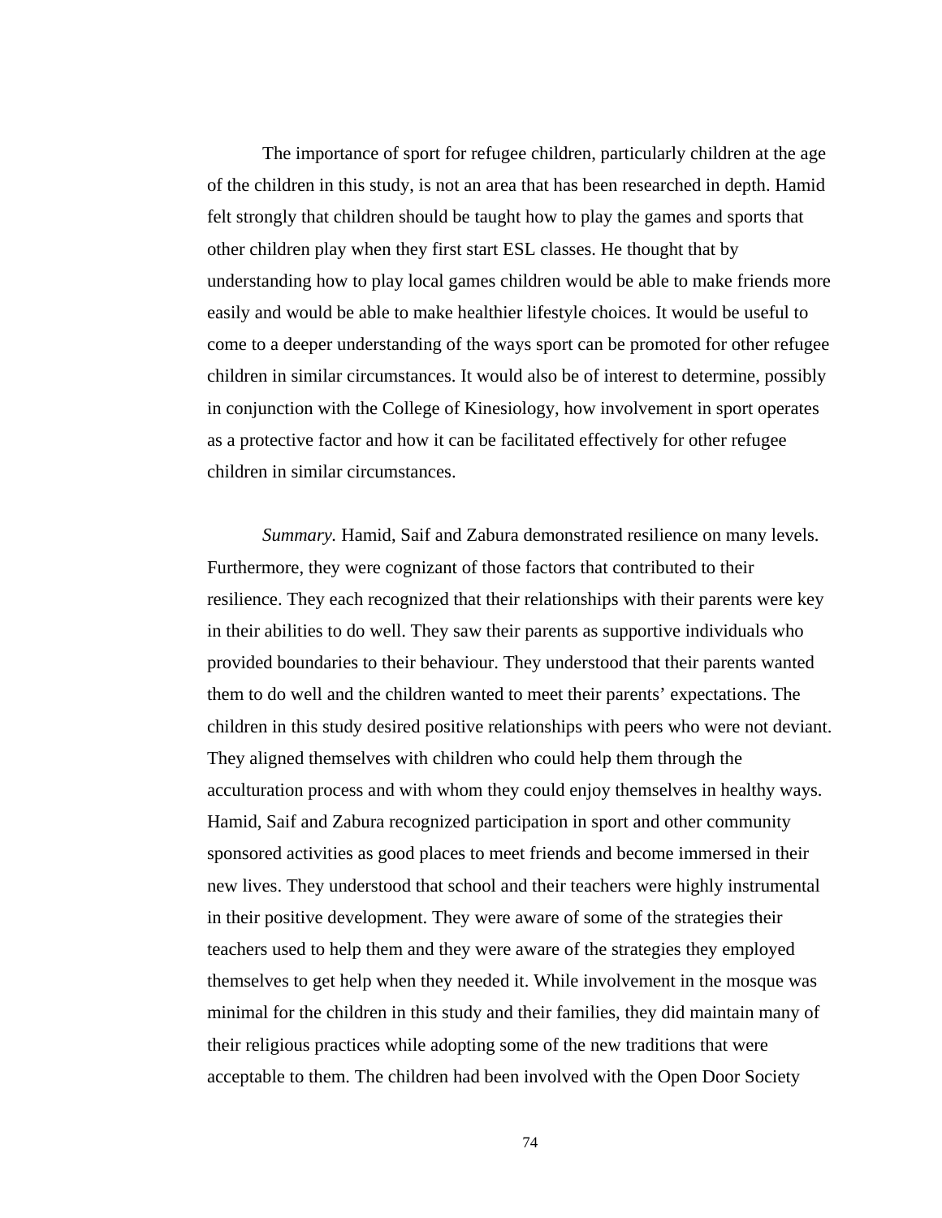The importance of sport for refugee children, particularly children at the age of the children in this study, is not an area that has been researched in depth. Hamid felt strongly that children should be taught how to play the games and sports that other children play when they first start ESL classes. He thought that by understanding how to play local games children would be able to make friends more easily and would be able to make healthier lifestyle choices. It would be useful to come to a deeper understanding of the ways sport can be promoted for other refugee children in similar circumstances. It would also be of interest to determine, possibly in conjunction with the College of Kinesiology, how involvement in sport operates as a protective factor and how it can be facilitated effectively for other refugee children in similar circumstances.

*Summary.* Hamid, Saif and Zabura demonstrated resilience on many levels. Furthermore, they were cognizant of those factors that contributed to their resilience. They each recognized that their relationships with their parents were key in their abilities to do well. They saw their parents as supportive individuals who provided boundaries to their behaviour. They understood that their parents wanted them to do well and the children wanted to meet their parents' expectations. The children in this study desired positive relationships with peers who were not deviant. They aligned themselves with children who could help them through the acculturation process and with whom they could enjoy themselves in healthy ways. Hamid, Saif and Zabura recognized participation in sport and other community sponsored activities as good places to meet friends and become immersed in their new lives. They understood that school and their teachers were highly instrumental in their positive development. They were aware of some of the strategies their teachers used to help them and they were aware of the strategies they employed themselves to get help when they needed it. While involvement in the mosque was minimal for the children in this study and their families, they did maintain many of their religious practices while adopting some of the new traditions that were acceptable to them. The children had been involved with the Open Door Society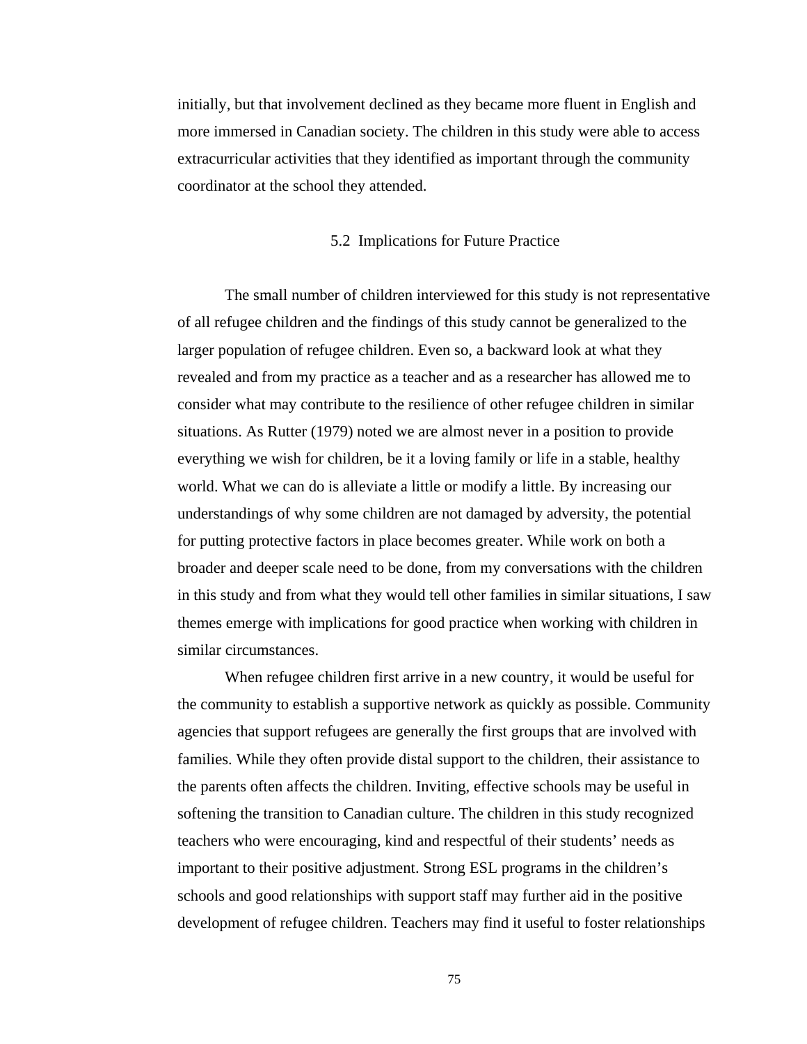initially, but that involvement declined as they became more fluent in English and more immersed in Canadian society. The children in this study were able to access extracurricular activities that they identified as important through the community coordinator at the school they attended.

## 5.2 Implications for Future Practice

The small number of children interviewed for this study is not representative of all refugee children and the findings of this study cannot be generalized to the larger population of refugee children. Even so, a backward look at what they revealed and from my practice as a teacher and as a researcher has allowed me to consider what may contribute to the resilience of other refugee children in similar situations. As Rutter (1979) noted we are almost never in a position to provide everything we wish for children, be it a loving family or life in a stable, healthy world. What we can do is alleviate a little or modify a little. By increasing our understandings of why some children are not damaged by adversity, the potential for putting protective factors in place becomes greater. While work on both a broader and deeper scale need to be done, from my conversations with the children in this study and from what they would tell other families in similar situations, I saw themes emerge with implications for good practice when working with children in similar circumstances.

When refugee children first arrive in a new country, it would be useful for the community to establish a supportive network as quickly as possible. Community agencies that support refugees are generally the first groups that are involved with families. While they often provide distal support to the children, their assistance to the parents often affects the children. Inviting, effective schools may be useful in softening the transition to Canadian culture. The children in this study recognized teachers who were encouraging, kind and respectful of their students' needs as important to their positive adjustment. Strong ESL programs in the children's schools and good relationships with support staff may further aid in the positive development of refugee children. Teachers may find it useful to foster relationships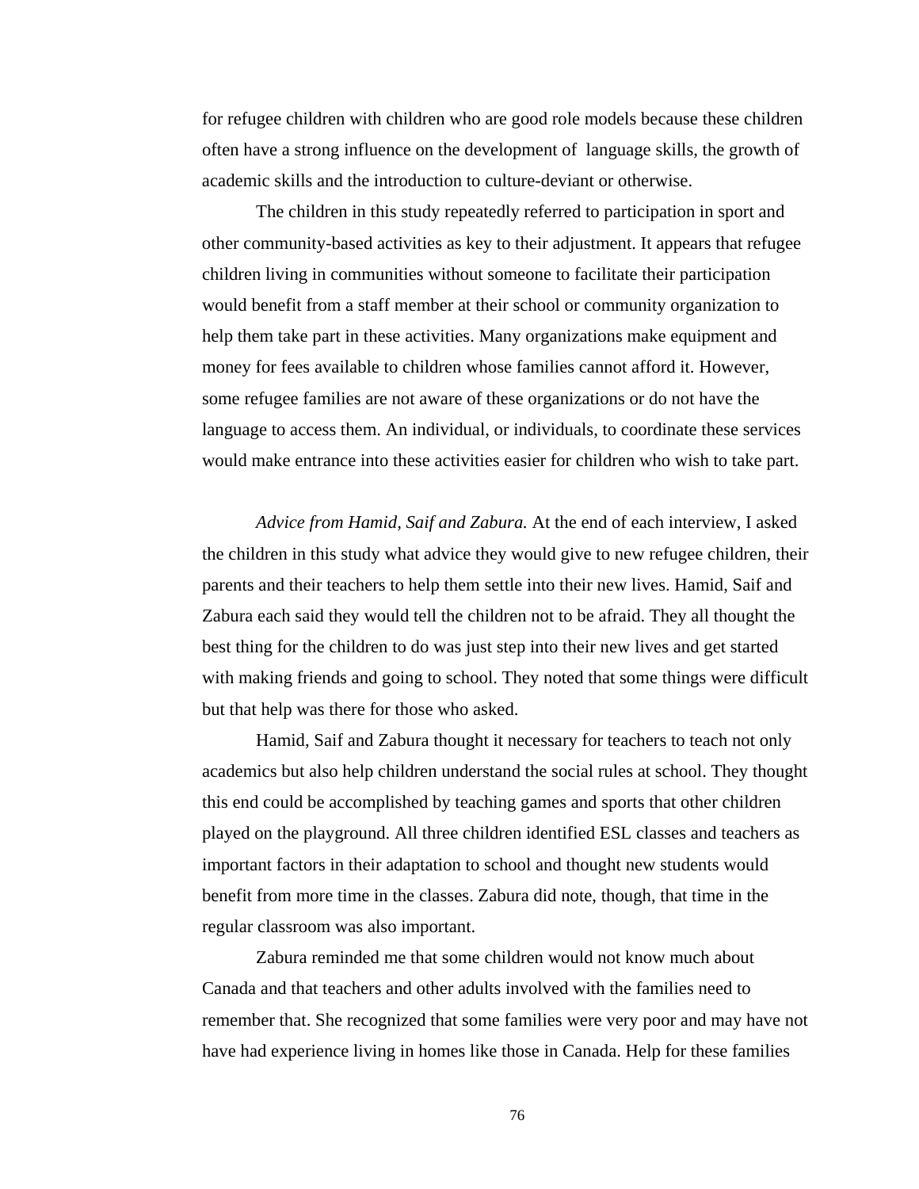for refugee children with children who are good role models because these children often have a strong influence on the development of language skills, the growth of academic skills and the introduction to culture-deviant or otherwise.

The children in this study repeatedly referred to participation in sport and other community-based activities as key to their adjustment. It appears that refugee children living in communities without someone to facilitate their participation would benefit from a staff member at their school or community organization to help them take part in these activities. Many organizations make equipment and money for fees available to children whose families cannot afford it. However, some refugee families are not aware of these organizations or do not have the language to access them. An individual, or individuals, to coordinate these services would make entrance into these activities easier for children who wish to take part.

*Advice from Hamid, Saif and Zabura.* At the end of each interview, I asked the children in this study what advice they would give to new refugee children, their parents and their teachers to help them settle into their new lives. Hamid, Saif and Zabura each said they would tell the children not to be afraid. They all thought the best thing for the children to do was just step into their new lives and get started with making friends and going to school. They noted that some things were difficult but that help was there for those who asked.

Hamid, Saif and Zabura thought it necessary for teachers to teach not only academics but also help children understand the social rules at school. They thought this end could be accomplished by teaching games and sports that other children played on the playground. All three children identified ESL classes and teachers as important factors in their adaptation to school and thought new students would benefit from more time in the classes. Zabura did note, though, that time in the regular classroom was also important.

Zabura reminded me that some children would not know much about Canada and that teachers and other adults involved with the families need to remember that. She recognized that some families were very poor and may have not have had experience living in homes like those in Canada. Help for these families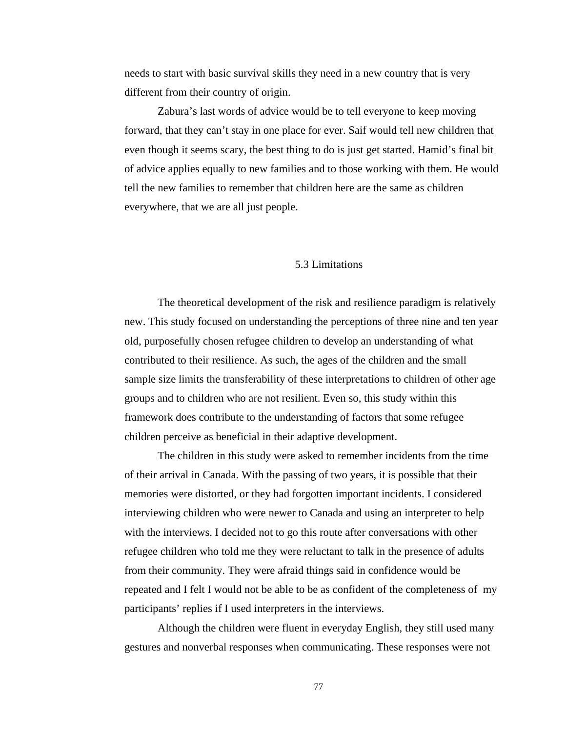needs to start with basic survival skills they need in a new country that is very different from their country of origin.

Zabura's last words of advice would be to tell everyone to keep moving forward, that they can't stay in one place for ever. Saif would tell new children that even though it seems scary, the best thing to do is just get started. Hamid's final bit of advice applies equally to new families and to those working with them. He would tell the new families to remember that children here are the same as children everywhere, that we are all just people.

## 5.3 Limitations

The theoretical development of the risk and resilience paradigm is relatively new. This study focused on understanding the perceptions of three nine and ten year old, purposefully chosen refugee children to develop an understanding of what contributed to their resilience. As such, the ages of the children and the small sample size limits the transferability of these interpretations to children of other age groups and to children who are not resilient. Even so, this study within this framework does contribute to the understanding of factors that some refugee children perceive as beneficial in their adaptive development.

The children in this study were asked to remember incidents from the time of their arrival in Canada. With the passing of two years, it is possible that their memories were distorted, or they had forgotten important incidents. I considered interviewing children who were newer to Canada and using an interpreter to help with the interviews. I decided not to go this route after conversations with other refugee children who told me they were reluctant to talk in the presence of adults from their community. They were afraid things said in confidence would be repeated and I felt I would not be able to be as confident of the completeness of my participants' replies if I used interpreters in the interviews.

Although the children were fluent in everyday English, they still used many gestures and nonverbal responses when communicating. These responses were not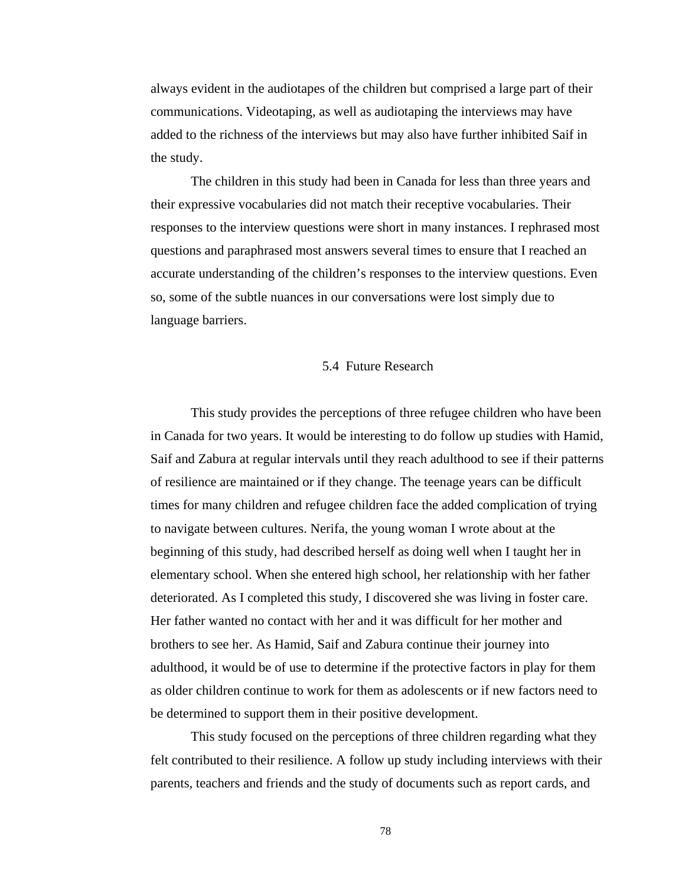always evident in the audiotapes of the children but comprised a large part of their communications. Videotaping, as well as audiotaping the interviews may have added to the richness of the interviews but may also have further inhibited Saif in the study.

The children in this study had been in Canada for less than three years and their expressive vocabularies did not match their receptive vocabularies. Their responses to the interview questions were short in many instances. I rephrased most questions and paraphrased most answers several times to ensure that I reached an accurate understanding of the children's responses to the interview questions. Even so, some of the subtle nuances in our conversations were lost simply due to language barriers.

## 5.4 Future Research

This study provides the perceptions of three refugee children who have been in Canada for two years. It would be interesting to do follow up studies with Hamid, Saif and Zabura at regular intervals until they reach adulthood to see if their patterns of resilience are maintained or if they change. The teenage years can be difficult times for many children and refugee children face the added complication of trying to navigate between cultures. Nerifa, the young woman I wrote about at the beginning of this study, had described herself as doing well when I taught her in elementary school. When she entered high school, her relationship with her father deteriorated. As I completed this study, I discovered she was living in foster care. Her father wanted no contact with her and it was difficult for her mother and brothers to see her. As Hamid, Saif and Zabura continue their journey into adulthood, it would be of use to determine if the protective factors in play for them as older children continue to work for them as adolescents or if new factors need to be determined to support them in their positive development.

This study focused on the perceptions of three children regarding what they felt contributed to their resilience. A follow up study including interviews with their parents, teachers and friends and the study of documents such as report cards, and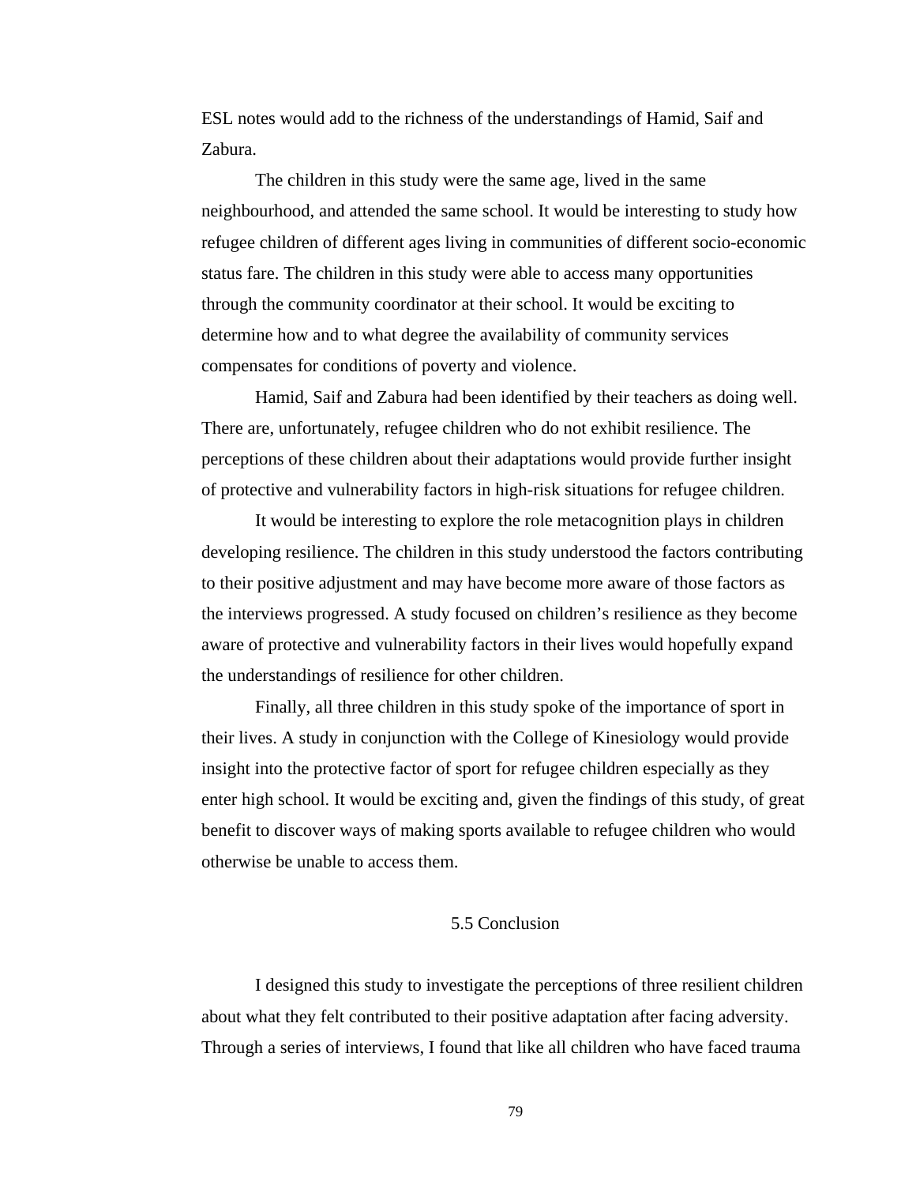ESL notes would add to the richness of the understandings of Hamid, Saif and Zabura.

The children in this study were the same age, lived in the same neighbourhood, and attended the same school. It would be interesting to study how refugee children of different ages living in communities of different socio-economic status fare. The children in this study were able to access many opportunities through the community coordinator at their school. It would be exciting to determine how and to what degree the availability of community services compensates for conditions of poverty and violence.

Hamid, Saif and Zabura had been identified by their teachers as doing well. There are, unfortunately, refugee children who do not exhibit resilience. The perceptions of these children about their adaptations would provide further insight of protective and vulnerability factors in high-risk situations for refugee children.

It would be interesting to explore the role metacognition plays in children developing resilience. The children in this study understood the factors contributing to their positive adjustment and may have become more aware of those factors as the interviews progressed. A study focused on children's resilience as they become aware of protective and vulnerability factors in their lives would hopefully expand the understandings of resilience for other children.

Finally, all three children in this study spoke of the importance of sport in their lives. A study in conjunction with the College of Kinesiology would provide insight into the protective factor of sport for refugee children especially as they enter high school. It would be exciting and, given the findings of this study, of great benefit to discover ways of making sports available to refugee children who would otherwise be unable to access them.

## 5.5 Conclusion

I designed this study to investigate the perceptions of three resilient children about what they felt contributed to their positive adaptation after facing adversity. Through a series of interviews, I found that like all children who have faced trauma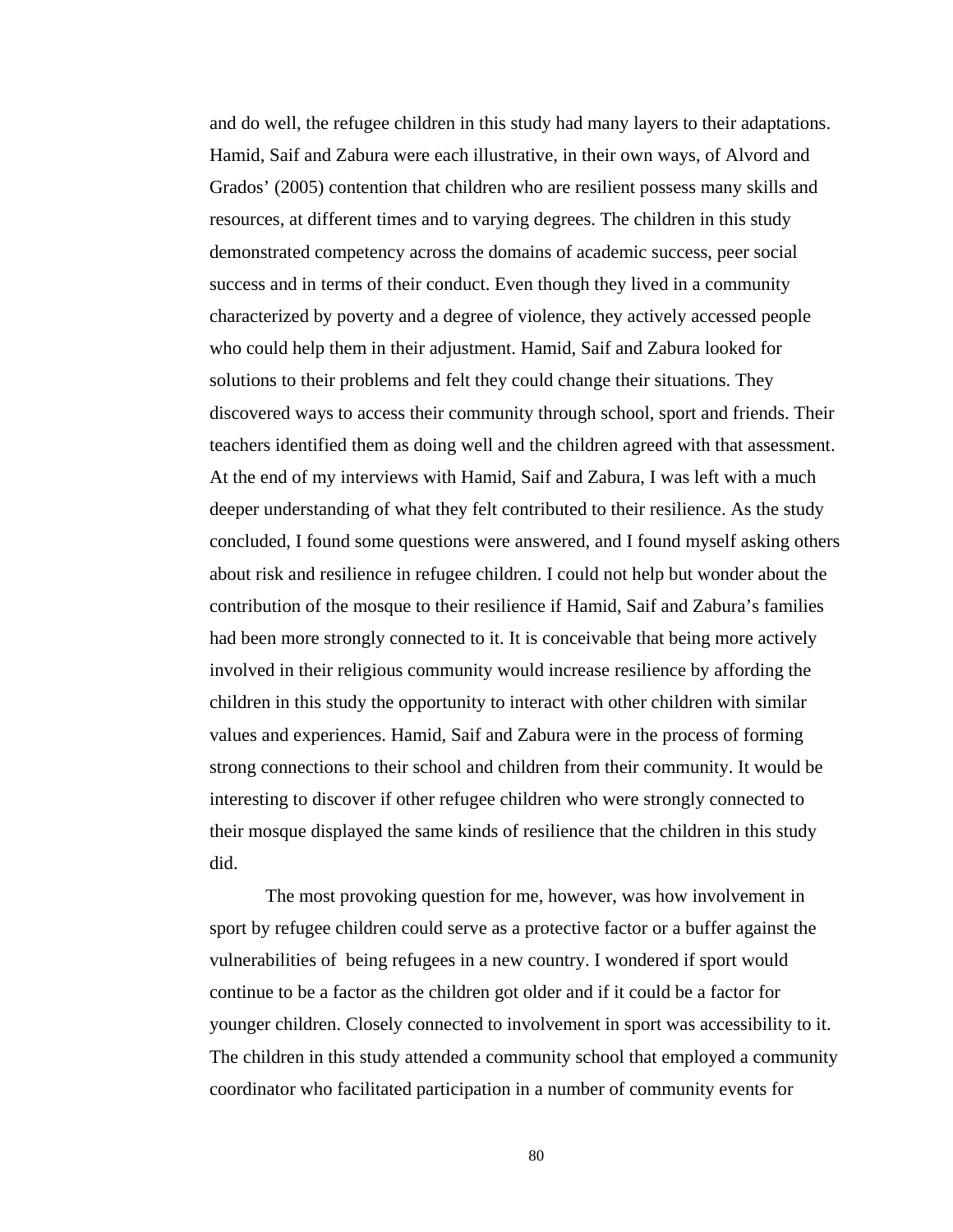and do well, the refugee children in this study had many layers to their adaptations. Hamid, Saif and Zabura were each illustrative, in their own ways, of Alvord and Grados' (2005) contention that children who are resilient possess many skills and resources, at different times and to varying degrees. The children in this study demonstrated competency across the domains of academic success, peer social success and in terms of their conduct. Even though they lived in a community characterized by poverty and a degree of violence, they actively accessed people who could help them in their adjustment. Hamid, Saif and Zabura looked for solutions to their problems and felt they could change their situations. They discovered ways to access their community through school, sport and friends. Their teachers identified them as doing well and the children agreed with that assessment. At the end of my interviews with Hamid, Saif and Zabura, I was left with a much deeper understanding of what they felt contributed to their resilience. As the study concluded, I found some questions were answered, and I found myself asking others about risk and resilience in refugee children. I could not help but wonder about the contribution of the mosque to their resilience if Hamid, Saif and Zabura's families had been more strongly connected to it. It is conceivable that being more actively involved in their religious community would increase resilience by affording the children in this study the opportunity to interact with other children with similar values and experiences. Hamid, Saif and Zabura were in the process of forming strong connections to their school and children from their community. It would be interesting to discover if other refugee children who were strongly connected to their mosque displayed the same kinds of resilience that the children in this study did.

The most provoking question for me, however, was how involvement in sport by refugee children could serve as a protective factor or a buffer against the vulnerabilities of being refugees in a new country. I wondered if sport would continue to be a factor as the children got older and if it could be a factor for younger children. Closely connected to involvement in sport was accessibility to it. The children in this study attended a community school that employed a community coordinator who facilitated participation in a number of community events for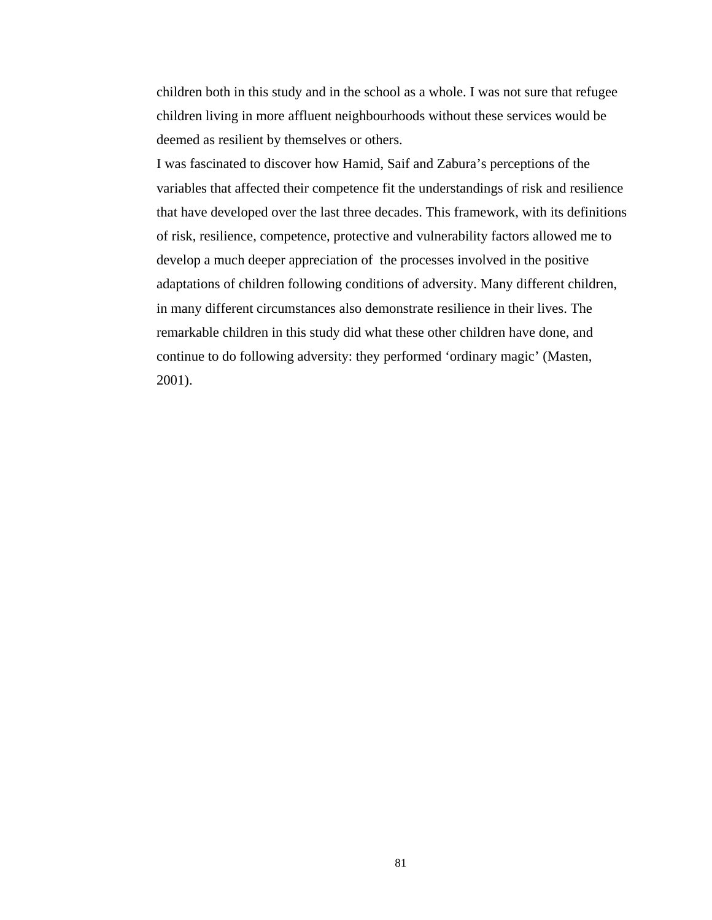children both in this study and in the school as a whole. I was not sure that refugee children living in more affluent neighbourhoods without these services would be deemed as resilient by themselves or others.

I was fascinated to discover how Hamid, Saif and Zabura's perceptions of the variables that affected their competence fit the understandings of risk and resilience that have developed over the last three decades. This framework, with its definitions of risk, resilience, competence, protective and vulnerability factors allowed me to develop a much deeper appreciation of the processes involved in the positive adaptations of children following conditions of adversity. Many different children, in many different circumstances also demonstrate resilience in their lives. The remarkable children in this study did what these other children have done, and continue to do following adversity: they performed 'ordinary magic' (Masten, 2001).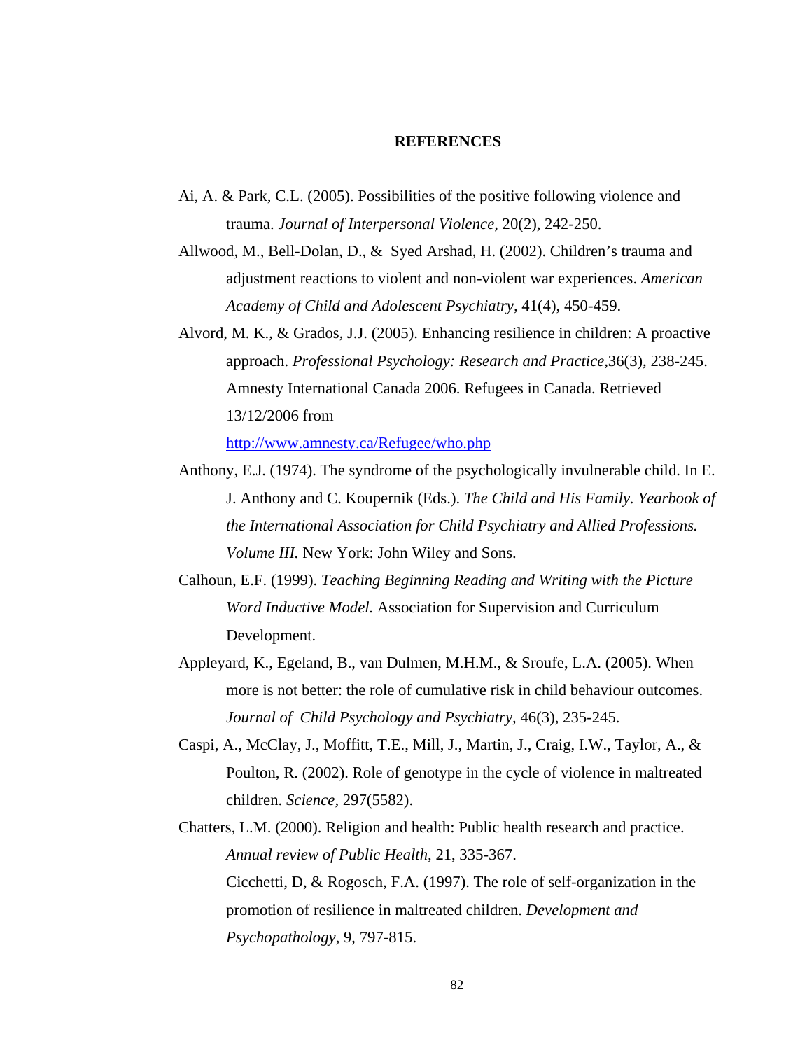**REFERENCES**

Ai, A. & Park, C.L. (2005). Possibilities of the positive following violence and trauma. *Journal of Interpersonal Violence,* 20(2), 242-250.

Allwood, M., Bell-Dolan, D., & Syed Arshad, H. (2002). Children's trauma and adjustment reactions to violent and non-violent war experiences. *American Academy of Child and Adolescent Psychiatry,* 41(4), 450-459.

Alvord, M. K., & Grados, J.J. (2005). Enhancing resilience in children: A proactive approach. *Professional Psychology: Research and Practice,*36(3), 238-245. Amnesty International Canada 2006. Refugees in Canada. Retrieved 13/12/2006 from http://www.amnesty.ca/Refugee/who.php

Anthony, E.J. (1974). The syndrome of the psychologically invulnerable child. In E. J. Anthony and C. Koupernik (Eds.). *The Child and His Family. Yearbook of the International Association for Child Psychiatry and Allied Professions. Volume III.* New York: John Wiley and Sons.

Calhoun, E.F. (1999). *Teaching Beginning Reading and Writing with the Picture Word Inductive Model.* Association for Supervision and Curriculum Development.

Appleyard, K., Egeland, B., van Dulmen, M.H.M., & Sroufe, L.A. (2005). When more is not better: the role of cumulative risk in child behaviour outcomes. *Journal of Child Psychology and Psychiatry,* 46(3), 235-245.

Caspi, A., McClay, J., Moffitt, T.E., Mill, J., Martin, J., Craig, I.W., Taylor, A., & Poulton, R. (2002). Role of genotype in the cycle of violence in maltreated children. *Science,* 297(5582).

Chatters, L.M. (2000). Religion and health: Public health research and practice. *Annual review of Public Health,* 21, 335-367. Cicchetti, D, & Rogosch, F.A. (1997). The role of self-organization in the promotion of resilience in maltreated children. *Development and Psychopathology,* 9, 797-815.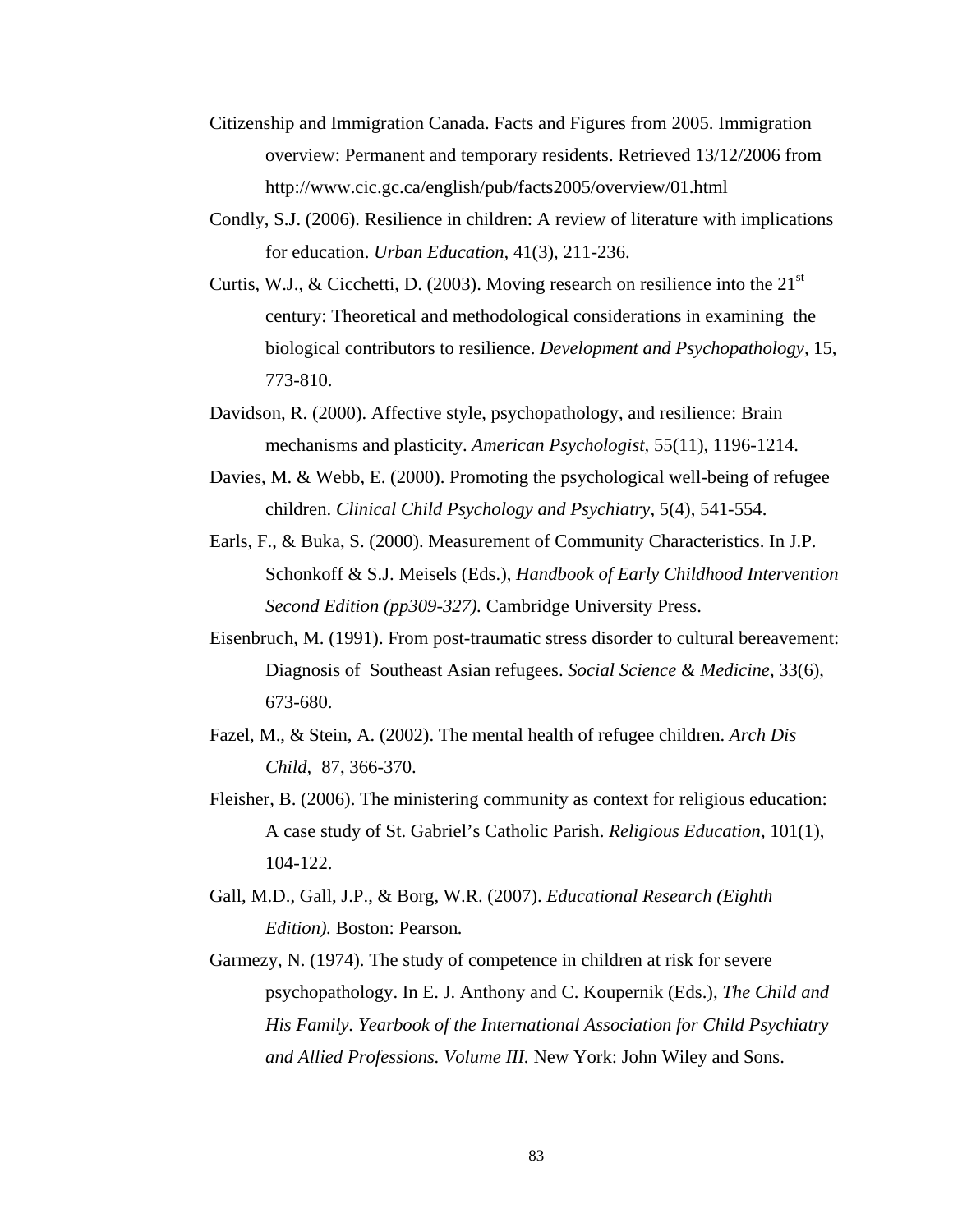Citizenship and Immigration Canada. Facts and Figures from 2005. Immigration overview: Permanent and temporary residents. Retrieved 13/12/2006 from http://www.cic.gc.ca/english/pub/facts2005/overview/01.html

Condly, S.J. (2006). Resilience in children: A review of literature with implications for education. *Urban Education,* 41(3), 211-236.

Curtis, W.J., & Cicchetti, D. (2003). Moving research on resilience into the 21st century: Theoretical and methodological considerations in examining the biological contributors to resilience. *Development and Psychopathology,* 15, 773-810.

Davidson, R. (2000). Affective style, psychopathology, and resilience: Brain mechanisms and plasticity. *American Psychologist,* 55(11), 1196-1214.

Davies, M. & Webb, E. (2000). Promoting the psychological well-being of refugee children. *Clinical Child Psychology and Psychiatry,* 5(4), 541-554.

Earls, F., & Buka, S. (2000). Measurement of Community Characteristics. In J.P. Schonkoff & S.J. Meisels (Eds.), *Handbook of Early Childhood Intervention Second Edition (pp309-327).* Cambridge University Press.

Eisenbruch, M. (1991). From post-traumatic stress disorder to cultural bereavement: Diagnosis of Southeast Asian refugees. *Social Science & Medicine,* 33(6), 673-680.

Fazel, M., & Stein, A. (2002). The mental health of refugee children. *Arch Dis Child,* 87, 366-370.

Fleisher, B. (2006). The ministering community as context for religious education: A case study of St. Gabriel's Catholic Parish. *Religious Education,* 101(1), 104-122.

Gall, M.D., Gall, J.P., & Borg, W.R. (2007). *Educational Research (Eighth Edition).* Boston: Pearson*.*

Garmezy, N. (1974). The study of competence in children at risk for severe psychopathology. In E. J. Anthony and C. Koupernik (Eds.), *The Child and His Family. Yearbook of the International Association for Child Psychiatry and Allied Professions. Volume III.* New York: John Wiley and Sons.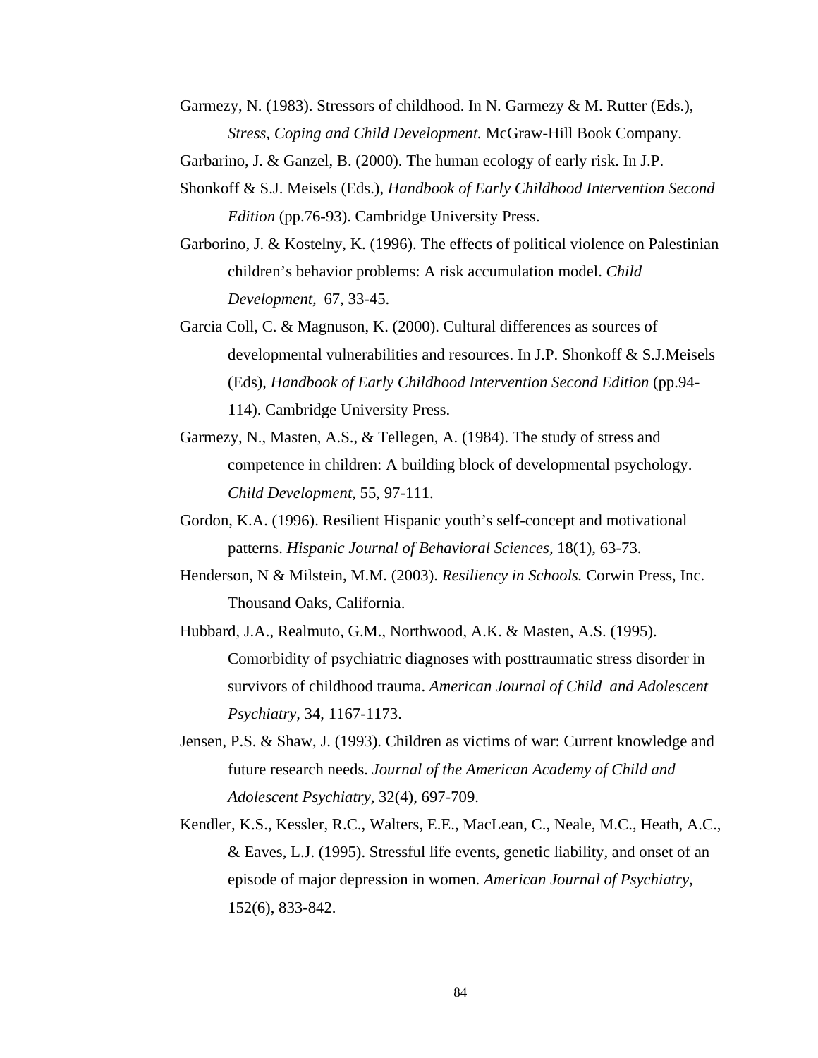Garmezy, N. (1983). Stressors of childhood. In N. Garmezy & M. Rutter (Eds.), *Stress, Coping and Child Development.* McGraw-Hill Book Company.

Garbarino, J. & Ganzel, B. (2000). The human ecology of early risk. In J.P. Shonkoff & S.J. Meisels (Eds.), *Handbook of Early Childhood Intervention Second Edition* (pp.76-93). Cambridge University Press.

Garborino, J. & Kostelny, K. (1996). The effects of political violence on Palestinian children's behavior problems: A risk accumulation model. *Child Development,* 67, 33-45.

Garcia Coll, C. & Magnuson, K. (2000). Cultural differences as sources of developmental vulnerabilities and resources. In J.P. Shonkoff & S.J.Meisels (Eds), *Handbook of Early Childhood Intervention Second Edition* (pp.94-114). Cambridge University Press.

Garmezy, N., Masten, A.S., & Tellegen, A. (1984). The study of stress and competence in children: A building block of developmental psychology. *Child Development,* 55, 97-111.

Gordon, K.A. (1996). Resilient Hispanic youth's self-concept and motivational patterns. *Hispanic Journal of Behavioral Sciences,* 18(1), 63-73.

Henderson, N & Milstein, M.M. (2003). *Resiliency in Schools.* Corwin Press, Inc. Thousand Oaks, California.

Hubbard, J.A., Realmuto, G.M., Northwood, A.K. & Masten, A.S. (1995). Comorbidity of psychiatric diagnoses with posttraumatic stress disorder in survivors of childhood trauma. *American Journal of Child and Adolescent Psychiatry,* 34, 1167-1173.

Jensen, P.S. & Shaw, J. (1993). Children as victims of war: Current knowledge and future research needs. *Journal of the American Academy of Child and Adolescent Psychiatry,* 32(4), 697-709.

Kendler, K.S., Kessler, R.C., Walters, E.E., MacLean, C., Neale, M.C., Heath, A.C., & Eaves, L.J. (1995). Stressful life events, genetic liability, and onset of an episode of major depression in women. *American Journal of Psychiatry,* 152(6), 833-842.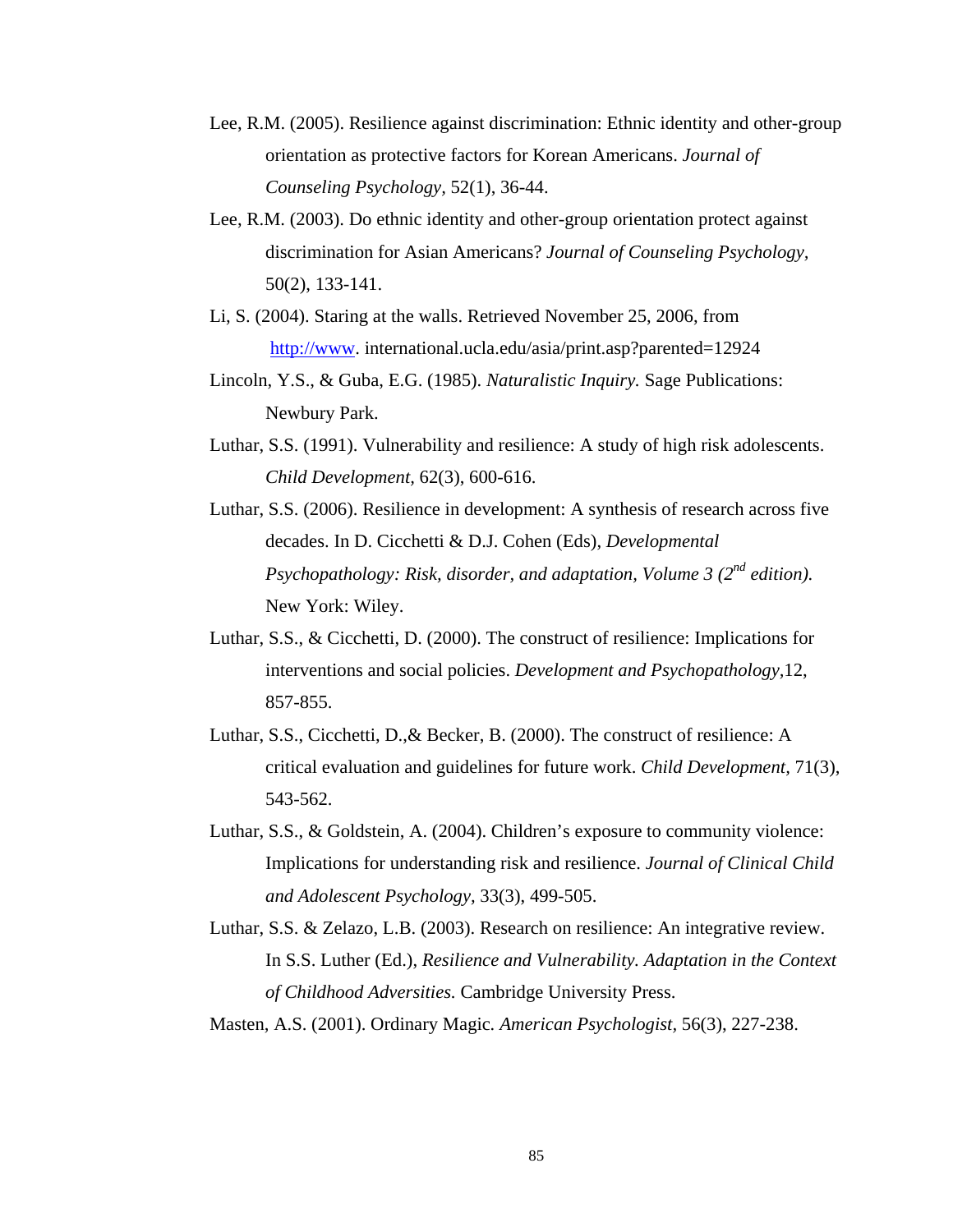Lee, R.M. (2005). Resilience against discrimination: Ethnic identity and other-group orientation as protective factors for Korean Americans. *Journal of Counseling Psychology*, 52(1), 36-44.

Lee, R.M. (2003). Do ethnic identity and other-group orientation protect against discrimination for Asian Americans? *Journal of Counseling Psychology*, 50(2), 133-141.

Li, S. (2004). Staring at the walls. Retrieved November 25, 2006, from http://www. international.ucla.edu/asia/print.asp?parented=12924

Lincoln, Y.S., & Guba, E.G. (1985). *Naturalistic Inquiry.* Sage Publications: Newbury Park.

Luthar, S.S. (1991). Vulnerability and resilience: A study of high risk adolescents. *Child Development*, 62(3), 600-616.

Luthar, S.S. (2006). Resilience in development: A synthesis of research across five decades. In D. Cicchetti & D.J. Cohen (Eds), *Developmental Psychopathology: Risk, disorder, and adaptation, Volume 3 (2nd edition).* New York: Wiley.

Luthar, S.S., & Cicchetti, D. (2000). The construct of resilience: Implications for interventions and social policies. *Development and Psychopathology,*12, 857-855.

Luthar, S.S., Cicchetti, D.,& Becker, B. (2000). The construct of resilience: A critical evaluation and guidelines for future work. *Child Development,* 71(3), 543-562.

Luthar, S.S., & Goldstein, A. (2004). Children's exposure to community violence: Implications for understanding risk and resilience. *Journal of Clinical Child and Adolescent Psychology,* 33(3), 499-505.

Luthar, S.S. & Zelazo, L.B. (2003). Research on resilience: An integrative review. In S.S. Luther (Ed.), *Resilience and Vulnerability. Adaptation in the Context of Childhood Adversities.* Cambridge University Press.

Masten, A.S. (2001). Ordinary Magic. *American Psychologist,* 56(3), 227-238.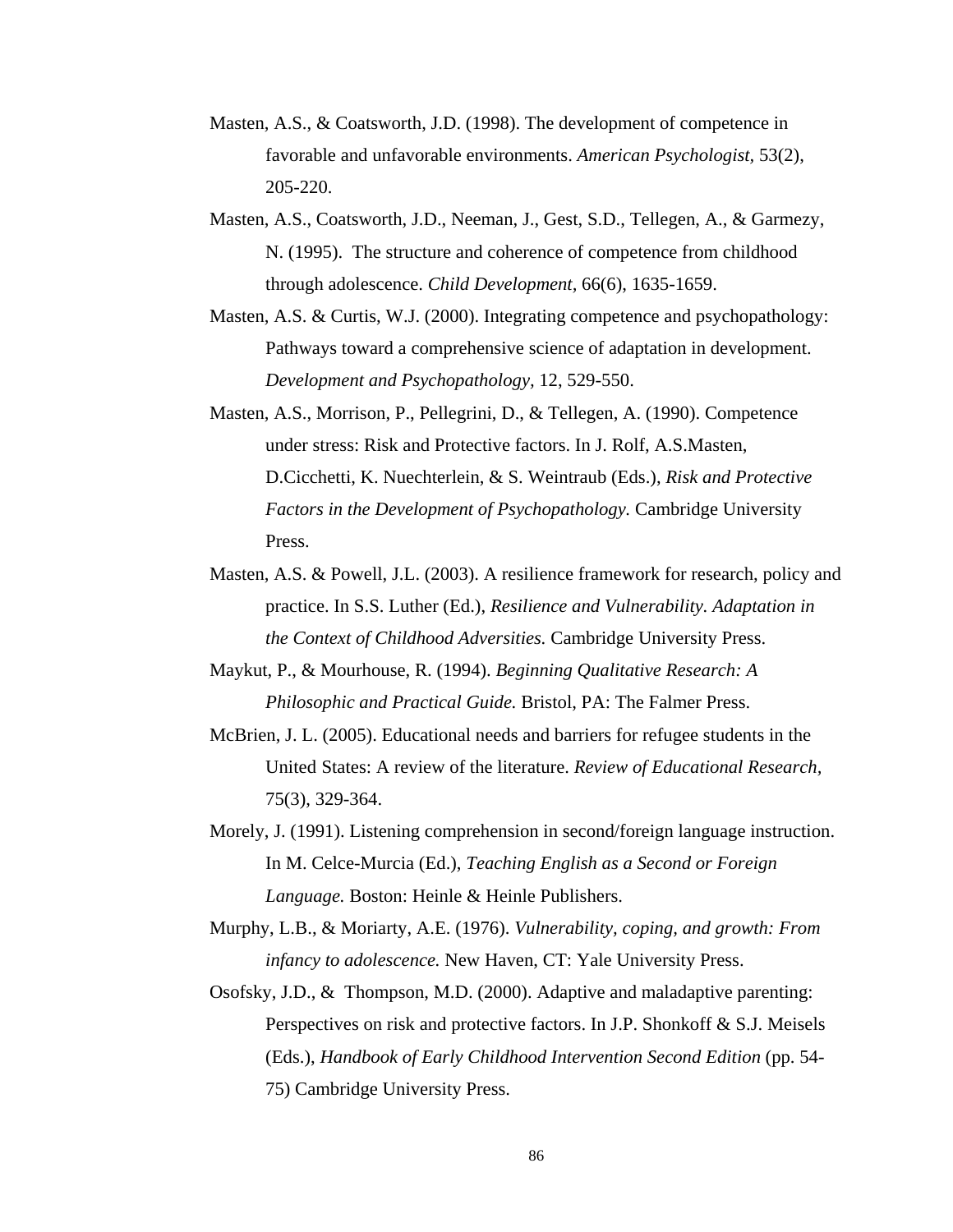Masten, A.S., & Coatsworth, J.D. (1998). The development of competence in favorable and unfavorable environments. *American Psychologist,* 53(2), 205-220.

Masten, A.S., Coatsworth, J.D., Neeman, J., Gest, S.D., Tellegen, A., & Garmezy, N. (1995). The structure and coherence of competence from childhood through adolescence. *Child Development,* 66(6), 1635-1659.

Masten, A.S. & Curtis, W.J. (2000). Integrating competence and psychopathology: Pathways toward a comprehensive science of adaptation in development. *Development and Psychopathology,* 12, 529-550.

Masten, A.S., Morrison, P., Pellegrini, D., & Tellegen, A. (1990). Competence under stress: Risk and Protective factors. In J. Rolf, A.S.Masten, D.Cicchetti, K. Nuechterlein, & S. Weintraub (Eds.), *Risk and Protective Factors in the Development of Psychopathology.* Cambridge University Press.

Masten, A.S. & Powell, J.L. (2003). A resilience framework for research, policy and practice. In S.S. Luther (Ed.), *Resilience and Vulnerability. Adaptation in the Context of Childhood Adversities.* Cambridge University Press.

Maykut, P., & Mourhouse, R. (1994). *Beginning Qualitative Research: A Philosophic and Practical Guide.* Bristol, PA: The Falmer Press.

McBrien, J. L. (2005). Educational needs and barriers for refugee students in the United States: A review of the literature. *Review of Educational Research,* 75(3), 329-364.

Morely, J. (1991). Listening comprehension in second/foreign language instruction. In M. Celce-Murcia (Ed.), *Teaching English as a Second or Foreign Language.* Boston: Heinle & Heinle Publishers.

Murphy, L.B., & Moriarty, A.E. (1976). *Vulnerability, coping, and growth: From infancy to adolescence.* New Haven, CT: Yale University Press.

Osofsky, J.D., & Thompson, M.D. (2000). Adaptive and maladaptive parenting: Perspectives on risk and protective factors. In J.P. Shonkoff & S.J. Meisels (Eds.), *Handbook of Early Childhood Intervention Second Edition* (pp. 54-75) Cambridge University Press.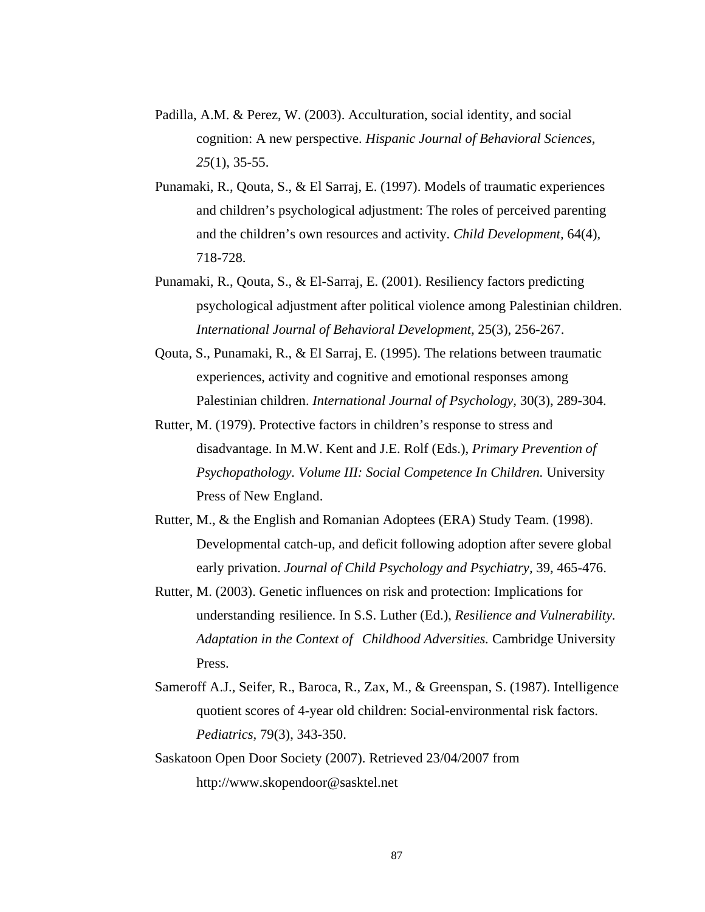Padilla, A.M. & Perez, W. (2003). Acculturation, social identity, and social cognition: A new perspective. *Hispanic Journal of Behavioral Sciences, 25*(1), 35-55.

Punamaki, R., Qouta, S., & El Sarraj, E. (1997). Models of traumatic experiences and children's psychological adjustment: The roles of perceived parenting and the children's own resources and activity. *Child Development,* 64(4), 718-728.

Punamaki, R., Qouta, S., & El-Sarraj, E. (2001). Resiliency factors predicting psychological adjustment after political violence among Palestinian children. *International Journal of Behavioral Development,* 25(3), 256-267.

Qouta, S., Punamaki, R., & El Sarraj, E. (1995). The relations between traumatic experiences, activity and cognitive and emotional responses among Palestinian children. *International Journal of Psychology,* 30(3), 289-304.

Rutter, M. (1979). Protective factors in children's response to stress and disadvantage. In M.W. Kent and J.E. Rolf (Eds.), *Primary Prevention of Psychopathology. Volume III: Social Competence In Children.* University Press of New England.

Rutter, M., & the English and Romanian Adoptees (ERA) Study Team. (1998). Developmental catch-up, and deficit following adoption after severe global early privation. *Journal of Child Psychology and Psychiatry,* 39, 465-476.

Rutter, M. (2003). Genetic influences on risk and protection: Implications for understanding resilience. In S.S. Luther (Ed.), *Resilience and Vulnerability. Adaptation in the Context of Childhood Adversities.* Cambridge University Press.

Sameroff A.J., Seifer, R., Baroca, R., Zax, M., & Greenspan, S. (1987). Intelligence quotient scores of 4-year old children: Social-environmental risk factors. *Pediatrics,* 79(3), 343-350.

Saskatoon Open Door Society (2007). Retrieved 23/04/2007 from http://www.skopendoor@sasktel.net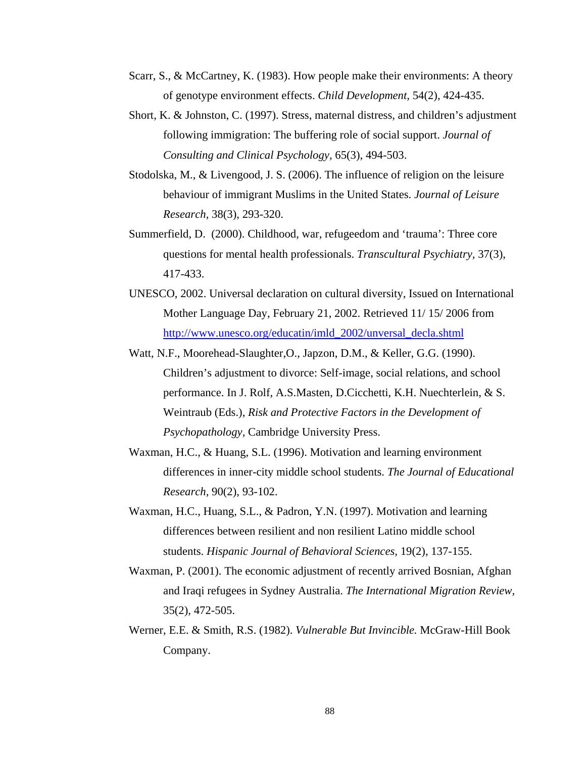Scarr, S., & McCartney, K. (1983). How people make their environments: A theory of genotype environment effects. *Child Development,* 54(2), 424-435.

Short, K. & Johnston, C. (1997). Stress, maternal distress, and children's adjustment following immigration: The buffering role of social support. *Journal of Consulting and Clinical Psychology,* 65(3), 494-503.

Stodolska, M., & Livengood, J. S. (2006). The influence of religion on the leisure behaviour of immigrant Muslims in the United States. *Journal of Leisure Research,* 38(3), 293-320.

Summerfield, D. (2000). Childhood, war, refugeedom and 'trauma': Three core questions for mental health professionals. *Transcultural Psychiatry,* 37(3), 417-433.

UNESCO, 2002. Universal declaration on cultural diversity, Issued on International Mother Language Day, February 21, 2002. Retrieved 11/ 15/ 2006 from http://www.unesco.org/educatin/imld_2002/unversal_decla.shtml

Watt, N.F., Moorehead-Slaughter,O., Japzon, D.M., & Keller, G.G. (1990). Children's adjustment to divorce: Self-image, social relations, and school performance. In J. Rolf, A.S.Masten, D.Cicchetti, K.H. Nuechterlein, & S. Weintraub (Eds.), *Risk and Protective Factors in the Development of Psychopathology,* Cambridge University Press.

Waxman, H.C., & Huang, S.L. (1996). Motivation and learning environment differences in inner-city middle school students. *The Journal of Educational Research,* 90(2), 93-102.

Waxman, H.C., Huang, S.L., & Padron, Y.N. (1997). Motivation and learning differences between resilient and non resilient Latino middle school students. *Hispanic Journal of Behavioral Sciences,* 19(2), 137-155.

Waxman, P. (2001). The economic adjustment of recently arrived Bosnian, Afghan and Iraqi refugees in Sydney Australia. *The International Migration Review,* 35(2), 472-505.

Werner, E.E. & Smith, R.S. (1982). *Vulnerable But Invincible.* McGraw-Hill Book Company.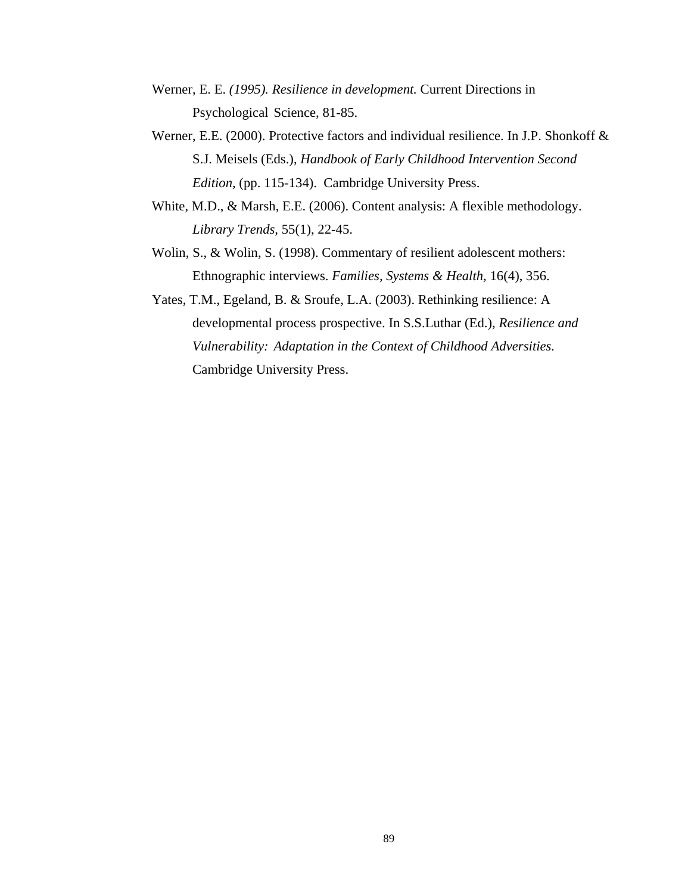Werner, E. E. *(1995). Resilience in development.* Current Directions in Psychological Science, 81-85.

Werner, E.E. (2000). Protective factors and individual resilience. In J.P. Shonkoff & S.J. Meisels (Eds.), *Handbook of Early Childhood Intervention Second Edition,* (pp. 115-134). Cambridge University Press.

White, M.D., & Marsh, E.E. (2006). Content analysis: A flexible methodology. *Library Trends,* 55(1), 22-45.

Wolin, S., & Wolin, S. (1998). Commentary of resilient adolescent mothers: Ethnographic interviews. *Families, Systems & Health,* 16(4), 356.

Yates, T.M., Egeland, B. & Sroufe, L.A. (2003). Rethinking resilience: A developmental process prospective. In S.S.Luthar (Ed.), *Resilience and Vulnerability: Adaptation in the Context of Childhood Adversities.* Cambridge University Press.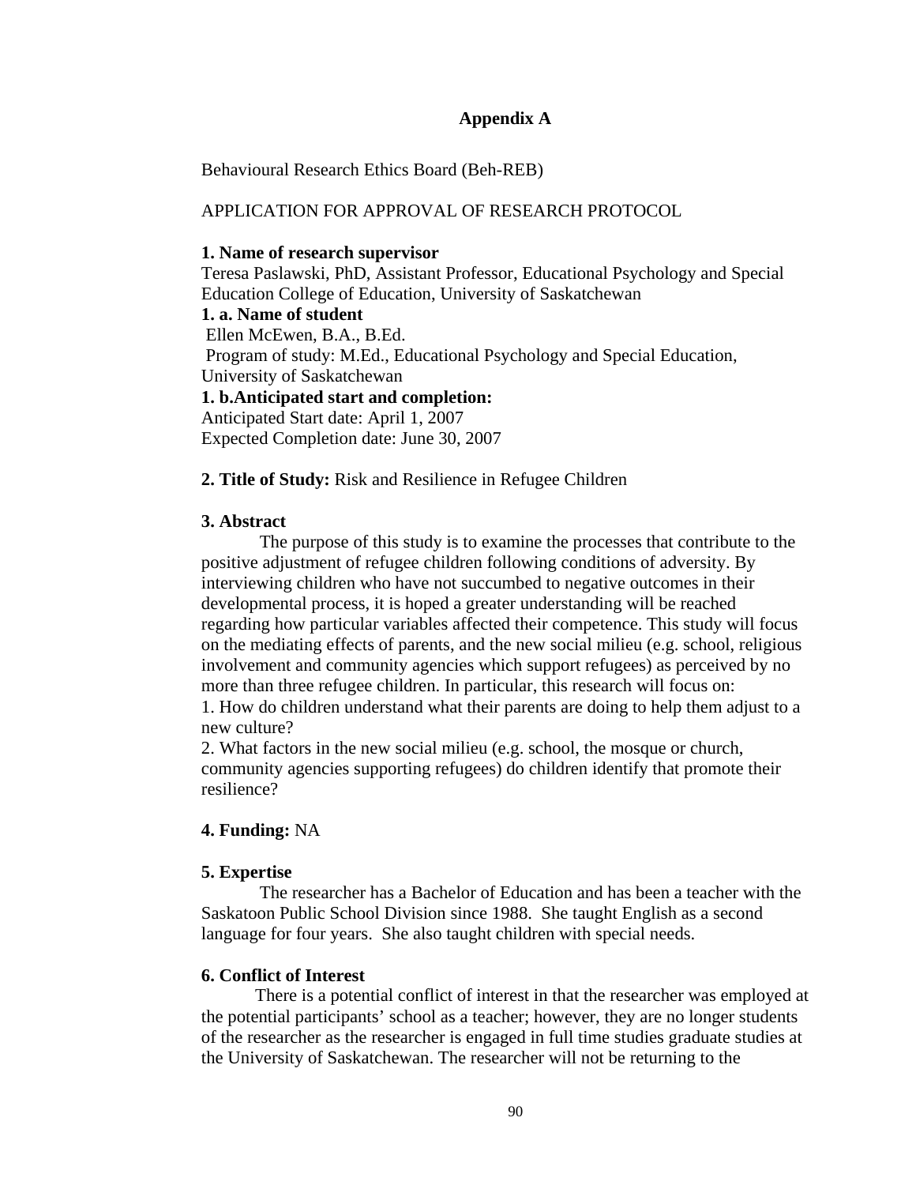## Appendix A

Behavioural Research Ethics Board (Beh-REB)

APPLICATION FOR APPROVAL OF RESEARCH PROTOCOL

**1. Name of research supervisor**
Teresa Paslawski, PhD, Assistant Professor, Educational Psychology and Special Education College of Education, University of Saskatchewan

**1. a. Name of student**
Ellen McEwen, B.A., B.Ed.
Program of study: M.Ed., Educational Psychology and Special Education, University of Saskatchewan

**1. b.Anticipated start and completion:**
Anticipated Start date: April 1, 2007
Expected Completion date: June 30, 2007

**2. Title of Study:** Risk and Resilience in Refugee Children

**3. Abstract**

The purpose of this study is to examine the processes that contribute to the positive adjustment of refugee children following conditions of adversity. By interviewing children who have not succumbed to negative outcomes in their developmental process, it is hoped a greater understanding will be reached regarding how particular variables affected their competence. This study will focus on the mediating effects of parents, and the new social milieu (e.g. school, religious involvement and community agencies which support refugees) as perceived by no more than three refugee children. In particular, this research will focus on:

1. How do children understand what their parents are doing to help them adjust to a new culture?
2. What factors in the new social milieu (e.g. school, the mosque or church, community agencies supporting refugees) do children identify that promote their resilience?

**4. Funding:** NA

**5. Expertise**

The researcher has a Bachelor of Education and has been a teacher with the Saskatoon Public School Division since 1988. She taught English as a second language for four years. She also taught children with special needs.

**6. Conflict of Interest**

There is a potential conflict of interest in that the researcher was employed at the potential participants' school as a teacher; however, they are no longer students of the researcher as the researcher is engaged in full time studies graduate studies at the University of Saskatchewan. The researcher will not be returning to the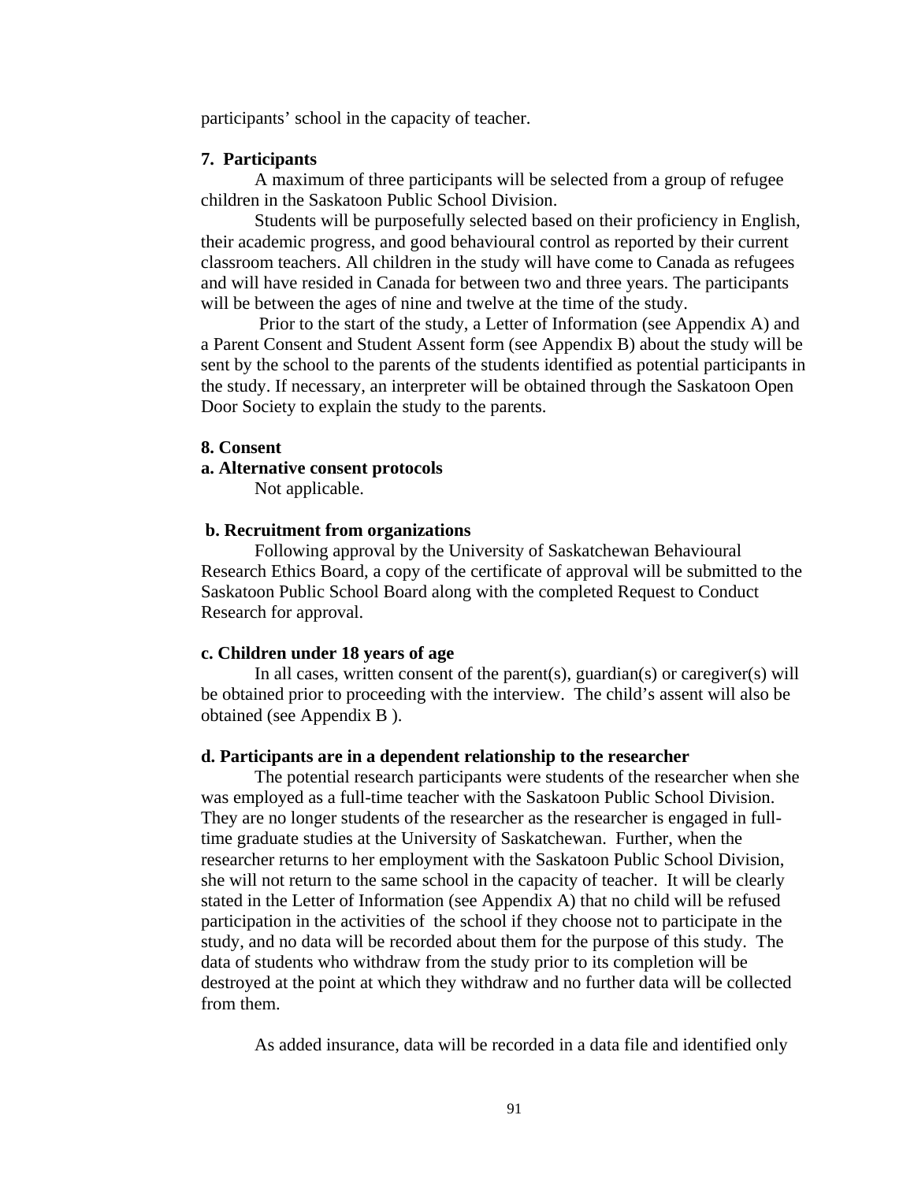participants' school in the capacity of teacher.

**7. Participants**

A maximum of three participants will be selected from a group of refugee children in the Saskatoon Public School Division.

Students will be purposefully selected based on their proficiency in English, their academic progress, and good behavioural control as reported by their current classroom teachers. All children in the study will have come to Canada as refugees and will have resided in Canada for between two and three years. The participants will be between the ages of nine and twelve at the time of the study.

Prior to the start of the study, a Letter of Information (see Appendix A) and a Parent Consent and Student Assent form (see Appendix B) about the study will be sent by the school to the parents of the students identified as potential participants in the study. If necessary, an interpreter will be obtained through the Saskatoon Open Door Society to explain the study to the parents.

**8. Consent**

**a. Alternative consent protocols**

Not applicable.

**b. Recruitment from organizations**

Following approval by the University of Saskatchewan Behavioural Research Ethics Board, a copy of the certificate of approval will be submitted to the Saskatoon Public School Board along with the completed Request to Conduct Research for approval.

**c. Children under 18 years of age**

In all cases, written consent of the parent(s), guardian(s) or caregiver(s) will be obtained prior to proceeding with the interview. The child's assent will also be obtained (see Appendix B ).

**d. Participants are in a dependent relationship to the researcher**

The potential research participants were students of the researcher when she was employed as a full-time teacher with the Saskatoon Public School Division. They are no longer students of the researcher as the researcher is engaged in full-time graduate studies at the University of Saskatchewan. Further, when the researcher returns to her employment with the Saskatoon Public School Division, she will not return to the same school in the capacity of teacher. It will be clearly stated in the Letter of Information (see Appendix A) that no child will be refused participation in the activities of the school if they choose not to participate in the study, and no data will be recorded about them for the purpose of this study. The data of students who withdraw from the study prior to its completion will be destroyed at the point at which they withdraw and no further data will be collected from them.

As added insurance, data will be recorded in a data file and identified only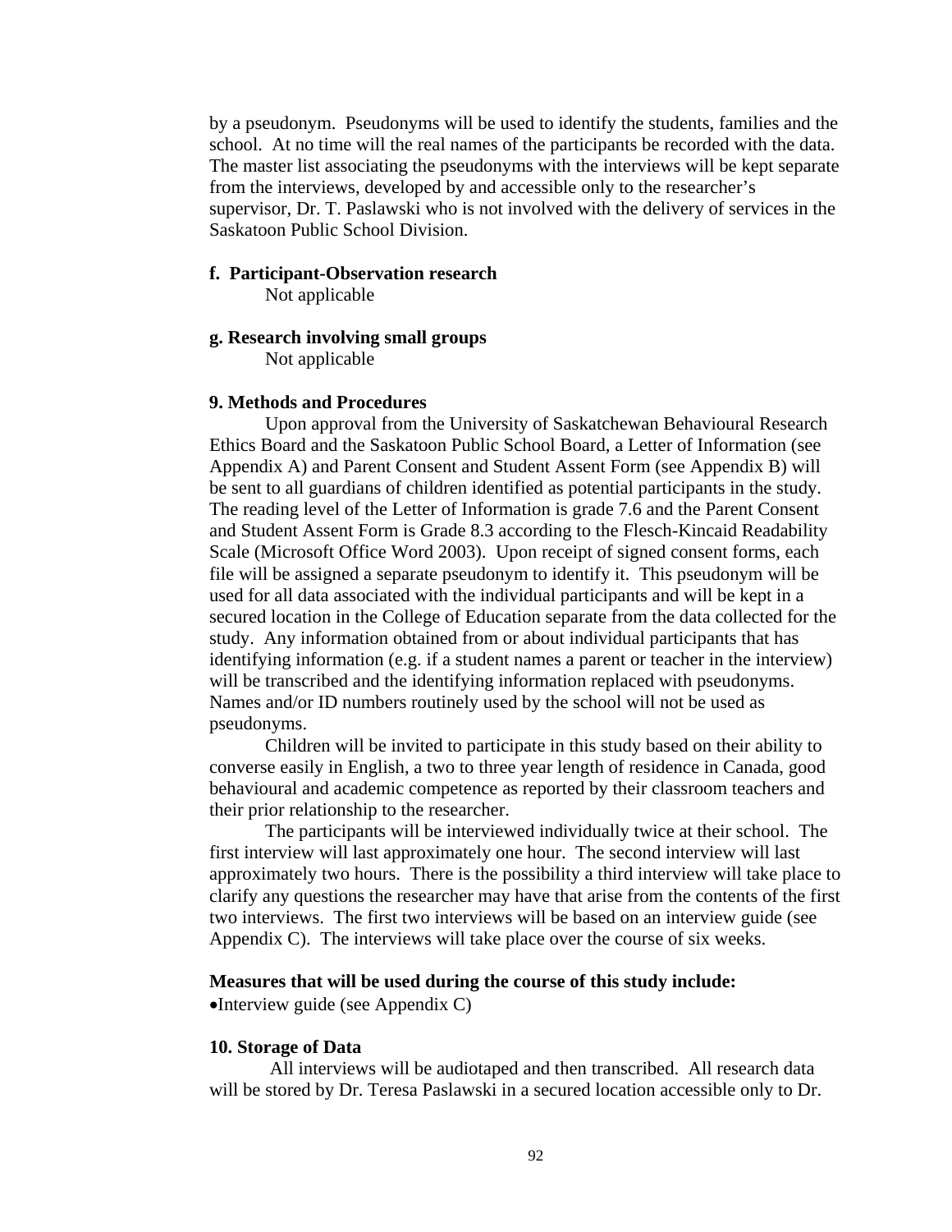by a pseudonym. Pseudonyms will be used to identify the students, families and the school. At no time will the real names of the participants be recorded with the data. The master list associating the pseudonyms with the interviews will be kept separate from the interviews, developed by and accessible only to the researcher's supervisor, Dr. T. Paslawski who is not involved with the delivery of services in the Saskatoon Public School Division.

**f. Participant-Observation research**

Not applicable

**g. Research involving small groups**

Not applicable

**9. Methods and Procedures**

Upon approval from the University of Saskatchewan Behavioural Research Ethics Board and the Saskatoon Public School Board, a Letter of Information (see Appendix A) and Parent Consent and Student Assent Form (see Appendix B) will be sent to all guardians of children identified as potential participants in the study. The reading level of the Letter of Information is grade 7.6 and the Parent Consent and Student Assent Form is Grade 8.3 according to the Flesch-Kincaid Readability Scale (Microsoft Office Word 2003). Upon receipt of signed consent forms, each file will be assigned a separate pseudonym to identify it. This pseudonym will be used for all data associated with the individual participants and will be kept in a secured location in the College of Education separate from the data collected for the study. Any information obtained from or about individual participants that has identifying information (e.g. if a student names a parent or teacher in the interview) will be transcribed and the identifying information replaced with pseudonyms. Names and/or ID numbers routinely used by the school will not be used as pseudonyms.

Children will be invited to participate in this study based on their ability to converse easily in English, a two to three year length of residence in Canada, good behavioural and academic competence as reported by their classroom teachers and their prior relationship to the researcher.

The participants will be interviewed individually twice at their school. The first interview will last approximately one hour. The second interview will last approximately two hours. There is the possibility a third interview will take place to clarify any questions the researcher may have that arise from the contents of the first two interviews. The first two interviews will be based on an interview guide (see Appendix C). The interviews will take place over the course of six weeks.

**Measures that will be used during the course of this study include:**

- Interview guide (see Appendix C)

**10. Storage of Data**

All interviews will be audiotaped and then transcribed. All research data will be stored by Dr. Teresa Paslawski in a secured location accessible only to Dr.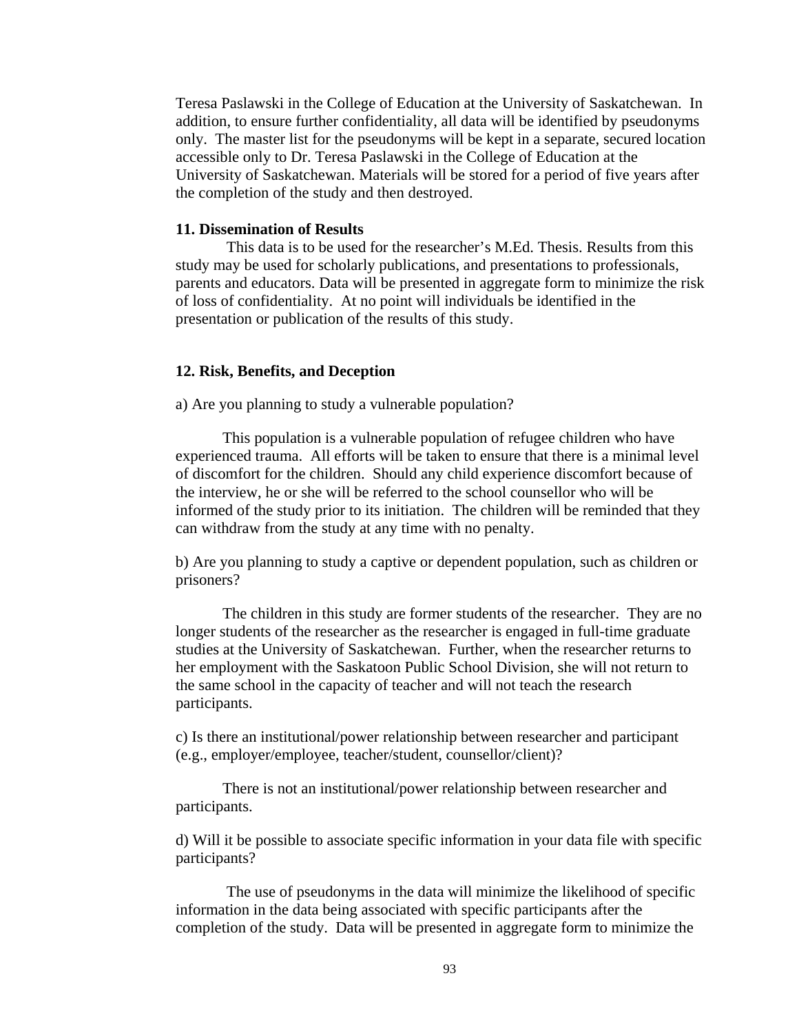Teresa Paslawski in the College of Education at the University of Saskatchewan. In addition, to ensure further confidentiality, all data will be identified by pseudonyms only. The master list for the pseudonyms will be kept in a separate, secured location accessible only to Dr. Teresa Paslawski in the College of Education at the University of Saskatchewan. Materials will be stored for a period of five years after the completion of the study and then destroyed.

**11. Dissemination of Results**

This data is to be used for the researcher's M.Ed. Thesis. Results from this study may be used for scholarly publications, and presentations to professionals, parents and educators. Data will be presented in aggregate form to minimize the risk of loss of confidentiality. At no point will individuals be identified in the presentation or publication of the results of this study.

**12. Risk, Benefits, and Deception**

a) Are you planning to study a vulnerable population?

This population is a vulnerable population of refugee children who have experienced trauma. All efforts will be taken to ensure that there is a minimal level of discomfort for the children. Should any child experience discomfort because of the interview, he or she will be referred to the school counsellor who will be informed of the study prior to its initiation. The children will be reminded that they can withdraw from the study at any time with no penalty.

b) Are you planning to study a captive or dependent population, such as children or prisoners?

The children in this study are former students of the researcher. They are no longer students of the researcher as the researcher is engaged in full-time graduate studies at the University of Saskatchewan. Further, when the researcher returns to her employment with the Saskatoon Public School Division, she will not return to the same school in the capacity of teacher and will not teach the research participants.

c) Is there an institutional/power relationship between researcher and participant (e.g., employer/employee, teacher/student, counsellor/client)?

There is not an institutional/power relationship between researcher and participants.

d) Will it be possible to associate specific information in your data file with specific participants?

The use of pseudonyms in the data will minimize the likelihood of specific information in the data being associated with specific participants after the completion of the study. Data will be presented in aggregate form to minimize the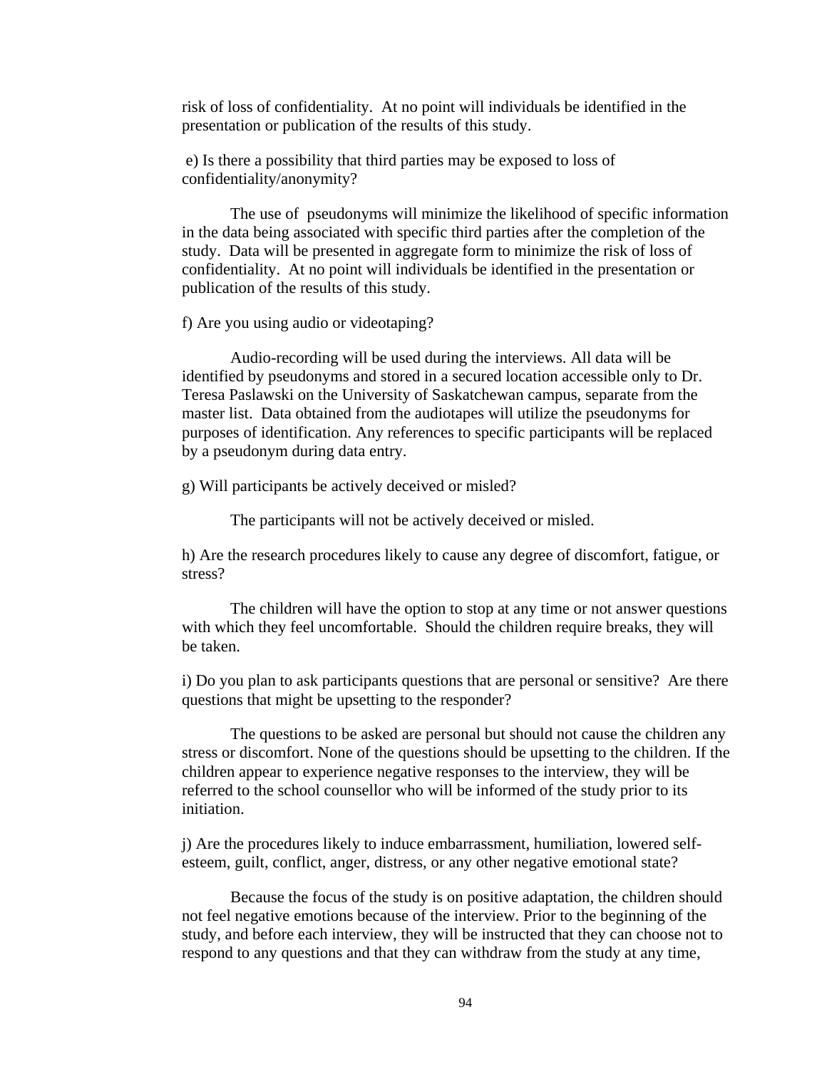risk of loss of confidentiality. At no point will individuals be identified in the presentation or publication of the results of this study.

e) Is there a possibility that third parties may be exposed to loss of confidentiality/anonymity?

The use of pseudonyms will minimize the likelihood of specific information in the data being associated with specific third parties after the completion of the study. Data will be presented in aggregate form to minimize the risk of loss of confidentiality. At no point will individuals be identified in the presentation or publication of the results of this study.

f) Are you using audio or videotaping?

Audio-recording will be used during the interviews. All data will be identified by pseudonyms and stored in a secured location accessible only to Dr. Teresa Paslawski on the University of Saskatchewan campus, separate from the master list. Data obtained from the audiotapes will utilize the pseudonyms for purposes of identification. Any references to specific participants will be replaced by a pseudonym during data entry.

g) Will participants be actively deceived or misled?

The participants will not be actively deceived or misled.

h) Are the research procedures likely to cause any degree of discomfort, fatigue, or stress?

The children will have the option to stop at any time or not answer questions with which they feel uncomfortable. Should the children require breaks, they will be taken.

i) Do you plan to ask participants questions that are personal or sensitive? Are there questions that might be upsetting to the responder?

The questions to be asked are personal but should not cause the children any stress or discomfort. None of the questions should be upsetting to the children. If the children appear to experience negative responses to the interview, they will be referred to the school counsellor who will be informed of the study prior to its initiation.

j) Are the procedures likely to induce embarrassment, humiliation, lowered self-esteem, guilt, conflict, anger, distress, or any other negative emotional state?

Because the focus of the study is on positive adaptation, the children should not feel negative emotions because of the interview. Prior to the beginning of the study, and before each interview, they will be instructed that they can choose not to respond to any questions and that they can withdraw from the study at any time,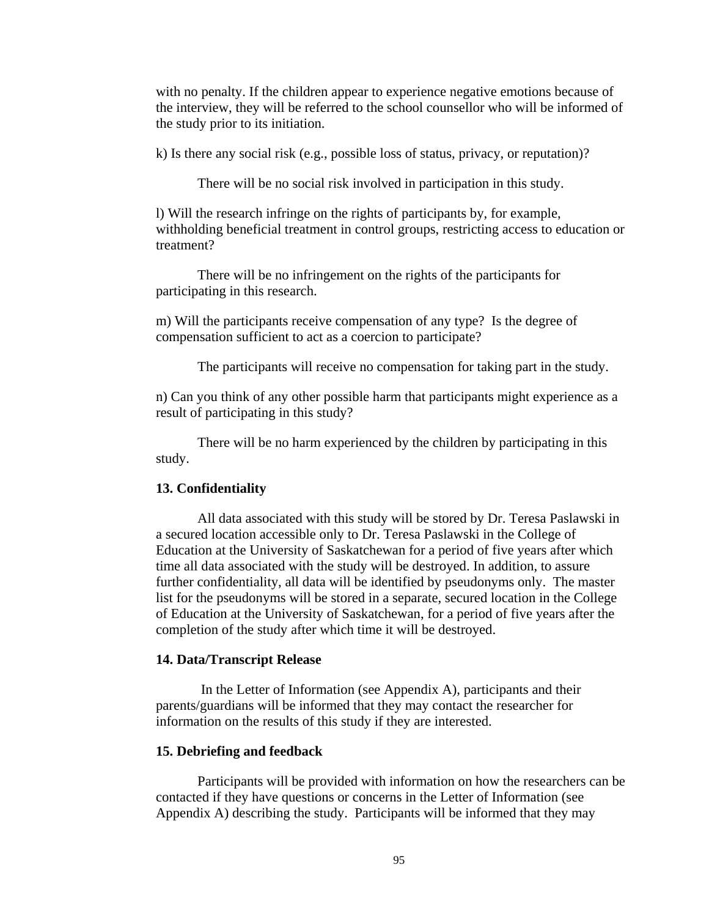with no penalty. If the children appear to experience negative emotions because of the interview, they will be referred to the school counsellor who will be informed of the study prior to its initiation.

k) Is there any social risk (e.g., possible loss of status, privacy, or reputation)?

There will be no social risk involved in participation in this study.

l) Will the research infringe on the rights of participants by, for example, withholding beneficial treatment in control groups, restricting access to education or treatment?

There will be no infringement on the rights of the participants for participating in this research.

m) Will the participants receive compensation of any type? Is the degree of compensation sufficient to act as a coercion to participate?

The participants will receive no compensation for taking part in the study.

n) Can you think of any other possible harm that participants might experience as a result of participating in this study?

There will be no harm experienced by the children by participating in this study.

**13. Confidentiality**

All data associated with this study will be stored by Dr. Teresa Paslawski in a secured location accessible only to Dr. Teresa Paslawski in the College of Education at the University of Saskatchewan for a period of five years after which time all data associated with the study will be destroyed. In addition, to assure further confidentiality, all data will be identified by pseudonyms only. The master list for the pseudonyms will be stored in a separate, secured location in the College of Education at the University of Saskatchewan, for a period of five years after the completion of the study after which time it will be destroyed.

**14. Data/Transcript Release**

In the Letter of Information (see Appendix A), participants and their parents/guardians will be informed that they may contact the researcher for information on the results of this study if they are interested.

**15. Debriefing and feedback**

Participants will be provided with information on how the researchers can be contacted if they have questions or concerns in the Letter of Information (see Appendix A) describing the study. Participants will be informed that they may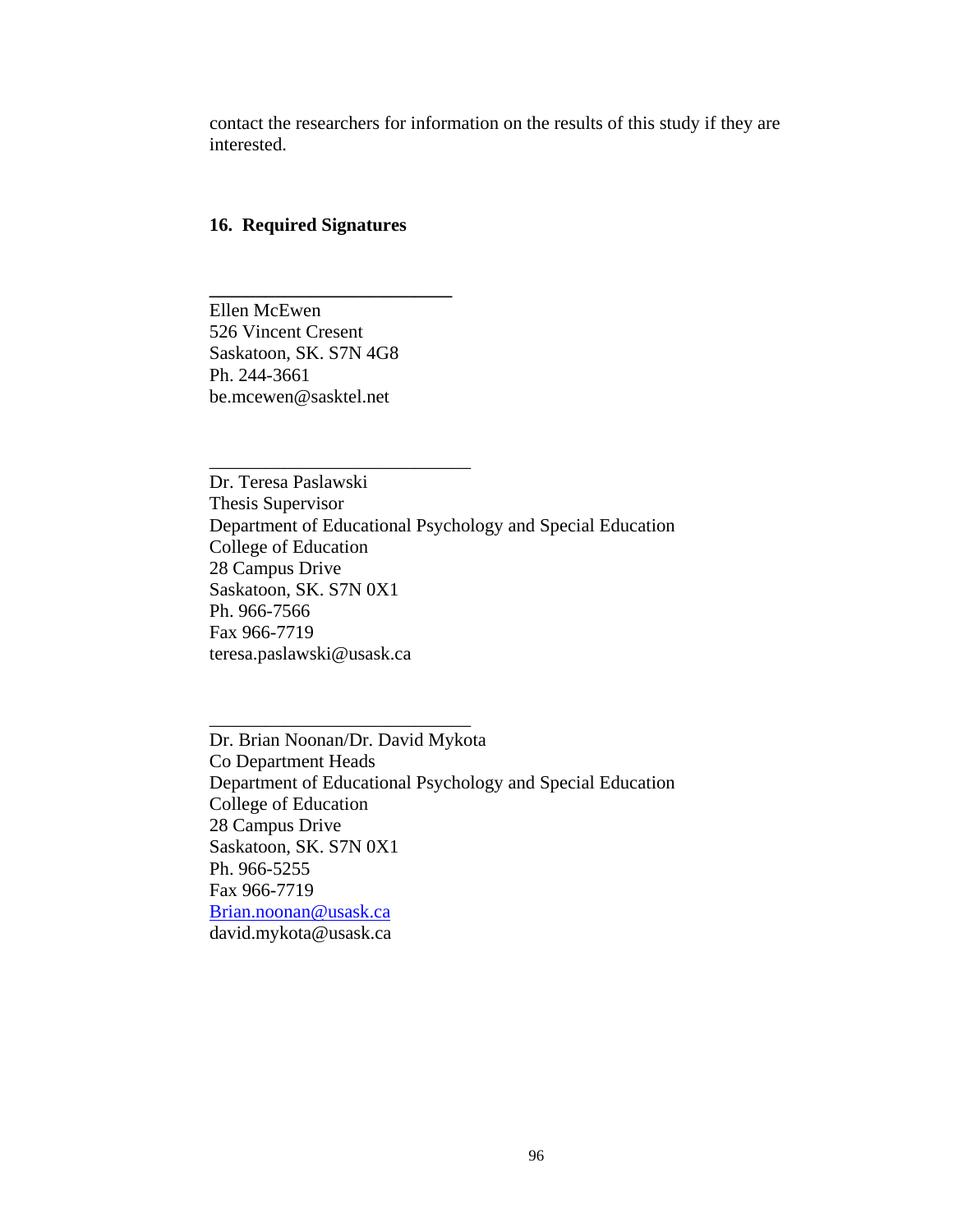contact the researchers for information on the results of this study if they are interested.

**16. Required Signatures**

\_\_\_\_\_\_\_\_\_\_\_\_\_\_\_\_\_\_\_\_\_\_\_\_\_\_\_\_

Ellen McEwen
526 Vincent Cresent
Saskatoon, SK. S7N 4G8
Ph. 244-3661
be.mcewen@sasktel.net

\_\_\_\_\_\_\_\_\_\_\_\_\_\_\_\_\_\_\_\_\_\_\_\_\_\_\_\_

Dr. Teresa Paslawski
Thesis Supervisor
Department of Educational Psychology and Special Education
College of Education
28 Campus Drive
Saskatoon, SK. S7N 0X1
Ph. 966-7566
Fax 966-7719
teresa.paslawski@usask.ca

\_\_\_\_\_\_\_\_\_\_\_\_\_\_\_\_\_\_\_\_\_\_\_\_\_\_\_\_

Dr. Brian Noonan/Dr. David Mykota
Co Department Heads
Department of Educational Psychology and Special Education
College of Education
28 Campus Drive
Saskatoon, SK. S7N 0X1
Ph. 966-5255
Fax 966-7719
Brian.noonan@usask.ca
david.mykota@usask.ca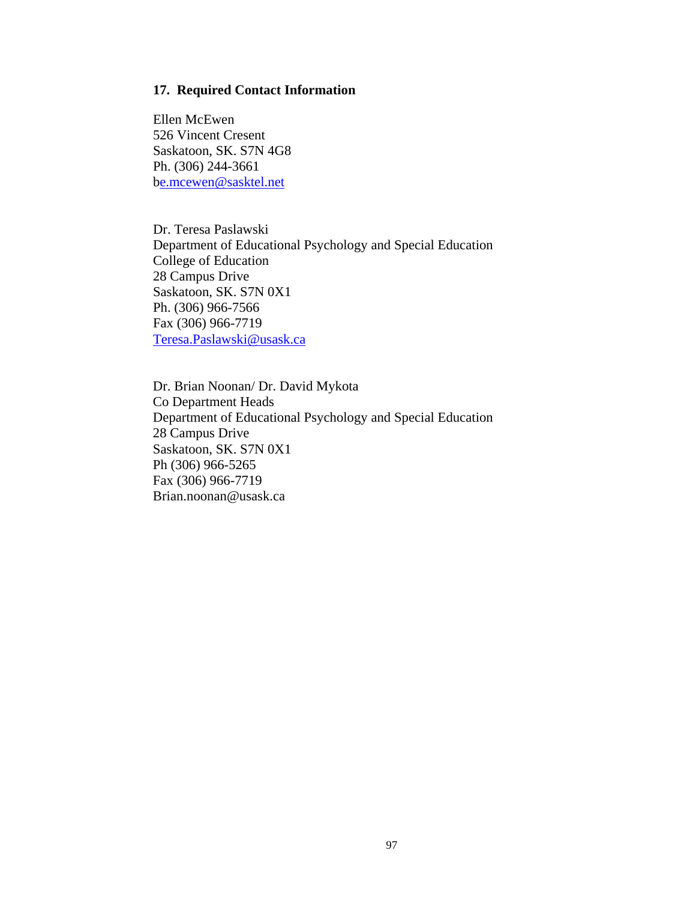### 17. Required Contact Information

Ellen McEwen  
526 Vincent Cresent  
Saskatoon, SK. S7N 4G8  
Ph. (306) 244-3661  
be.mcewen@sasktel.net

Dr. Teresa Paslawski  
Department of Educational Psychology and Special Education  
College of Education  
28 Campus Drive  
Saskatoon, SK. S7N 0X1  
Ph. (306) 966-7566  
Fax (306) 966-7719  
Teresa.Paslawski@usask.ca

Dr. Brian Noonan/ Dr. David Mykota  
Co Department Heads  
Department of Educational Psychology and Special Education  
28 Campus Drive  
Saskatoon, SK. S7N 0X1  
Ph (306) 966-5265  
Fax (306) 966-7719  
Brian.noonan@usask.ca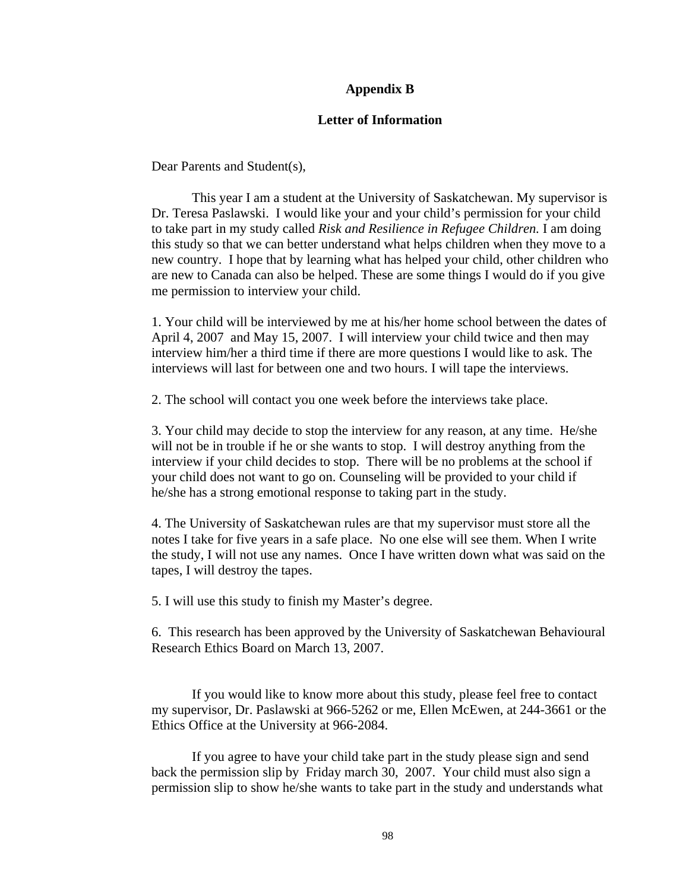## Appendix B

## Letter of Information

Dear Parents and Student(s),

This year I am a student at the University of Saskatchewan. My supervisor is Dr. Teresa Paslawski. I would like your and your child's permission for your child to take part in my study called *Risk and Resilience in Refugee Children.* I am doing this study so that we can better understand what helps children when they move to a new country. I hope that by learning what has helped your child, other children who are new to Canada can also be helped. These are some things I would do if you give me permission to interview your child.

1. Your child will be interviewed by me at his/her home school between the dates of April 4, 2007 and May 15, 2007. I will interview your child twice and then may interview him/her a third time if there are more questions I would like to ask. The interviews will last for between one and two hours. I will tape the interviews.

2. The school will contact you one week before the interviews take place.

3. Your child may decide to stop the interview for any reason, at any time. He/she will not be in trouble if he or she wants to stop. I will destroy anything from the interview if your child decides to stop. There will be no problems at the school if your child does not want to go on. Counseling will be provided to your child if he/she has a strong emotional response to taking part in the study.

4. The University of Saskatchewan rules are that my supervisor must store all the notes I take for five years in a safe place. No one else will see them. When I write the study, I will not use any names. Once I have written down what was said on the tapes, I will destroy the tapes.

5. I will use this study to finish my Master's degree.

6. This research has been approved by the University of Saskatchewan Behavioural Research Ethics Board on March 13, 2007.

If you would like to know more about this study, please feel free to contact my supervisor, Dr. Paslawski at 966-5262 or me, Ellen McEwen, at 244-3661 or the Ethics Office at the University at 966-2084.

If you agree to have your child take part in the study please sign and send back the permission slip by Friday march 30, 2007. Your child must also sign a permission slip to show he/she wants to take part in the study and understands what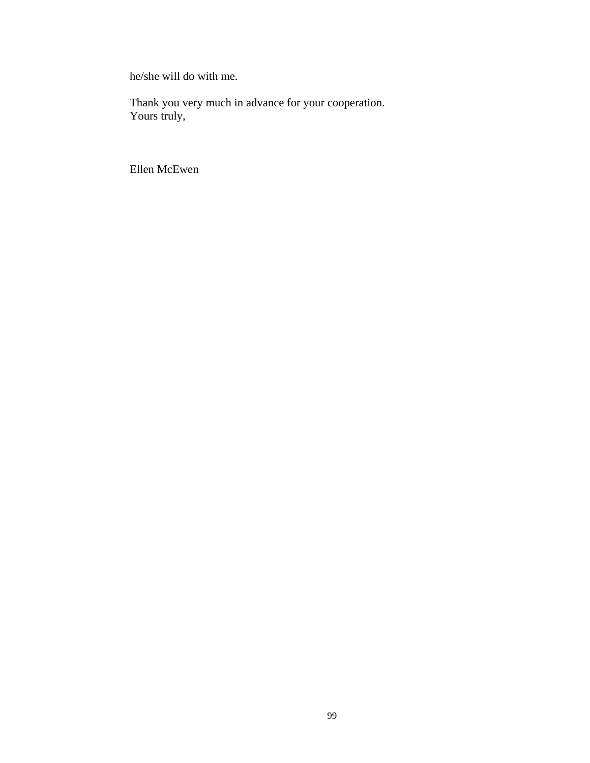he/she will do with me.

Thank you very much in advance for your cooperation.
Yours truly,

Ellen McEwen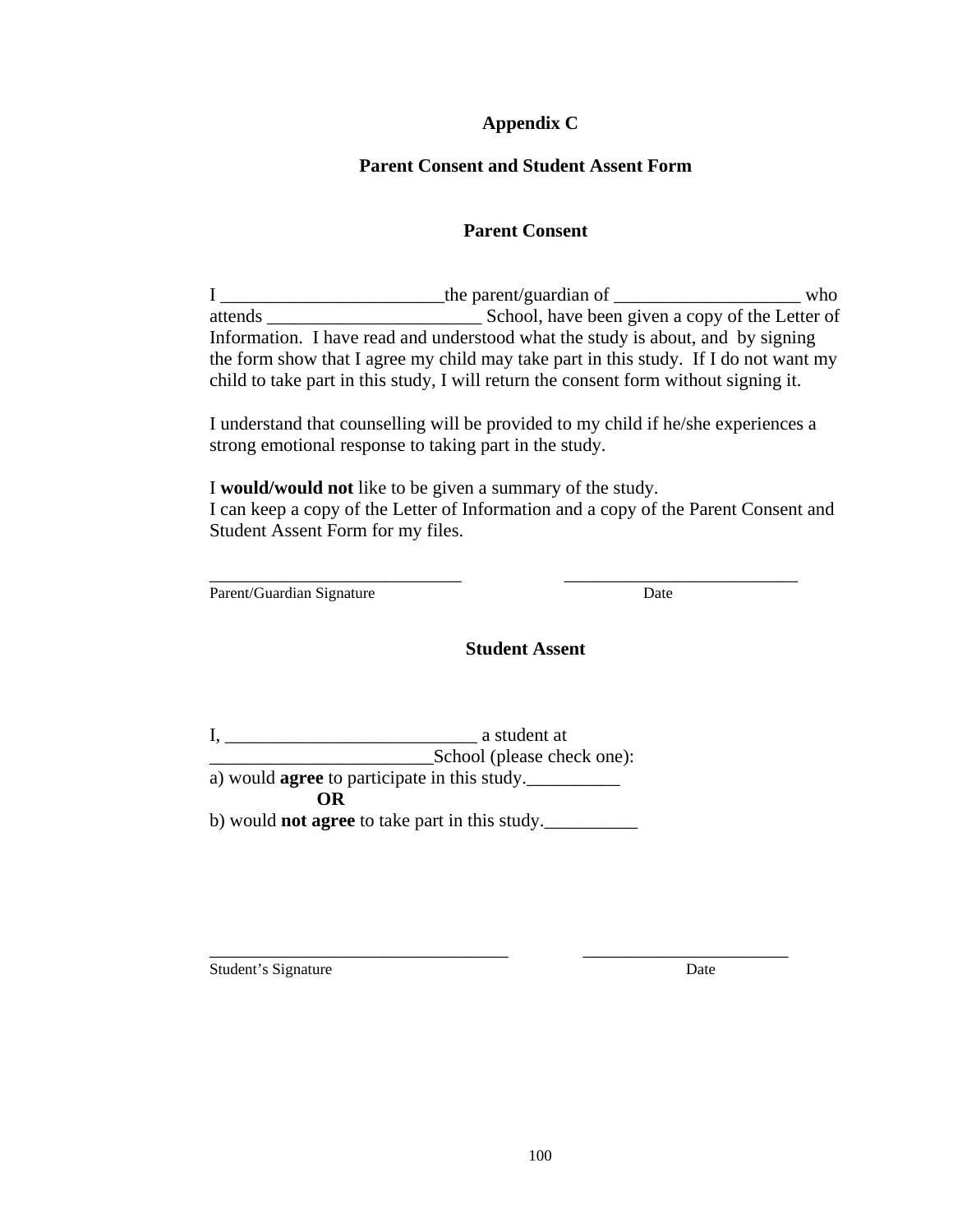# Appendix C

## Parent Consent and Student Assent Form

### Parent Consent

I ________________________the parent/guardian of ____________________ who attends _______________________ School, have been given a copy of the Letter of Information. I have read and understood what the study is about, and by signing the form show that I agree my child may take part in this study. If I do not want my child to take part in this study, I will return the consent form without signing it.

I understand that counselling will be provided to my child if he/she experiences a strong emotional response to taking part in the study.

I **would/would not** like to be given a summary of the study.
I can keep a copy of the Letter of Information and a copy of the Parent Consent and Student Assent Form for my files.

____________________________ __________________________
Parent/Guardian Signature Date

### Student Assent

I, ___________________________ a student at
________________________School (please check one):
a) would **agree** to participate in this study.__________
**OR**
b) would **not agree** to take part in this study.__________

__________________________________ _______________________
Student's Signature Date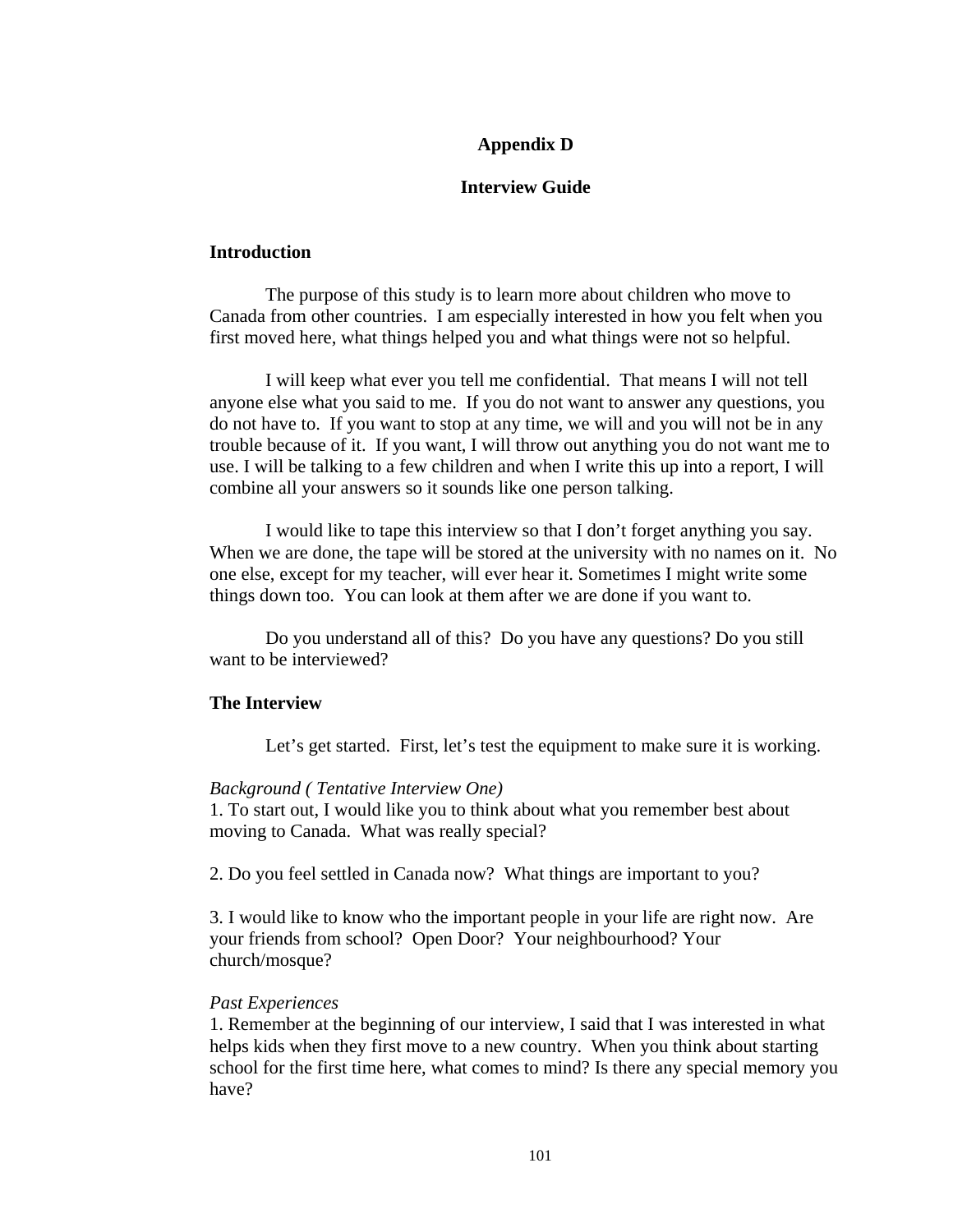# Appendix D

## Interview Guide

### Introduction

The purpose of this study is to learn more about children who move to Canada from other countries. I am especially interested in how you felt when you first moved here, what things helped you and what things were not so helpful.

I will keep what ever you tell me confidential. That means I will not tell anyone else what you said to me. If you do not want to answer any questions, you do not have to. If you want to stop at any time, we will and you will not be in any trouble because of it. If you want, I will throw out anything you do not want me to use. I will be talking to a few children and when I write this up into a report, I will combine all your answers so it sounds like one person talking.

I would like to tape this interview so that I don't forget anything you say. When we are done, the tape will be stored at the university with no names on it. No one else, except for my teacher, will ever hear it. Sometimes I might write some things down too. You can look at them after we are done if you want to.

Do you understand all of this? Do you have any questions? Do you still want to be interviewed?

### The Interview

Let's get started. First, let's test the equipment to make sure it is working.

*Background ( Tentative Interview One)*

1. To start out, I would like you to think about what you remember best about moving to Canada. What was really special?

2. Do you feel settled in Canada now? What things are important to you?

3. I would like to know who the important people in your life are right now. Are your friends from school? Open Door? Your neighbourhood? Your church/mosque?

*Past Experiences*

1. Remember at the beginning of our interview, I said that I was interested in what helps kids when they first move to a new country. When you think about starting school for the first time here, what comes to mind? Is there any special memory you have?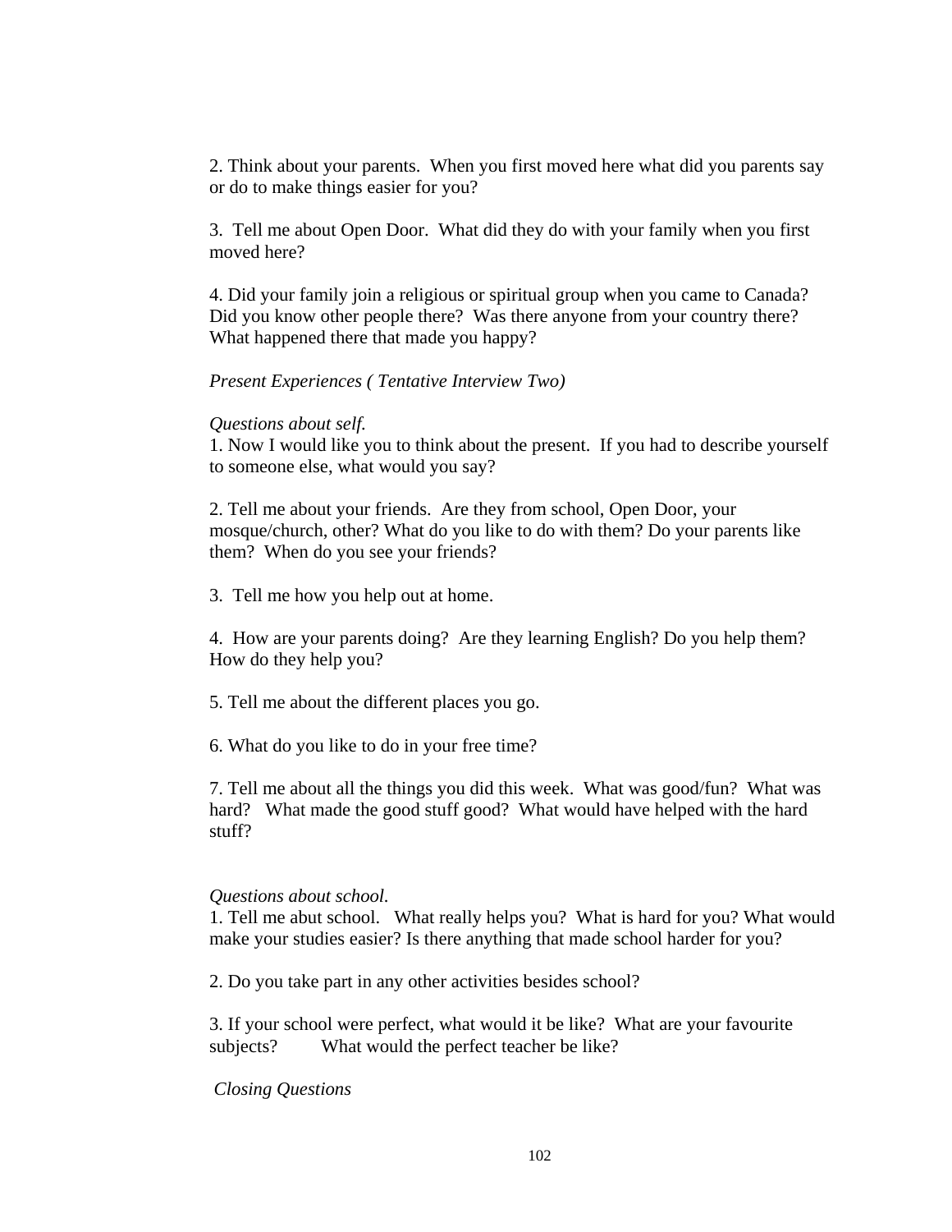2. Think about your parents. When you first moved here what did you parents say or do to make things easier for you?

3. Tell me about Open Door. What did they do with your family when you first moved here?

4. Did your family join a religious or spiritual group when you came to Canada? Did you know other people there? Was there anyone from your country there? What happened there that made you happy?

*Present Experiences ( Tentative Interview Two)*

*Questions about self.*

1. Now I would like you to think about the present. If you had to describe yourself to someone else, what would you say?

2. Tell me about your friends. Are they from school, Open Door, your mosque/church, other? What do you like to do with them? Do your parents like them? When do you see your friends?

3. Tell me how you help out at home.

4. How are your parents doing? Are they learning English? Do you help them? How do they help you?

5. Tell me about the different places you go.

6. What do you like to do in your free time?

7. Tell me about all the things you did this week. What was good/fun? What was hard? What made the good stuff good? What would have helped with the hard stuff?

*Questions about school.*

1. Tell me abut school. What really helps you? What is hard for you? What would make your studies easier? Is there anything that made school harder for you?

2. Do you take part in any other activities besides school?

3. If your school were perfect, what would it be like? What are your favourite subjects? What would the perfect teacher be like?

*Closing Questions*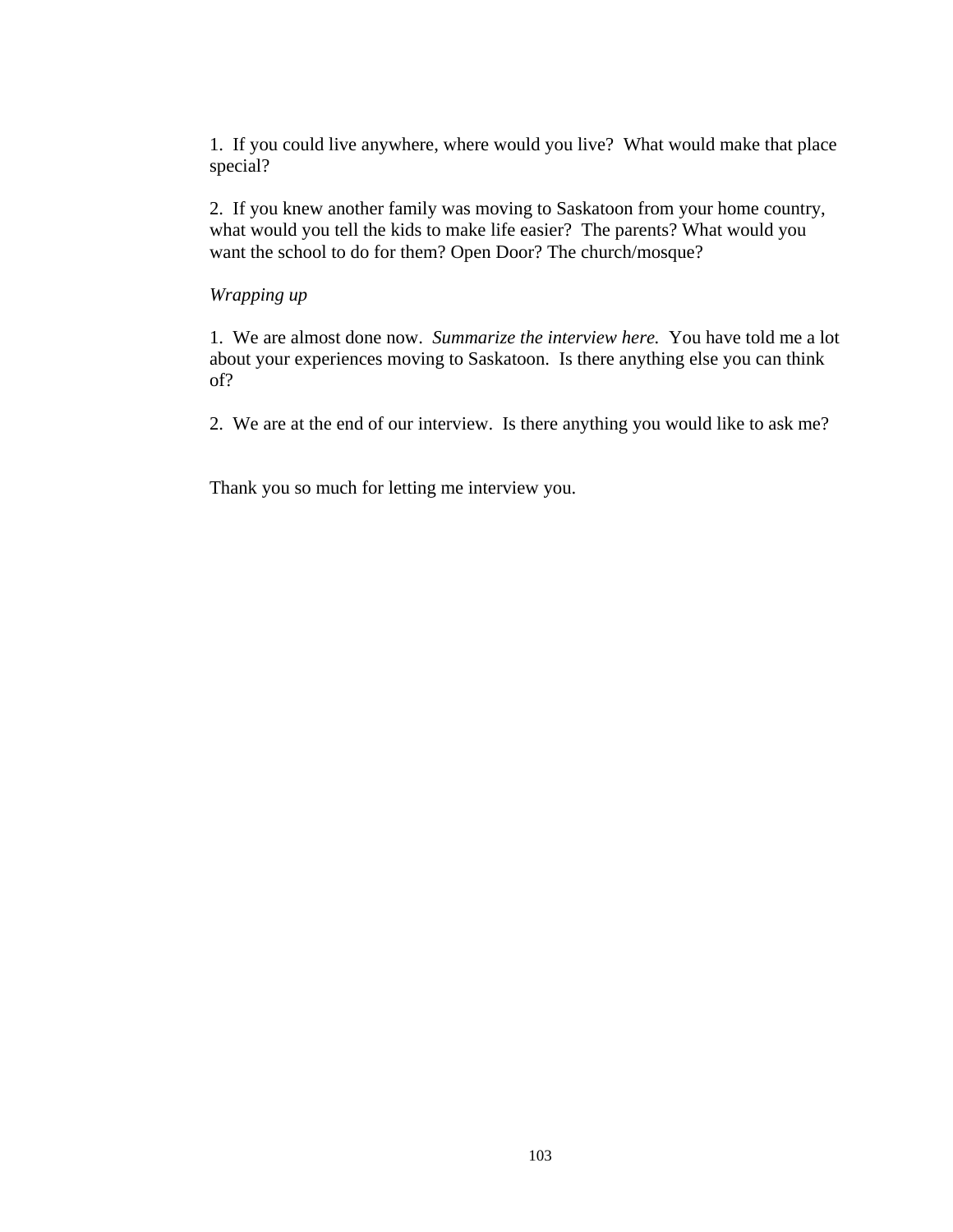1. If you could live anywhere, where would you live? What would make that place special?

2. If you knew another family was moving to Saskatoon from your home country, what would you tell the kids to make life easier? The parents? What would you want the school to do for them? Open Door? The church/mosque?

*Wrapping up*

1. We are almost done now. *Summarize the interview here.* You have told me a lot about your experiences moving to Saskatoon. Is there anything else you can think of?

2. We are at the end of our interview. Is there anything you would like to ask me?

Thank you so much for letting me interview you.